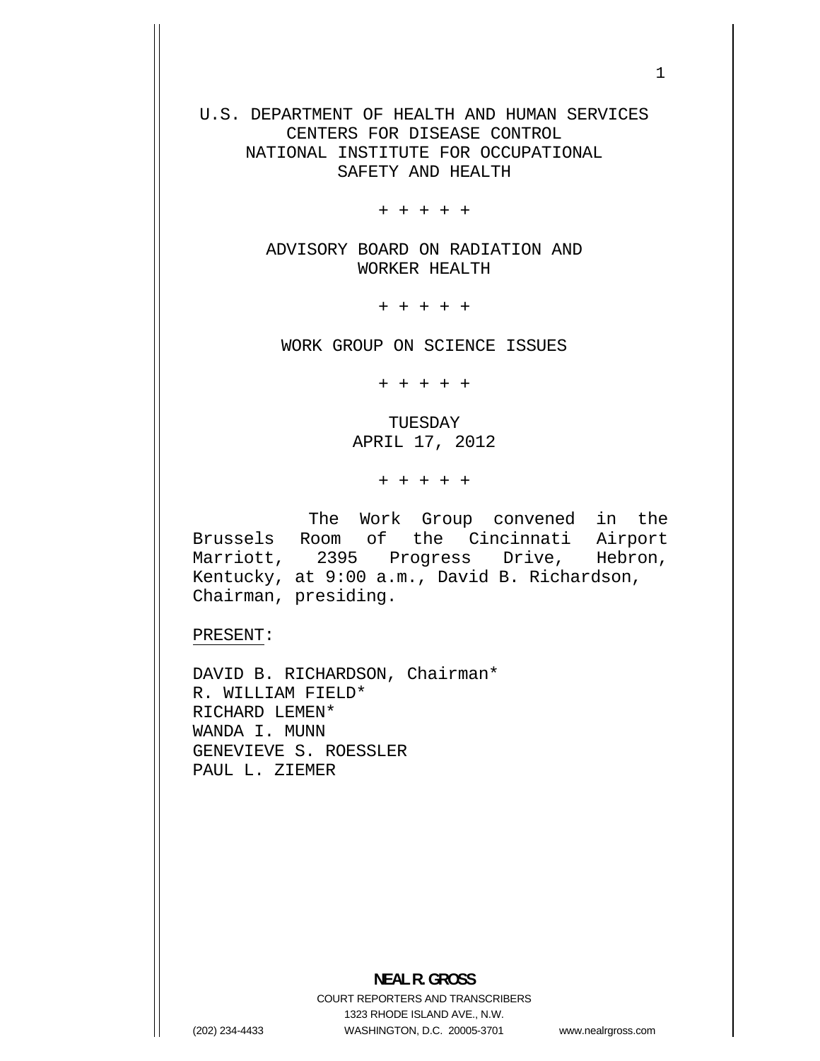U.S. DEPARTMENT OF HEALTH AND HUMAN SERVICES
CENTERS FOR DISEASE CONTROL
NATIONAL INSTITUTE FOR OCCUPATIONAL
SAFETY AND HEALTH

+ + + + +

ADVISORY BOARD ON RADIATION AND
WORKER HEALTH

+ + + + +

WORK GROUP ON SCIENCE ISSUES

+ + + + +

TUESDAY
APRIL 17, 2012

+ + + + +

The Work Group convened in the Brussels Room of the Cincinnati Airport Marriott, 2395 Progress Drive, Hebron, Kentucky, at 9:00 a.m., David B. Richardson, Chairman, presiding.

PRESENT:

DAVID B. RICHARDSON, Chairman*
R. WILLIAM FIELD*
RICHARD LEMEN*
WANDA I. MUNN
GENEVIEVE S. ROESSLER
PAUL L. ZIEMER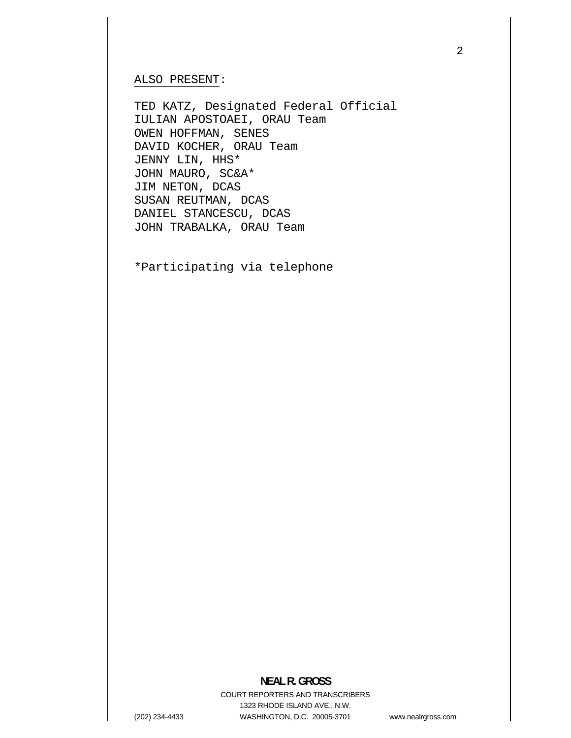ALSO PRESENT:

TED KATZ, Designated Federal Official
IULIAN APOSTOAEI, ORAU Team
OWEN HOFFMAN, SENES
DAVID KOCHER, ORAU Team
JENNY LIN, HHS*
JOHN MAURO, SC&A*
JIM NETON, DCAS
SUSAN REUTMAN, DCAS
DANIEL STANCESCU, DCAS
JOHN TRABALKA, ORAU Team

*Participating via telephone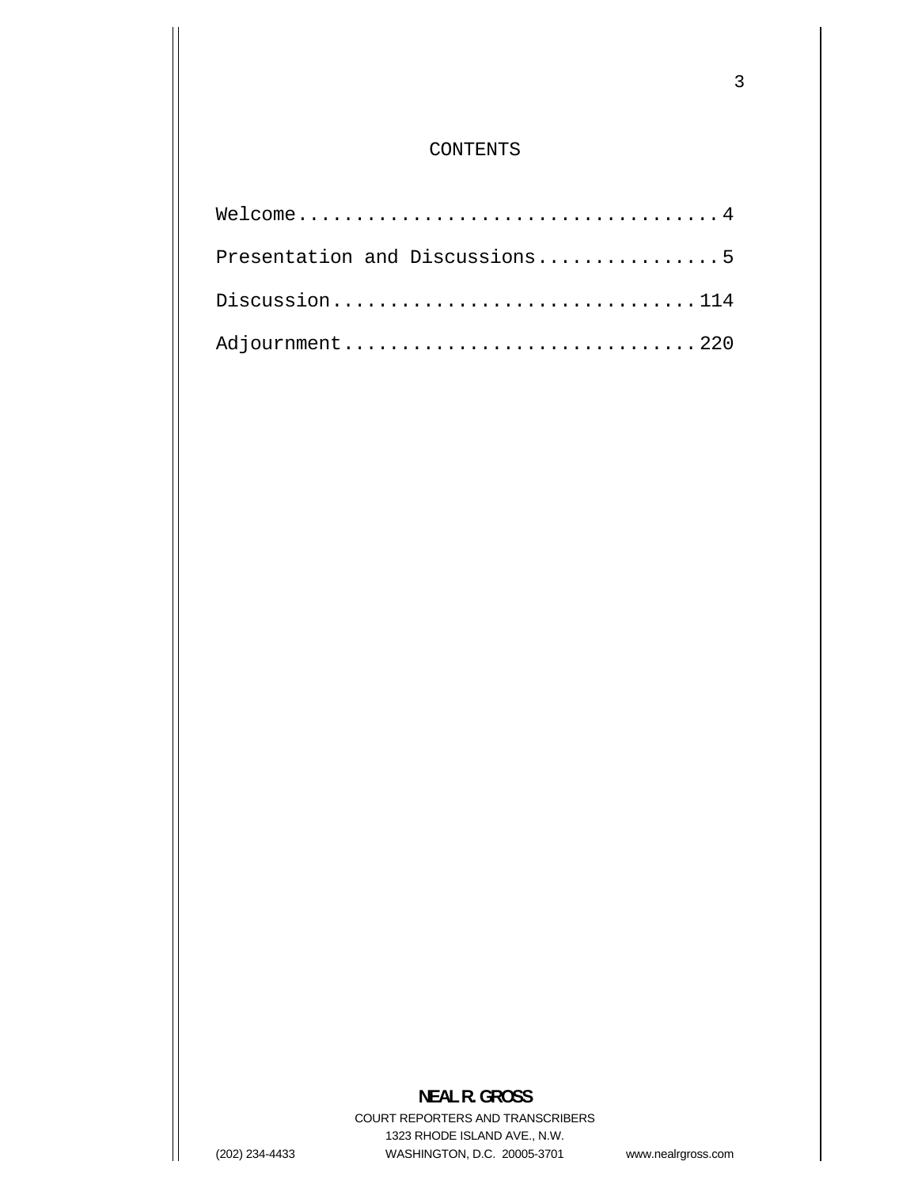# CONTENTS

Welcome....................................4

Presentation and Discussions................5

Discussion...............................114

Adjournment..............................220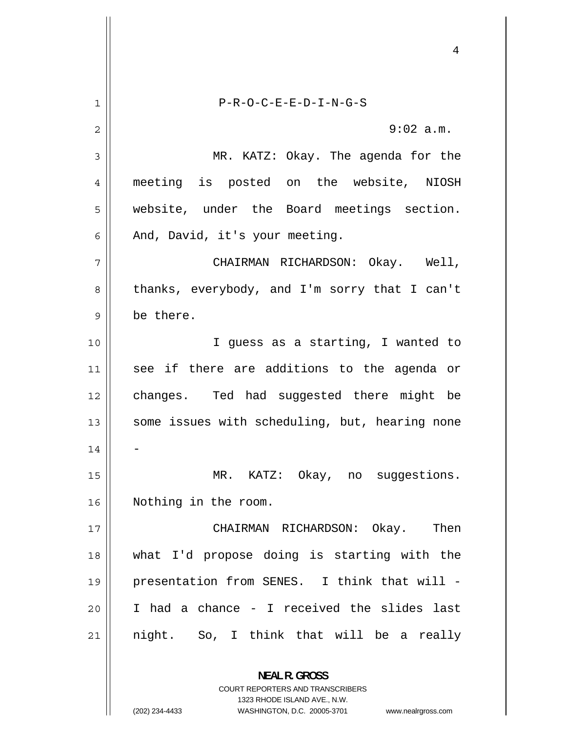P-R-O-C-E-E-D-I-N-G-S

9:02 a.m.

MR. KATZ: Okay. The agenda for the meeting is posted on the website, NIOSH website, under the Board meetings section. And, David, it's your meeting.

CHAIRMAN RICHARDSON: Okay. Well, thanks, everybody, and I'm sorry that I can't be there.

I guess as a starting, I wanted to see if there are additions to the agenda or changes. Ted had suggested there might be some issues with scheduling, but, hearing none -

MR. KATZ: Okay, no suggestions. Nothing in the room.

CHAIRMAN RICHARDSON: Okay. Then what I'd propose doing is starting with the presentation from SENES. I think that will - I had a chance - I received the slides last night. So, I think that will be a really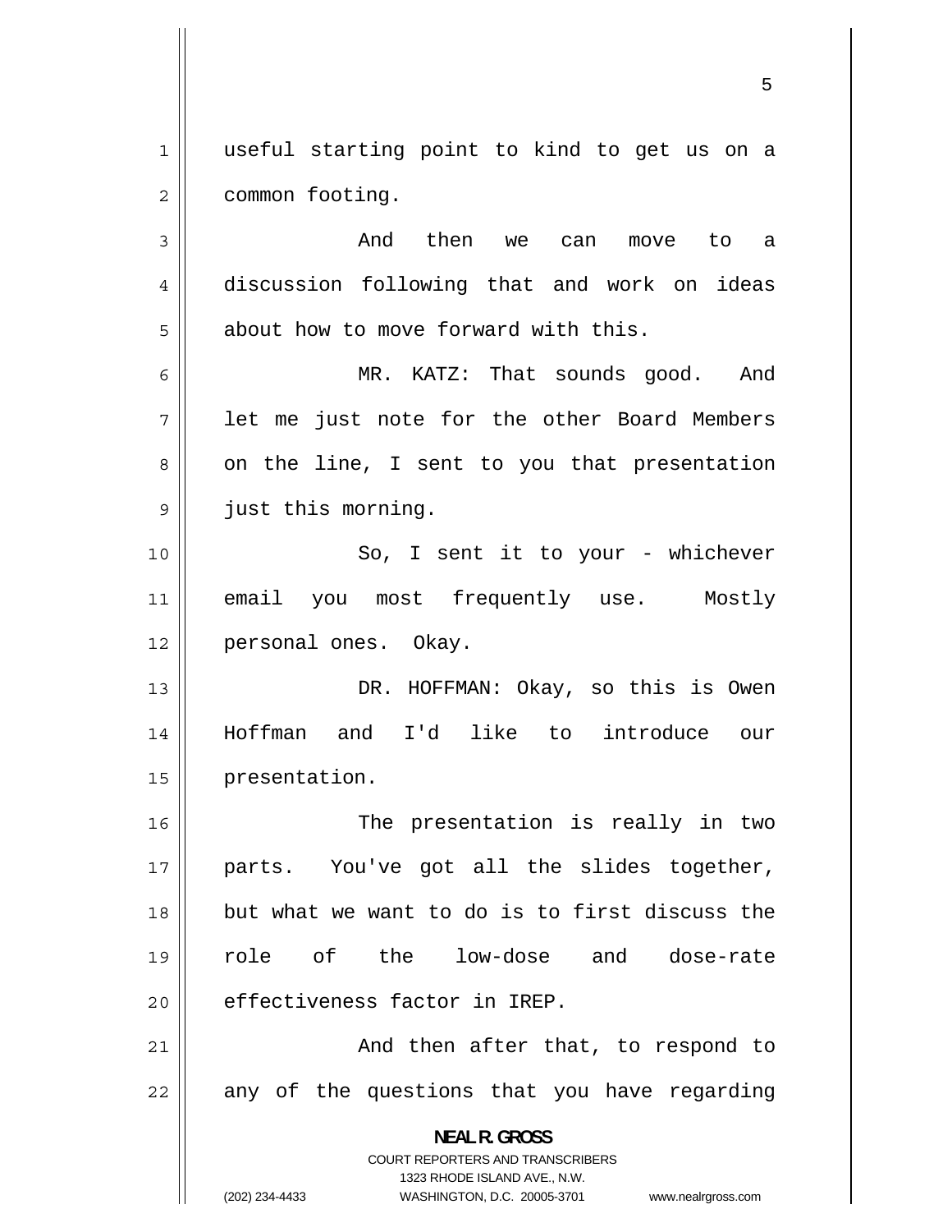useful starting point to kind to get us on a common footing.

And then we can move to a discussion following that and work on ideas about how to move forward with this.

MR. KATZ: That sounds good. And let me just note for the other Board Members on the line, I sent to you that presentation just this morning.

So, I sent it to your - whichever email you most frequently use. Mostly personal ones. Okay.

DR. HOFFMAN: Okay, so this is Owen Hoffman and I'd like to introduce our presentation.

The presentation is really in two parts. You've got all the slides together, but what we want to do is to first discuss the role of the low-dose and dose-rate effectiveness factor in IREP.

And then after that, to respond to any of the questions that you have regarding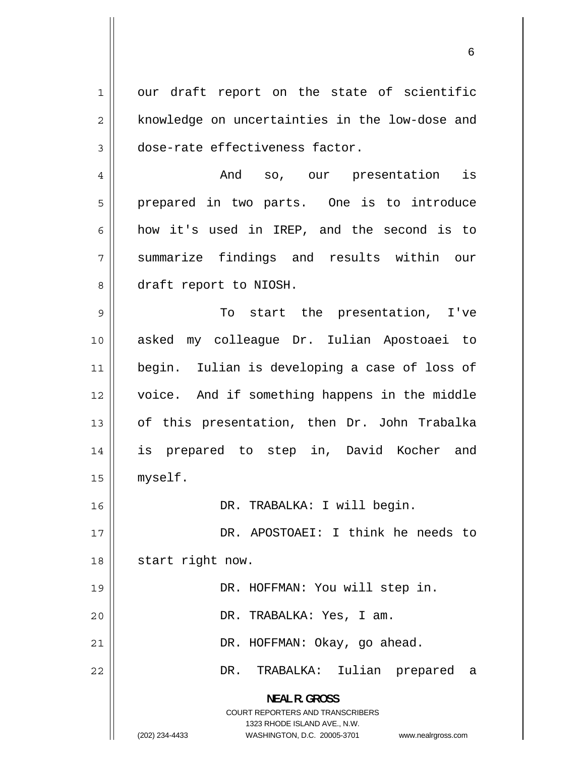our draft report on the state of scientific knowledge on uncertainties in the low-dose and dose-rate effectiveness factor.

And so, our presentation is prepared in two parts. One is to introduce how it's used in IREP, and the second is to summarize findings and results within our draft report to NIOSH.

To start the presentation, I've asked my colleague Dr. Iulian Apostoaei to begin. Iulian is developing a case of loss of voice. And if something happens in the middle of this presentation, then Dr. John Trabalka is prepared to step in, David Kocher and myself.

DR. TRABALKA: I will begin.

DR. APOSTOAEI: I think he needs to start right now.

DR. HOFFMAN: You will step in.

DR. TRABALKA: Yes, I am.

DR. HOFFMAN: Okay, go ahead.

DR. TRABALKA: Iulian prepared a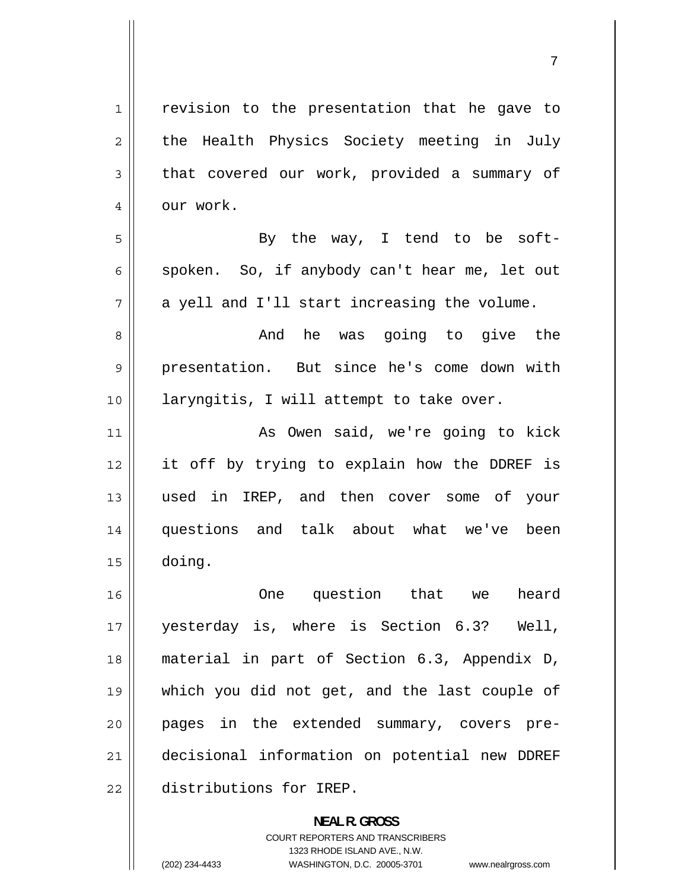revision to the presentation that he gave to the Health Physics Society meeting in July that covered our work, provided a summary of our work.

By the way, I tend to be soft-spoken. So, if anybody can't hear me, let out a yell and I'll start increasing the volume.

And he was going to give the presentation. But since he's come down with laryngitis, I will attempt to take over.

As Owen said, we're going to kick it off by trying to explain how the DDREF is used in IREP, and then cover some of your questions and talk about what we've been doing.

One question that we heard yesterday is, where is Section 6.3? Well, material in part of Section 6.3, Appendix D, which you did not get, and the last couple of pages in the extended summary, covers pre-decisional information on potential new DDREF distributions for IREP.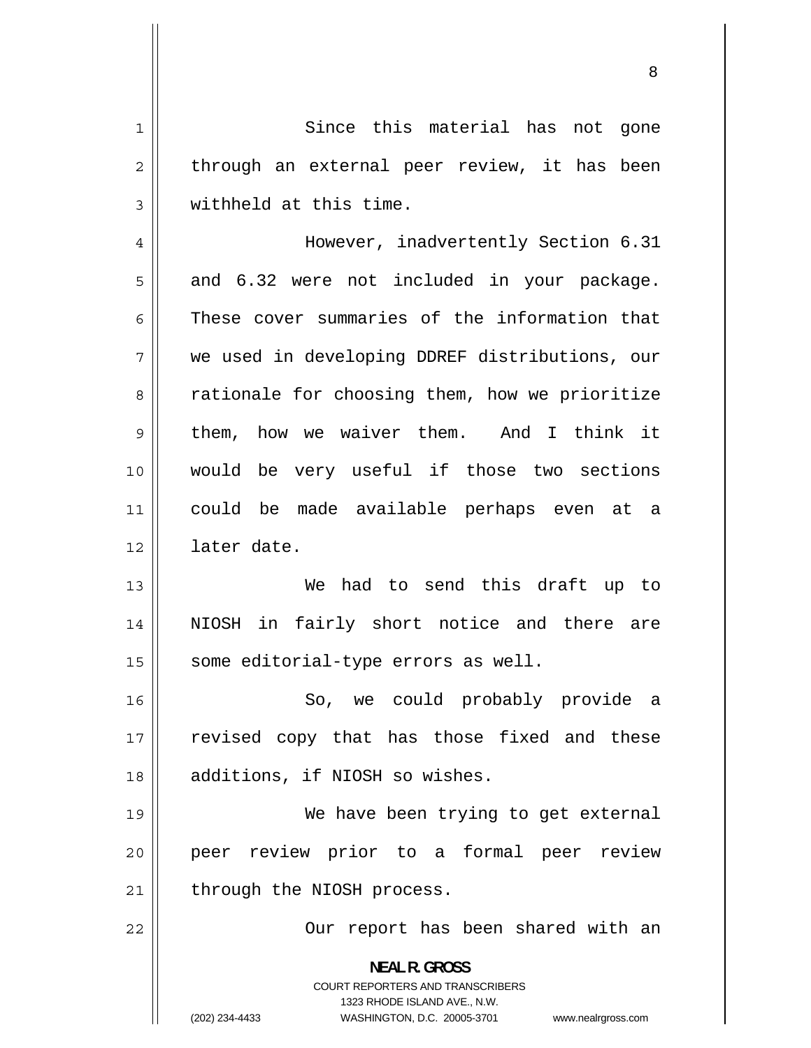Since this material has not gone through an external peer review, it has been withheld at this time.

However, inadvertently Section 6.31 and 6.32 were not included in your package. These cover summaries of the information that we used in developing DDREF distributions, our rationale for choosing them, how we prioritize them, how we waiver them. And I think it would be very useful if those two sections could be made available perhaps even at a later date.

We had to send this draft up to NIOSH in fairly short notice and there are some editorial-type errors as well.

So, we could probably provide a revised copy that has those fixed and these additions, if NIOSH so wishes.

We have been trying to get external peer review prior to a formal peer review through the NIOSH process.

Our report has been shared with an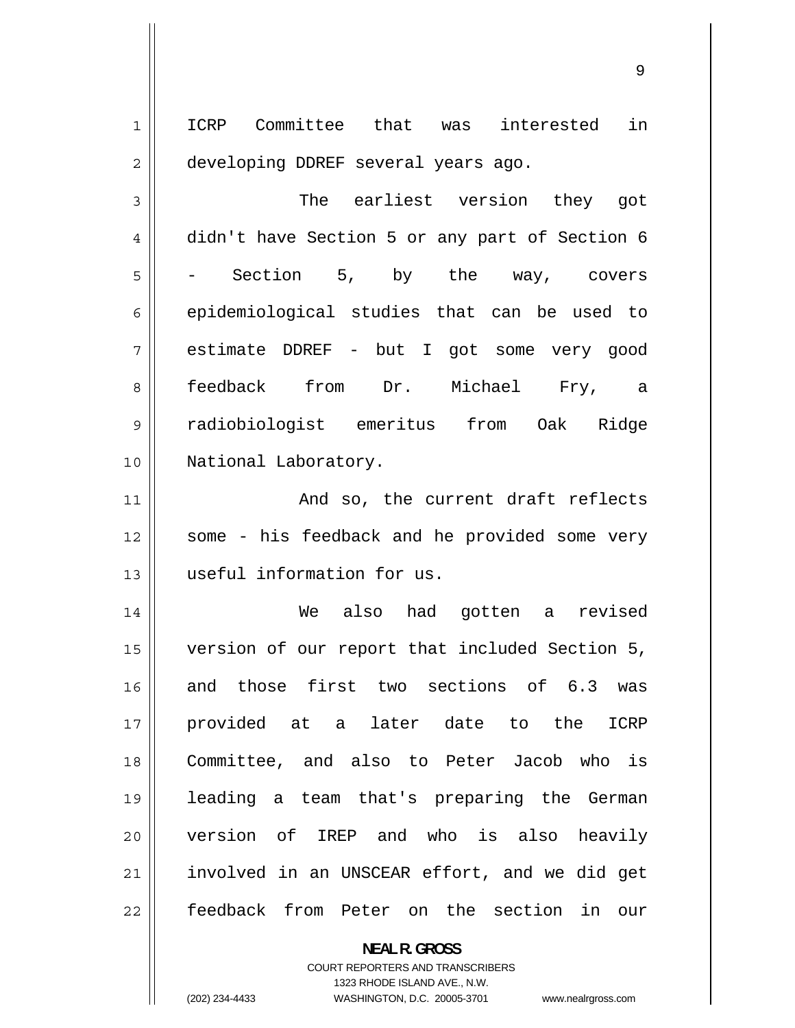ICRP Committee that was interested in developing DDREF several years ago.

The earliest version they got didn't have Section 5 or any part of Section 6 - Section 5, by the way, covers epidemiological studies that can be used to estimate DDREF - but I got some very good feedback from Dr. Michael Fry, a radiobiologist emeritus from Oak Ridge National Laboratory.

And so, the current draft reflects some - his feedback and he provided some very useful information for us.

We also had gotten a revised version of our report that included Section 5, and those first two sections of 6.3 was provided at a later date to the ICRP Committee, and also to Peter Jacob who is leading a team that's preparing the German version of IREP and who is also heavily involved in an UNSCEAR effort, and we did get feedback from Peter on the section in our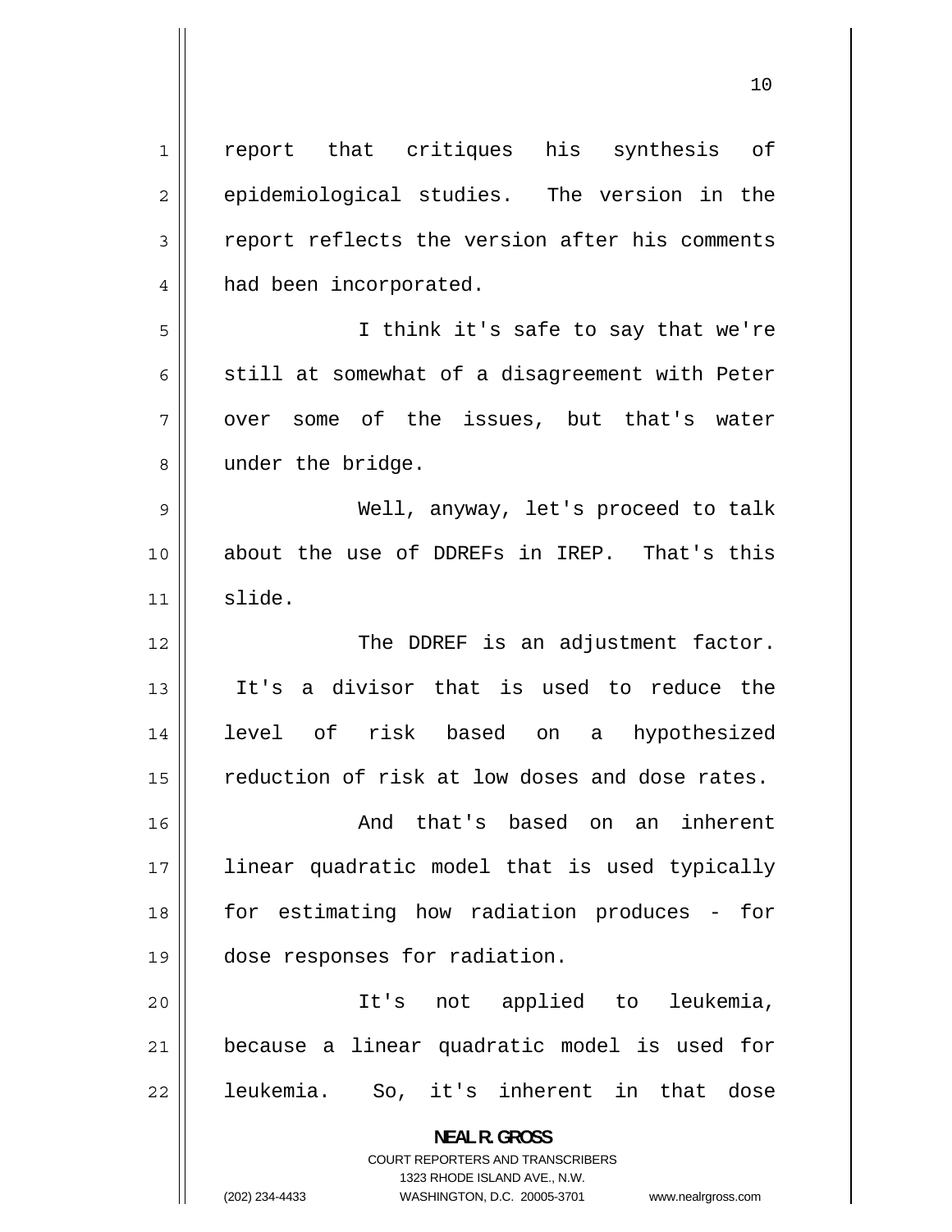report that critiques his synthesis of epidemiological studies. The version in the report reflects the version after his comments had been incorporated.

I think it's safe to say that we're still at somewhat of a disagreement with Peter over some of the issues, but that's water under the bridge.

Well, anyway, let's proceed to talk about the use of DDREFs in IREP. That's this slide.

The DDREF is an adjustment factor. It's a divisor that is used to reduce the level of risk based on a hypothesized reduction of risk at low doses and dose rates.

And that's based on an inherent linear quadratic model that is used typically for estimating how radiation produces - for dose responses for radiation.

It's not applied to leukemia, because a linear quadratic model is used for leukemia. So, it's inherent in that dose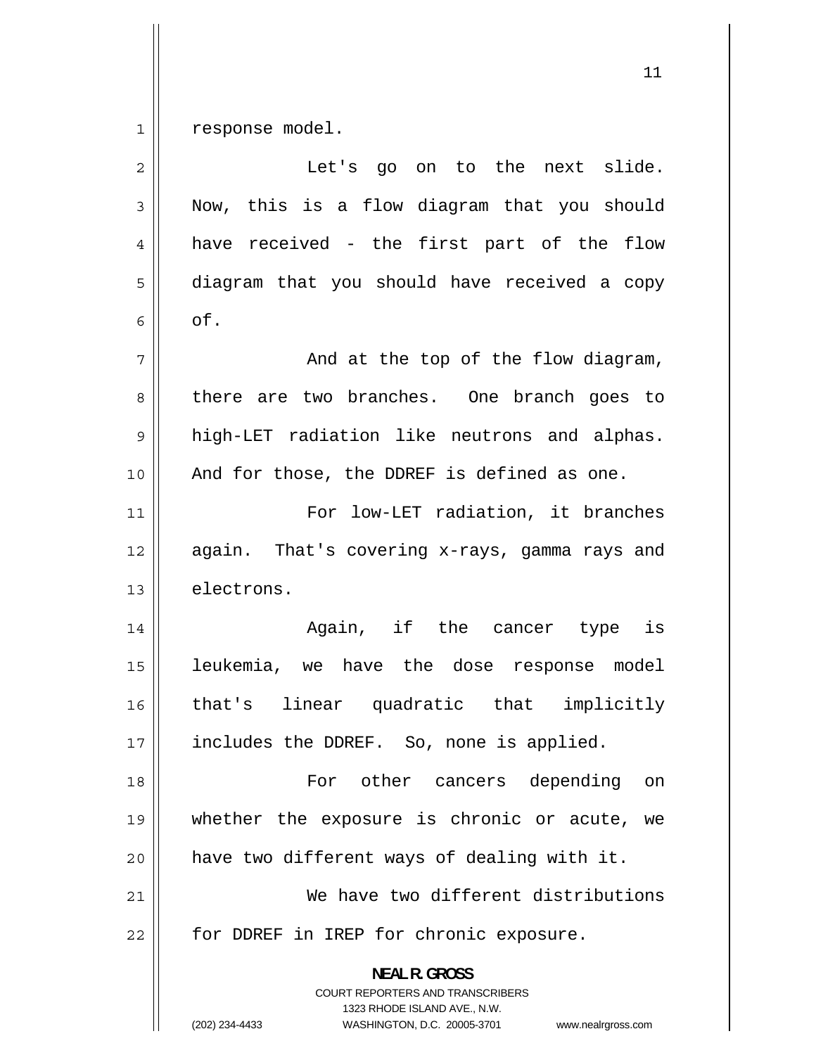response model.

Let's go on to the next slide. Now, this is a flow diagram that you should have received - the first part of the flow diagram that you should have received a copy of.

And at the top of the flow diagram, there are two branches. One branch goes to high-LET radiation like neutrons and alphas. And for those, the DDREF is defined as one.

For low-LET radiation, it branches again. That's covering x-rays, gamma rays and electrons.

Again, if the cancer type is leukemia, we have the dose response model that's linear quadratic that implicitly includes the DDREF. So, none is applied.

For other cancers depending on whether the exposure is chronic or acute, we have two different ways of dealing with it.

We have two different distributions for DDREF in IREP for chronic exposure.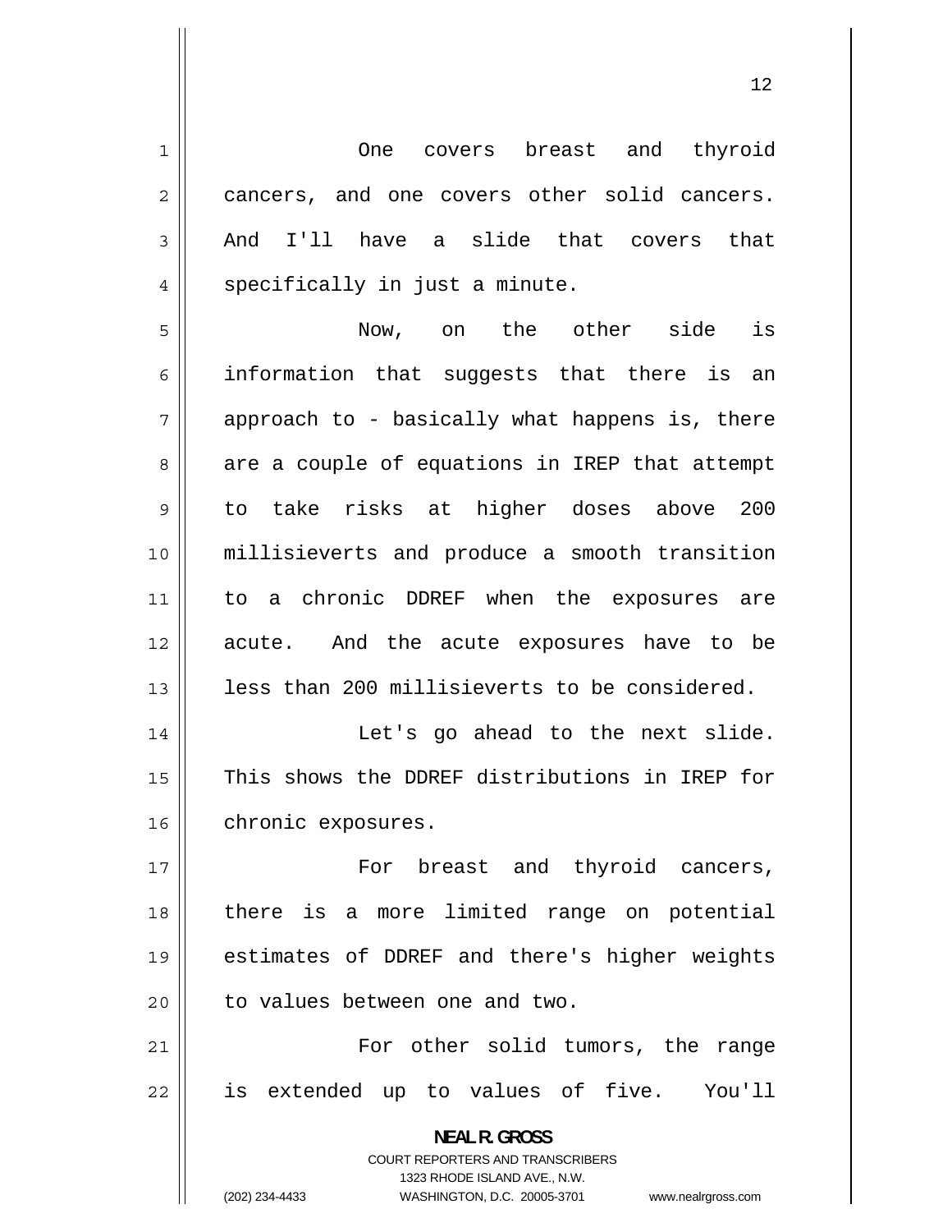One covers breast and thyroid cancers, and one covers other solid cancers. And I'll have a slide that covers that specifically in just a minute.

Now, on the other side is information that suggests that there is an approach to - basically what happens is, there are a couple of equations in IREP that attempt to take risks at higher doses above 200 millisieverts and produce a smooth transition to a chronic DDREF when the exposures are acute. And the acute exposures have to be less than 200 millisieverts to be considered.

Let's go ahead to the next slide. This shows the DDREF distributions in IREP for chronic exposures.

For breast and thyroid cancers, there is a more limited range on potential estimates of DDREF and there's higher weights to values between one and two.

For other solid tumors, the range is extended up to values of five. You'll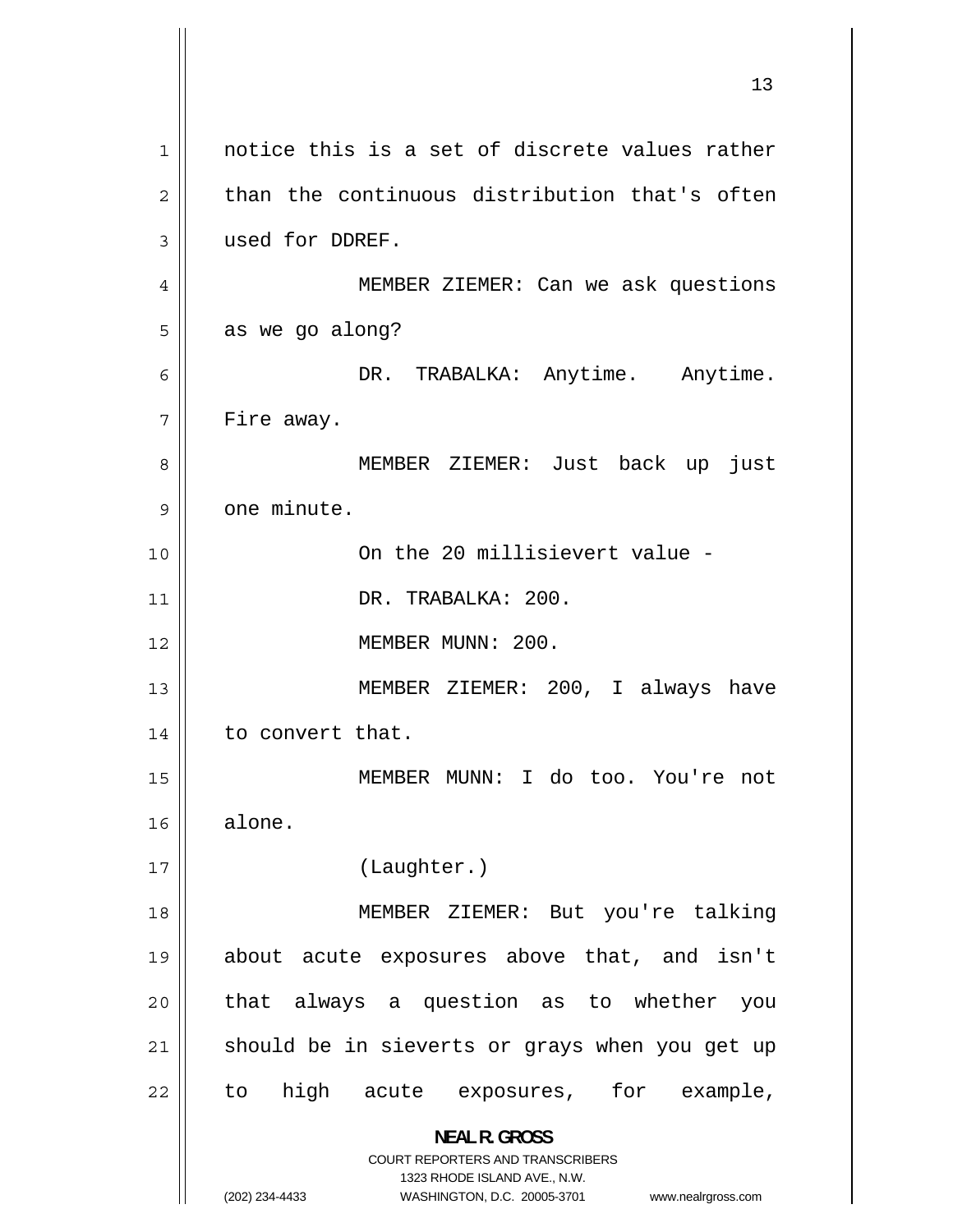notice this is a set of discrete values rather than the continuous distribution that's often used for DDREF.

MEMBER ZIEMER: Can we ask questions as we go along?

DR. TRABALKA: Anytime. Anytime. Fire away.

MEMBER ZIEMER: Just back up just one minute.

On the 20 millisievert value -

DR. TRABALKA: 200.

MEMBER MUNN: 200.

MEMBER ZIEMER: 200, I always have to convert that.

MEMBER MUNN: I do too. You're not alone.

(Laughter.)

MEMBER ZIEMER: But you're talking about acute exposures above that, and isn't that always a question as to whether you should be in sieverts or grays when you get up to high acute exposures, for example,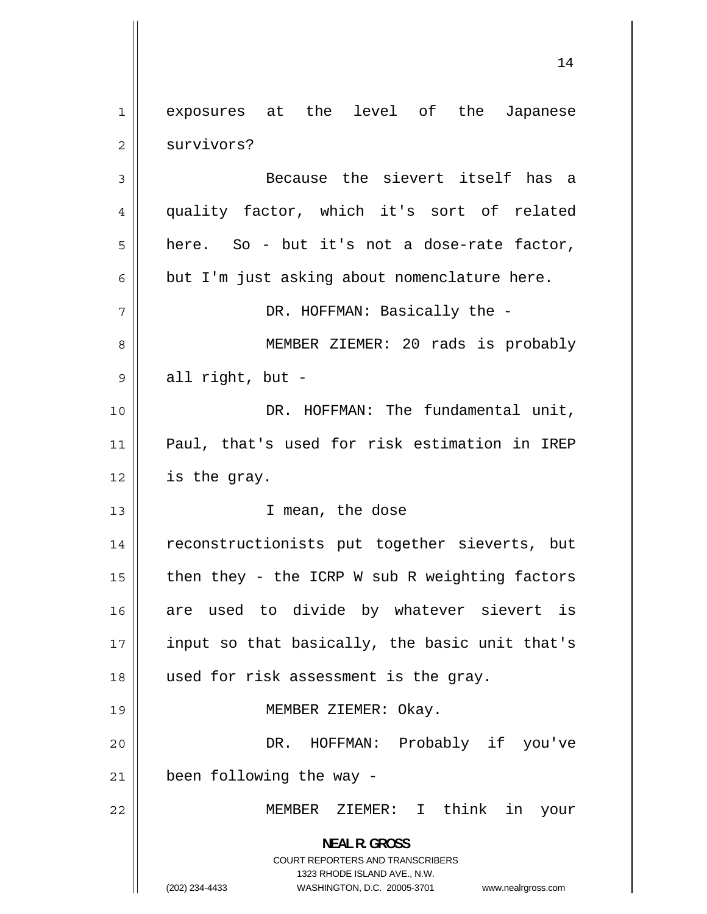exposures at the level of the Japanese survivors?

Because the sievert itself has a quality factor, which it's sort of related here. So - but it's not a dose-rate factor, but I'm just asking about nomenclature here.

DR. HOFFMAN: Basically the -

MEMBER ZIEMER: 20 rads is probably all right, but -

DR. HOFFMAN: The fundamental unit, Paul, that's used for risk estimation in IREP is the gray.

I mean, the dose reconstructionists put together sieverts, but then they - the ICRP W sub R weighting factors are used to divide by whatever sievert is input so that basically, the basic unit that's used for risk assessment is the gray.

MEMBER ZIEMER: Okay.

DR. HOFFMAN: Probably if you've been following the way -

MEMBER ZIEMER: I think in your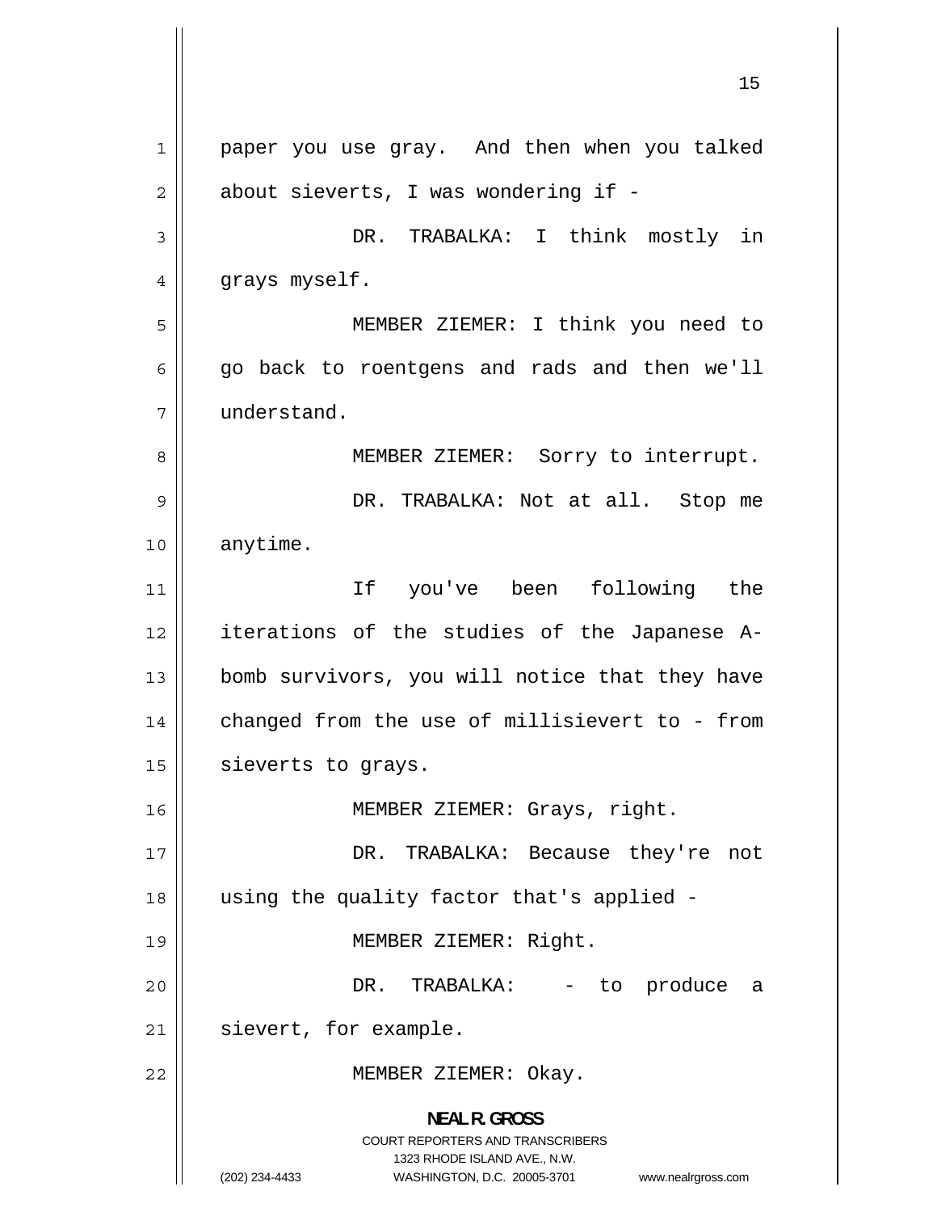paper you use gray. And then when you talked about sieverts, I was wondering if -

DR. TRABALKA: I think mostly in grays myself.

MEMBER ZIEMER: I think you need to go back to roentgens and rads and then we'll understand.

MEMBER ZIEMER: Sorry to interrupt.

DR. TRABALKA: Not at all. Stop me anytime.

If you've been following the iterations of the studies of the Japanese A-bomb survivors, you will notice that they have changed from the use of millisievert to - from sieverts to grays.

MEMBER ZIEMER: Grays, right.

DR. TRABALKA: Because they're not using the quality factor that's applied -

MEMBER ZIEMER: Right.

DR. TRABALKA: - to produce a sievert, for example.

MEMBER ZIEMER: Okay.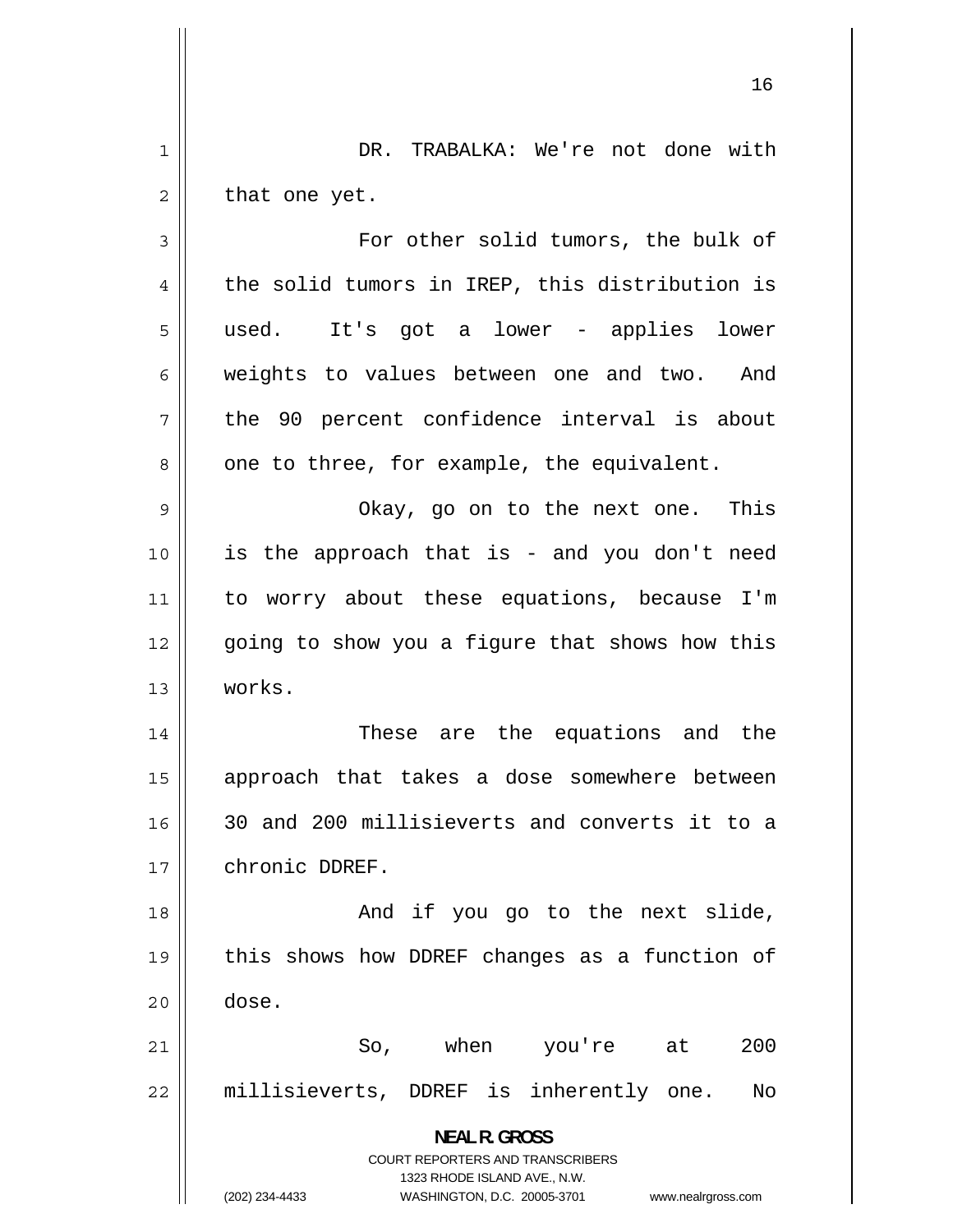DR. TRABALKA: We're not done with that one yet.

For other solid tumors, the bulk of the solid tumors in IREP, this distribution is used. It's got a lower - applies lower weights to values between one and two. And the 90 percent confidence interval is about one to three, for example, the equivalent.

Okay, go on to the next one. This is the approach that is - and you don't need to worry about these equations, because I'm going to show you a figure that shows how this works.

These are the equations and the approach that takes a dose somewhere between 30 and 200 millisieverts and converts it to a chronic DDREF.

And if you go to the next slide, this shows how DDREF changes as a function of dose.

So, when you're at 200 millisieverts, DDREF is inherently one. No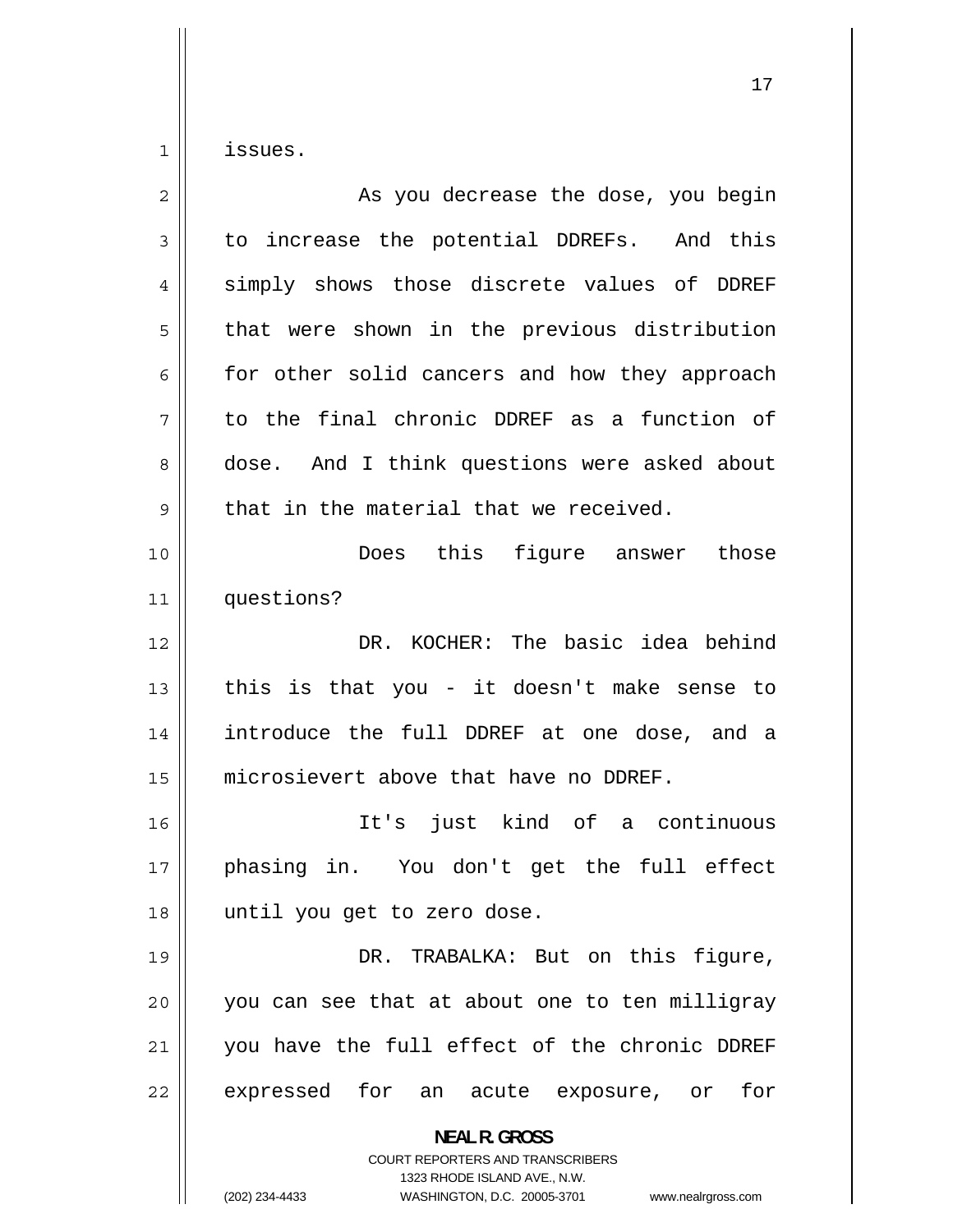issues.

As you decrease the dose, you begin to increase the potential DDREFs. And this simply shows those discrete values of DDREF that were shown in the previous distribution for other solid cancers and how they approach to the final chronic DDREF as a function of dose. And I think questions were asked about that in the material that we received.

Does this figure answer those questions?

DR. KOCHER: The basic idea behind this is that you - it doesn't make sense to introduce the full DDREF at one dose, and a microsievert above that have no DDREF.

It's just kind of a continuous phasing in. You don't get the full effect until you get to zero dose.

DR. TRABALKA: But on this figure, you can see that at about one to ten milligray you have the full effect of the chronic DDREF expressed for an acute exposure, or for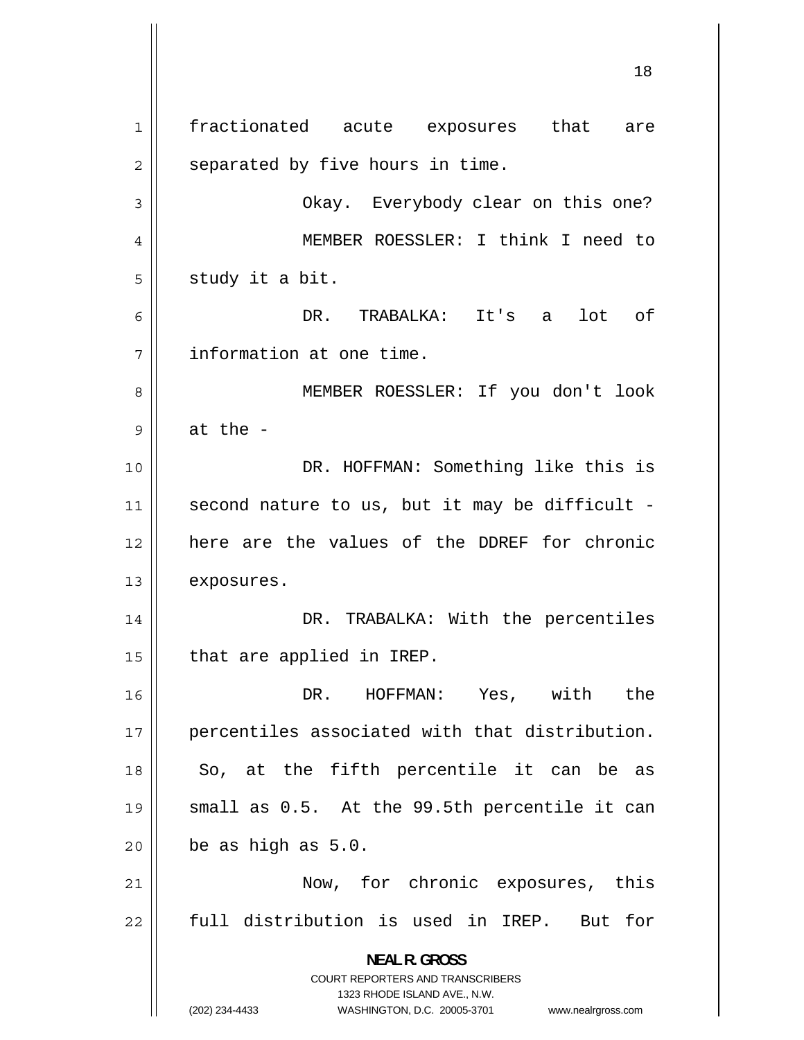fractionated acute exposures that are separated by five hours in time.

Okay. Everybody clear on this one?

MEMBER ROESSLER: I think I need to study it a bit.

DR. TRABALKA: It's a lot of information at one time.

MEMBER ROESSLER: If you don't look at the -

DR. HOFFMAN: Something like this is second nature to us, but it may be difficult - here are the values of the DDREF for chronic exposures.

DR. TRABALKA: With the percentiles that are applied in IREP.

DR. HOFFMAN: Yes, with the percentiles associated with that distribution. So, at the fifth percentile it can be as small as 0.5. At the 99.5th percentile it can be as high as 5.0.

Now, for chronic exposures, this full distribution is used in IREP. But for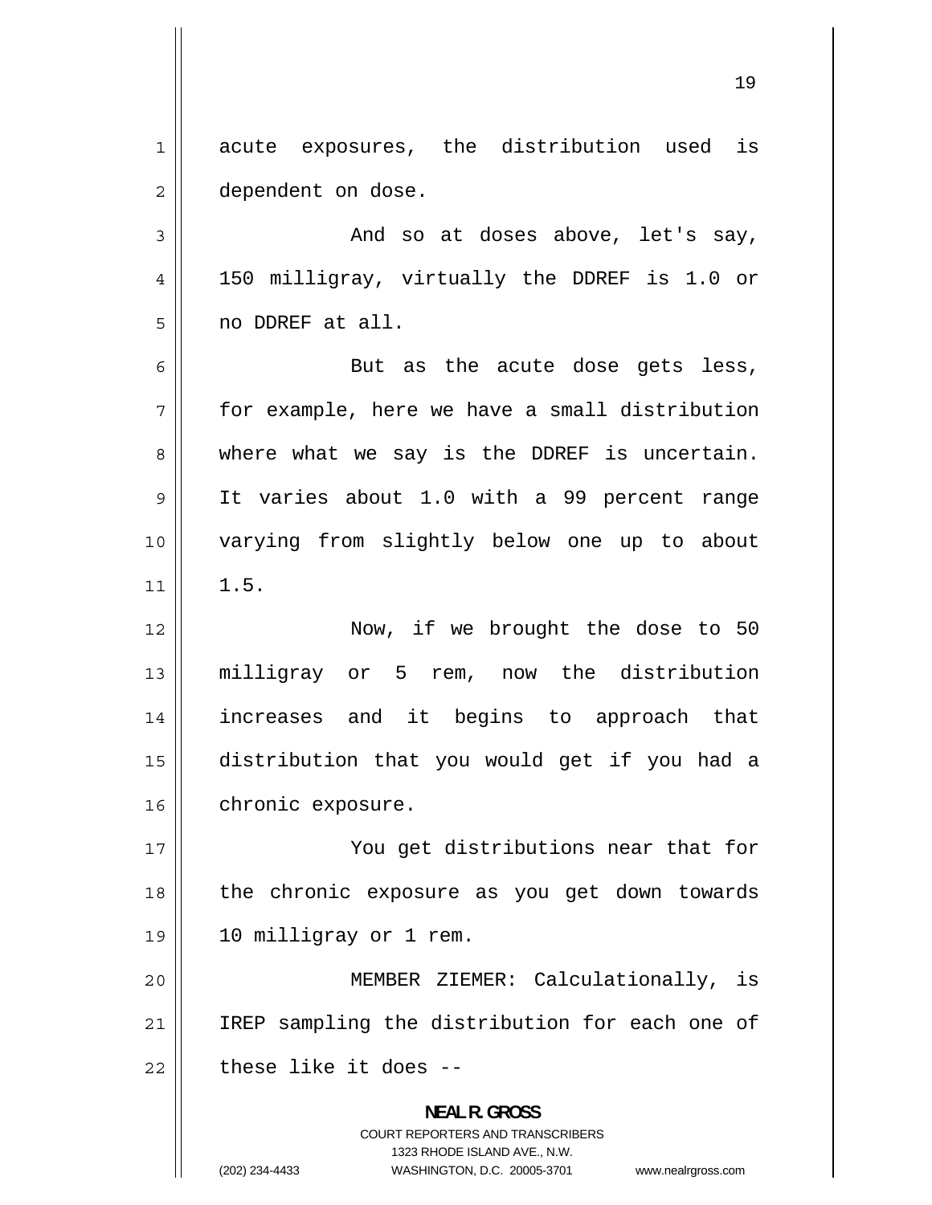acute exposures, the distribution used is dependent on dose.

And so at doses above, let's say, 150 milligray, virtually the DDREF is 1.0 or no DDREF at all.

But as the acute dose gets less, for example, here we have a small distribution where what we say is the DDREF is uncertain. It varies about 1.0 with a 99 percent range varying from slightly below one up to about 1.5.

Now, if we brought the dose to 50 milligray or 5 rem, now the distribution increases and it begins to approach that distribution that you would get if you had a chronic exposure.

You get distributions near that for the chronic exposure as you get down towards 10 milligray or 1 rem.

MEMBER ZIEMER: Calculationally, is IREP sampling the distribution for each one of these like it does --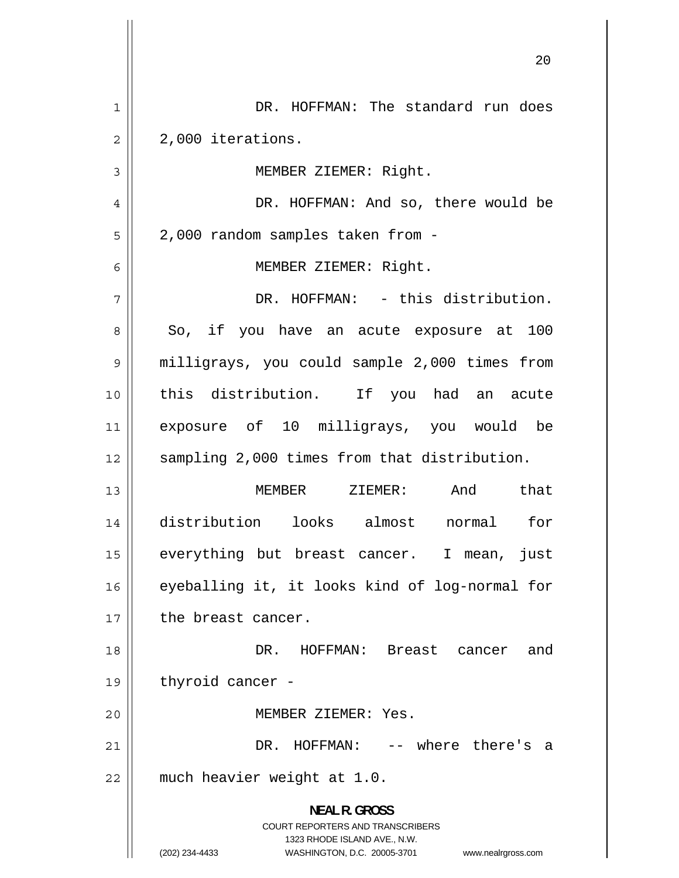DR. HOFFMAN: The standard run does 2,000 iterations.

MEMBER ZIEMER: Right.

DR. HOFFMAN: And so, there would be 2,000 random samples taken from -

MEMBER ZIEMER: Right.

DR. HOFFMAN: - this distribution. So, if you have an acute exposure at 100 milligrays, you could sample 2,000 times from this distribution. If you had an acute exposure of 10 milligrays, you would be sampling 2,000 times from that distribution.

MEMBER ZIEMER: And that distribution looks almost normal for everything but breast cancer. I mean, just eyeballing it, it looks kind of log-normal for the breast cancer.

DR. HOFFMAN: Breast cancer and thyroid cancer -

MEMBER ZIEMER: Yes.

DR. HOFFMAN: -- where there's a much heavier weight at 1.0.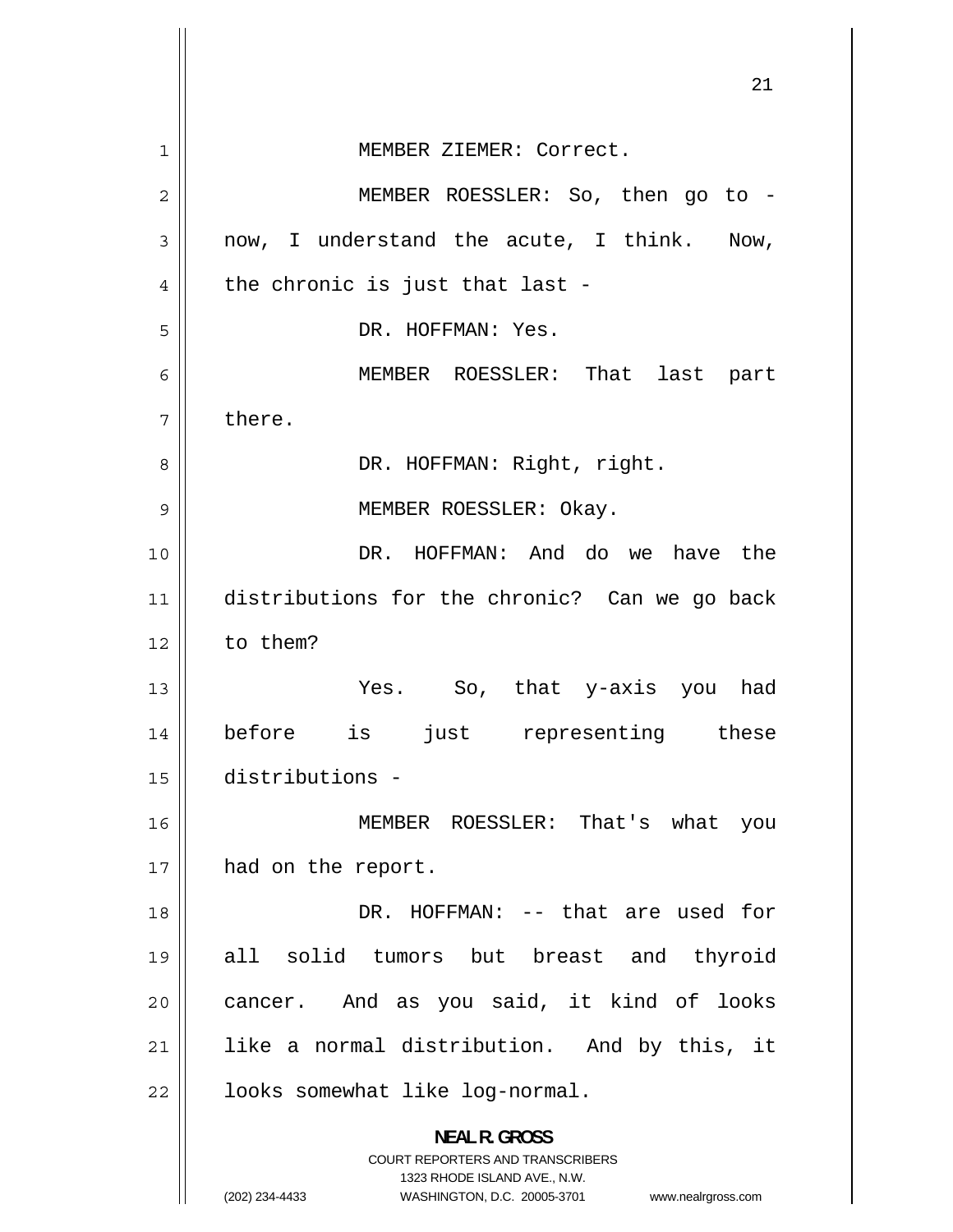MEMBER ZIEMER: Correct.

MEMBER ROESSLER: So, then go to - now, I understand the acute, I think. Now, the chronic is just that last -

DR. HOFFMAN: Yes.

MEMBER ROESSLER: That last part there.

DR. HOFFMAN: Right, right.

MEMBER ROESSLER: Okay.

DR. HOFFMAN: And do we have the distributions for the chronic? Can we go back to them?

Yes. So, that y-axis you had before is just representing these distributions -

MEMBER ROESSLER: That's what you had on the report.

DR. HOFFMAN: -- that are used for all solid tumors but breast and thyroid cancer. And as you said, it kind of looks like a normal distribution. And by this, it looks somewhat like log-normal.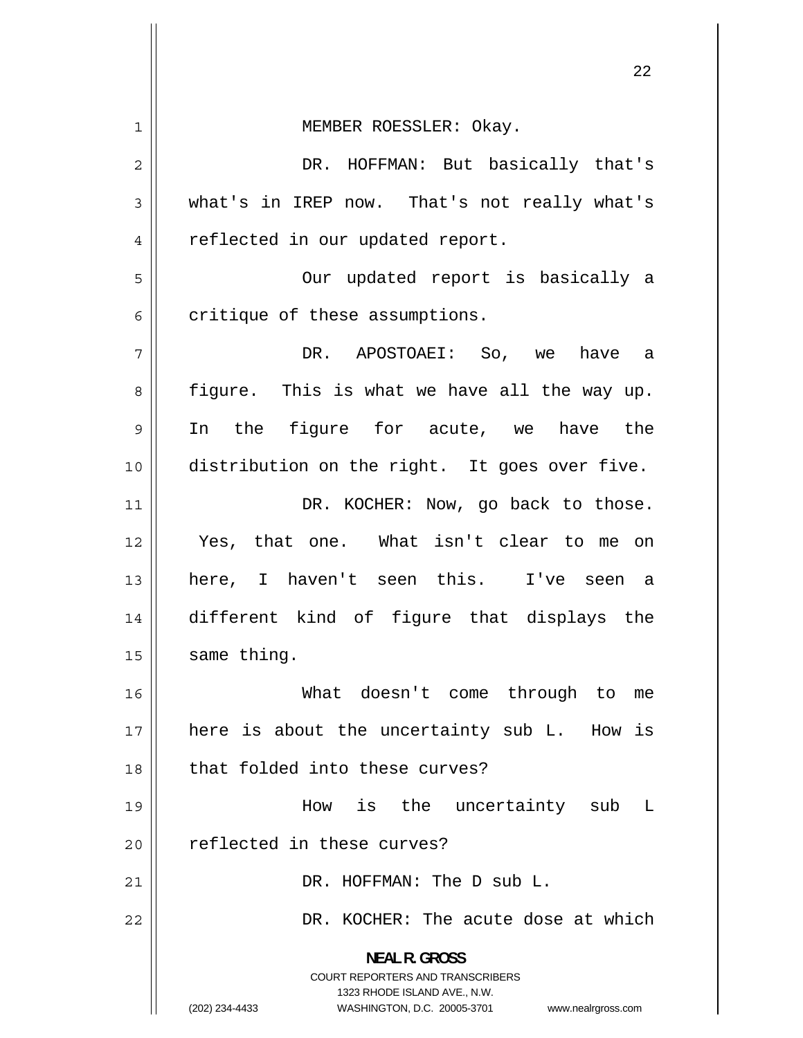MEMBER ROESSLER: Okay.

DR. HOFFMAN: But basically that's what's in IREP now. That's not really what's reflected in our updated report.

Our updated report is basically a critique of these assumptions.

DR. APOSTOAEI: So, we have a figure. This is what we have all the way up. In the figure for acute, we have the distribution on the right. It goes over five.

DR. KOCHER: Now, go back to those. Yes, that one. What isn't clear to me on here, I haven't seen this. I've seen a different kind of figure that displays the same thing.

What doesn't come through to me here is about the uncertainty sub L. How is that folded into these curves?

How is the uncertainty sub L reflected in these curves?

DR. HOFFMAN: The D sub L.

DR. KOCHER: The acute dose at which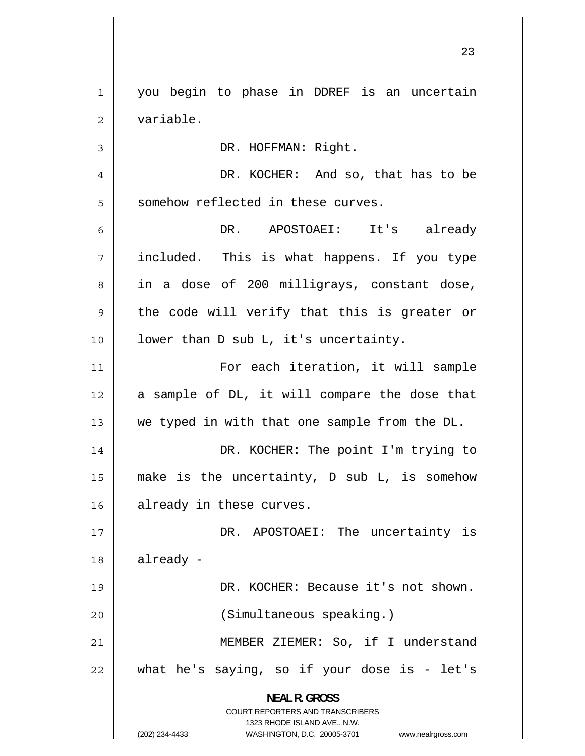you begin to phase in DDREF is an uncertain variable.

DR. HOFFMAN: Right.

DR. KOCHER: And so, that has to be somehow reflected in these curves.

DR. APOSTOAEI: It's already included. This is what happens. If you type in a dose of 200 milligrays, constant dose, the code will verify that this is greater or lower than D sub L, it's uncertainty.

For each iteration, it will sample a sample of DL, it will compare the dose that we typed in with that one sample from the DL.

DR. KOCHER: The point I'm trying to make is the uncertainty, D sub L, is somehow already in these curves.

DR. APOSTOAEI: The uncertainty is already -

DR. KOCHER: Because it's not shown.

(Simultaneous speaking.)

MEMBER ZIEMER: So, if I understand what he's saying, so if your dose is - let's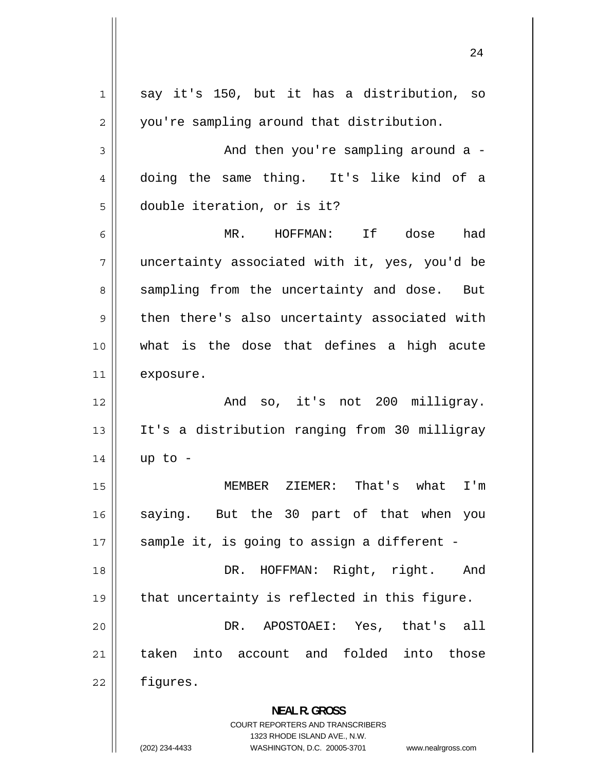say it's 150, but it has a distribution, so you're sampling around that distribution.

And then you're sampling around a - doing the same thing. It's like kind of a double iteration, or is it?

MR. HOFFMAN: If dose had uncertainty associated with it, yes, you'd be sampling from the uncertainty and dose. But then there's also uncertainty associated with what is the dose that defines a high acute exposure.

And so, it's not 200 milligray. It's a distribution ranging from 30 milligray up to -

MEMBER ZIEMER: That's what I'm saying. But the 30 part of that when you sample it, is going to assign a different -

DR. HOFFMAN: Right, right. And that uncertainty is reflected in this figure.

DR. APOSTOAEI: Yes, that's all taken into account and folded into those figures.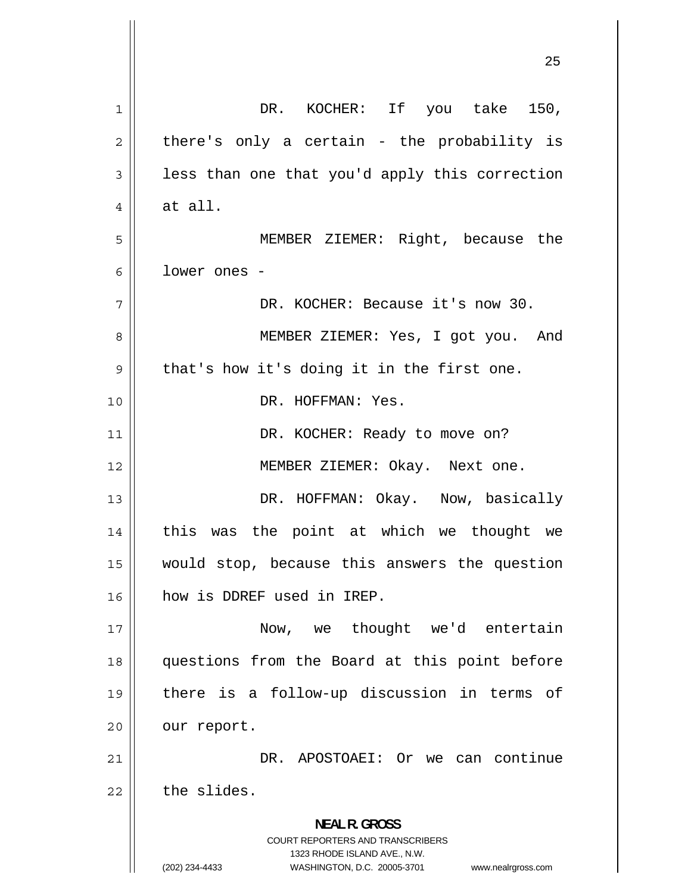DR. KOCHER: If you take 150, there's only a certain - the probability is less than one that you'd apply this correction at all.

MEMBER ZIEMER: Right, because the lower ones -

DR. KOCHER: Because it's now 30.

MEMBER ZIEMER: Yes, I got you. And that's how it's doing it in the first one.

DR. HOFFMAN: Yes.

DR. KOCHER: Ready to move on?

MEMBER ZIEMER: Okay. Next one.

DR. HOFFMAN: Okay. Now, basically this was the point at which we thought we would stop, because this answers the question how is DDREF used in IREP.

Now, we thought we'd entertain questions from the Board at this point before there is a follow-up discussion in terms of our report.

DR. APOSTOAEI: Or we can continue the slides.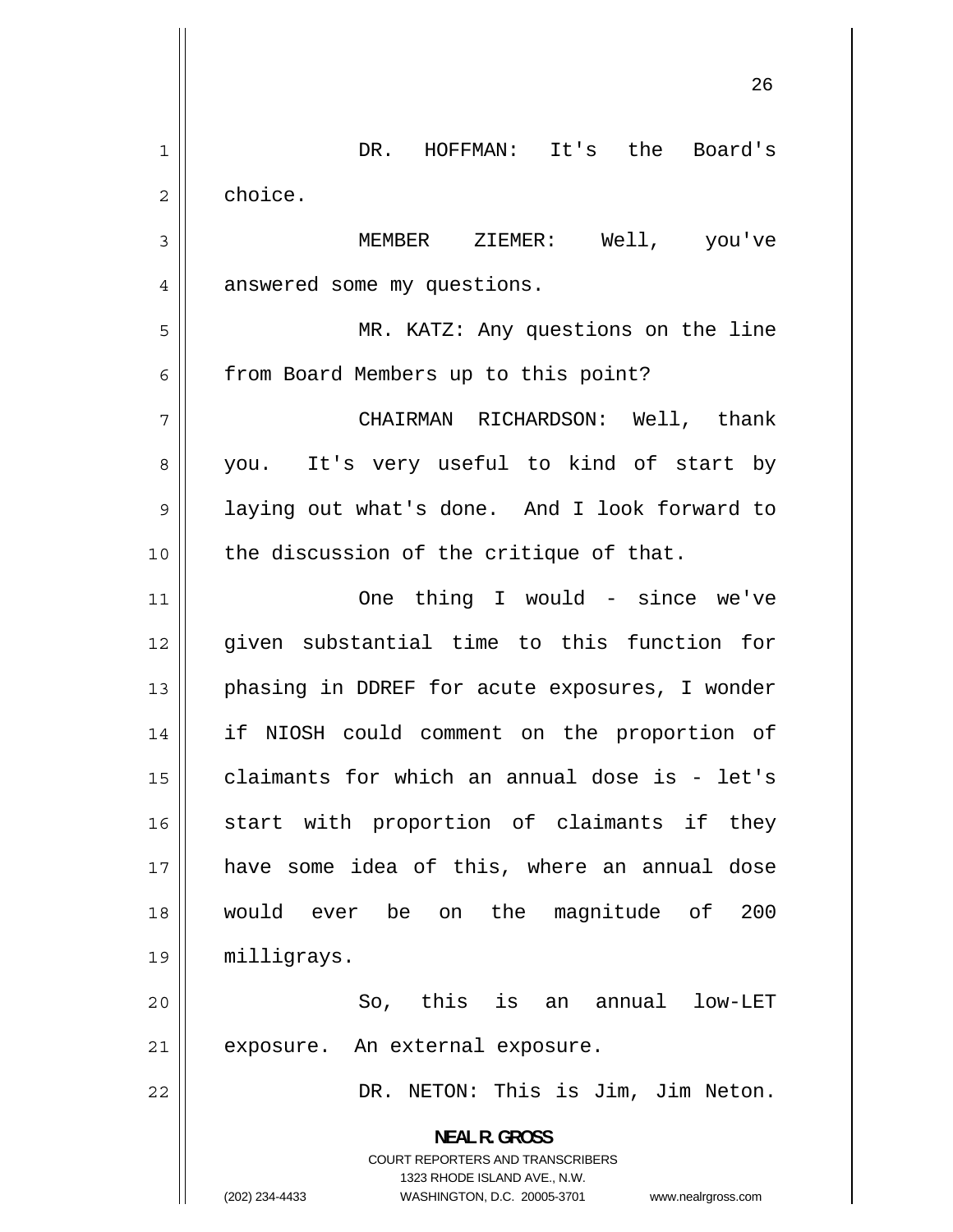DR. HOFFMAN: It's the Board's choice.

MEMBER ZIEMER: Well, you've answered some my questions.

MR. KATZ: Any questions on the line from Board Members up to this point?

CHAIRMAN RICHARDSON: Well, thank you. It's very useful to kind of start by laying out what's done. And I look forward to the discussion of the critique of that.

One thing I would - since we've given substantial time to this function for phasing in DDREF for acute exposures, I wonder if NIOSH could comment on the proportion of claimants for which an annual dose is - let's start with proportion of claimants if they have some idea of this, where an annual dose would ever be on the magnitude of 200 milligrays.

So, this is an annual low-LET exposure. An external exposure.

DR. NETON: This is Jim, Jim Neton.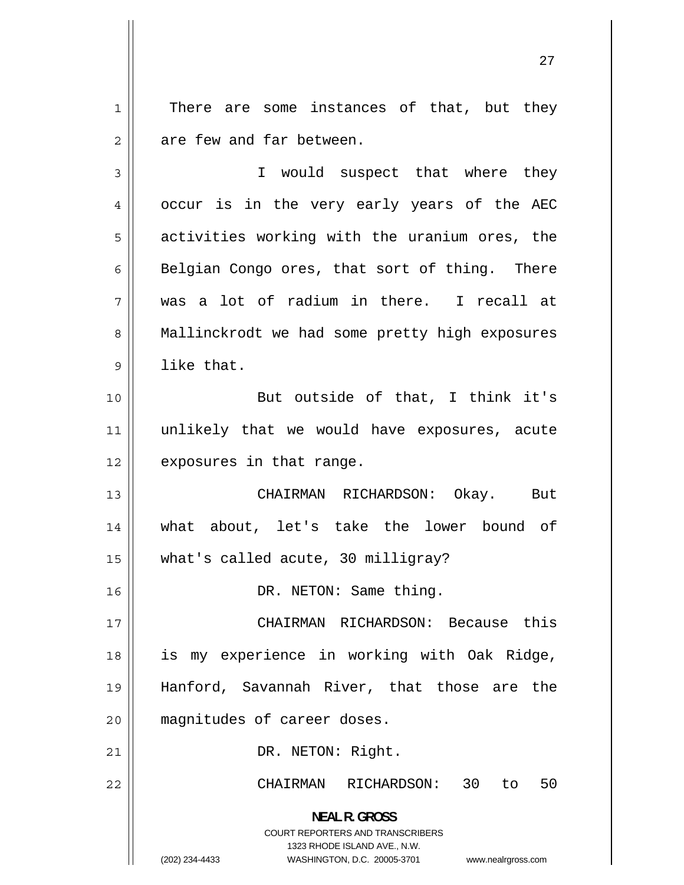There are some instances of that, but they are few and far between.

I would suspect that where they occur is in the very early years of the AEC activities working with the uranium ores, the Belgian Congo ores, that sort of thing. There was a lot of radium in there. I recall at Mallinckrodt we had some pretty high exposures like that.

But outside of that, I think it's unlikely that we would have exposures, acute exposures in that range.

CHAIRMAN RICHARDSON: Okay. But what about, let's take the lower bound of what's called acute, 30 milligray?

DR. NETON: Same thing.

CHAIRMAN RICHARDSON: Because this is my experience in working with Oak Ridge, Hanford, Savannah River, that those are the magnitudes of career doses.

DR. NETON: Right.

CHAIRMAN RICHARDSON: 30 to 50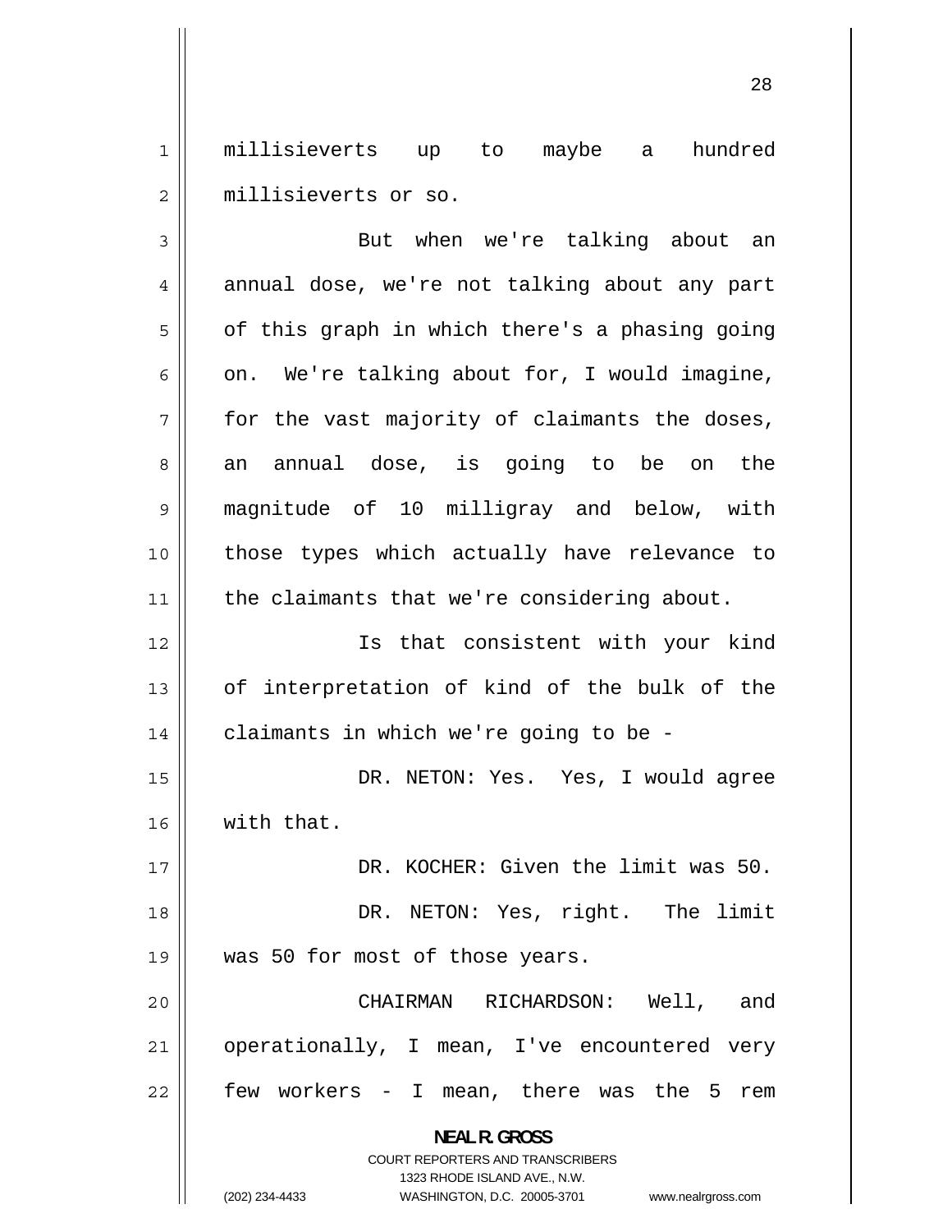millisieverts up to maybe a hundred millisieverts or so.

But when we're talking about an annual dose, we're not talking about any part of this graph in which there's a phasing going on. We're talking about for, I would imagine, for the vast majority of claimants the doses, an annual dose, is going to be on the magnitude of 10 milligray and below, with those types which actually have relevance to the claimants that we're considering about.

Is that consistent with your kind of interpretation of kind of the bulk of the claimants in which we're going to be -

DR. NETON: Yes. Yes, I would agree with that.

DR. KOCHER: Given the limit was 50.

DR. NETON: Yes, right. The limit was 50 for most of those years.

CHAIRMAN RICHARDSON: Well, and operationally, I mean, I've encountered very few workers - I mean, there was the 5 rem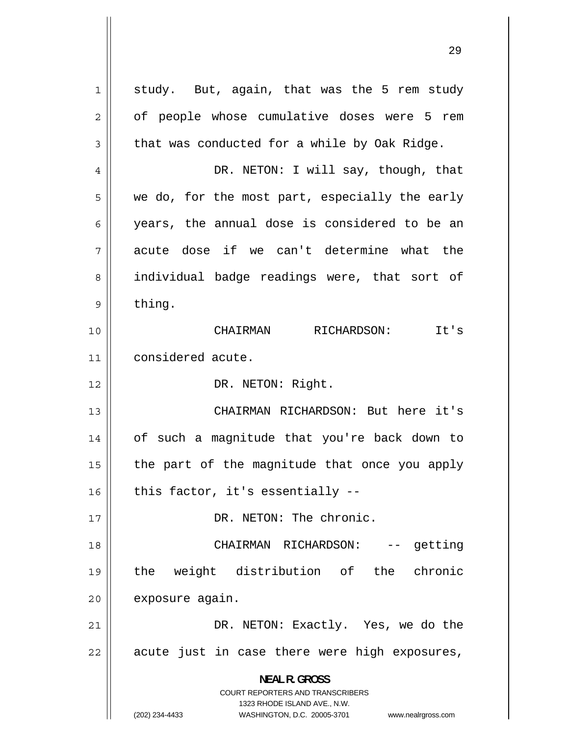study. But, again, that was the 5 rem study of people whose cumulative doses were 5 rem that was conducted for a while by Oak Ridge.

DR. NETON: I will say, though, that we do, for the most part, especially the early years, the annual dose is considered to be an acute dose if we can't determine what the individual badge readings were, that sort of thing.

CHAIRMAN RICHARDSON: It's considered acute.

DR. NETON: Right.

CHAIRMAN RICHARDSON: But here it's of such a magnitude that you're back down to the part of the magnitude that once you apply this factor, it's essentially --

DR. NETON: The chronic.

CHAIRMAN RICHARDSON: -- getting the weight distribution of the chronic exposure again.

DR. NETON: Exactly. Yes, we do the acute just in case there were high exposures,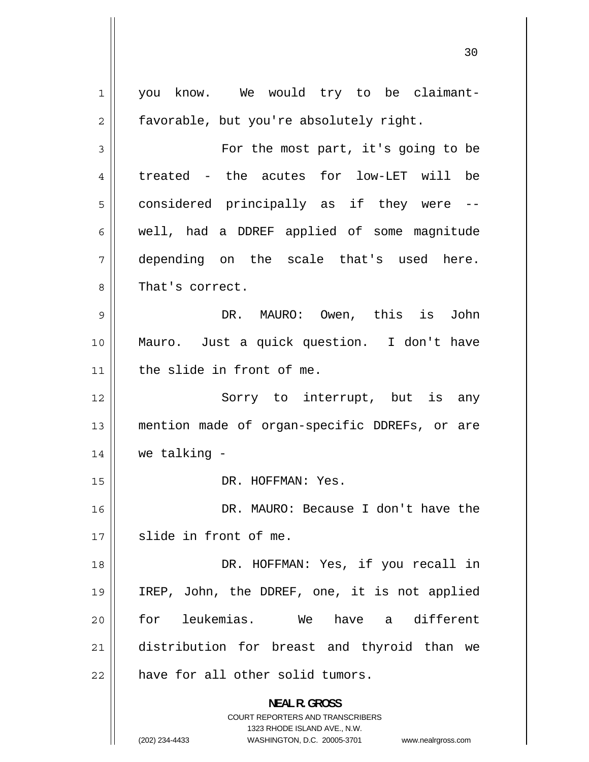you know. We would try to be claimant-favorable, but you're absolutely right.

For the most part, it's going to be treated - the acutes for low-LET will be considered principally as if they were -- well, had a DDREF applied of some magnitude depending on the scale that's used here. That's correct.

DR. MAURO: Owen, this is John Mauro. Just a quick question. I don't have the slide in front of me.

Sorry to interrupt, but is any mention made of organ-specific DDREFs, or are we talking -

DR. HOFFMAN: Yes.

DR. MAURO: Because I don't have the slide in front of me.

DR. HOFFMAN: Yes, if you recall in IREP, John, the DDREF, one, it is not applied for leukemias. We have a different distribution for breast and thyroid than we have for all other solid tumors.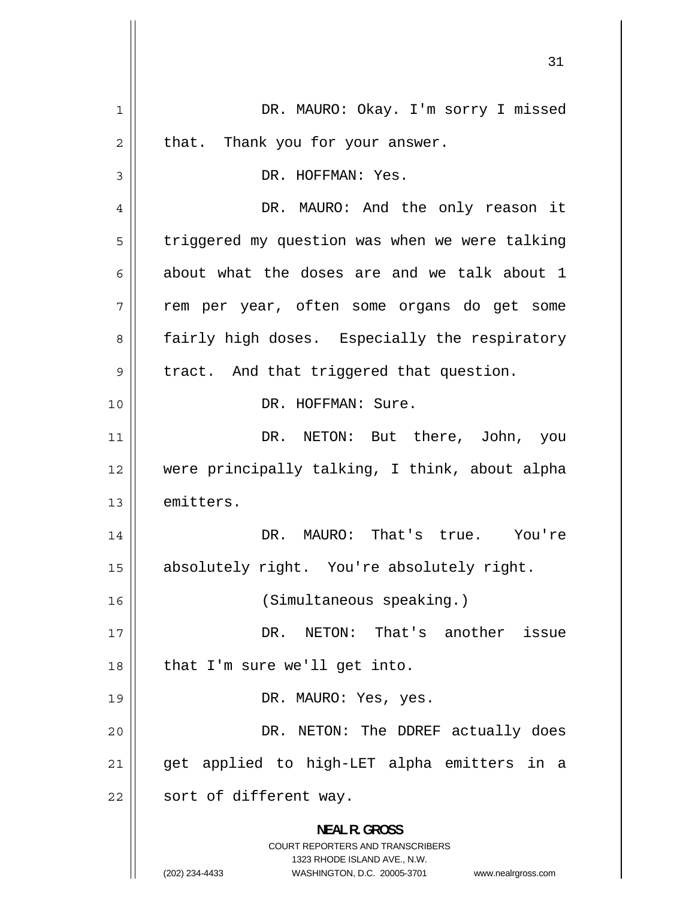DR. MAURO: Okay. I'm sorry I missed that. Thank you for your answer.

DR. HOFFMAN: Yes.

DR. MAURO: And the only reason it triggered my question was when we were talking about what the doses are and we talk about 1 rem per year, often some organs do get some fairly high doses. Especially the respiratory tract. And that triggered that question.

DR. HOFFMAN: Sure.

DR. NETON: But there, John, you were principally talking, I think, about alpha emitters.

DR. MAURO: That's true. You're absolutely right. You're absolutely right.

(Simultaneous speaking.)

DR. NETON: That's another issue that I'm sure we'll get into.

DR. MAURO: Yes, yes.

DR. NETON: The DDREF actually does get applied to high-LET alpha emitters in a sort of different way.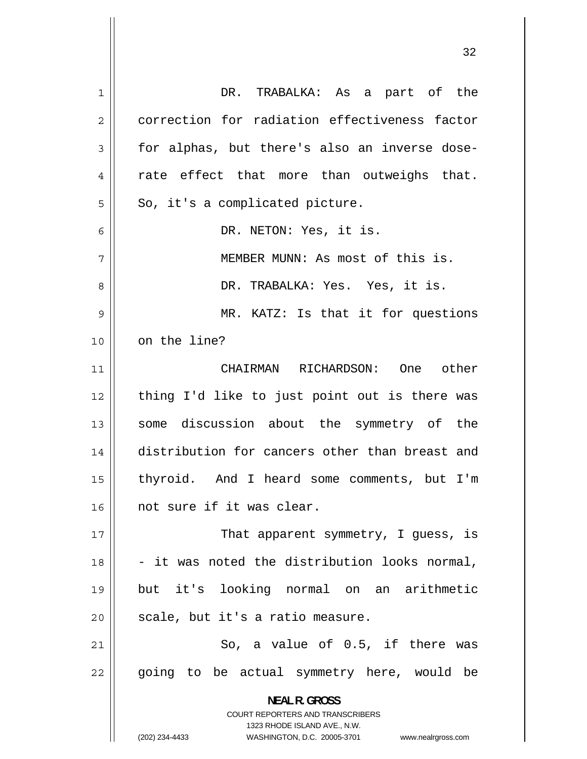DR. TRABALKA: As a part of the correction for radiation effectiveness factor for alphas, but there's also an inverse dose-rate effect that more than outweighs that. So, it's a complicated picture.

DR. NETON: Yes, it is.

MEMBER MUNN: As most of this is.

DR. TRABALKA: Yes. Yes, it is.

MR. KATZ: Is that it for questions on the line?

CHAIRMAN RICHARDSON: One other thing I'd like to just point out is there was some discussion about the symmetry of the distribution for cancers other than breast and thyroid. And I heard some comments, but I'm not sure if it was clear.

That apparent symmetry, I guess, is - it was noted the distribution looks normal, but it's looking normal on an arithmetic scale, but it's a ratio measure.

So, a value of 0.5, if there was going to be actual symmetry here, would be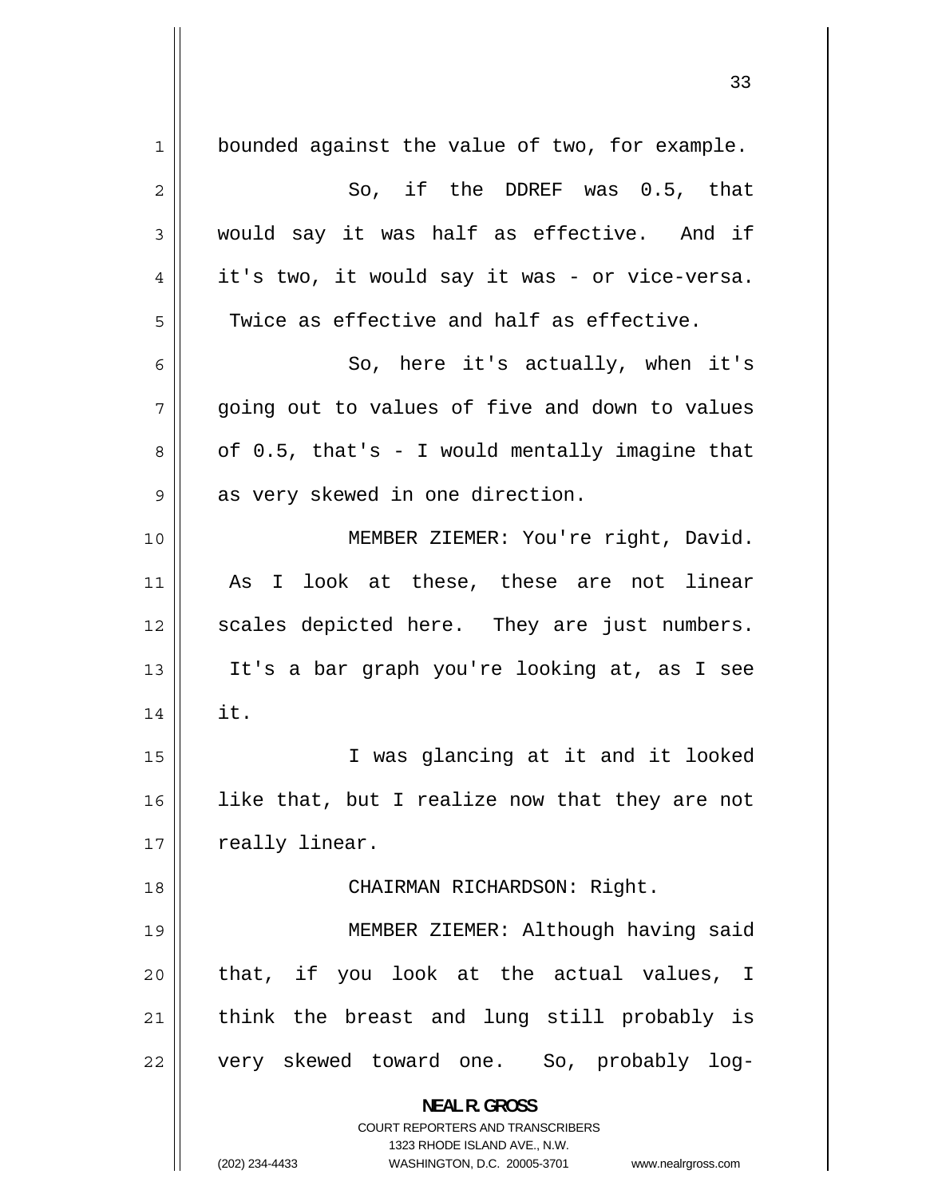bounded against the value of two, for example.

So, if the DDREF was 0.5, that would say it was half as effective. And if it's two, it would say it was - or vice-versa. Twice as effective and half as effective.

So, here it's actually, when it's going out to values of five and down to values of 0.5, that's - I would mentally imagine that as very skewed in one direction.

MEMBER ZIEMER: You're right, David. As I look at these, these are not linear scales depicted here. They are just numbers. It's a bar graph you're looking at, as I see it.

I was glancing at it and it looked like that, but I realize now that they are not really linear.

CHAIRMAN RICHARDSON: Right.

MEMBER ZIEMER: Although having said that, if you look at the actual values, I think the breast and lung still probably is very skewed toward one. So, probably log-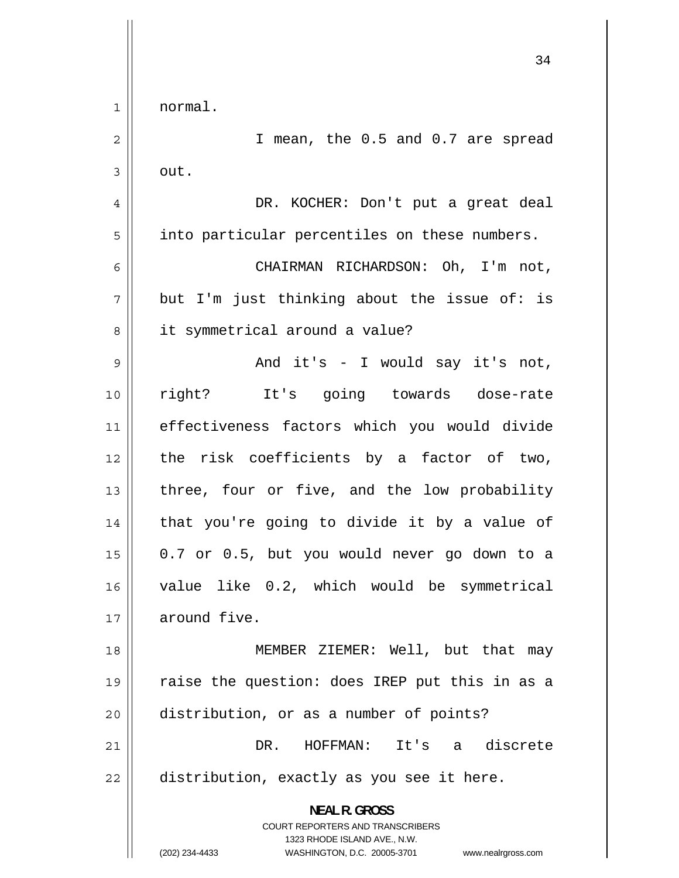normal.

I mean, the 0.5 and 0.7 are spread out.

DR. KOCHER: Don't put a great deal into particular percentiles on these numbers.

CHAIRMAN RICHARDSON: Oh, I'm not, but I'm just thinking about the issue of: is it symmetrical around a value?

And it's - I would say it's not, right? It's going towards dose-rate effectiveness factors which you would divide the risk coefficients by a factor of two, three, four or five, and the low probability that you're going to divide it by a value of 0.7 or 0.5, but you would never go down to a value like 0.2, which would be symmetrical around five.

MEMBER ZIEMER: Well, but that may raise the question: does IREP put this in as a distribution, or as a number of points?

DR. HOFFMAN: It's a discrete distribution, exactly as you see it here.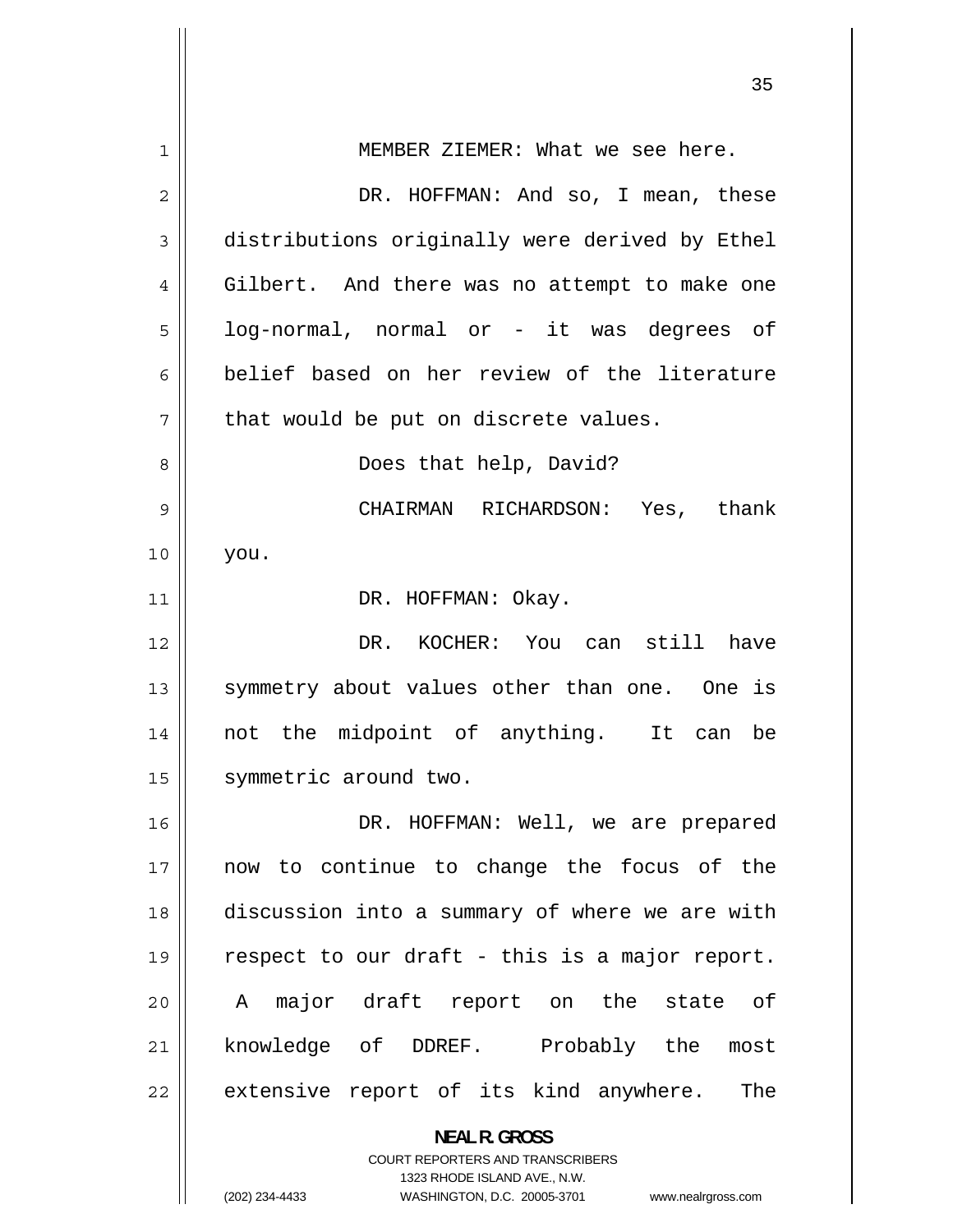MEMBER ZIEMER: What we see here.

DR. HOFFMAN: And so, I mean, these distributions originally were derived by Ethel Gilbert. And there was no attempt to make one log-normal, normal or - it was degrees of belief based on her review of the literature that would be put on discrete values.

Does that help, David?

CHAIRMAN RICHARDSON: Yes, thank you.

DR. HOFFMAN: Okay.

DR. KOCHER: You can still have symmetry about values other than one. One is not the midpoint of anything. It can be symmetric around two.

DR. HOFFMAN: Well, we are prepared now to continue to change the focus of the discussion into a summary of where we are with respect to our draft - this is a major report. A major draft report on the state of knowledge of DDREF. Probably the most extensive report of its kind anywhere. The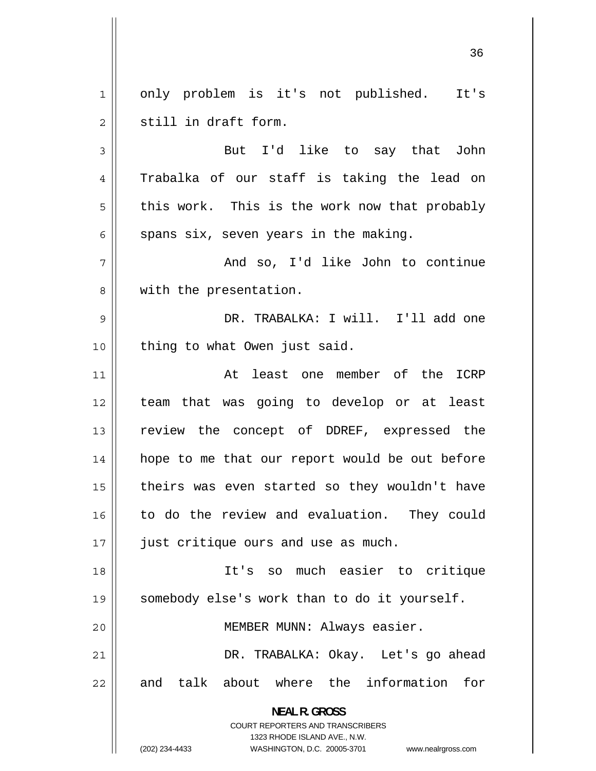only problem is it's not published. It's still in draft form.

But I'd like to say that John Trabalka of our staff is taking the lead on this work. This is the work now that probably spans six, seven years in the making.

And so, I'd like John to continue with the presentation.

DR. TRABALKA: I will. I'll add one thing to what Owen just said.

At least one member of the ICRP team that was going to develop or at least review the concept of DDREF, expressed the hope to me that our report would be out before theirs was even started so they wouldn't have to do the review and evaluation. They could just critique ours and use as much.

It's so much easier to critique somebody else's work than to do it yourself.

MEMBER MUNN: Always easier.

DR. TRABALKA: Okay. Let's go ahead and talk about where the information for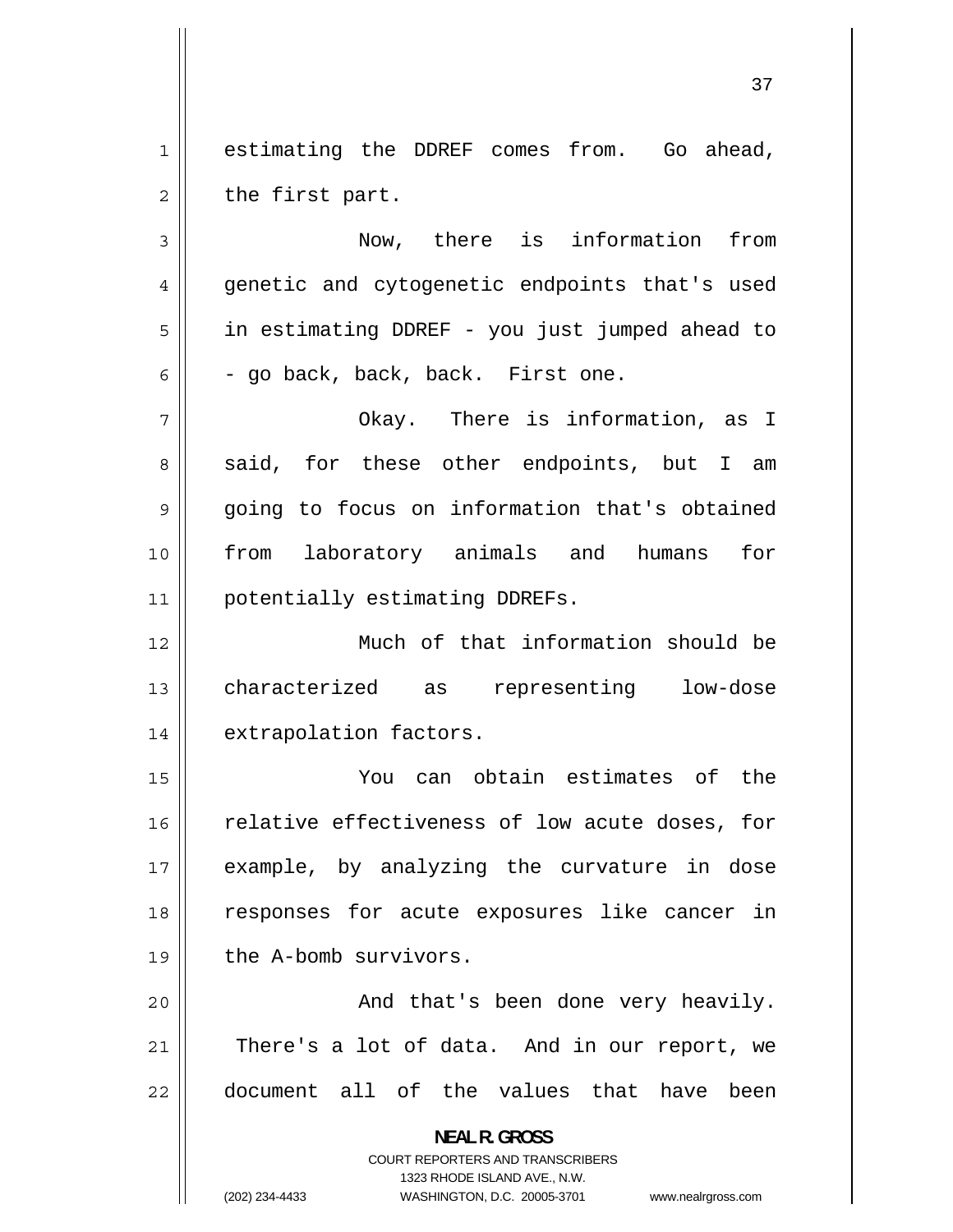estimating the DDREF comes from. Go ahead, the first part.

Now, there is information from genetic and cytogenetic endpoints that's used in estimating DDREF - you just jumped ahead to - go back, back, back. First one.

Okay. There is information, as I said, for these other endpoints, but I am going to focus on information that's obtained from laboratory animals and humans for potentially estimating DDREFs.

Much of that information should be characterized as representing low-dose extrapolation factors.

You can obtain estimates of the relative effectiveness of low acute doses, for example, by analyzing the curvature in dose responses for acute exposures like cancer in the A-bomb survivors.

And that's been done very heavily. There's a lot of data. And in our report, we document all of the values that have been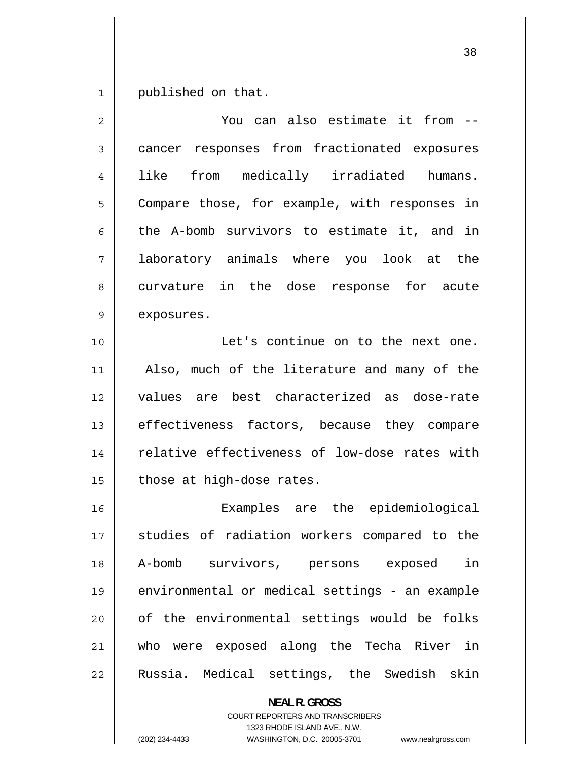published on that.

You can also estimate it from -- cancer responses from fractionated exposures like from medically irradiated humans. Compare those, for example, with responses in the A-bomb survivors to estimate it, and in laboratory animals where you look at the curvature in the dose response for acute exposures.

Let's continue on to the next one. Also, much of the literature and many of the values are best characterized as dose-rate effectiveness factors, because they compare relative effectiveness of low-dose rates with those at high-dose rates.

Examples are the epidemiological studies of radiation workers compared to the A-bomb survivors, persons exposed in environmental or medical settings - an example of the environmental settings would be folks who were exposed along the Techa River in Russia. Medical settings, the Swedish skin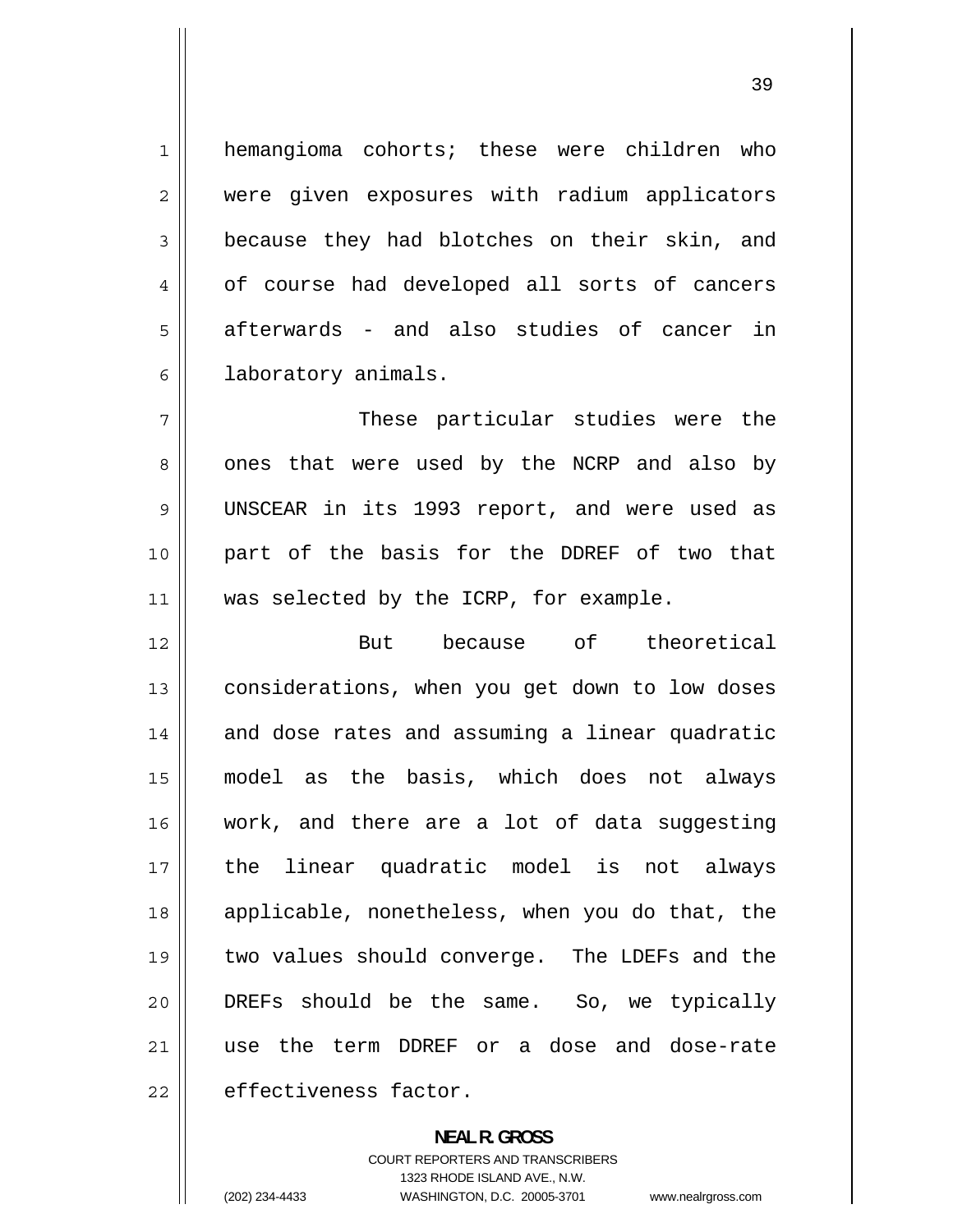hemangioma cohorts; these were children who were given exposures with radium applicators because they had blotches on their skin, and of course had developed all sorts of cancers afterwards - and also studies of cancer in laboratory animals.

These particular studies were the ones that were used by the NCRP and also by UNSCEAR in its 1993 report, and were used as part of the basis for the DDREF of two that was selected by the ICRP, for example.

But because of theoretical considerations, when you get down to low doses and dose rates and assuming a linear quadratic model as the basis, which does not always work, and there are a lot of data suggesting the linear quadratic model is not always applicable, nonetheless, when you do that, the two values should converge. The LDEFs and the DREFs should be the same. So, we typically use the term DDREF or a dose and dose-rate effectiveness factor.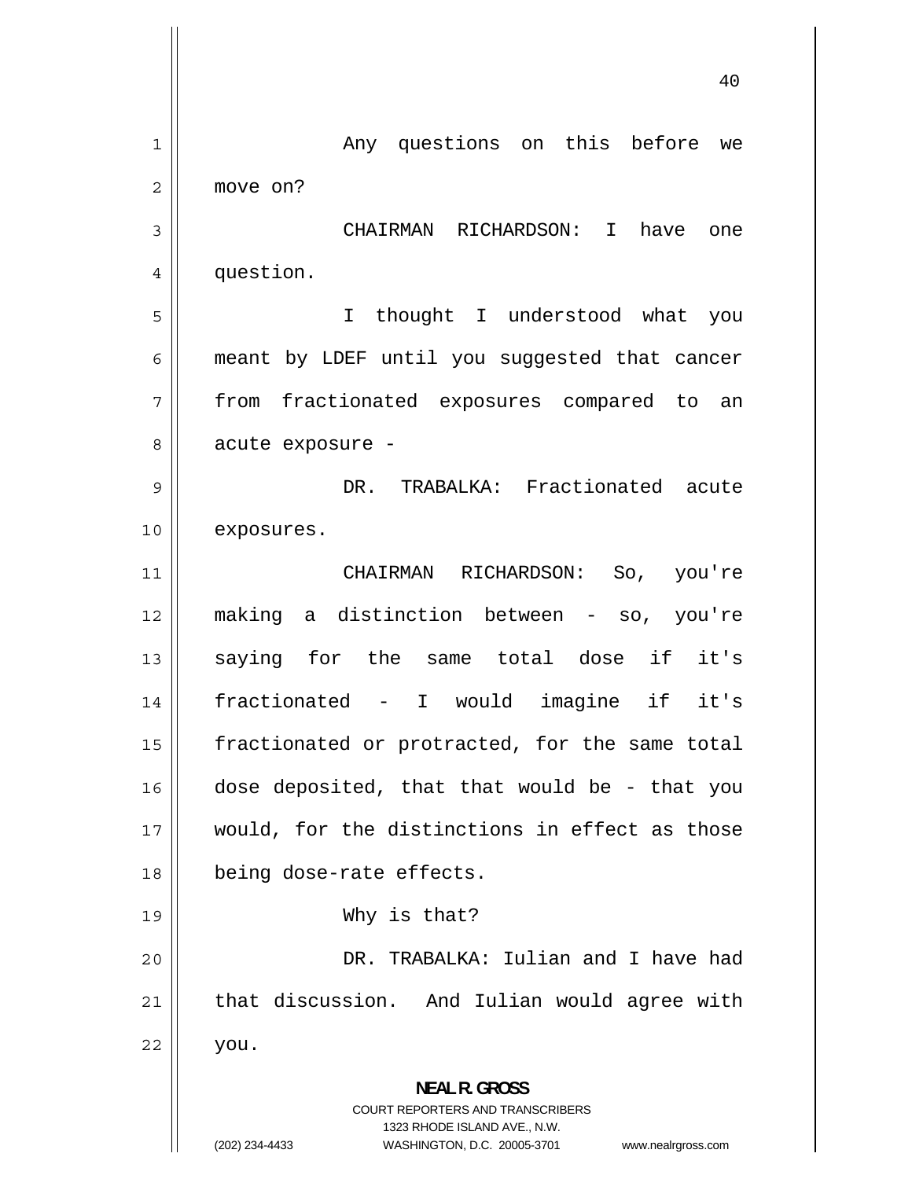Any questions on this before we move on?

CHAIRMAN RICHARDSON: I have one question.

I thought I understood what you meant by LDEF until you suggested that cancer from fractionated exposures compared to an acute exposure -

DR. TRABALKA: Fractionated acute exposures.

CHAIRMAN RICHARDSON: So, you're making a distinction between - so, you're saying for the same total dose if it's fractionated - I would imagine if it's fractionated or protracted, for the same total dose deposited, that that would be - that you would, for the distinctions in effect as those being dose-rate effects.

Why is that?

DR. TRABALKA: Iulian and I have had that discussion. And Iulian would agree with you.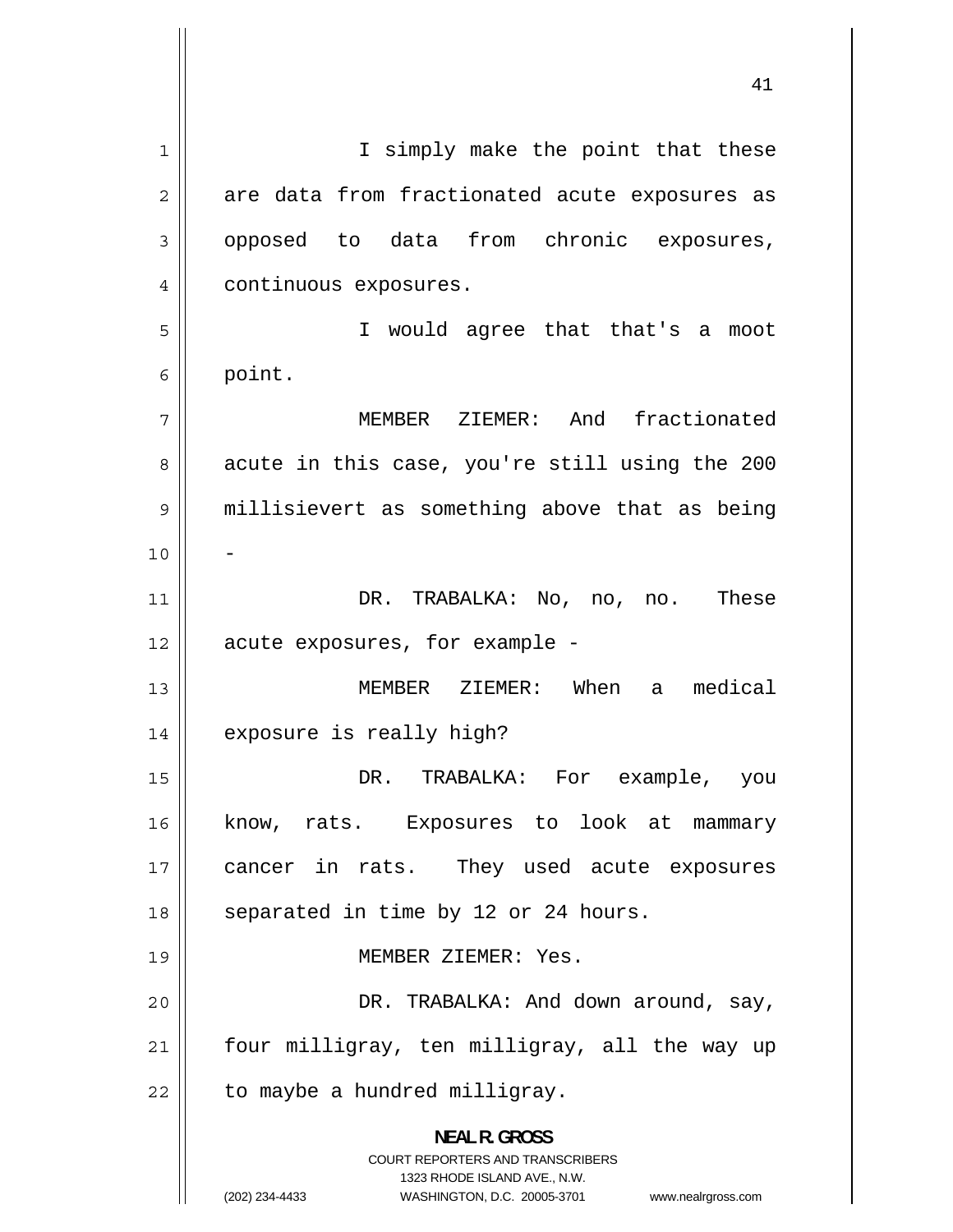I simply make the point that these are data from fractionated acute exposures as opposed to data from chronic exposures, continuous exposures.

I would agree that that's a moot point.

MEMBER ZIEMER: And fractionated acute in this case, you're still using the 200 millisievert as something above that as being -

DR. TRABALKA: No, no, no. These acute exposures, for example -

MEMBER ZIEMER: When a medical exposure is really high?

DR. TRABALKA: For example, you know, rats. Exposures to look at mammary cancer in rats. They used acute exposures separated in time by 12 or 24 hours.

MEMBER ZIEMER: Yes.

DR. TRABALKA: And down around, say, four milligray, ten milligray, all the way up to maybe a hundred milligray.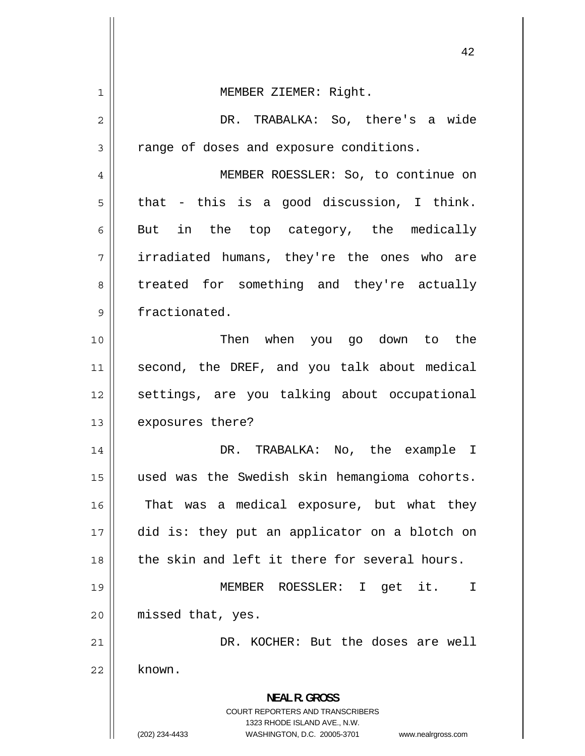MEMBER ZIEMER: Right.

DR. TRABALKA: So, there's a wide range of doses and exposure conditions.

MEMBER ROESSLER: So, to continue on that - this is a good discussion, I think. But in the top category, the medically irradiated humans, they're the ones who are treated for something and they're actually fractionated.

Then when you go down to the second, the DREF, and you talk about medical settings, are you talking about occupational exposures there?

DR. TRABALKA: No, the example I used was the Swedish skin hemangioma cohorts. That was a medical exposure, but what they did is: they put an applicator on a blotch on the skin and left it there for several hours.

MEMBER ROESSLER: I get it. I missed that, yes.

DR. KOCHER: But the doses are well known.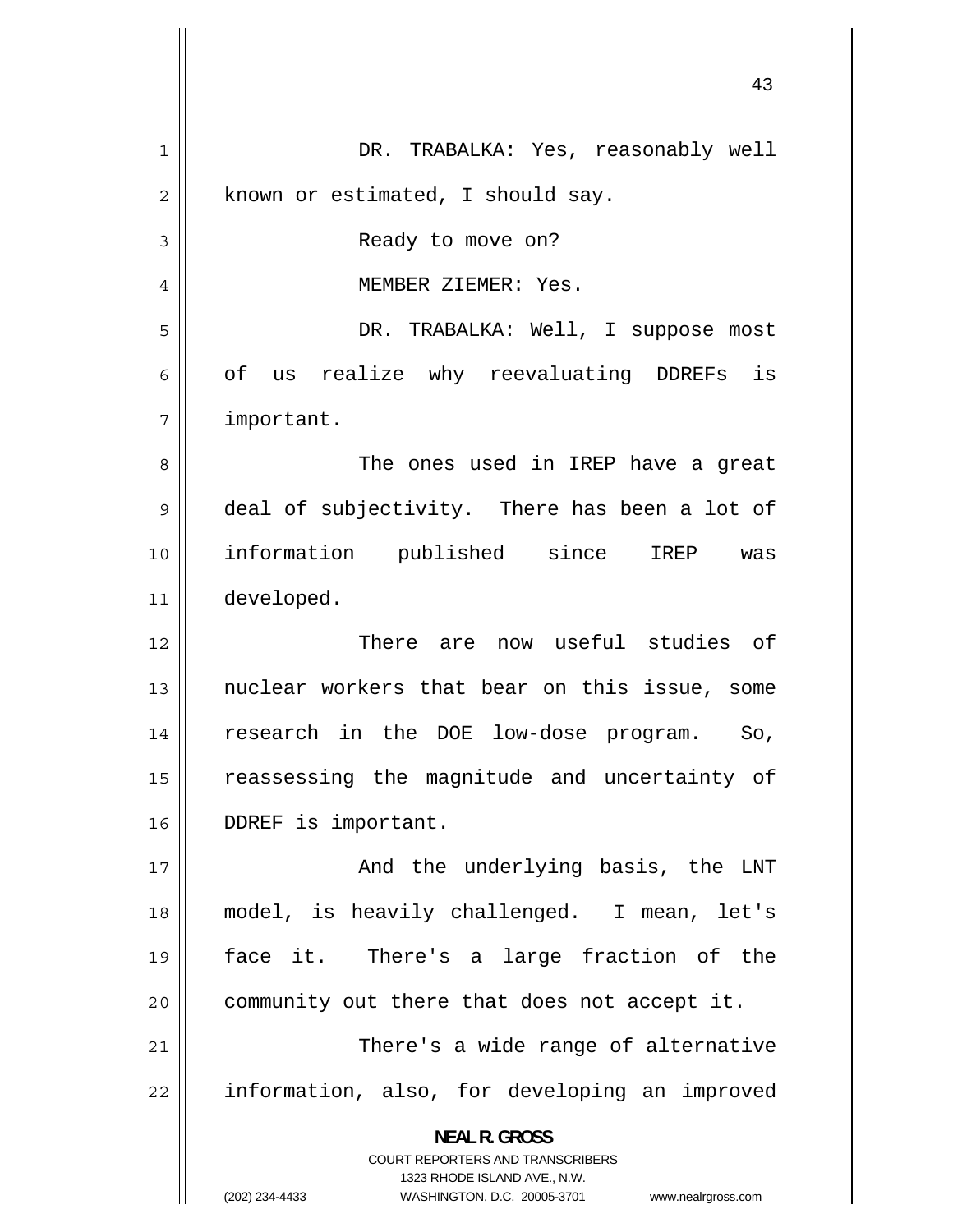DR. TRABALKA: Yes, reasonably well known or estimated, I should say.

Ready to move on?

MEMBER ZIEMER: Yes.

DR. TRABALKA: Well, I suppose most of us realize why reevaluating DDREFs is important.

The ones used in IREP have a great deal of subjectivity. There has been a lot of information published since IREP was developed.

There are now useful studies of nuclear workers that bear on this issue, some research in the DOE low-dose program. So, reassessing the magnitude and uncertainty of DDREF is important.

And the underlying basis, the LNT model, is heavily challenged. I mean, let's face it. There's a large fraction of the community out there that does not accept it.

There's a wide range of alternative information, also, for developing an improved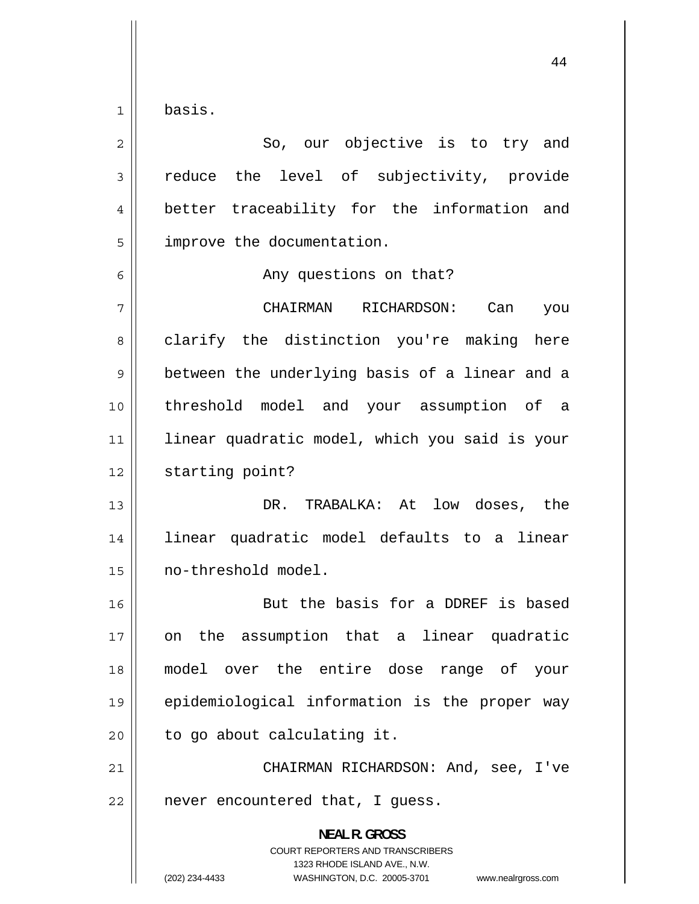basis.

So, our objective is to try and reduce the level of subjectivity, provide better traceability for the information and improve the documentation.

Any questions on that?

CHAIRMAN RICHARDSON: Can you clarify the distinction you're making here between the underlying basis of a linear and a threshold model and your assumption of a linear quadratic model, which you said is your starting point?

DR. TRABALKA: At low doses, the linear quadratic model defaults to a linear no-threshold model.

But the basis for a DDREF is based on the assumption that a linear quadratic model over the entire dose range of your epidemiological information is the proper way to go about calculating it.

CHAIRMAN RICHARDSON: And, see, I've never encountered that, I guess.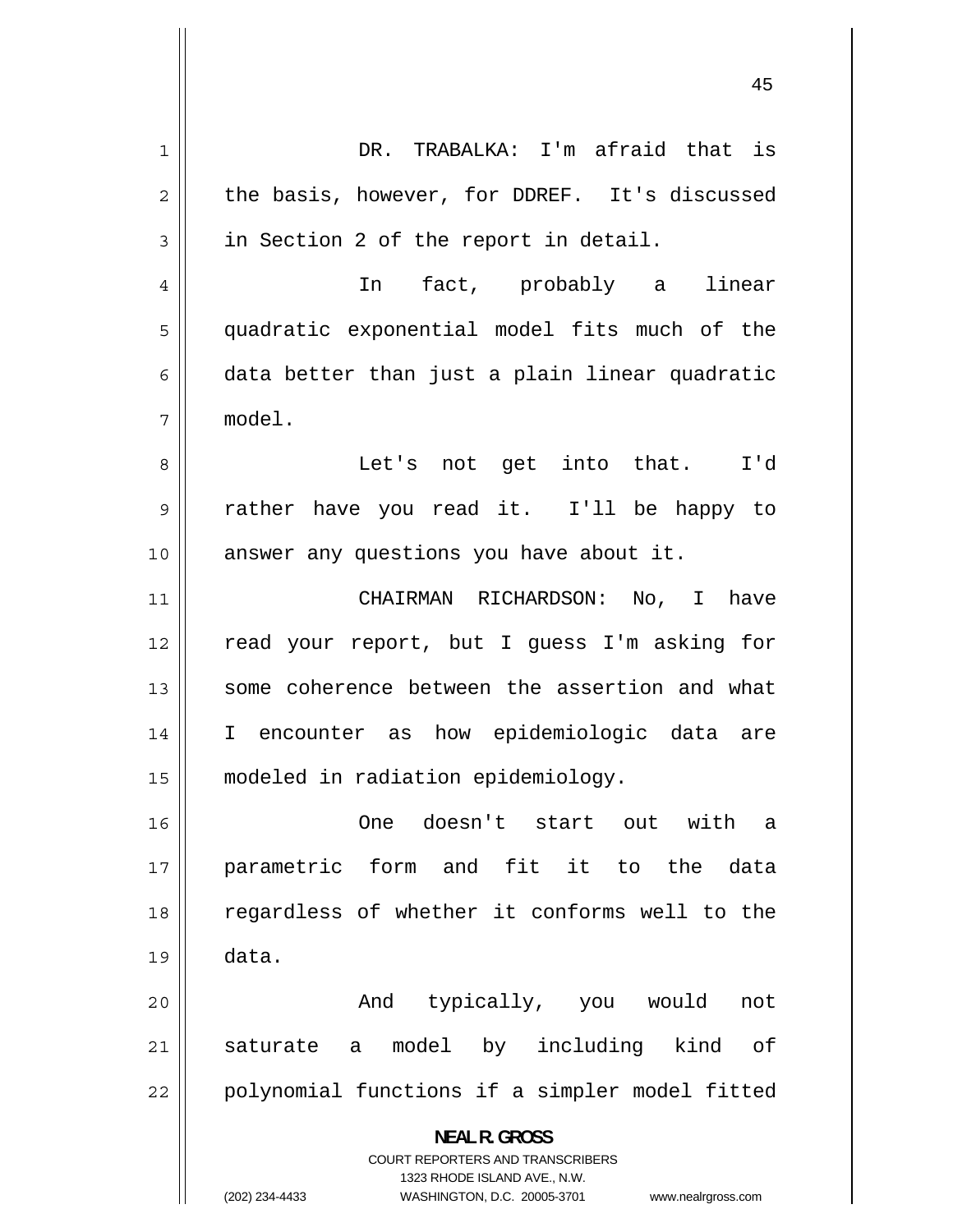DR. TRABALKA: I'm afraid that is the basis, however, for DDREF. It's discussed in Section 2 of the report in detail.

In fact, probably a linear quadratic exponential model fits much of the data better than just a plain linear quadratic model.

Let's not get into that. I'd rather have you read it. I'll be happy to answer any questions you have about it.

CHAIRMAN RICHARDSON: No, I have read your report, but I guess I'm asking for some coherence between the assertion and what I encounter as how epidemiologic data are modeled in radiation epidemiology.

One doesn't start out with a parametric form and fit it to the data regardless of whether it conforms well to the data.

And typically, you would not saturate a model by including kind of polynomial functions if a simpler model fitted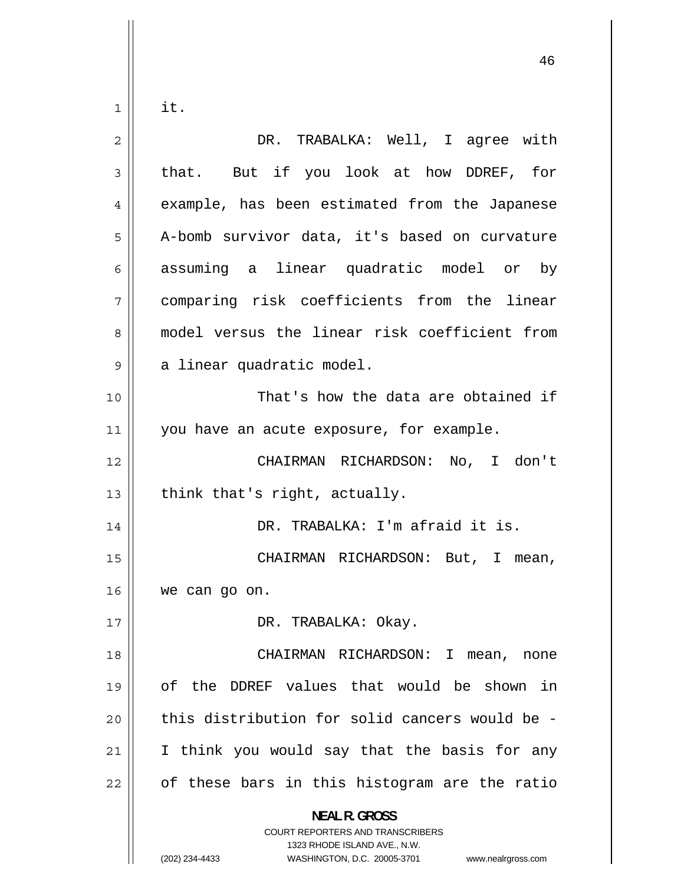it.

DR. TRABALKA: Well, I agree with that. But if you look at how DDREF, for example, has been estimated from the Japanese A-bomb survivor data, it's based on curvature assuming a linear quadratic model or by comparing risk coefficients from the linear model versus the linear risk coefficient from a linear quadratic model.

That's how the data are obtained if you have an acute exposure, for example.

CHAIRMAN RICHARDSON: No, I don't think that's right, actually.

DR. TRABALKA: I'm afraid it is.

CHAIRMAN RICHARDSON: But, I mean, we can go on.

DR. TRABALKA: Okay.

CHAIRMAN RICHARDSON: I mean, none of the DDREF values that would be shown in this distribution for solid cancers would be - I think you would say that the basis for any of these bars in this histogram are the ratio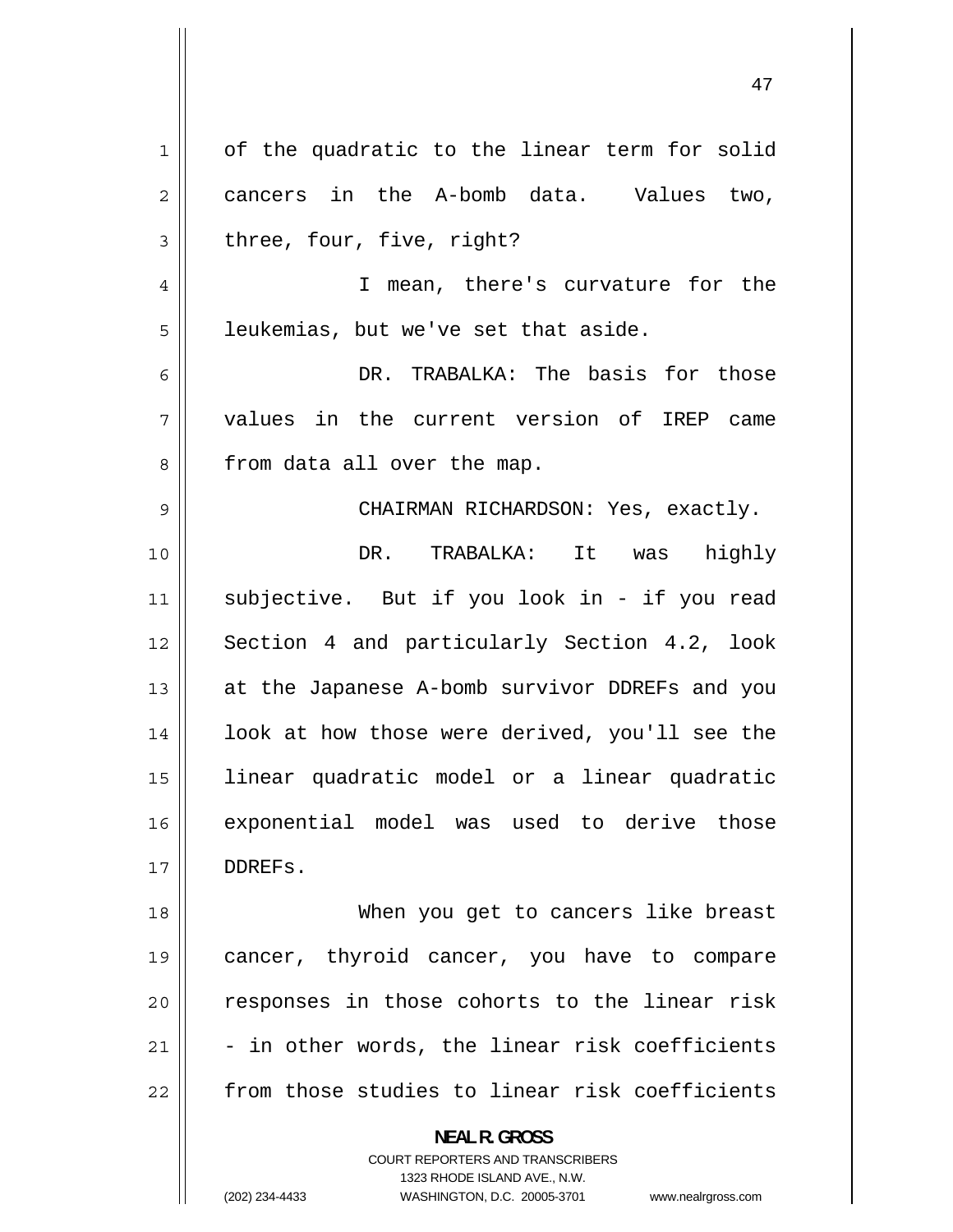of the quadratic to the linear term for solid cancers in the A-bomb data. Values two, three, four, five, right?

I mean, there's curvature for the leukemias, but we've set that aside.

DR. TRABALKA: The basis for those values in the current version of IREP came from data all over the map.

CHAIRMAN RICHARDSON: Yes, exactly.

DR. TRABALKA: It was highly subjective. But if you look in - if you read Section 4 and particularly Section 4.2, look at the Japanese A-bomb survivor DDREFs and you look at how those were derived, you'll see the linear quadratic model or a linear quadratic exponential model was used to derive those DDREFs.

When you get to cancers like breast cancer, thyroid cancer, you have to compare responses in those cohorts to the linear risk - in other words, the linear risk coefficients from those studies to linear risk coefficients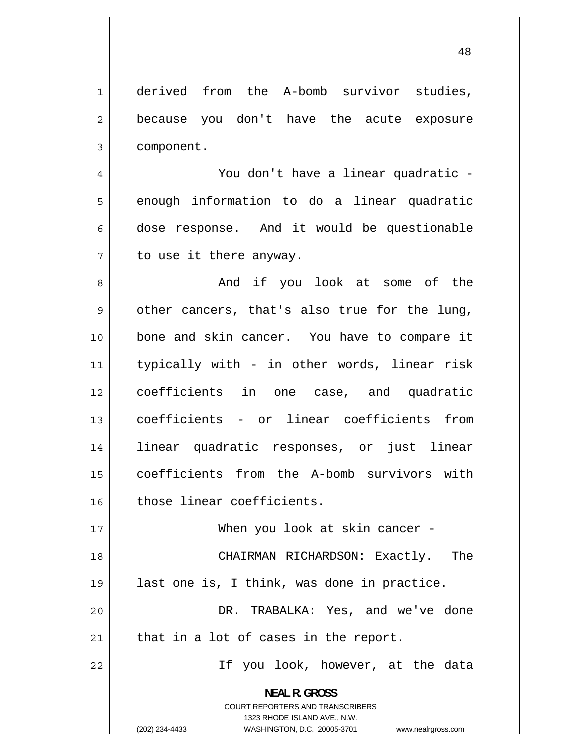derived from the A-bomb survivor studies, because you don't have the acute exposure component.

You don't have a linear quadratic - enough information to do a linear quadratic dose response. And it would be questionable to use it there anyway.

And if you look at some of the other cancers, that's also true for the lung, bone and skin cancer. You have to compare it typically with - in other words, linear risk coefficients in one case, and quadratic coefficients - or linear coefficients from linear quadratic responses, or just linear coefficients from the A-bomb survivors with those linear coefficients.

When you look at skin cancer -

CHAIRMAN RICHARDSON: Exactly. The last one is, I think, was done in practice.

DR. TRABALKA: Yes, and we've done that in a lot of cases in the report.

If you look, however, at the data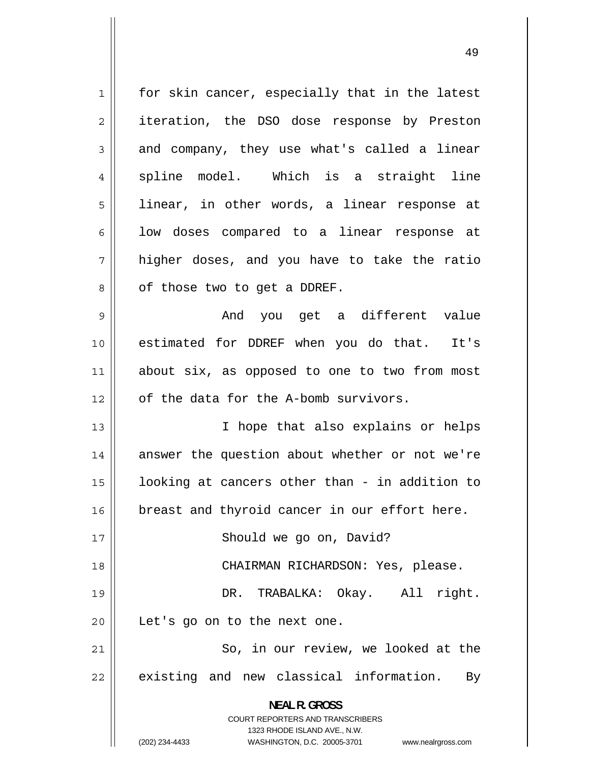for skin cancer, especially that in the latest iteration, the DSO dose response by Preston and company, they use what's called a linear spline model. Which is a straight line linear, in other words, a linear response at low doses compared to a linear response at higher doses, and you have to take the ratio of those two to get a DDREF.

And you get a different value estimated for DDREF when you do that. It's about six, as opposed to one to two from most of the data for the A-bomb survivors.

I hope that also explains or helps answer the question about whether or not we're looking at cancers other than - in addition to breast and thyroid cancer in our effort here.

Should we go on, David?

CHAIRMAN RICHARDSON: Yes, please.

DR. TRABALKA: Okay. All right. Let's go on to the next one.

So, in our review, we looked at the existing and new classical information. By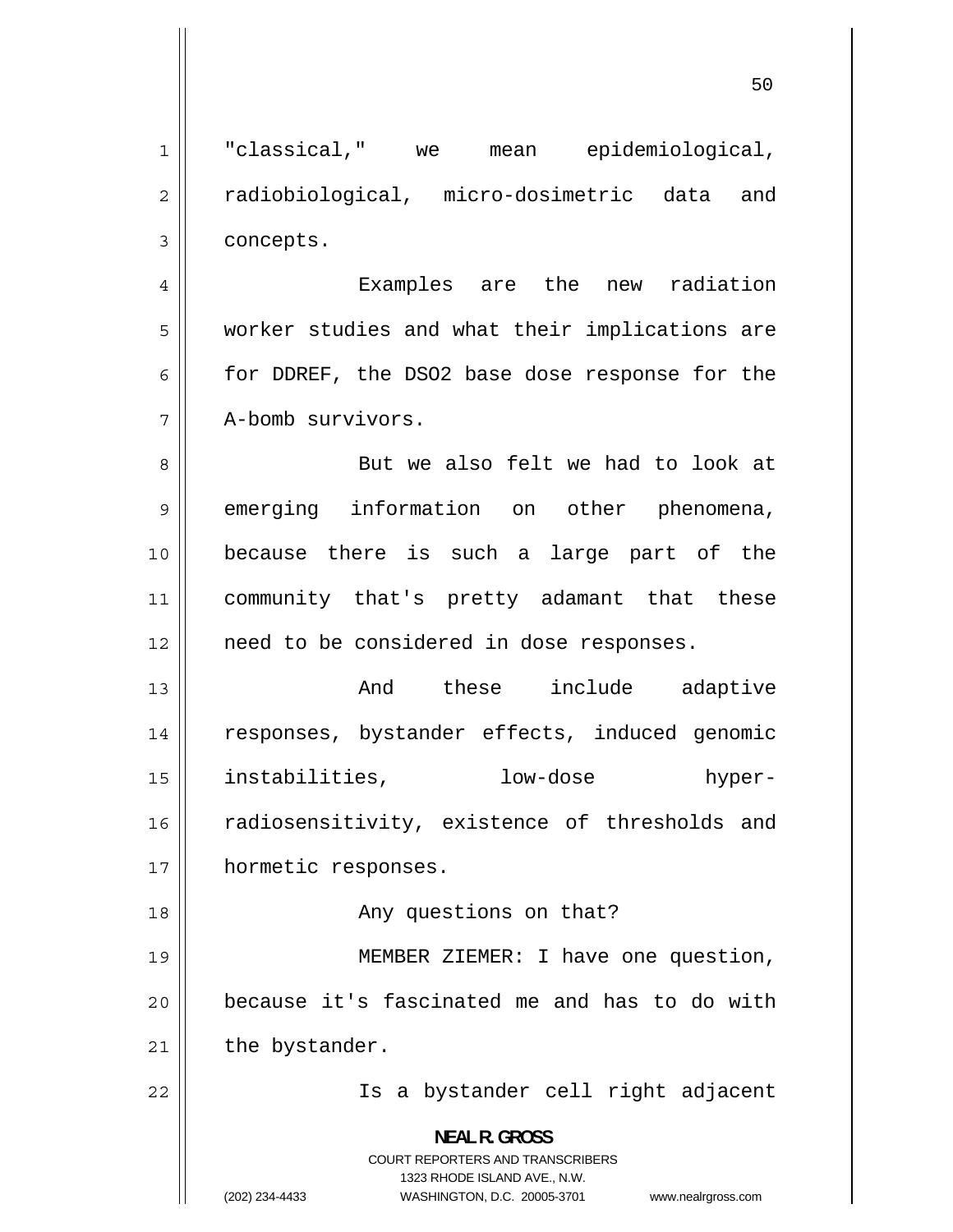"classical," we mean epidemiological, radiobiological, micro-dosimetric data and concepts.

Examples are the new radiation worker studies and what their implications are for DDREF, the DSO2 base dose response for the A-bomb survivors.

But we also felt we had to look at emerging information on other phenomena, because there is such a large part of the community that's pretty adamant that these need to be considered in dose responses.

And these include adaptive responses, bystander effects, induced genomic instabilities, low-dose hyper-radiosensitivity, existence of thresholds and hormetic responses.

Any questions on that?

MEMBER ZIEMER: I have one question, because it's fascinated me and has to do with the bystander.

Is a bystander cell right adjacent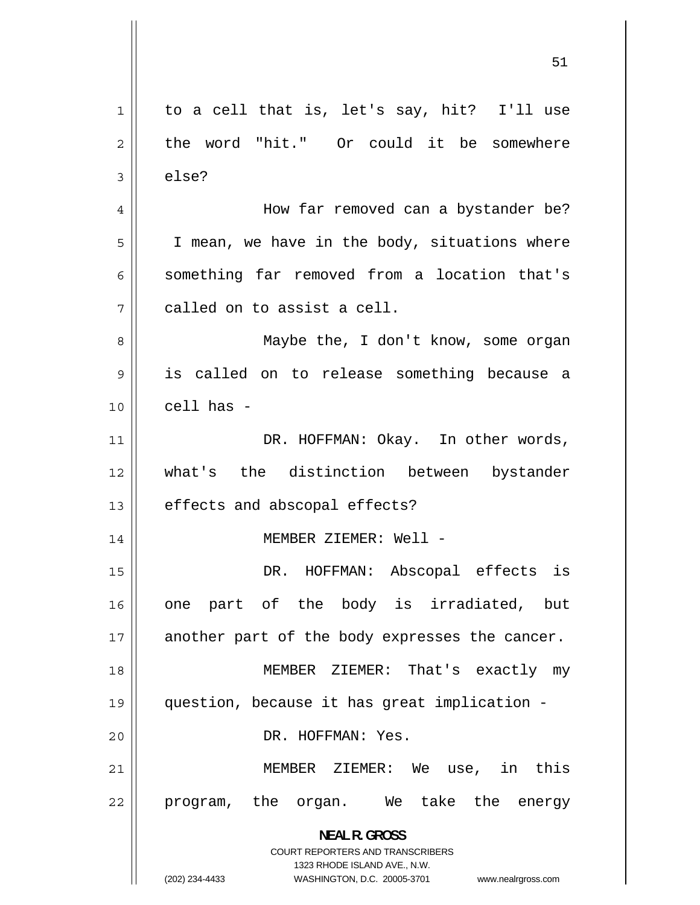to a cell that is, let's say, hit? I'll use the word "hit." Or could it be somewhere else?

How far removed can a bystander be? I mean, we have in the body, situations where something far removed from a location that's called on to assist a cell.

Maybe the, I don't know, some organ is called on to release something because a cell has -

DR. HOFFMAN: Okay. In other words, what's the distinction between bystander effects and abscopal effects?

MEMBER ZIEMER: Well -

DR. HOFFMAN: Abscopal effects is one part of the body is irradiated, but another part of the body expresses the cancer.

MEMBER ZIEMER: That's exactly my question, because it has great implication -

DR. HOFFMAN: Yes.

MEMBER ZIEMER: We use, in this program, the organ. We take the energy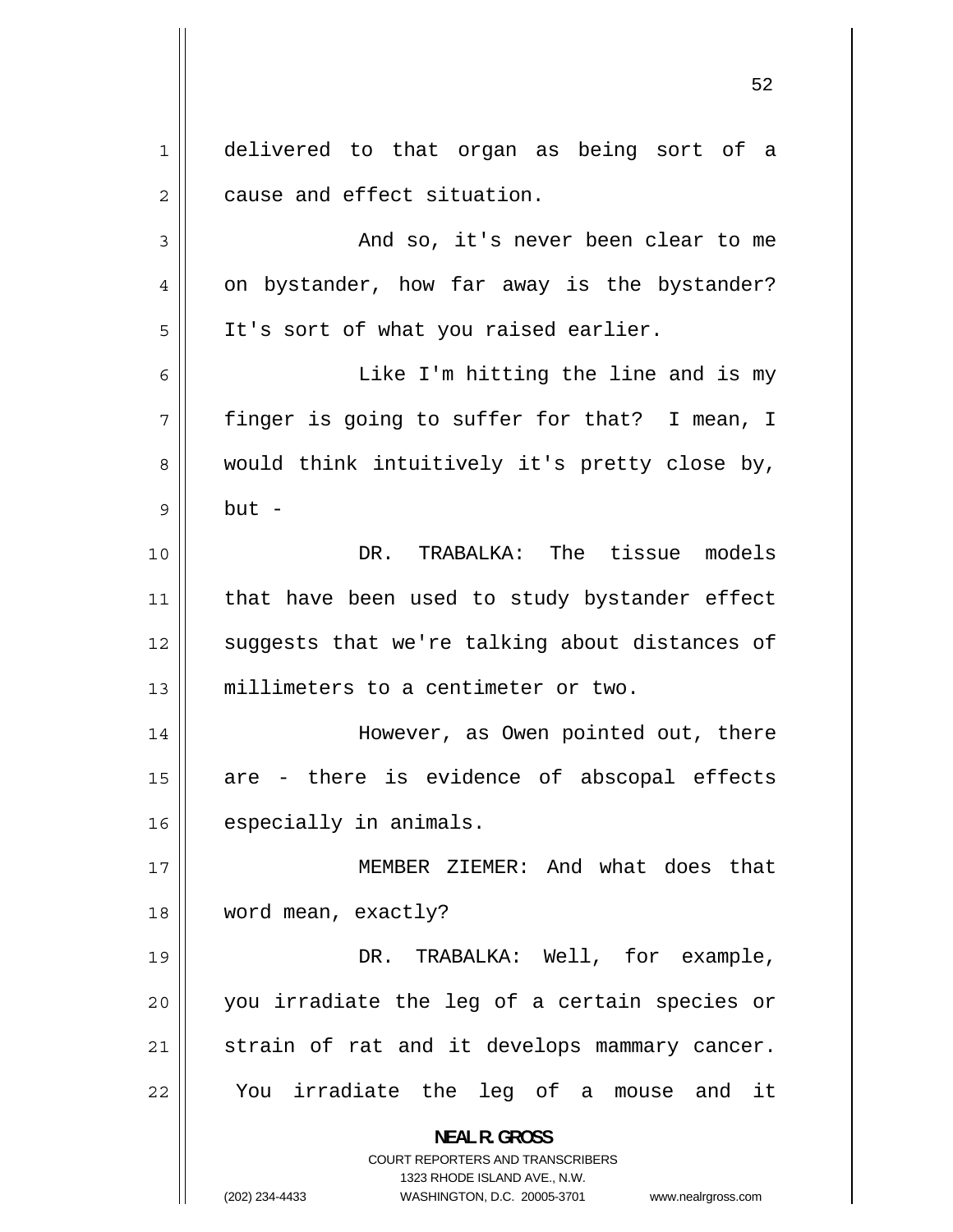delivered to that organ as being sort of a cause and effect situation.

And so, it's never been clear to me on bystander, how far away is the bystander? It's sort of what you raised earlier.

Like I'm hitting the line and is my finger is going to suffer for that? I mean, I would think intuitively it's pretty close by, but -

DR. TRABALKA: The tissue models that have been used to study bystander effect suggests that we're talking about distances of millimeters to a centimeter or two.

However, as Owen pointed out, there are - there is evidence of abscopal effects especially in animals.

MEMBER ZIEMER: And what does that word mean, exactly?

DR. TRABALKA: Well, for example, you irradiate the leg of a certain species or strain of rat and it develops mammary cancer. You irradiate the leg of a mouse and it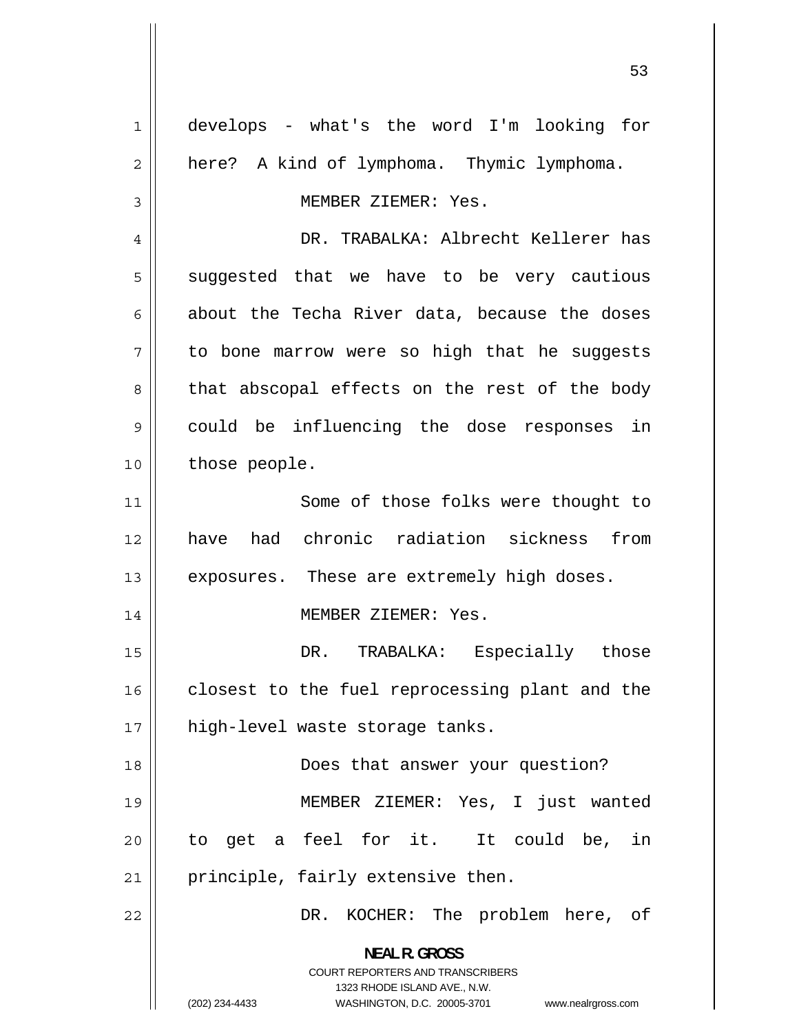develops - what's the word I'm looking for here? A kind of lymphoma. Thymic lymphoma.

MEMBER ZIEMER: Yes.

DR. TRABALKA: Albrecht Kellerer has suggested that we have to be very cautious about the Techa River data, because the doses to bone marrow were so high that he suggests that abscopal effects on the rest of the body could be influencing the dose responses in those people.

Some of those folks were thought to have had chronic radiation sickness from exposures. These are extremely high doses.

MEMBER ZIEMER: Yes.

DR. TRABALKA: Especially those closest to the fuel reprocessing plant and the high-level waste storage tanks.

Does that answer your question?

MEMBER ZIEMER: Yes, I just wanted to get a feel for it. It could be, in principle, fairly extensive then.

DR. KOCHER: The problem here, of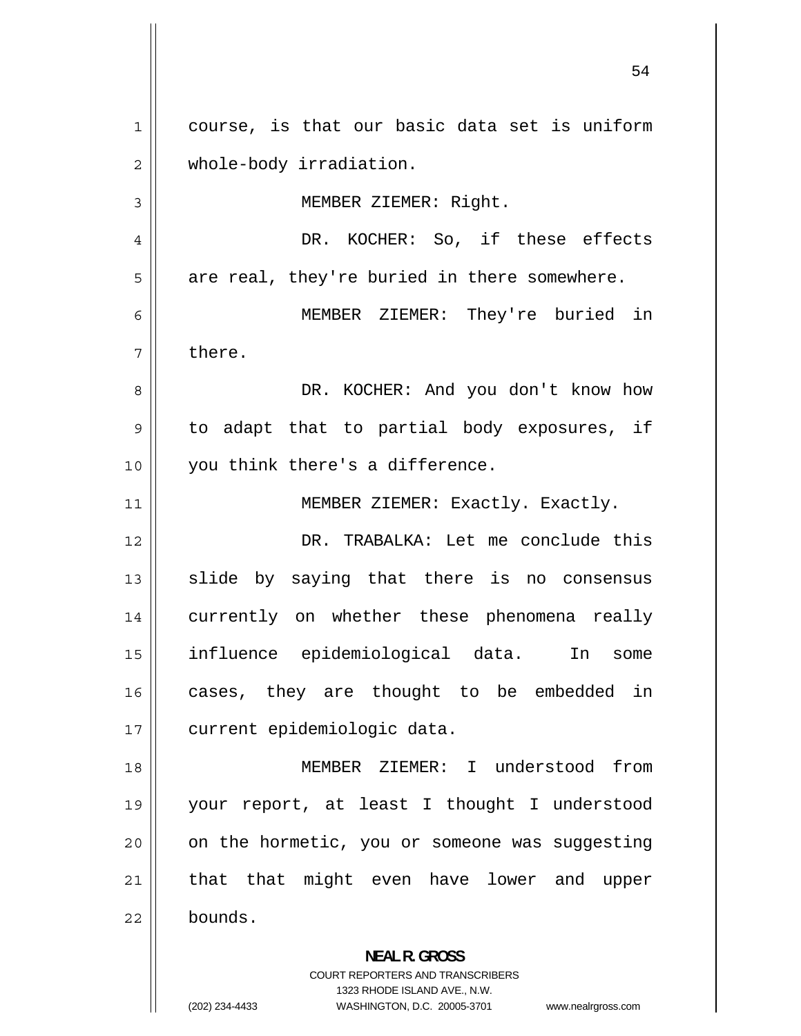course, is that our basic data set is uniform whole-body irradiation.

MEMBER ZIEMER: Right.

DR. KOCHER: So, if these effects are real, they're buried in there somewhere.

MEMBER ZIEMER: They're buried in there.

DR. KOCHER: And you don't know how to adapt that to partial body exposures, if you think there's a difference.

MEMBER ZIEMER: Exactly. Exactly.

DR. TRABALKA: Let me conclude this slide by saying that there is no consensus currently on whether these phenomena really influence epidemiological data. In some cases, they are thought to be embedded in current epidemiologic data.

MEMBER ZIEMER: I understood from your report, at least I thought I understood on the hormetic, you or someone was suggesting that that might even have lower and upper bounds.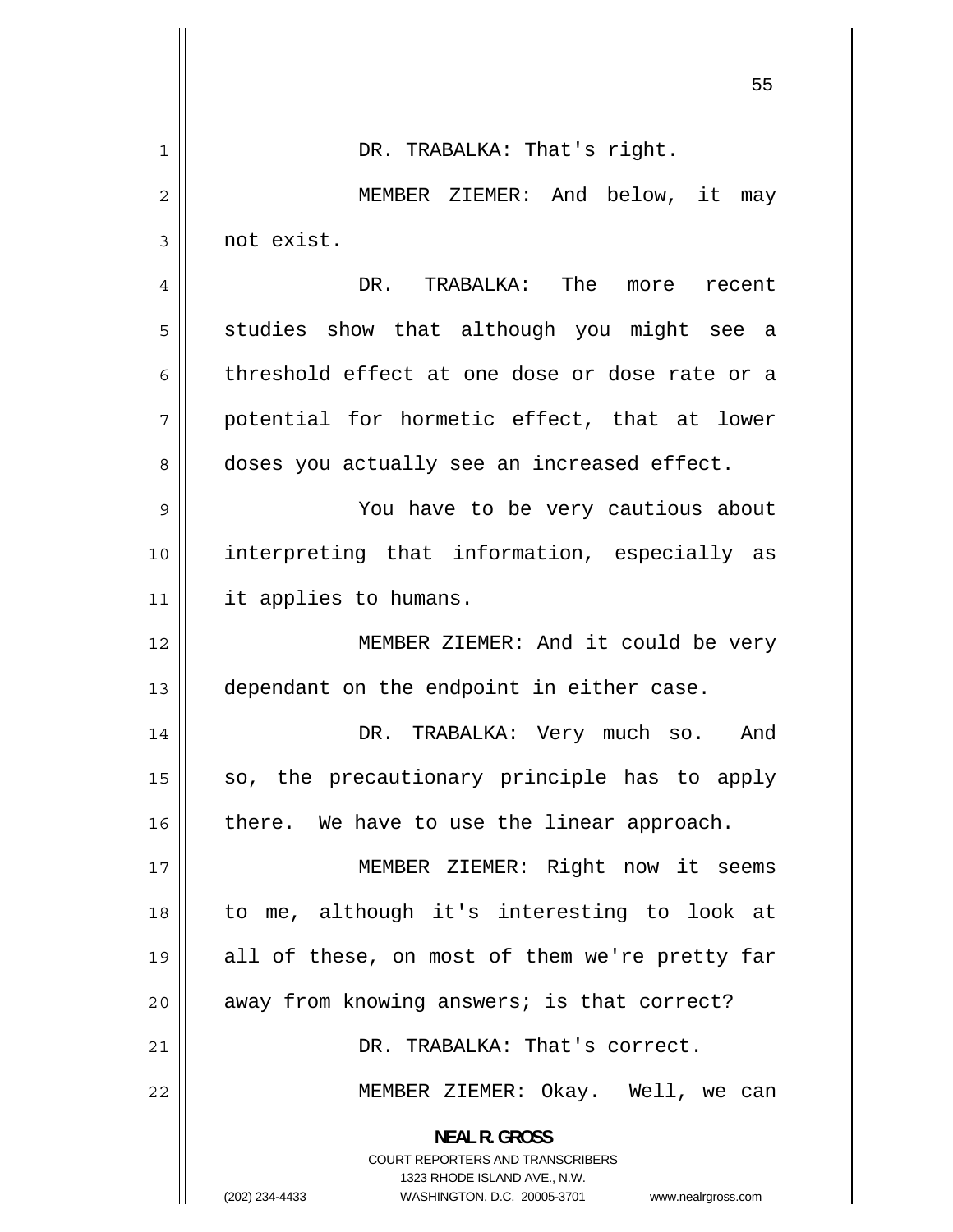DR. TRABALKA: That's right.

MEMBER ZIEMER: And below, it may not exist.

DR. TRABALKA: The more recent studies show that although you might see a threshold effect at one dose or dose rate or a potential for hormetic effect, that at lower doses you actually see an increased effect.

You have to be very cautious about interpreting that information, especially as it applies to humans.

MEMBER ZIEMER: And it could be very dependant on the endpoint in either case.

DR. TRABALKA: Very much so. And so, the precautionary principle has to apply there. We have to use the linear approach.

MEMBER ZIEMER: Right now it seems to me, although it's interesting to look at all of these, on most of them we're pretty far away from knowing answers; is that correct?

DR. TRABALKA: That's correct.

MEMBER ZIEMER: Okay. Well, we can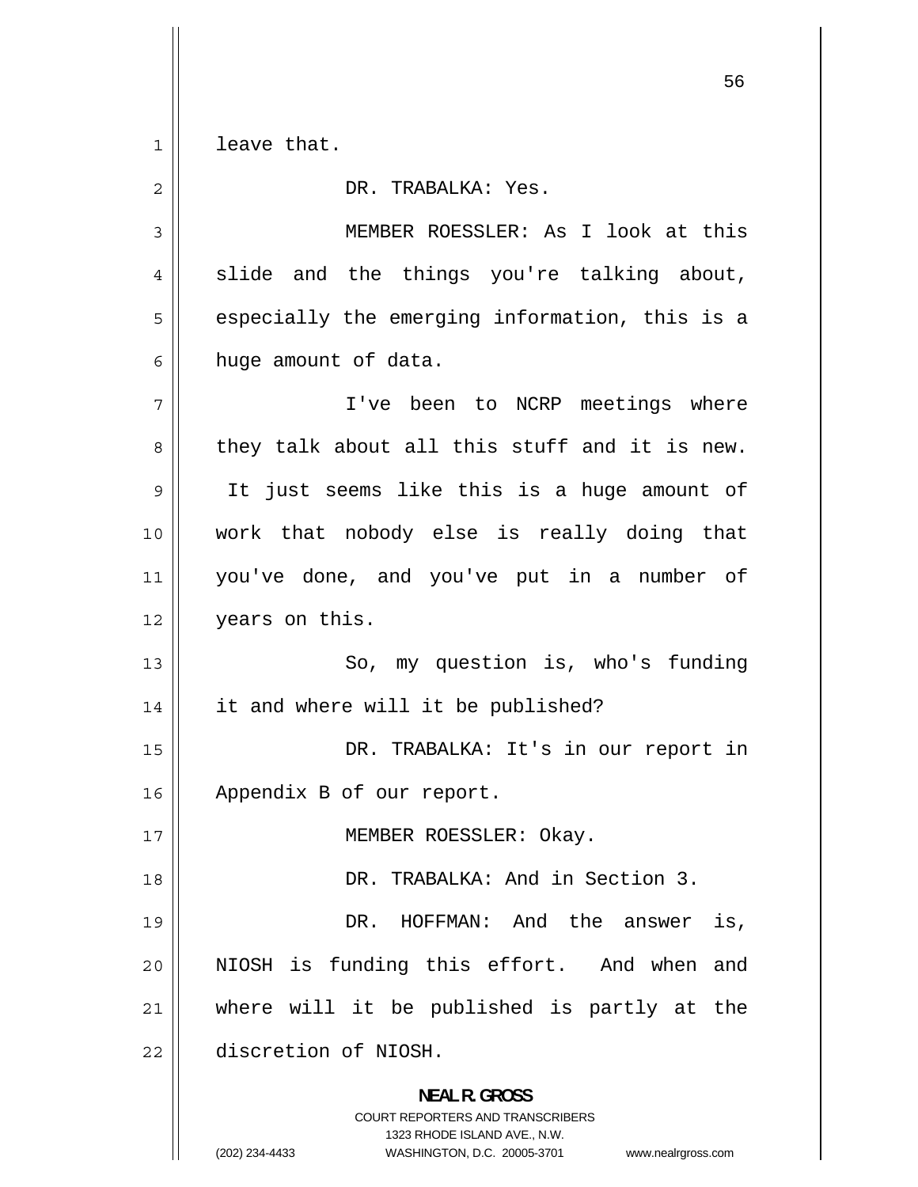leave that.

DR. TRABALKA: Yes.

MEMBER ROESSLER: As I look at this slide and the things you're talking about, especially the emerging information, this is a huge amount of data.

I've been to NCRP meetings where they talk about all this stuff and it is new. It just seems like this is a huge amount of work that nobody else is really doing that you've done, and you've put in a number of years on this.

So, my question is, who's funding it and where will it be published?

DR. TRABALKA: It's in our report in Appendix B of our report.

MEMBER ROESSLER: Okay.

DR. TRABALKA: And in Section 3.

DR. HOFFMAN: And the answer is, NIOSH is funding this effort. And when and where will it be published is partly at the discretion of NIOSH.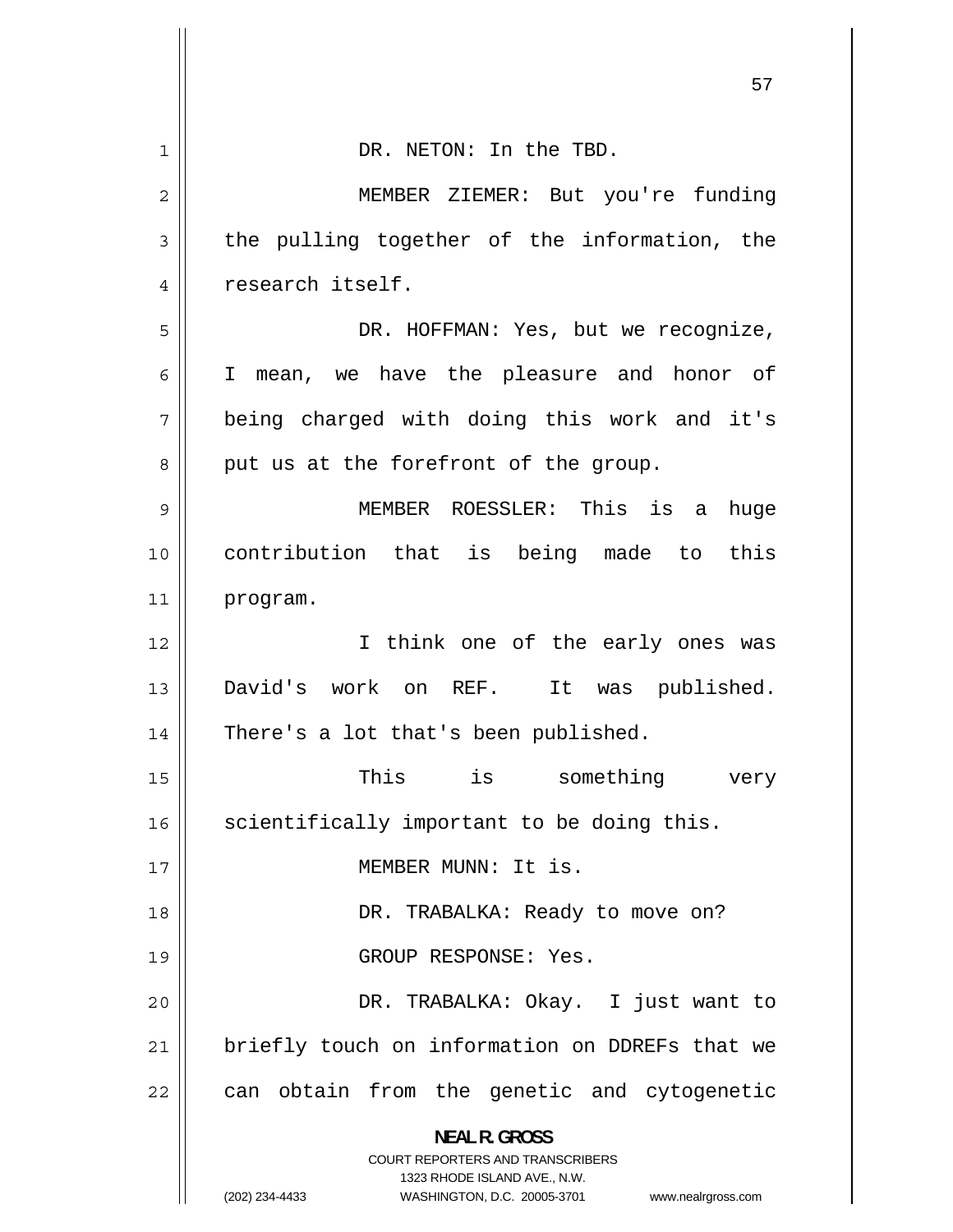DR. NETON: In the TBD.

MEMBER ZIEMER: But you're funding the pulling together of the information, the research itself.

DR. HOFFMAN: Yes, but we recognize, I mean, we have the pleasure and honor of being charged with doing this work and it's put us at the forefront of the group.

MEMBER ROESSLER: This is a huge contribution that is being made to this program.

I think one of the early ones was David's work on REF. It was published. There's a lot that's been published.

This is something very scientifically important to be doing this.

MEMBER MUNN: It is.

DR. TRABALKA: Ready to move on?

GROUP RESPONSE: Yes.

DR. TRABALKA: Okay. I just want to briefly touch on information on DDREFs that we can obtain from the genetic and cytogenetic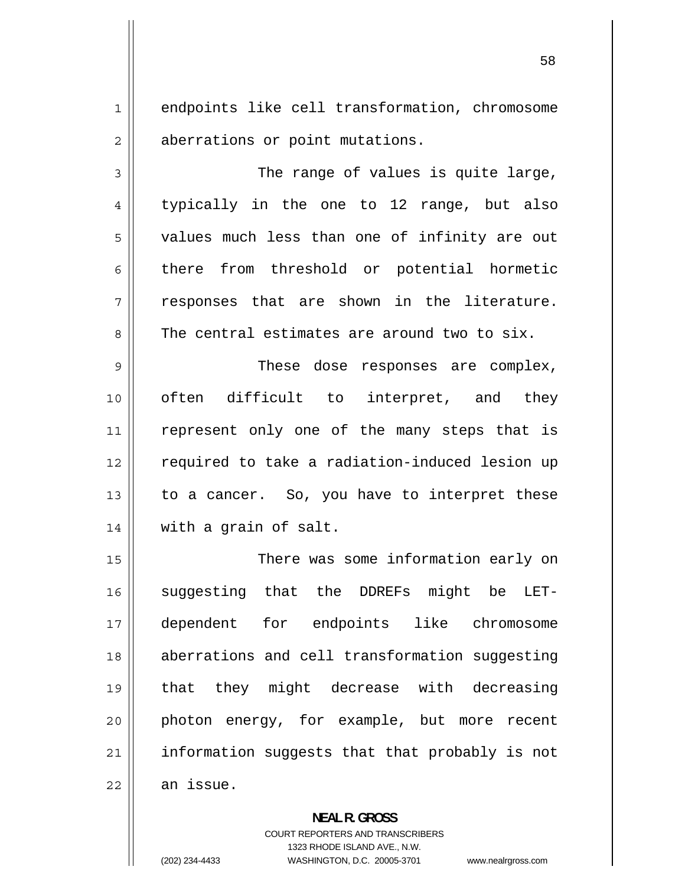endpoints like cell transformation, chromosome aberrations or point mutations.

The range of values is quite large, typically in the one to 12 range, but also values much less than one of infinity are out there from threshold or potential hormetic responses that are shown in the literature. The central estimates are around two to six.

These dose responses are complex, often difficult to interpret, and they represent only one of the many steps that is required to take a radiation-induced lesion up to a cancer. So, you have to interpret these with a grain of salt.

There was some information early on suggesting that the DDREFs might be LET-dependent for endpoints like chromosome aberrations and cell transformation suggesting that they might decrease with decreasing photon energy, for example, but more recent information suggests that that probably is not an issue.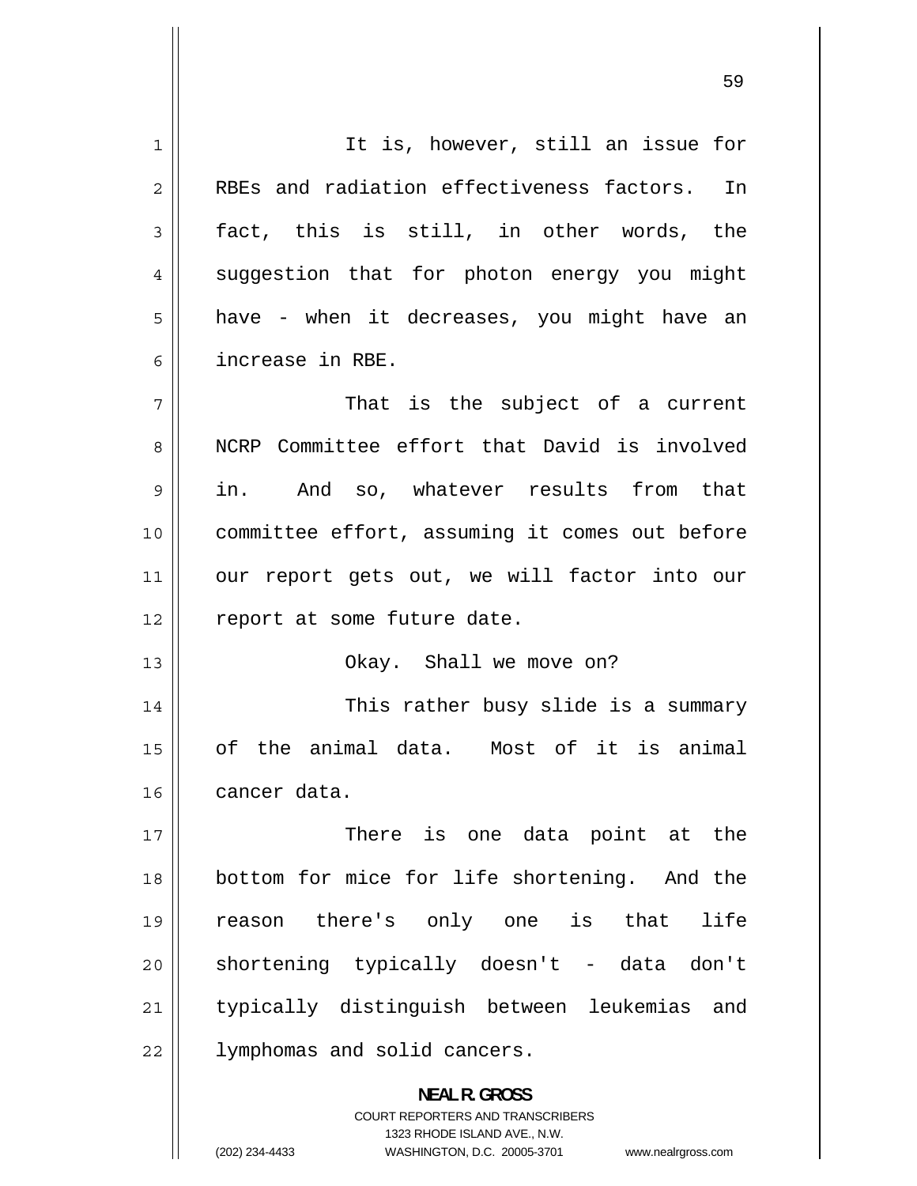It is, however, still an issue for RBEs and radiation effectiveness factors. In fact, this is still, in other words, the suggestion that for photon energy you might have - when it decreases, you might have an increase in RBE.

That is the subject of a current NCRP Committee effort that David is involved in. And so, whatever results from that committee effort, assuming it comes out before our report gets out, we will factor into our report at some future date.

Okay. Shall we move on?

This rather busy slide is a summary of the animal data. Most of it is animal cancer data.

There is one data point at the bottom for mice for life shortening. And the reason there's only one is that life shortening typically doesn't - data don't typically distinguish between leukemias and lymphomas and solid cancers.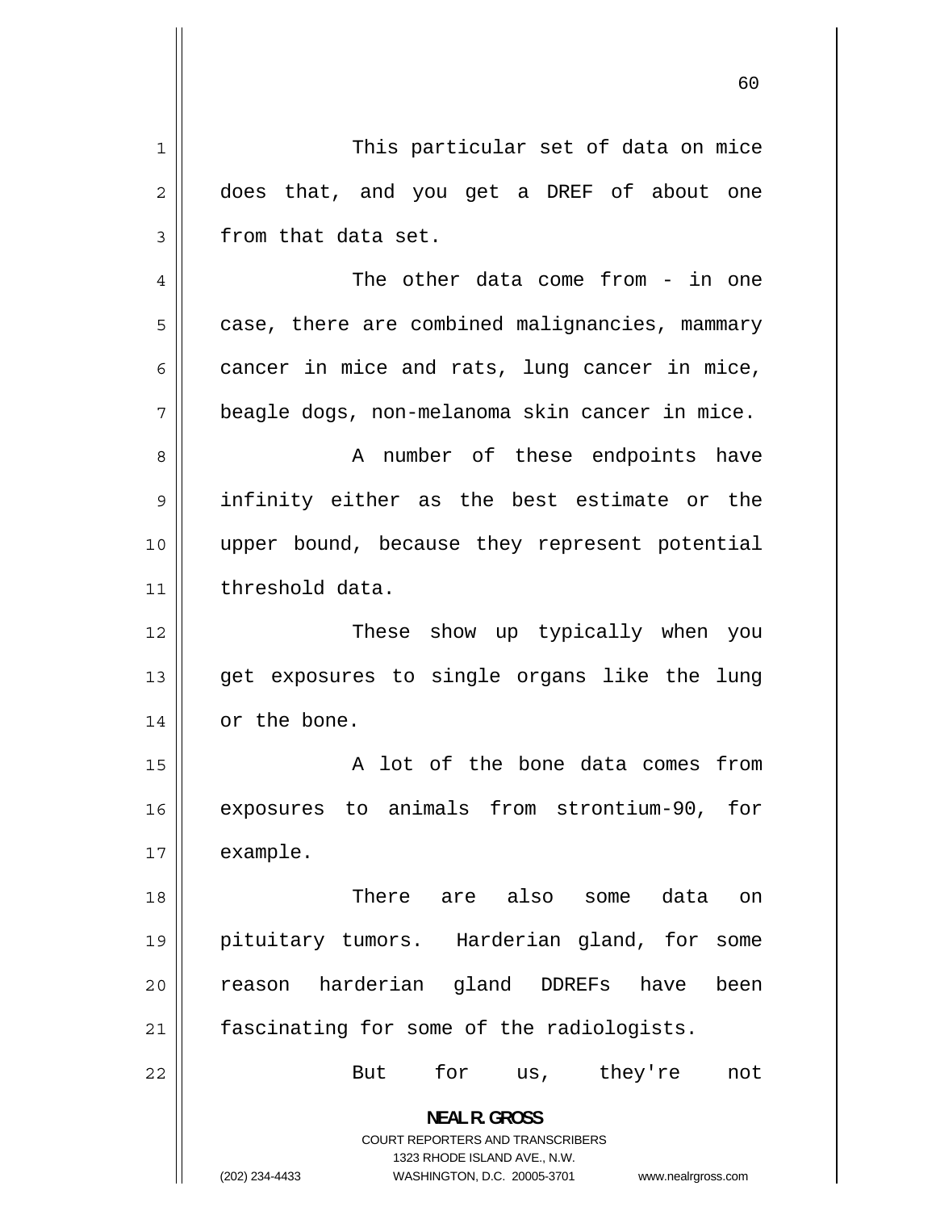This particular set of data on mice does that, and you get a DREF of about one from that data set.

The other data come from - in one case, there are combined malignancies, mammary cancer in mice and rats, lung cancer in mice, beagle dogs, non-melanoma skin cancer in mice.

A number of these endpoints have infinity either as the best estimate or the upper bound, because they represent potential threshold data.

These show up typically when you get exposures to single organs like the lung or the bone.

A lot of the bone data comes from exposures to animals from strontium-90, for example.

There are also some data on pituitary tumors. Harderian gland, for some reason harderian gland DDREFs have been fascinating for some of the radiologists.

But for us, they're not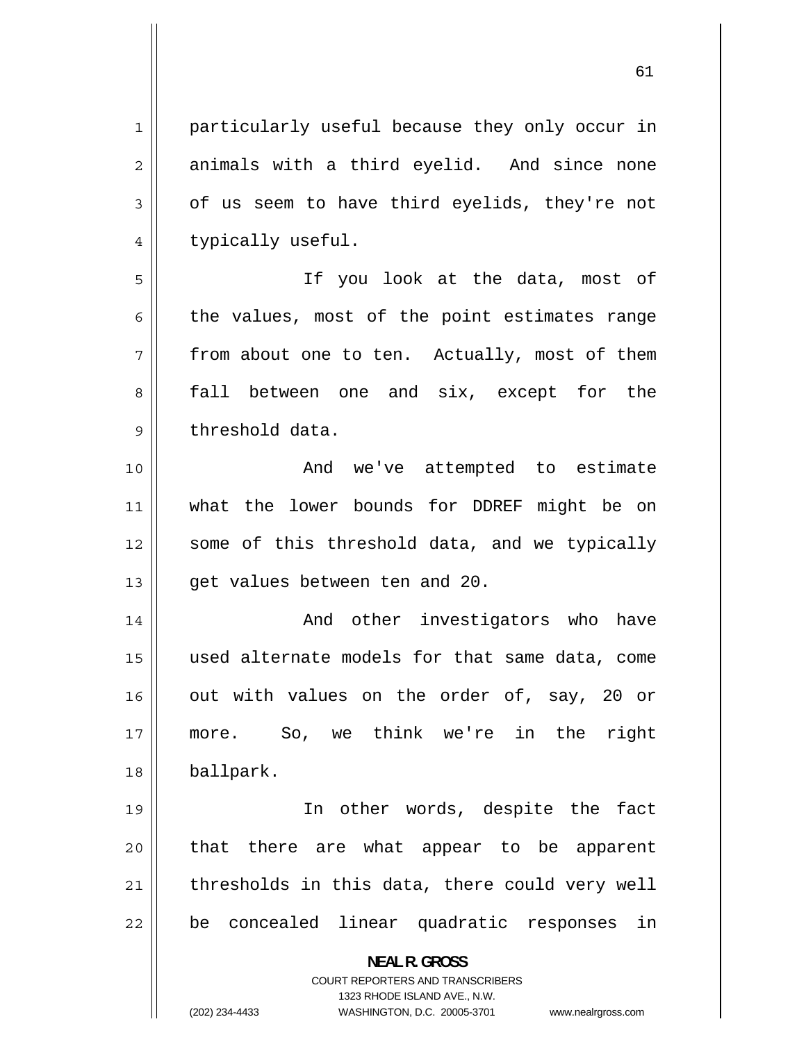particularly useful because they only occur in animals with a third eyelid. And since none of us seem to have third eyelids, they're not typically useful.

If you look at the data, most of the values, most of the point estimates range from about one to ten. Actually, most of them fall between one and six, except for the threshold data.

And we've attempted to estimate what the lower bounds for DDREF might be on some of this threshold data, and we typically get values between ten and 20.

And other investigators who have used alternate models for that same data, come out with values on the order of, say, 20 or more. So, we think we're in the right ballpark.

In other words, despite the fact that there are what appear to be apparent thresholds in this data, there could very well be concealed linear quadratic responses in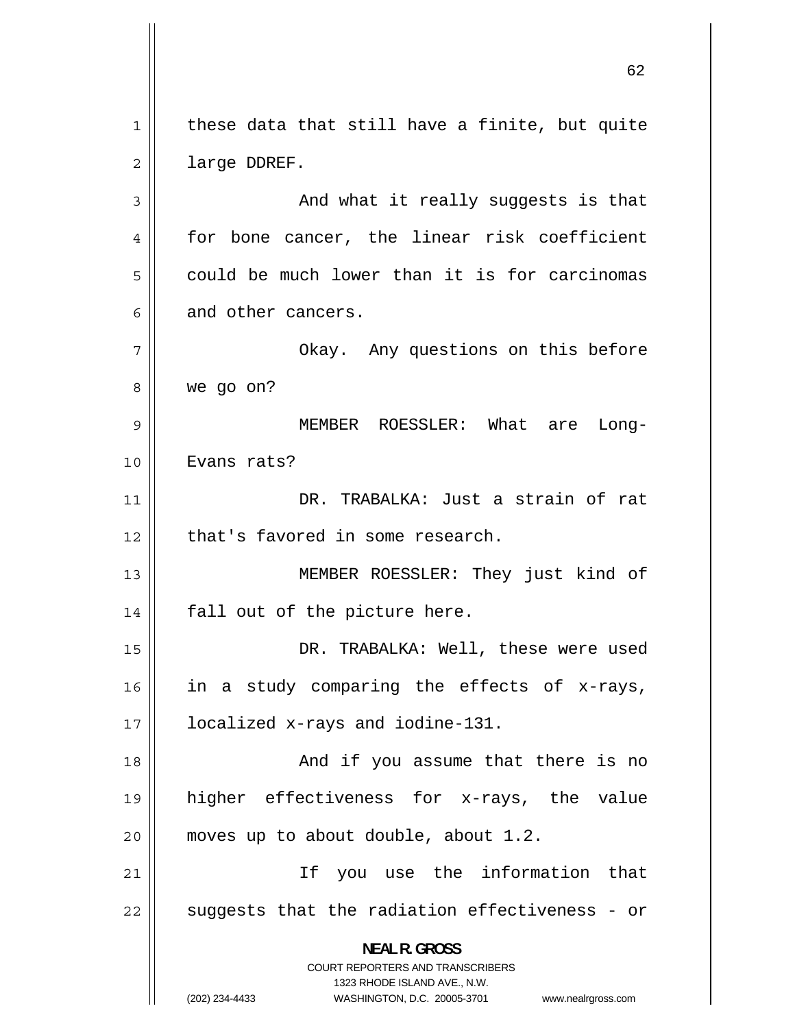these data that still have a finite, but quite large DDREF.

And what it really suggests is that for bone cancer, the linear risk coefficient could be much lower than it is for carcinomas and other cancers.

Okay. Any questions on this before we go on?

MEMBER ROESSLER: What are Long-Evans rats?

DR. TRABALKA: Just a strain of rat that's favored in some research.

MEMBER ROESSLER: They just kind of fall out of the picture here.

DR. TRABALKA: Well, these were used in a study comparing the effects of x-rays, localized x-rays and iodine-131.

And if you assume that there is no higher effectiveness for x-rays, the value moves up to about double, about 1.2.

If you use the information that suggests that the radiation effectiveness - or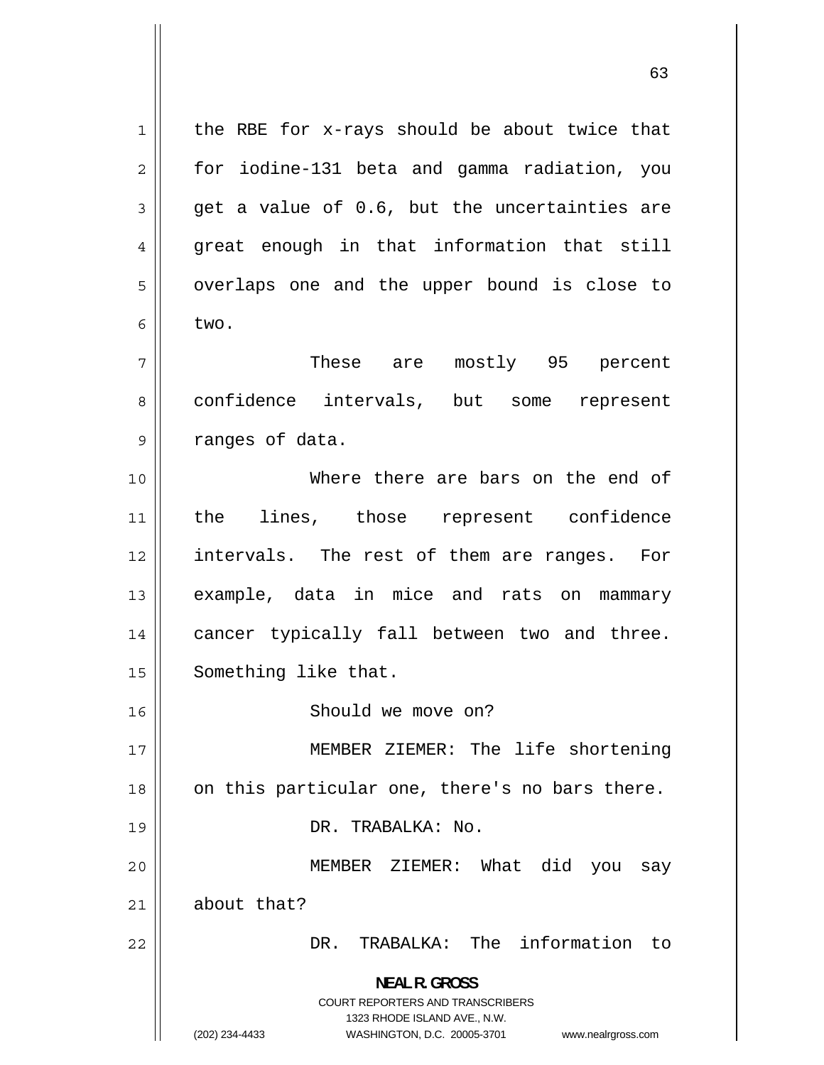the RBE for x-rays should be about twice that for iodine-131 beta and gamma radiation, you get a value of 0.6, but the uncertainties are great enough in that information that still overlaps one and the upper bound is close to two.

These are mostly 95 percent confidence intervals, but some represent ranges of data.

Where there are bars on the end of the lines, those represent confidence intervals. The rest of them are ranges. For example, data in mice and rats on mammary cancer typically fall between two and three. Something like that.

Should we move on?

MEMBER ZIEMER: The life shortening on this particular one, there's no bars there.

DR. TRABALKA: No.

MEMBER ZIEMER: What did you say about that?

DR. TRABALKA: The information to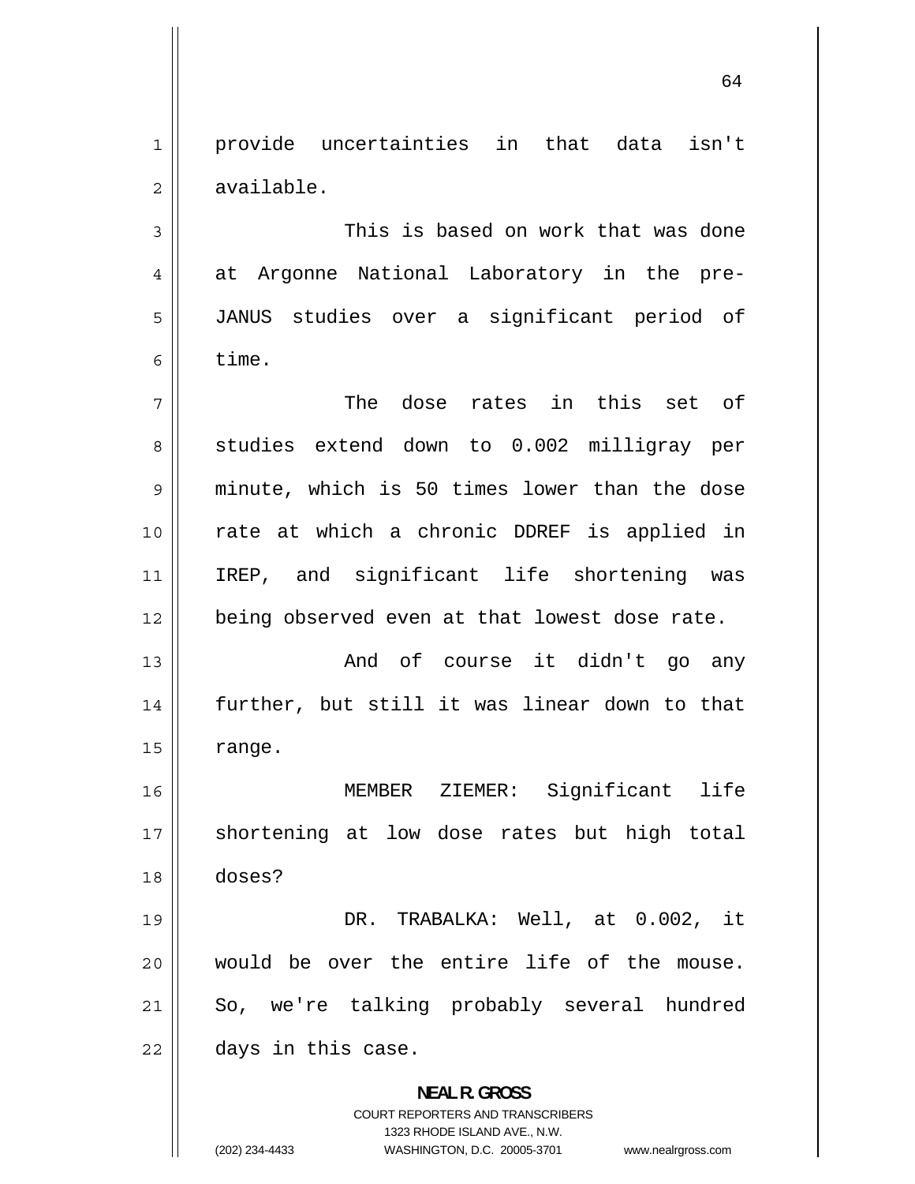provide uncertainties in that data isn't available.

This is based on work that was done at Argonne National Laboratory in the pre-JANUS studies over a significant period of time.

The dose rates in this set of studies extend down to 0.002 milligray per minute, which is 50 times lower than the dose rate at which a chronic DDREF is applied in IREP, and significant life shortening was being observed even at that lowest dose rate.

And of course it didn't go any further, but still it was linear down to that range.

MEMBER ZIEMER: Significant life shortening at low dose rates but high total doses?

DR. TRABALKA: Well, at 0.002, it would be over the entire life of the mouse. So, we're talking probably several hundred days in this case.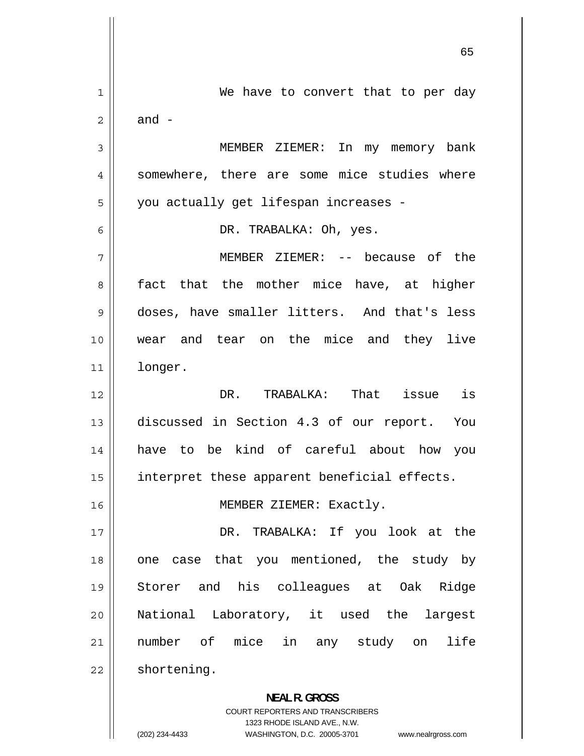We have to convert that to per day and -

MEMBER ZIEMER: In my memory bank somewhere, there are some mice studies where you actually get lifespan increases -

DR. TRABALKA: Oh, yes.

MEMBER ZIEMER: -- because of the fact that the mother mice have, at higher doses, have smaller litters. And that's less wear and tear on the mice and they live longer.

DR. TRABALKA: That issue is discussed in Section 4.3 of our report. You have to be kind of careful about how you interpret these apparent beneficial effects.

MEMBER ZIEMER: Exactly.

DR. TRABALKA: If you look at the one case that you mentioned, the study by Storer and his colleagues at Oak Ridge National Laboratory, it used the largest number of mice in any study on life shortening.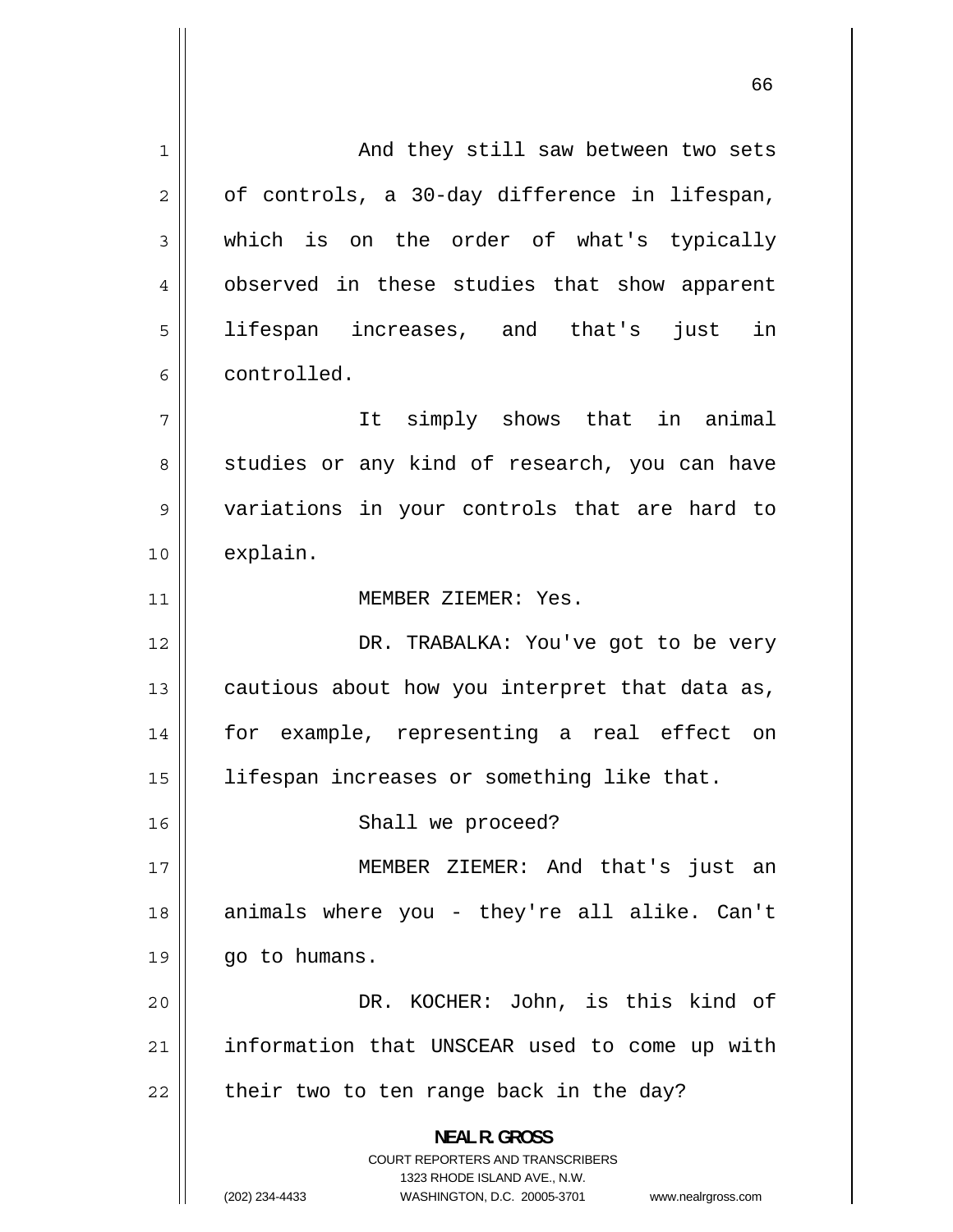And they still saw between two sets of controls, a 30-day difference in lifespan, which is on the order of what's typically observed in these studies that show apparent lifespan increases, and that's just in controlled.

It simply shows that in animal studies or any kind of research, you can have variations in your controls that are hard to explain.

MEMBER ZIEMER: Yes.

DR. TRABALKA: You've got to be very cautious about how you interpret that data as, for example, representing a real effect on lifespan increases or something like that.

Shall we proceed?

MEMBER ZIEMER: And that's just an animals where you - they're all alike. Can't go to humans.

DR. KOCHER: John, is this kind of information that UNSCEAR used to come up with their two to ten range back in the day?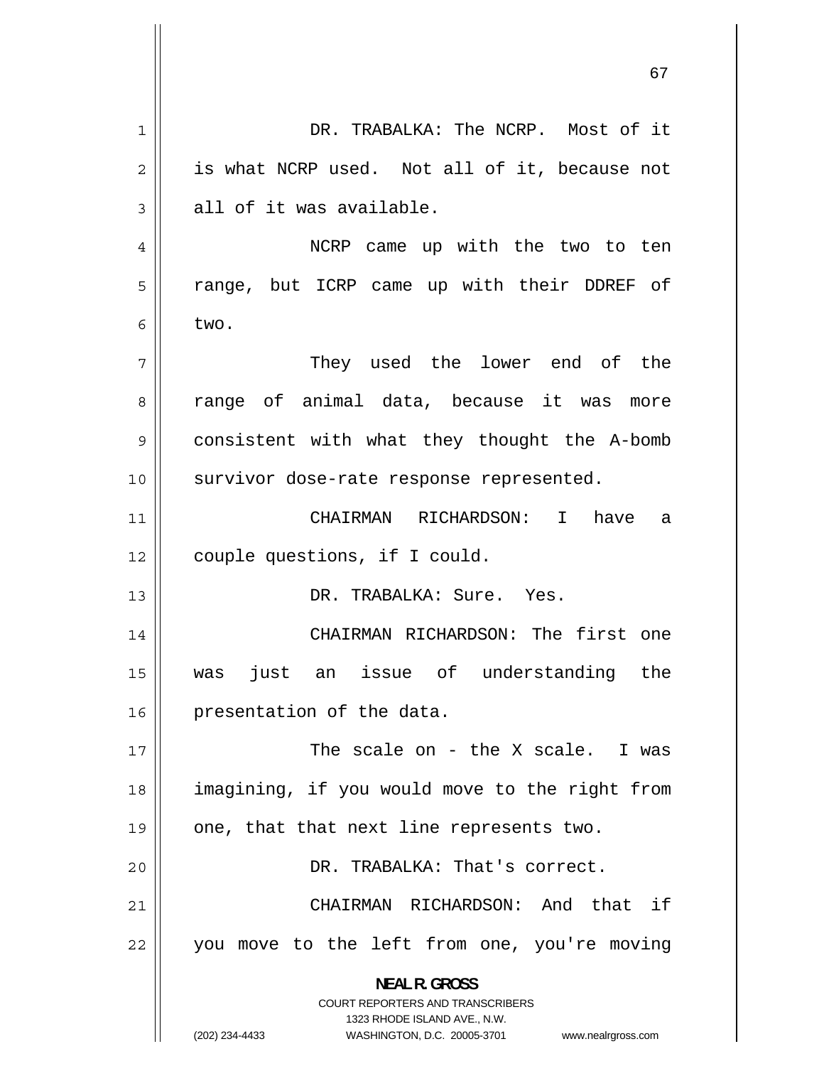DR. TRABALKA: The NCRP. Most of it is what NCRP used. Not all of it, because not all of it was available.

NCRP came up with the two to ten range, but ICRP came up with their DDREF of two.

They used the lower end of the range of animal data, because it was more consistent with what they thought the A-bomb survivor dose-rate response represented.

CHAIRMAN RICHARDSON: I have a couple questions, if I could.

DR. TRABALKA: Sure. Yes.

CHAIRMAN RICHARDSON: The first one was just an issue of understanding the presentation of the data.

The scale on - the X scale. I was imagining, if you would move to the right from one, that that next line represents two.

DR. TRABALKA: That's correct.

CHAIRMAN RICHARDSON: And that if you move to the left from one, you're moving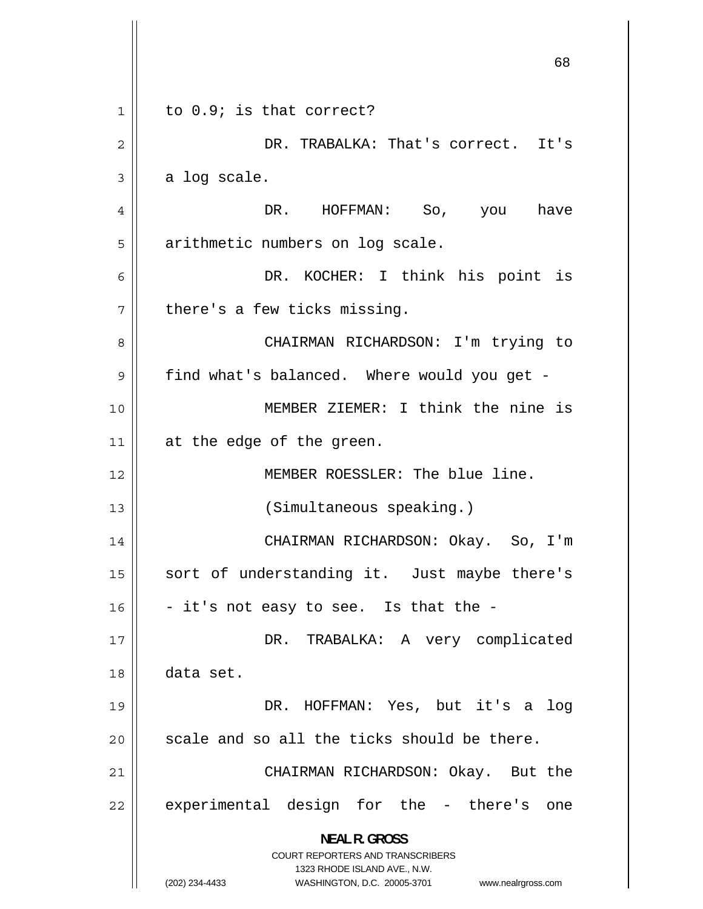to 0.9; is that correct?

DR. TRABALKA: That's correct. It's a log scale.

DR. HOFFMAN: So, you have arithmetic numbers on log scale.

DR. KOCHER: I think his point is there's a few ticks missing.

CHAIRMAN RICHARDSON: I'm trying to find what's balanced. Where would you get -

MEMBER ZIEMER: I think the nine is at the edge of the green.

MEMBER ROESSLER: The blue line.

(Simultaneous speaking.)

CHAIRMAN RICHARDSON: Okay. So, I'm sort of understanding it. Just maybe there's - it's not easy to see. Is that the -

DR. TRABALKA: A very complicated data set.

DR. HOFFMAN: Yes, but it's a log scale and so all the ticks should be there.

CHAIRMAN RICHARDSON: Okay. But the experimental design for the - there's one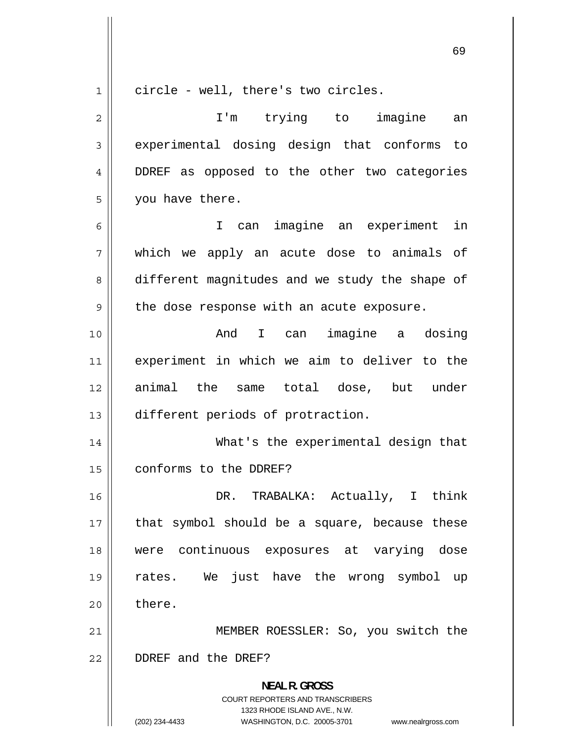circle - well, there's two circles.

I'm trying to imagine an experimental dosing design that conforms to DDREF as opposed to the other two categories you have there.

I can imagine an experiment in which we apply an acute dose to animals of different magnitudes and we study the shape of the dose response with an acute exposure.

And I can imagine a dosing experiment in which we aim to deliver to the animal the same total dose, but under different periods of protraction.

What's the experimental design that conforms to the DDREF?

DR. TRABALKA: Actually, I think that symbol should be a square, because these were continuous exposures at varying dose rates. We just have the wrong symbol up there.

MEMBER ROESSLER: So, you switch the DDREF and the DREF?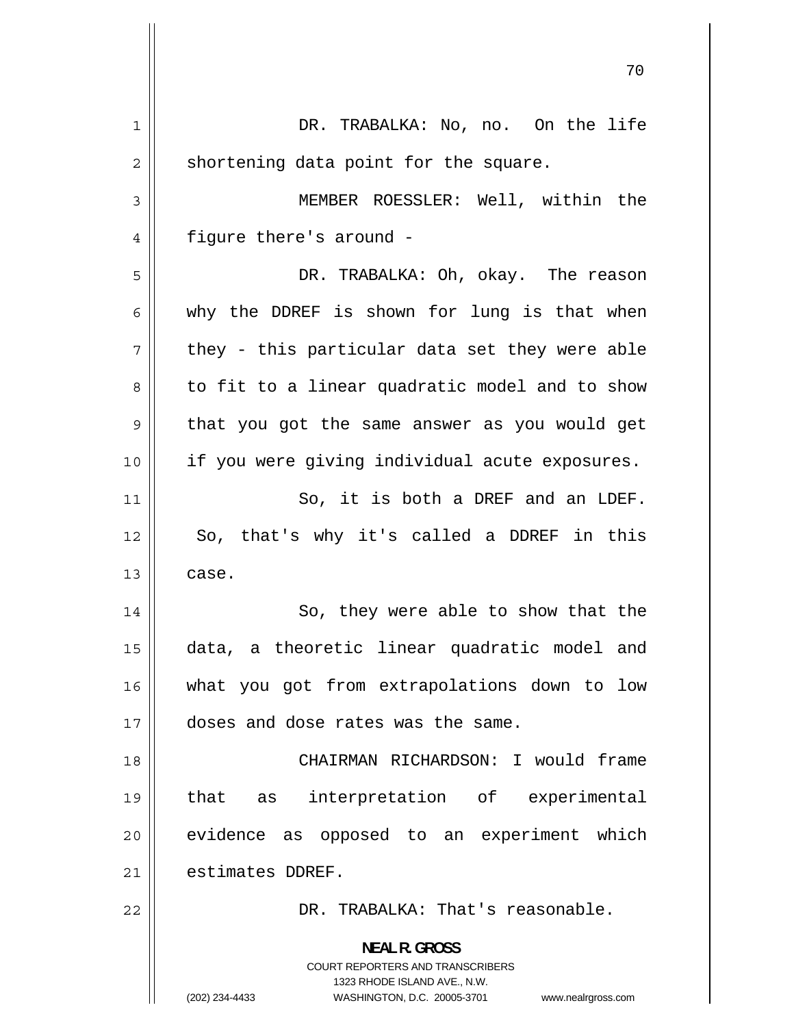DR. TRABALKA: No, no. On the life shortening data point for the square.

MEMBER ROESSLER: Well, within the figure there's around -

DR. TRABALKA: Oh, okay. The reason why the DDREF is shown for lung is that when they - this particular data set they were able to fit to a linear quadratic model and to show that you got the same answer as you would get if you were giving individual acute exposures.

So, it is both a DREF and an LDEF. So, that's why it's called a DDREF in this case.

So, they were able to show that the data, a theoretic linear quadratic model and what you got from extrapolations down to low doses and dose rates was the same.

CHAIRMAN RICHARDSON: I would frame that as interpretation of experimental evidence as opposed to an experiment which estimates DDREF.

DR. TRABALKA: That's reasonable.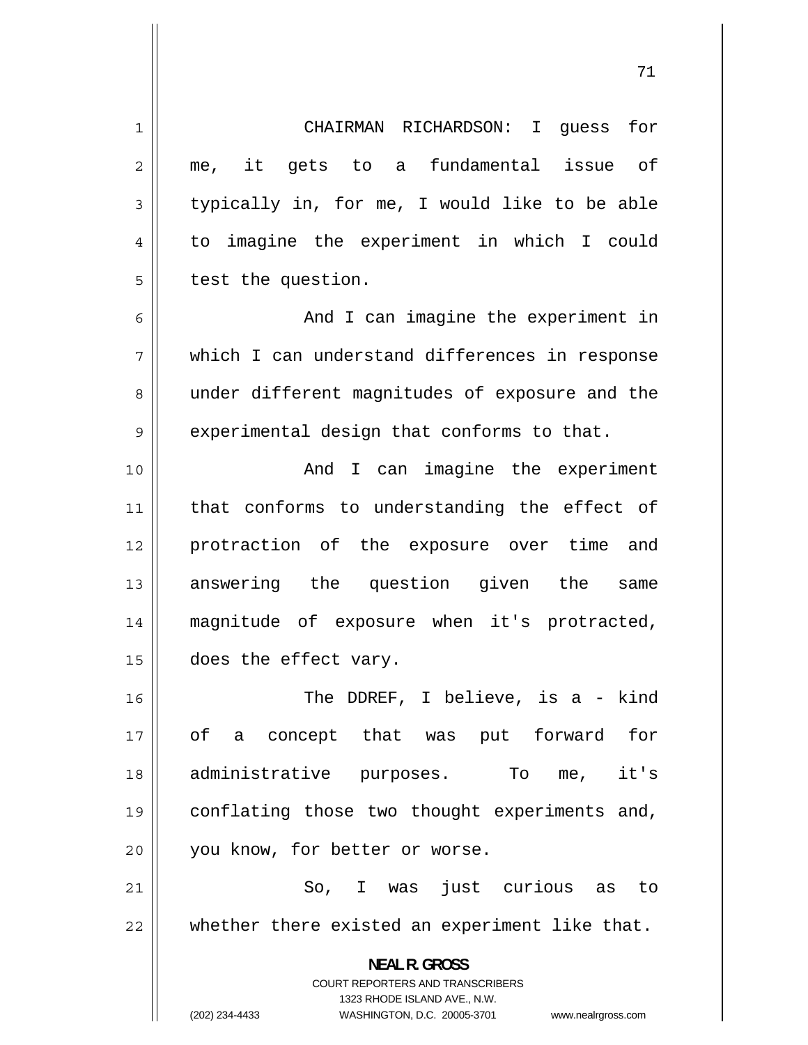CHAIRMAN RICHARDSON: I guess for me, it gets to a fundamental issue of typically in, for me, I would like to be able to imagine the experiment in which I could test the question.

And I can imagine the experiment in which I can understand differences in response under different magnitudes of exposure and the experimental design that conforms to that.

And I can imagine the experiment that conforms to understanding the effect of protraction of the exposure over time and answering the question given the same magnitude of exposure when it's protracted, does the effect vary.

The DDREF, I believe, is a - kind of a concept that was put forward for administrative purposes. To me, it's conflating those two thought experiments and, you know, for better or worse.

So, I was just curious as to whether there existed an experiment like that.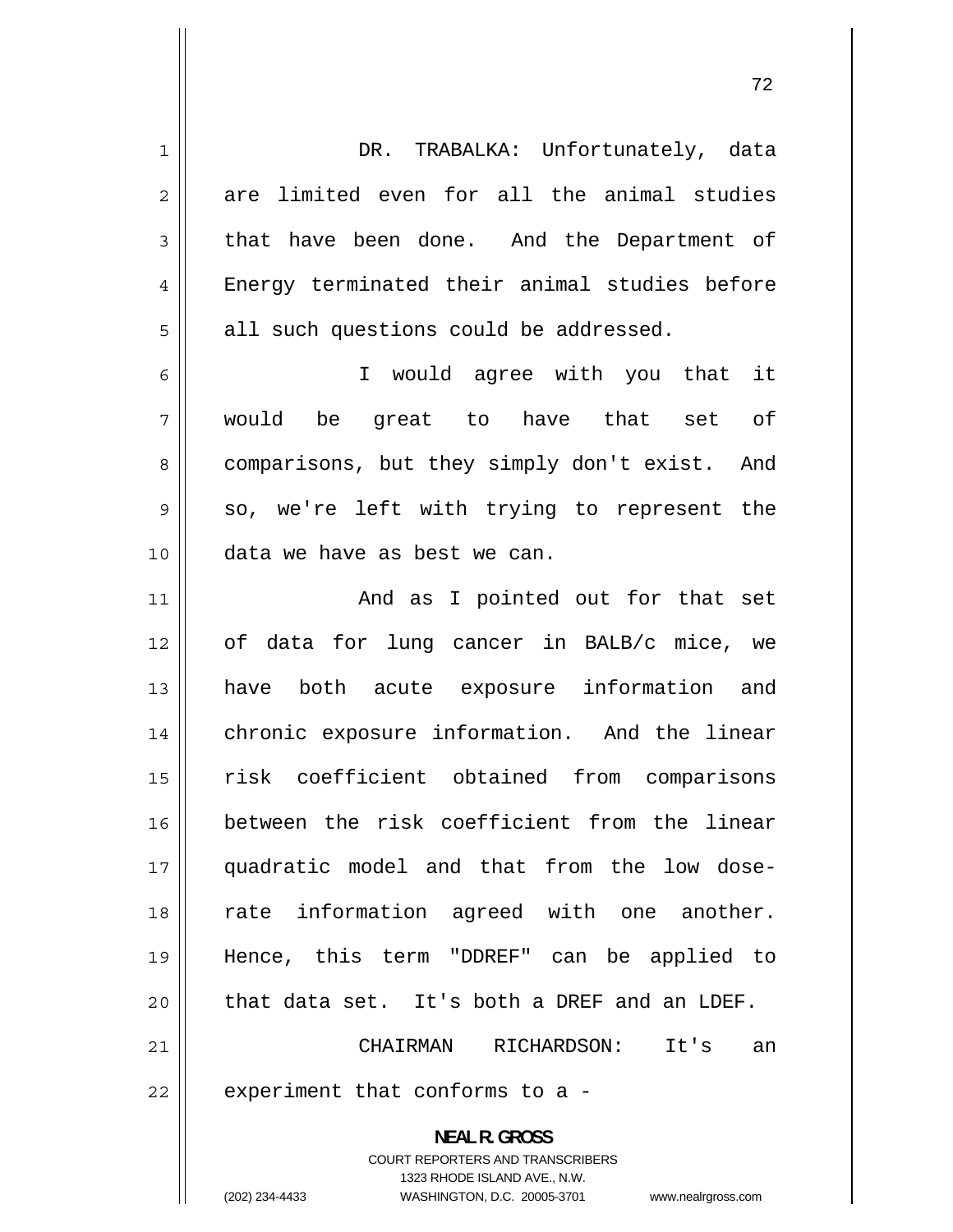DR. TRABALKA: Unfortunately, data are limited even for all the animal studies that have been done. And the Department of Energy terminated their animal studies before all such questions could be addressed.

I would agree with you that it would be great to have that set of comparisons, but they simply don't exist. And so, we're left with trying to represent the data we have as best we can.

And as I pointed out for that set of data for lung cancer in BALB/c mice, we have both acute exposure information and chronic exposure information. And the linear risk coefficient obtained from comparisons between the risk coefficient from the linear quadratic model and that from the low dose-rate information agreed with one another. Hence, this term "DDREF" can be applied to that data set. It's both a DREF and an LDEF.

CHAIRMAN RICHARDSON: It's an experiment that conforms to a -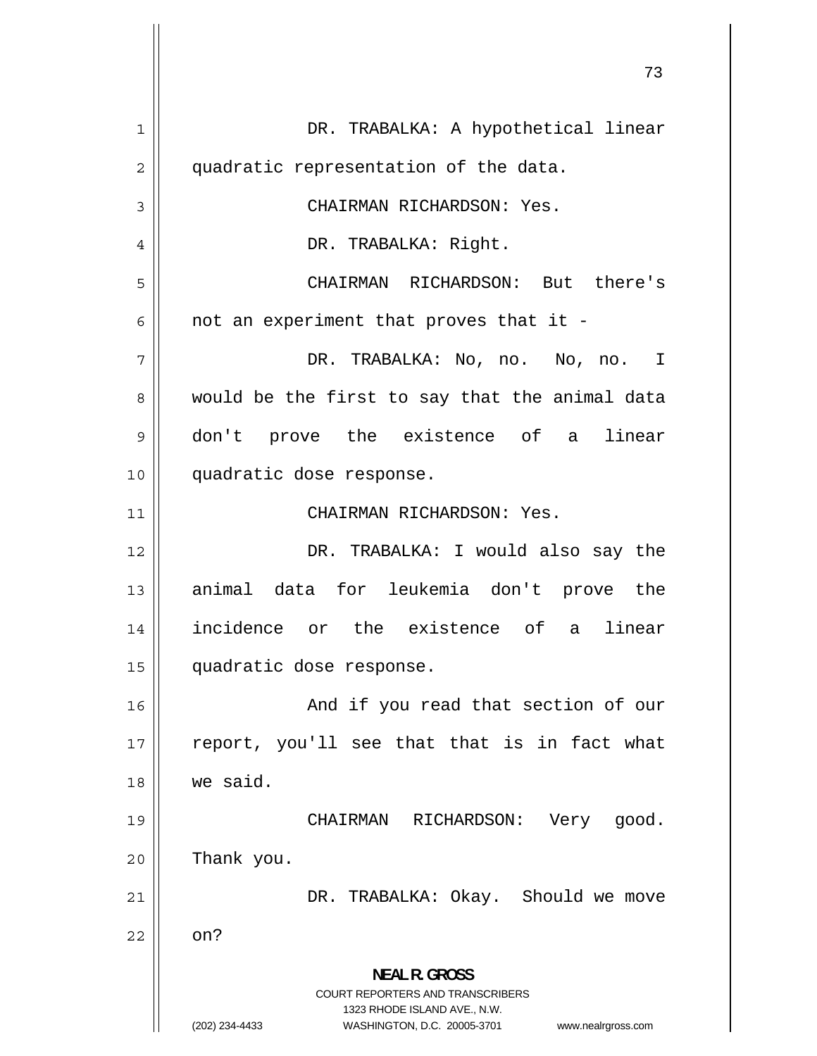DR. TRABALKA: A hypothetical linear quadratic representation of the data.

CHAIRMAN RICHARDSON: Yes.

DR. TRABALKA: Right.

CHAIRMAN RICHARDSON: But there's not an experiment that proves that it -

DR. TRABALKA: No, no. No, no. I would be the first to say that the animal data don't prove the existence of a linear quadratic dose response.

CHAIRMAN RICHARDSON: Yes.

DR. TRABALKA: I would also say the animal data for leukemia don't prove the incidence or the existence of a linear quadratic dose response.

And if you read that section of our report, you'll see that that is in fact what we said.

CHAIRMAN RICHARDSON: Very good. Thank you.

DR. TRABALKA: Okay. Should we move on?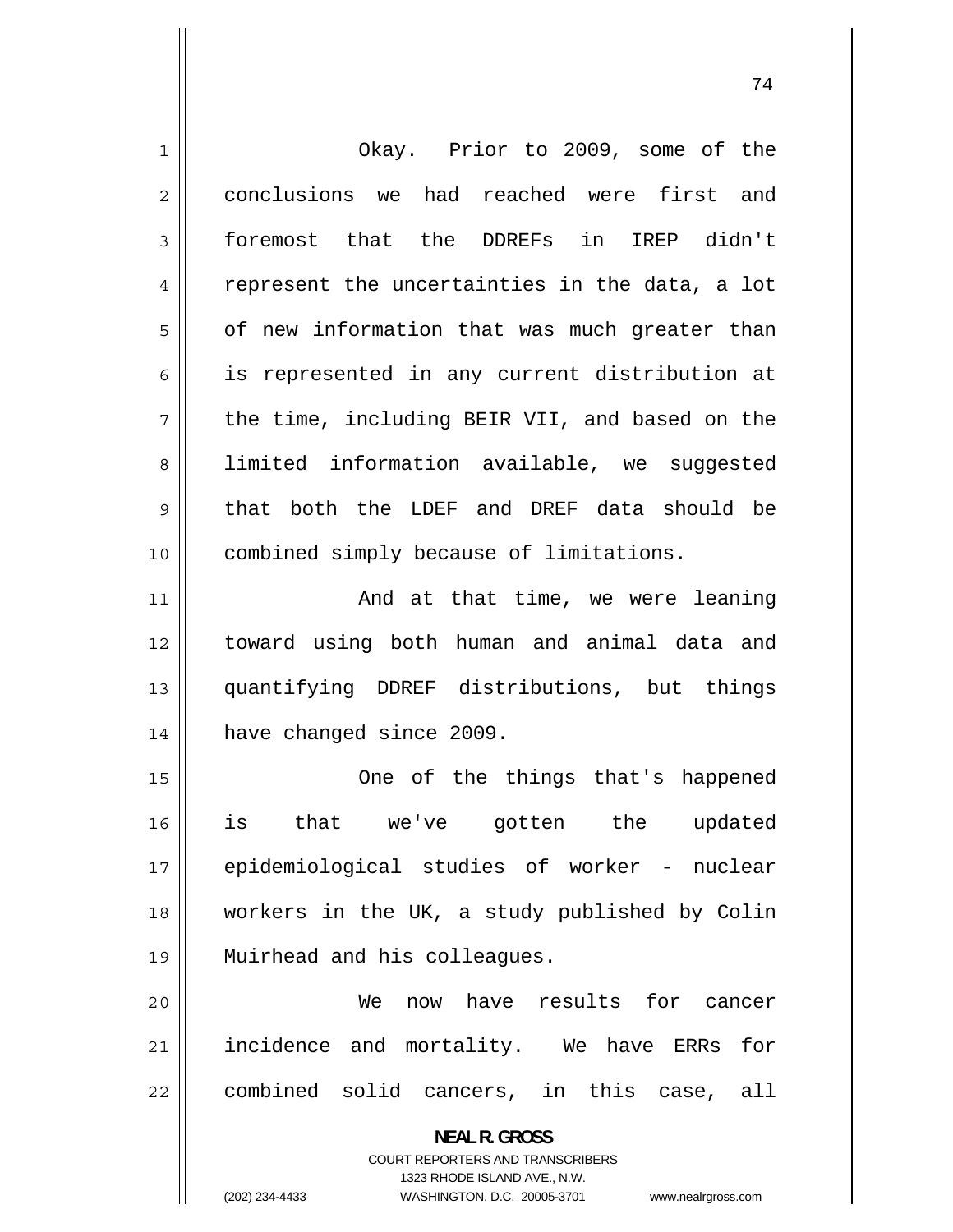Okay. Prior to 2009, some of the conclusions we had reached were first and foremost that the DDREFs in IREP didn't represent the uncertainties in the data, a lot of new information that was much greater than is represented in any current distribution at the time, including BEIR VII, and based on the limited information available, we suggested that both the LDEF and DREF data should be combined simply because of limitations.

And at that time, we were leaning toward using both human and animal data and quantifying DDREF distributions, but things have changed since 2009.

One of the things that's happened is that we've gotten the updated epidemiological studies of worker - nuclear workers in the UK, a study published by Colin Muirhead and his colleagues.

We now have results for cancer incidence and mortality. We have ERRs for combined solid cancers, in this case, all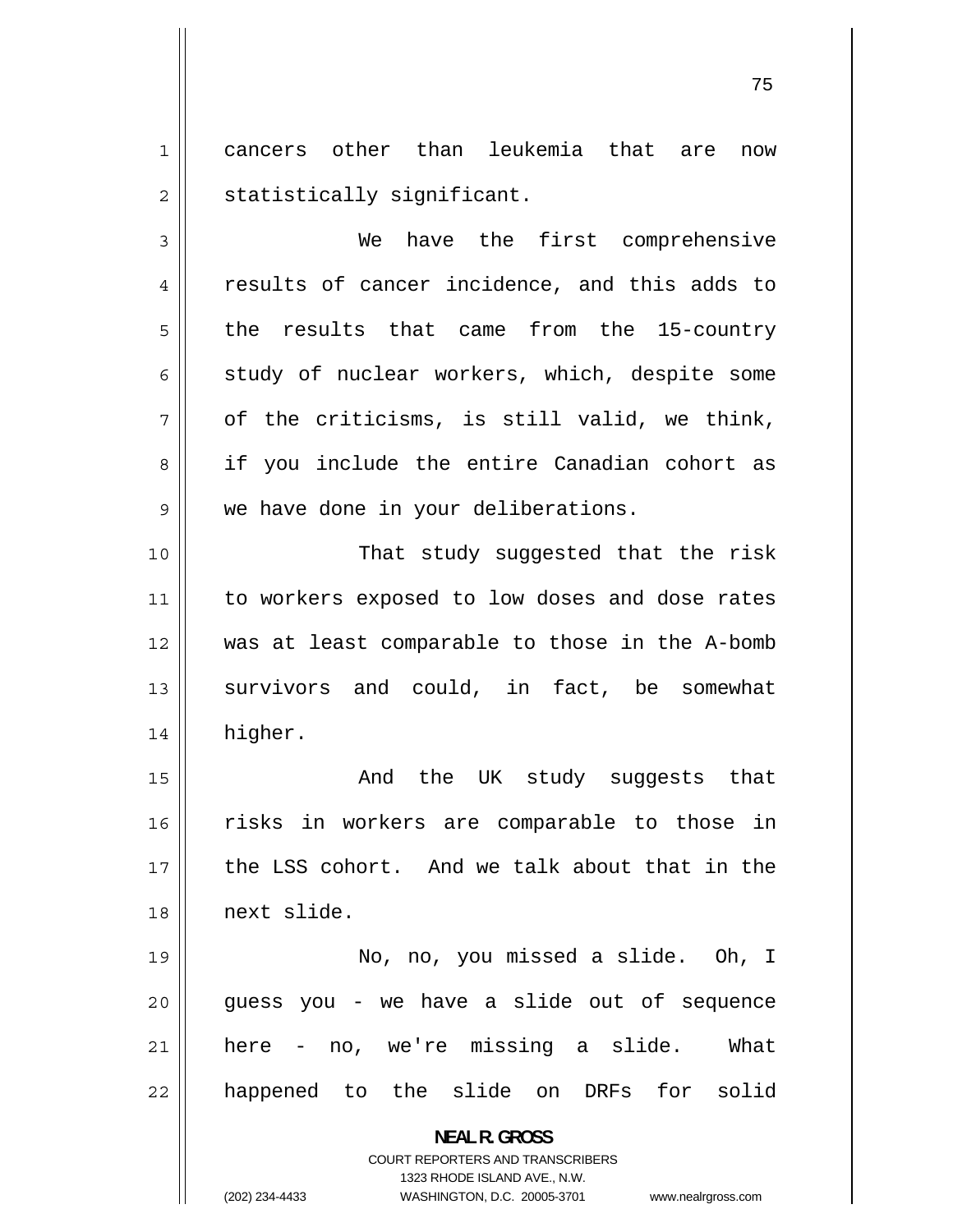cancers other than leukemia that are now statistically significant.

We have the first comprehensive results of cancer incidence, and this adds to the results that came from the 15-country study of nuclear workers, which, despite some of the criticisms, is still valid, we think, if you include the entire Canadian cohort as we have done in your deliberations.

That study suggested that the risk to workers exposed to low doses and dose rates was at least comparable to those in the A-bomb survivors and could, in fact, be somewhat higher.

And the UK study suggests that risks in workers are comparable to those in the LSS cohort. And we talk about that in the next slide.

No, no, you missed a slide. Oh, I guess you - we have a slide out of sequence here - no, we're missing a slide. What happened to the slide on DRFs for solid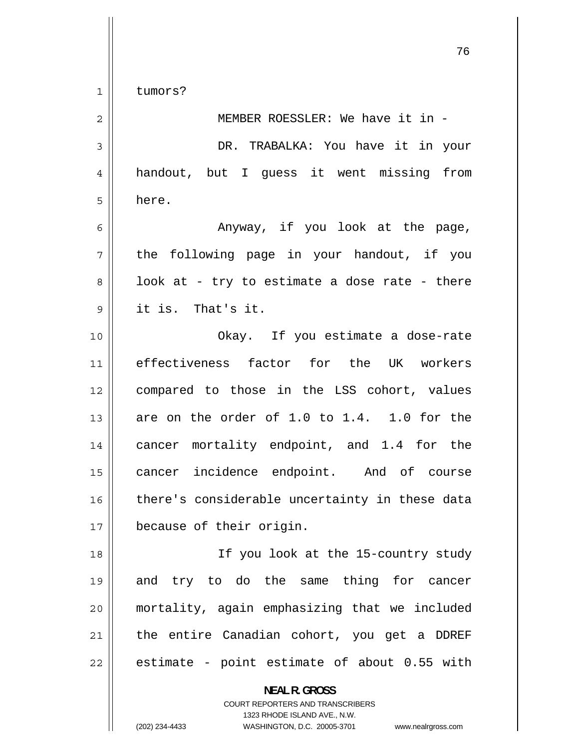tumors?

MEMBER ROESSLER: We have it in -

DR. TRABALKA: You have it in your handout, but I guess it went missing from here.

Anyway, if you look at the page, the following page in your handout, if you look at - try to estimate a dose rate - there it is. That's it.

Okay. If you estimate a dose-rate effectiveness factor for the UK workers compared to those in the LSS cohort, values are on the order of 1.0 to 1.4. 1.0 for the cancer mortality endpoint, and 1.4 for the cancer incidence endpoint. And of course there's considerable uncertainty in these data because of their origin.

If you look at the 15-country study and try to do the same thing for cancer mortality, again emphasizing that we included the entire Canadian cohort, you get a DDREF estimate - point estimate of about 0.55 with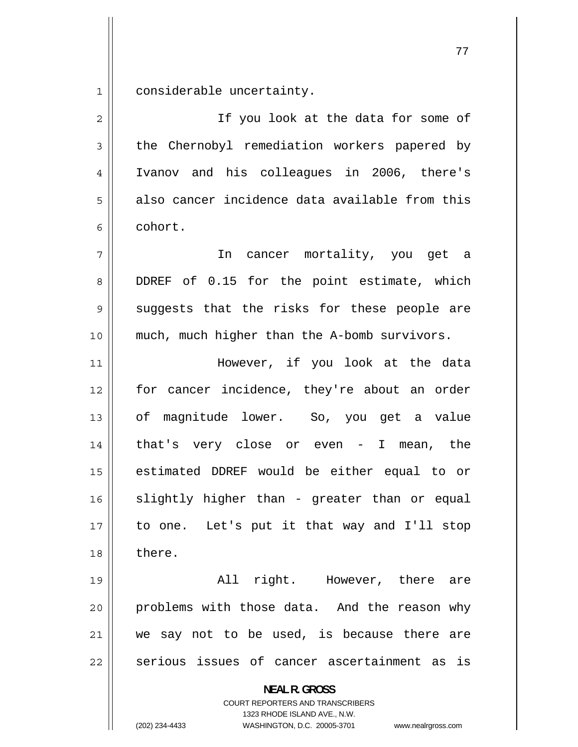considerable uncertainty.

If you look at the data for some of the Chernobyl remediation workers papered by Ivanov and his colleagues in 2006, there's also cancer incidence data available from this cohort.

In cancer mortality, you get a DDREF of 0.15 for the point estimate, which suggests that the risks for these people are much, much higher than the A-bomb survivors.

However, if you look at the data for cancer incidence, they're about an order of magnitude lower. So, you get a value that's very close or even - I mean, the estimated DDREF would be either equal to or slightly higher than - greater than or equal to one. Let's put it that way and I'll stop there.

All right. However, there are problems with those data. And the reason why we say not to be used, is because there are serious issues of cancer ascertainment as is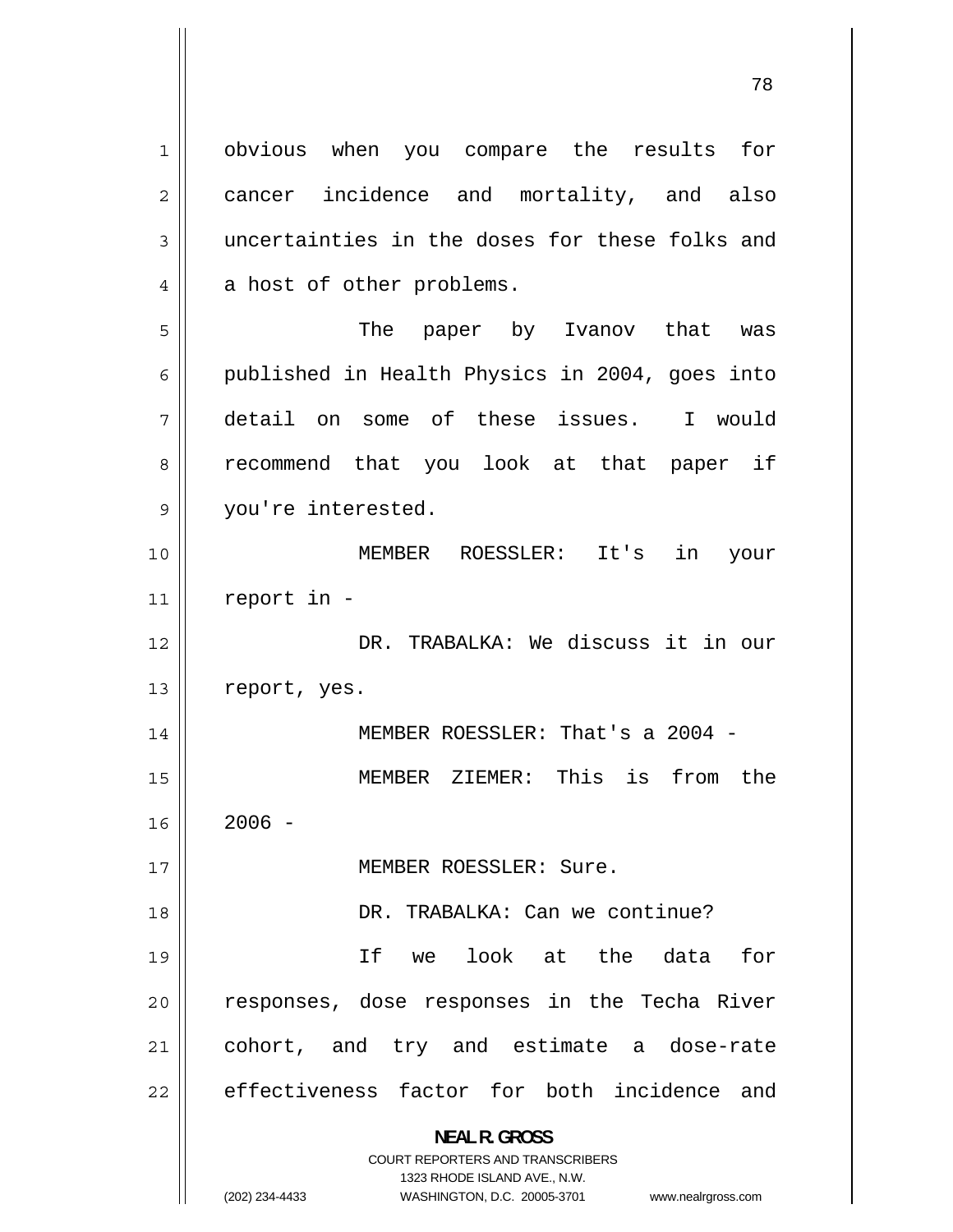obvious when you compare the results for cancer incidence and mortality, and also uncertainties in the doses for these folks and a host of other problems.

The paper by Ivanov that was published in Health Physics in 2004, goes into detail on some of these issues. I would recommend that you look at that paper if you're interested.

MEMBER ROESSLER: It's in your report in -

DR. TRABALKA: We discuss it in our report, yes.

MEMBER ROESSLER: That's a 2004 -

MEMBER ZIEMER: This is from the 2006 -

MEMBER ROESSLER: Sure.

DR. TRABALKA: Can we continue?

If we look at the data for responses, dose responses in the Techa River cohort, and try and estimate a dose-rate effectiveness factor for both incidence and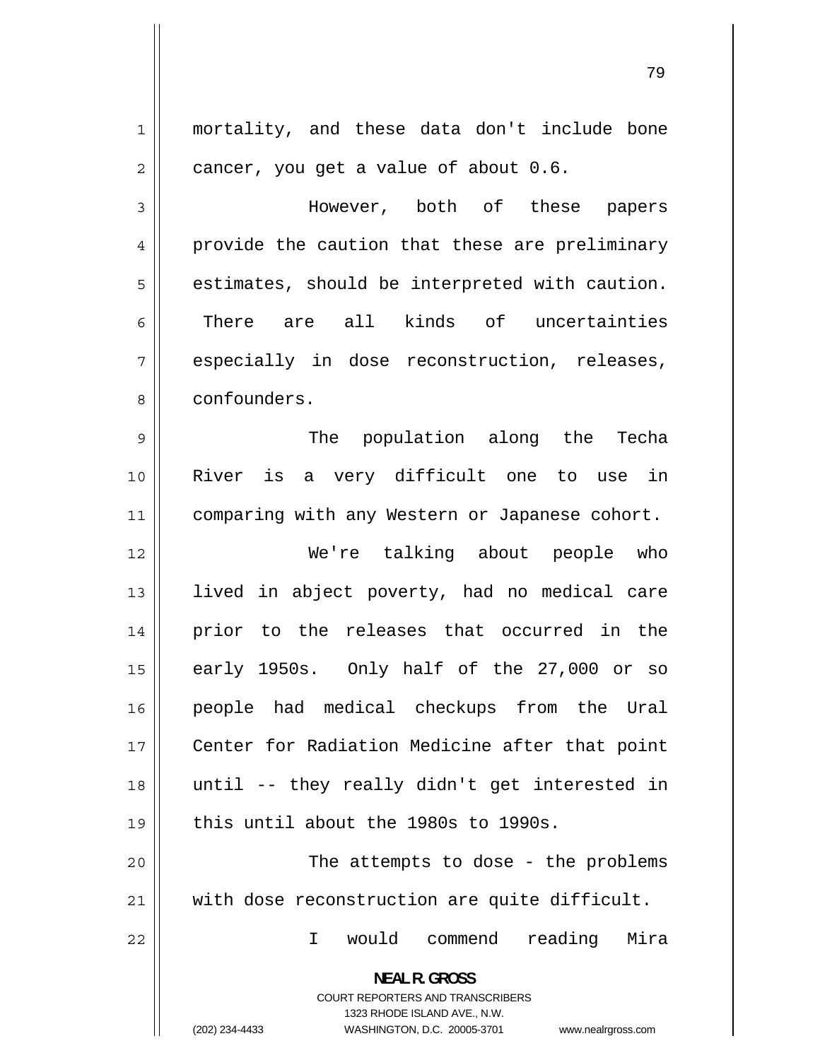mortality, and these data don't include bone cancer, you get a value of about 0.6.

However, both of these papers provide the caution that these are preliminary estimates, should be interpreted with caution. There are all kinds of uncertainties especially in dose reconstruction, releases, confounders.

The population along the Techa River is a very difficult one to use in comparing with any Western or Japanese cohort.

We're talking about people who lived in abject poverty, had no medical care prior to the releases that occurred in the early 1950s. Only half of the 27,000 or so people had medical checkups from the Ural Center for Radiation Medicine after that point until -- they really didn't get interested in this until about the 1980s to 1990s.

The attempts to dose - the problems with dose reconstruction are quite difficult.

I would commend reading Mira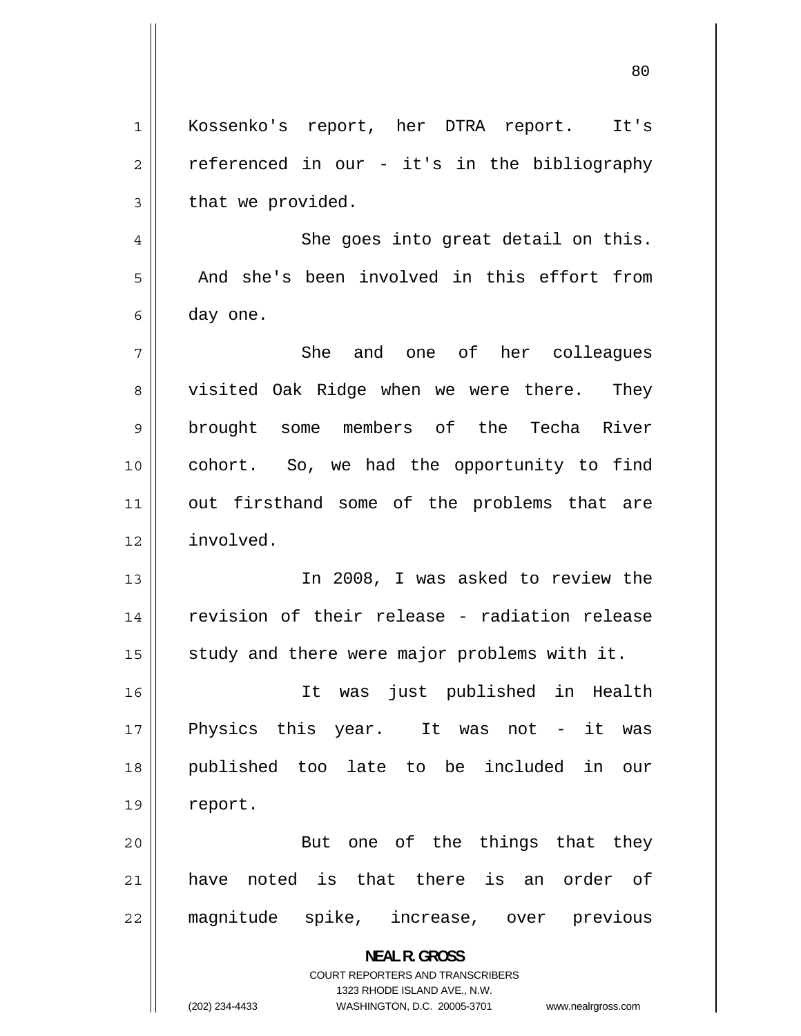Kossenko's report, her DTRA report. It's referenced in our - it's in the bibliography that we provided.

She goes into great detail on this. And she's been involved in this effort from day one.

She and one of her colleagues visited Oak Ridge when we were there. They brought some members of the Techa River cohort. So, we had the opportunity to find out firsthand some of the problems that are involved.

In 2008, I was asked to review the revision of their release - radiation release study and there were major problems with it.

It was just published in Health Physics this year. It was not - it was published too late to be included in our report.

But one of the things that they have noted is that there is an order of magnitude spike, increase, over previous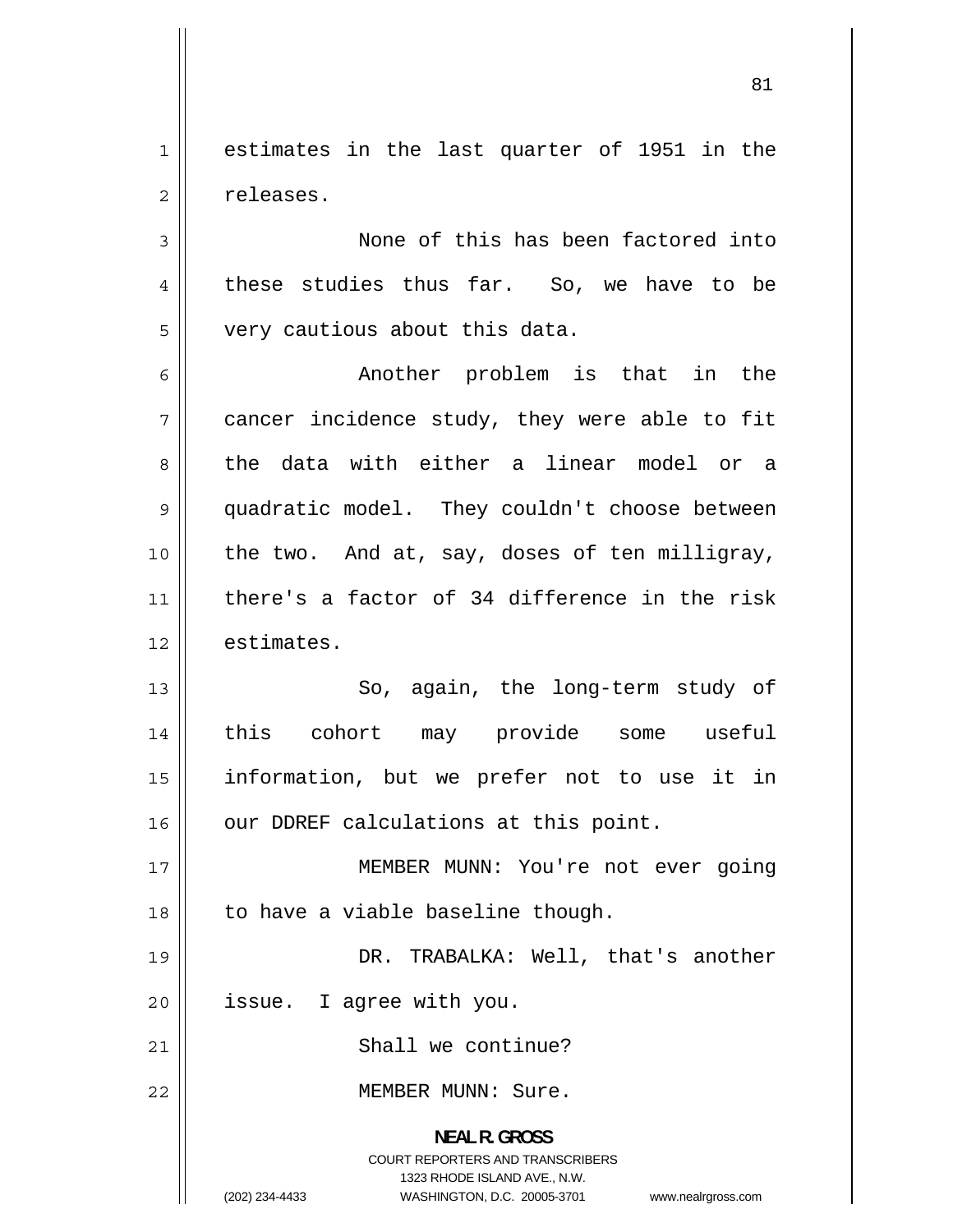estimates in the last quarter of 1951 in the releases.

None of this has been factored into these studies thus far. So, we have to be very cautious about this data.

Another problem is that in the cancer incidence study, they were able to fit the data with either a linear model or a quadratic model. They couldn't choose between the two. And at, say, doses of ten milligray, there's a factor of 34 difference in the risk estimates.

So, again, the long-term study of this cohort may provide some useful information, but we prefer not to use it in our DDREF calculations at this point.

MEMBER MUNN: You're not ever going to have a viable baseline though.

DR. TRABALKA: Well, that's another issue. I agree with you.

Shall we continue?

MEMBER MUNN: Sure.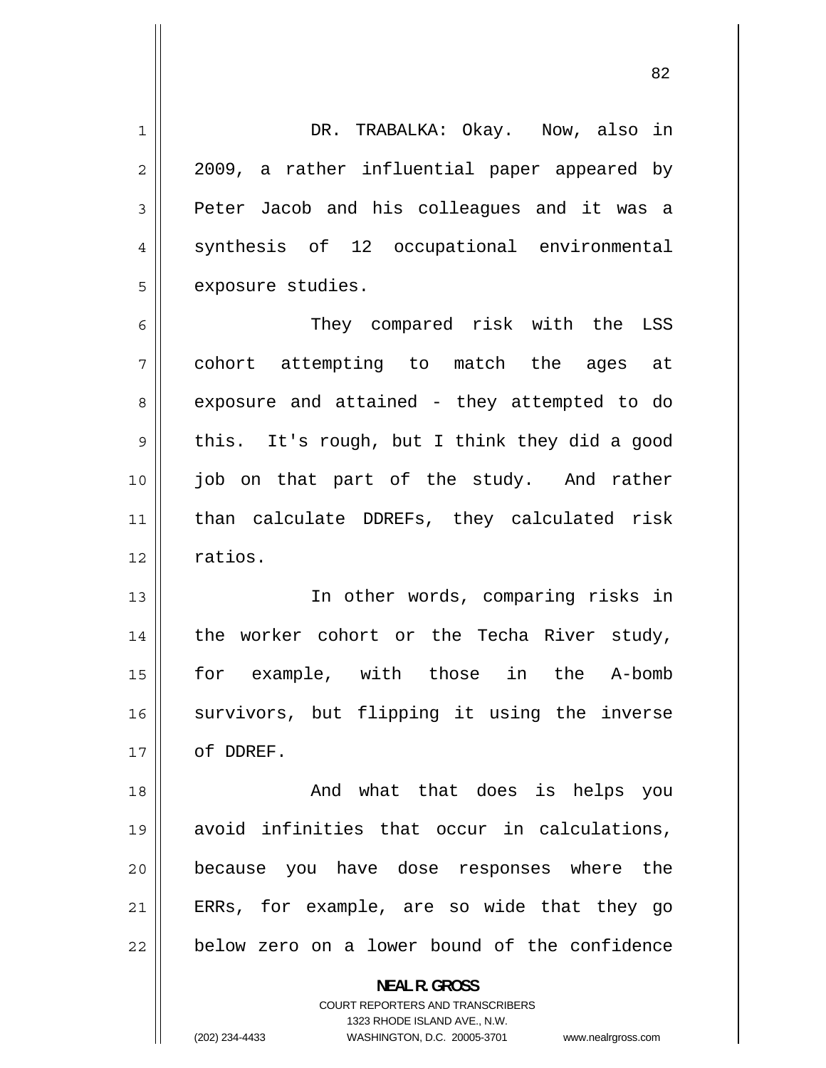DR. TRABALKA: Okay. Now, also in 2009, a rather influential paper appeared by Peter Jacob and his colleagues and it was a synthesis of 12 occupational environmental exposure studies.

They compared risk with the LSS cohort attempting to match the ages at exposure and attained - they attempted to do this. It's rough, but I think they did a good job on that part of the study. And rather than calculate DDREFs, they calculated risk ratios.

In other words, comparing risks in the worker cohort or the Techa River study, for example, with those in the A-bomb survivors, but flipping it using the inverse of DDREF.

And what that does is helps you avoid infinities that occur in calculations, because you have dose responses where the ERRs, for example, are so wide that they go below zero on a lower bound of the confidence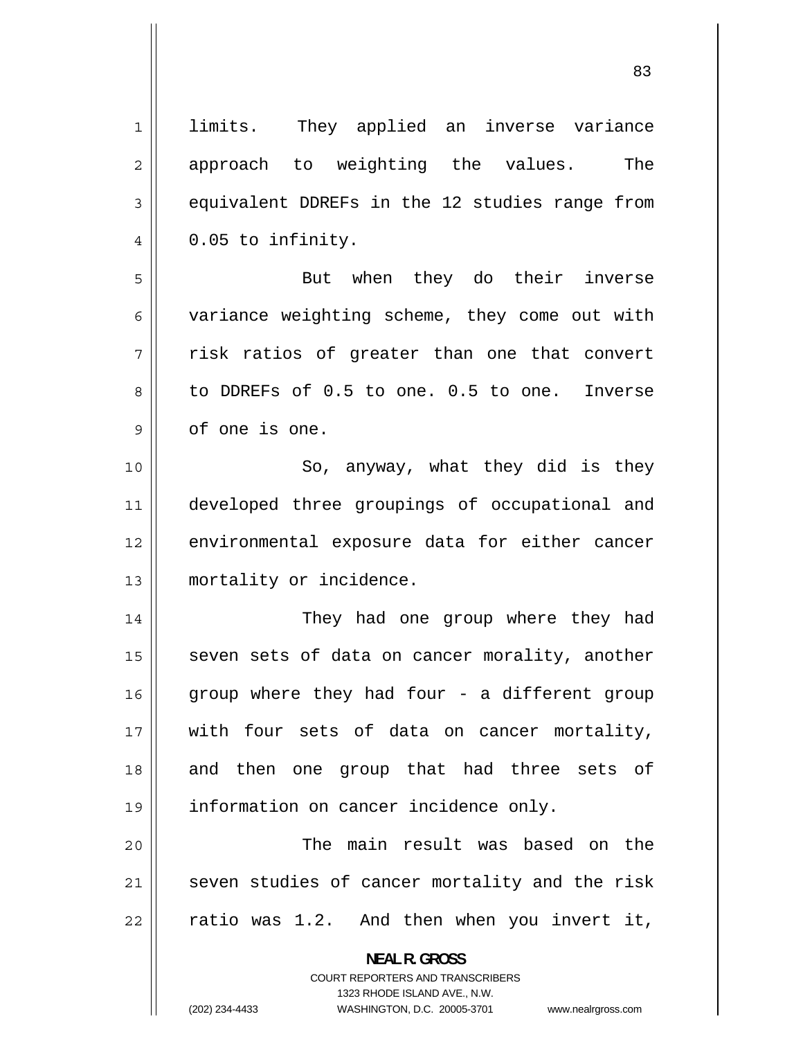limits. They applied an inverse variance approach to weighting the values. The equivalent DDREFs in the 12 studies range from 0.05 to infinity.

But when they do their inverse variance weighting scheme, they come out with risk ratios of greater than one that convert to DDREFs of 0.5 to one. 0.5 to one. Inverse of one is one.

So, anyway, what they did is they developed three groupings of occupational and environmental exposure data for either cancer mortality or incidence.

They had one group where they had seven sets of data on cancer morality, another group where they had four - a different group with four sets of data on cancer mortality, and then one group that had three sets of information on cancer incidence only.

The main result was based on the seven studies of cancer mortality and the risk ratio was 1.2. And then when you invert it,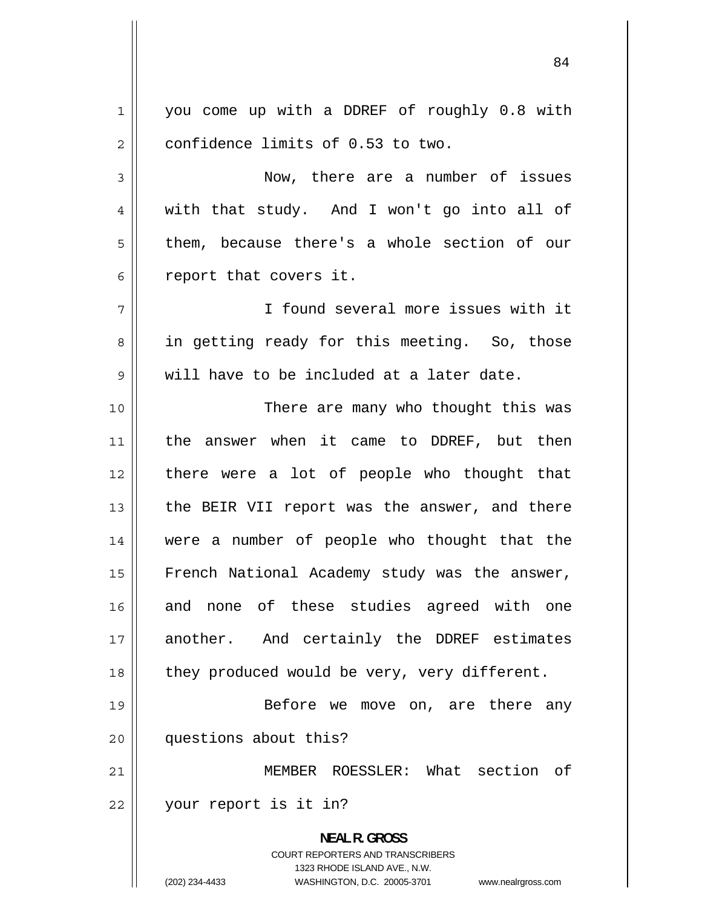you come up with a DDREF of roughly 0.8 with confidence limits of 0.53 to two.

Now, there are a number of issues with that study. And I won't go into all of them, because there's a whole section of our report that covers it.

I found several more issues with it in getting ready for this meeting. So, those will have to be included at a later date.

There are many who thought this was the answer when it came to DDREF, but then there were a lot of people who thought that the BEIR VII report was the answer, and there were a number of people who thought that the French National Academy study was the answer, and none of these studies agreed with one another. And certainly the DDREF estimates they produced would be very, very different.

Before we move on, are there any questions about this?

MEMBER ROESSLER: What section of your report is it in?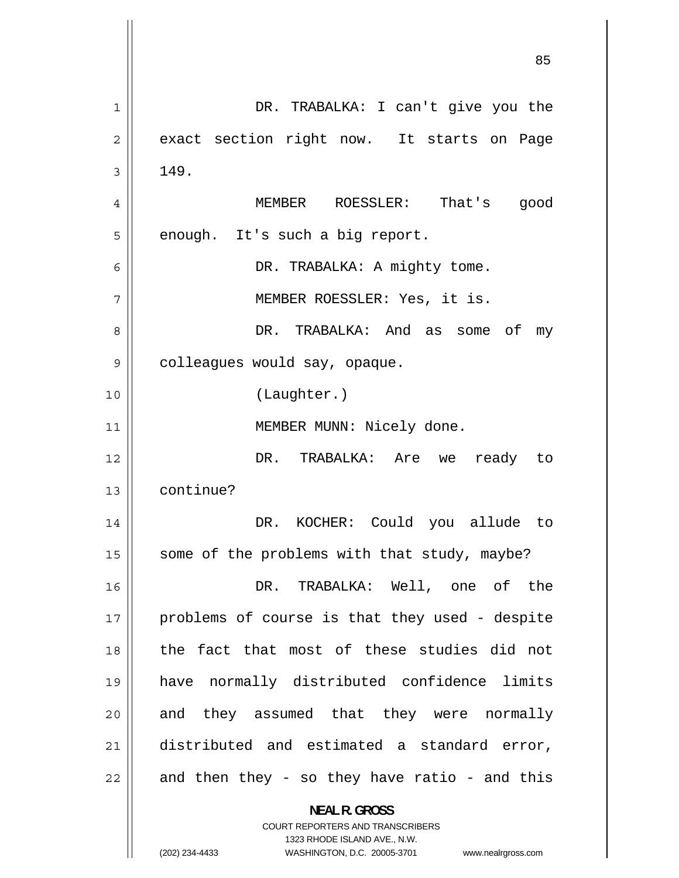DR. TRABALKA: I can't give you the exact section right now. It starts on Page 149.

MEMBER ROESSLER: That's good enough. It's such a big report.

DR. TRABALKA: A mighty tome.

MEMBER ROESSLER: Yes, it is.

DR. TRABALKA: And as some of my colleagues would say, opaque.

(Laughter.)

MEMBER MUNN: Nicely done.

DR. TRABALKA: Are we ready to continue?

DR. KOCHER: Could you allude to some of the problems with that study, maybe?

DR. TRABALKA: Well, one of the problems of course is that they used - despite the fact that most of these studies did not have normally distributed confidence limits and they assumed that they were normally distributed and estimated a standard error, and then they - so they have ratio - and this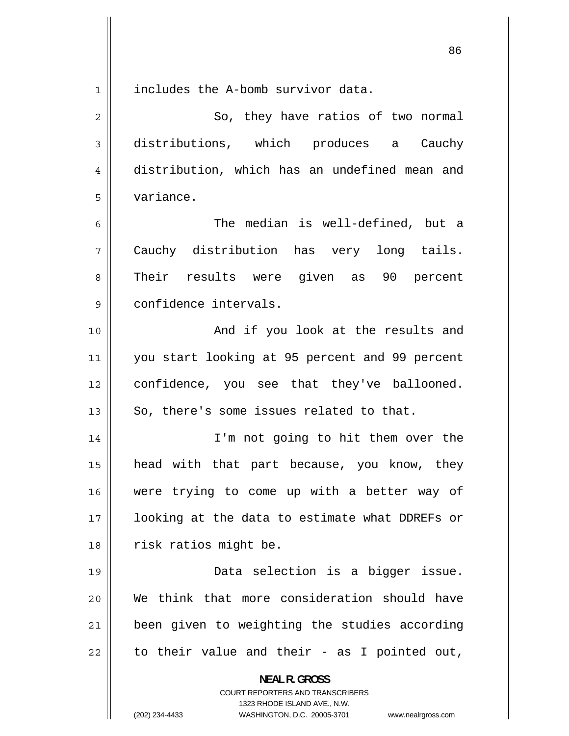includes the A-bomb survivor data.

So, they have ratios of two normal distributions, which produces a Cauchy distribution, which has an undefined mean and variance.

The median is well-defined, but a Cauchy distribution has very long tails. Their results were given as 90 percent confidence intervals.

And if you look at the results and you start looking at 95 percent and 99 percent confidence, you see that they've ballooned. So, there's some issues related to that.

I'm not going to hit them over the head with that part because, you know, they were trying to come up with a better way of looking at the data to estimate what DDREFs or risk ratios might be.

Data selection is a bigger issue. We think that more consideration should have been given to weighting the studies according to their value and their - as I pointed out,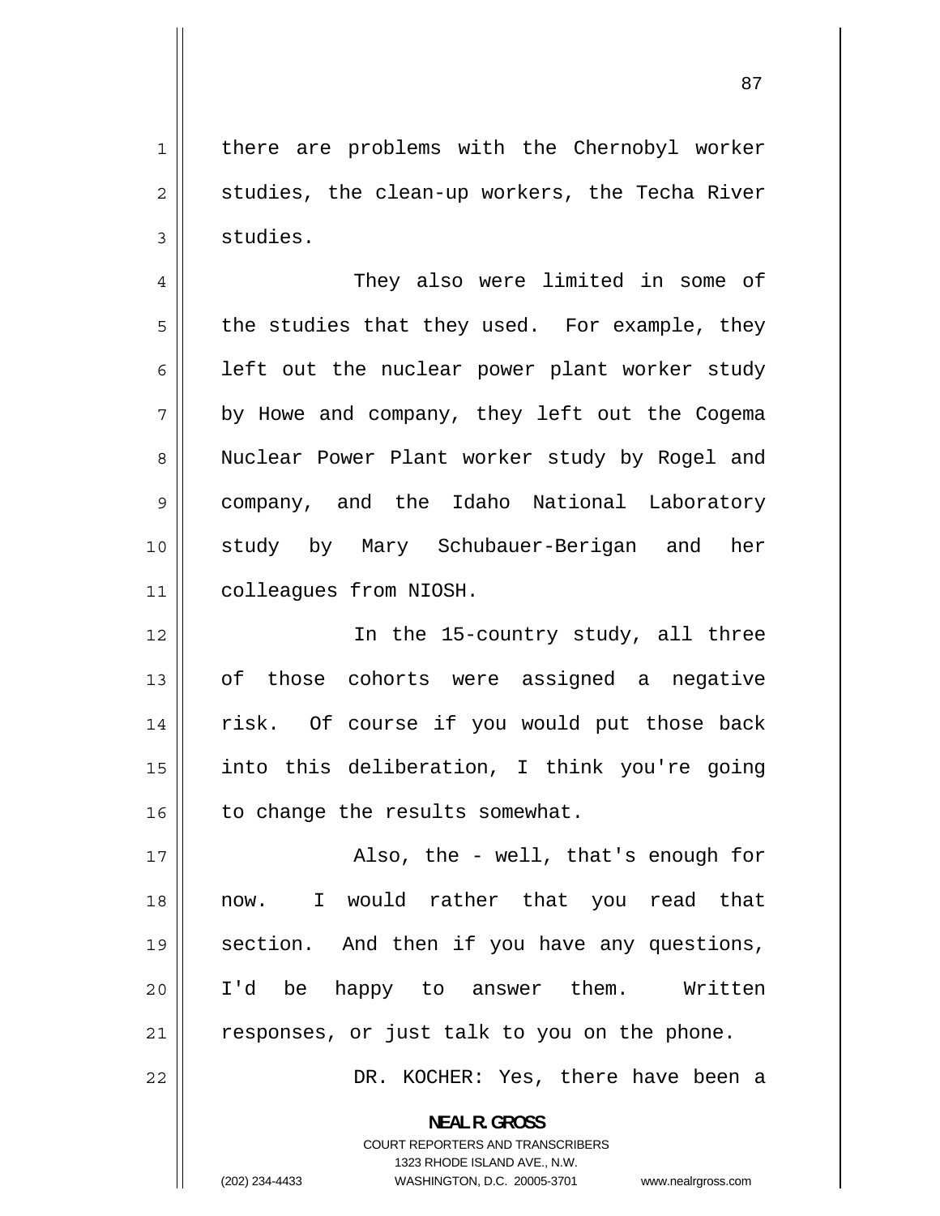there are problems with the Chernobyl worker studies, the clean-up workers, the Techa River studies.

They also were limited in some of the studies that they used. For example, they left out the nuclear power plant worker study by Howe and company, they left out the Cogema Nuclear Power Plant worker study by Rogel and company, and the Idaho National Laboratory study by Mary Schubauer-Berigan and her colleagues from NIOSH.

In the 15-country study, all three of those cohorts were assigned a negative risk. Of course if you would put those back into this deliberation, I think you're going to change the results somewhat.

Also, the - well, that's enough for now. I would rather that you read that section. And then if you have any questions, I'd be happy to answer them. Written responses, or just talk to you on the phone.

DR. KOCHER: Yes, there have been a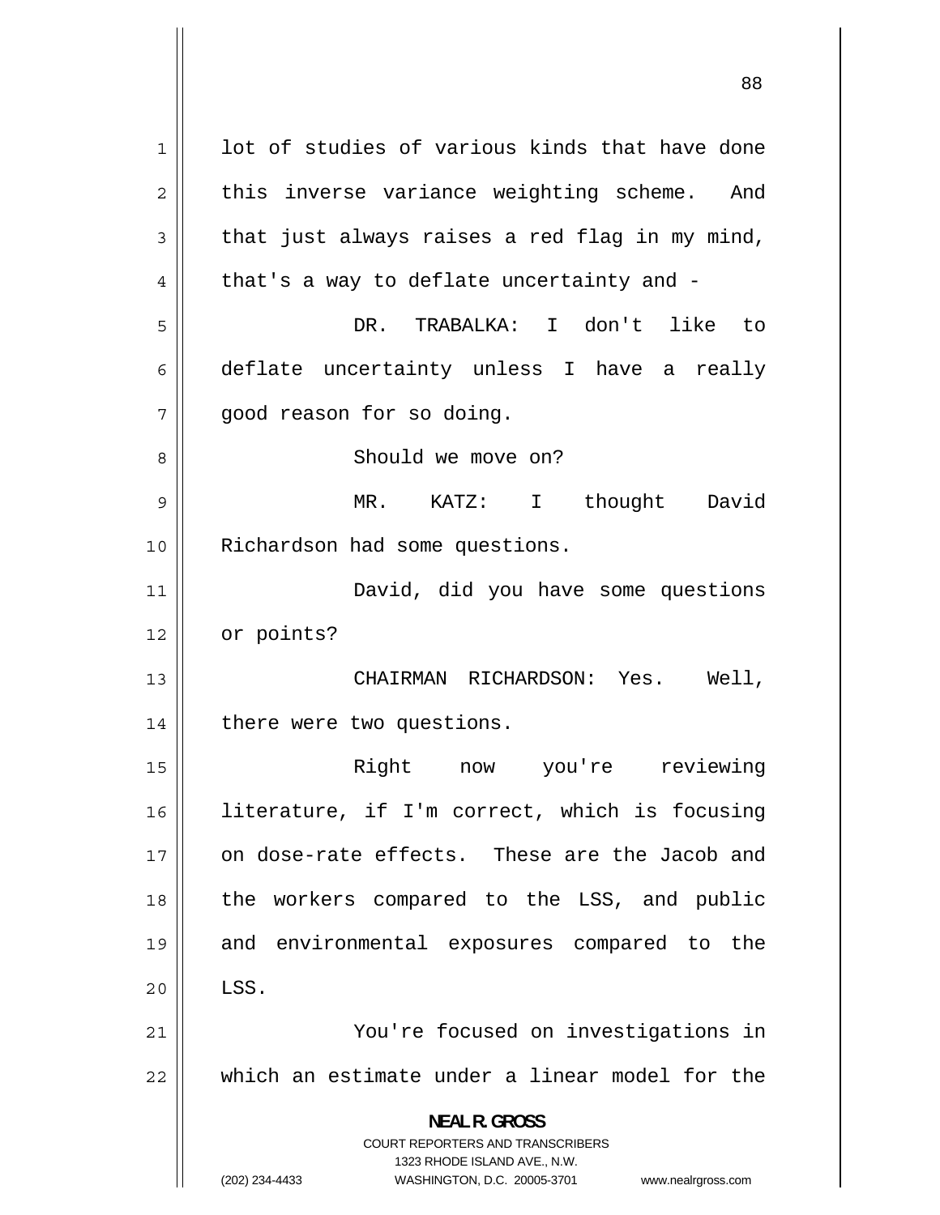lot of studies of various kinds that have done this inverse variance weighting scheme. And that just always raises a red flag in my mind, that's a way to deflate uncertainty and -

DR. TRABALKA: I don't like to deflate uncertainty unless I have a really good reason for so doing.

Should we move on?

MR. KATZ: I thought David Richardson had some questions.

David, did you have some questions or points?

CHAIRMAN RICHARDSON: Yes. Well, there were two questions.

Right now you're reviewing literature, if I'm correct, which is focusing on dose-rate effects. These are the Jacob and the workers compared to the LSS, and public and environmental exposures compared to the LSS.

You're focused on investigations in which an estimate under a linear model for the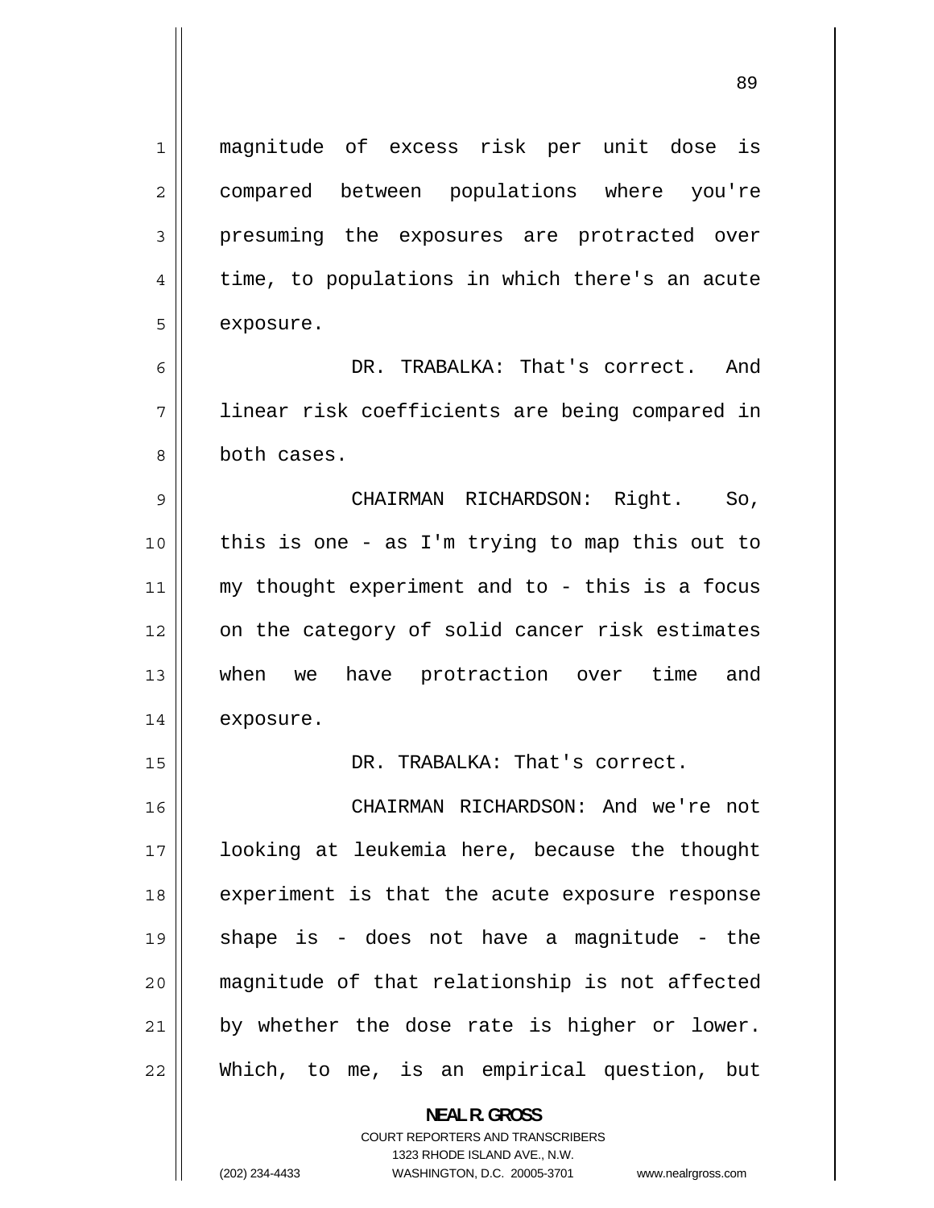magnitude of excess risk per unit dose is compared between populations where you're presuming the exposures are protracted over time, to populations in which there's an acute exposure.

DR. TRABALKA: That's correct. And linear risk coefficients are being compared in both cases.

CHAIRMAN RICHARDSON: Right. So, this is one - as I'm trying to map this out to my thought experiment and to - this is a focus on the category of solid cancer risk estimates when we have protraction over time and exposure.

DR. TRABALKA: That's correct.

CHAIRMAN RICHARDSON: And we're not looking at leukemia here, because the thought experiment is that the acute exposure response shape is - does not have a magnitude - the magnitude of that relationship is not affected by whether the dose rate is higher or lower. Which, to me, is an empirical question, but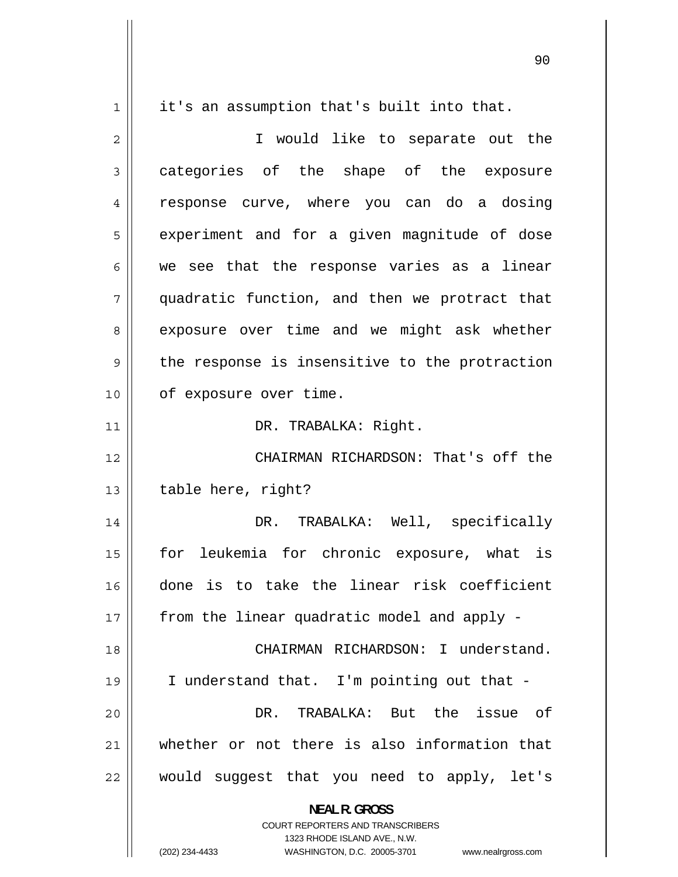it's an assumption that's built into that.

I would like to separate out the categories of the shape of the exposure response curve, where you can do a dosing experiment and for a given magnitude of dose we see that the response varies as a linear quadratic function, and then we protract that exposure over time and we might ask whether the response is insensitive to the protraction of exposure over time.

DR. TRABALKA: Right.

CHAIRMAN RICHARDSON: That's off the table here, right?

DR. TRABALKA: Well, specifically for leukemia for chronic exposure, what is done is to take the linear risk coefficient from the linear quadratic model and apply -

CHAIRMAN RICHARDSON: I understand. I understand that. I'm pointing out that -

DR. TRABALKA: But the issue of whether or not there is also information that would suggest that you need to apply, let's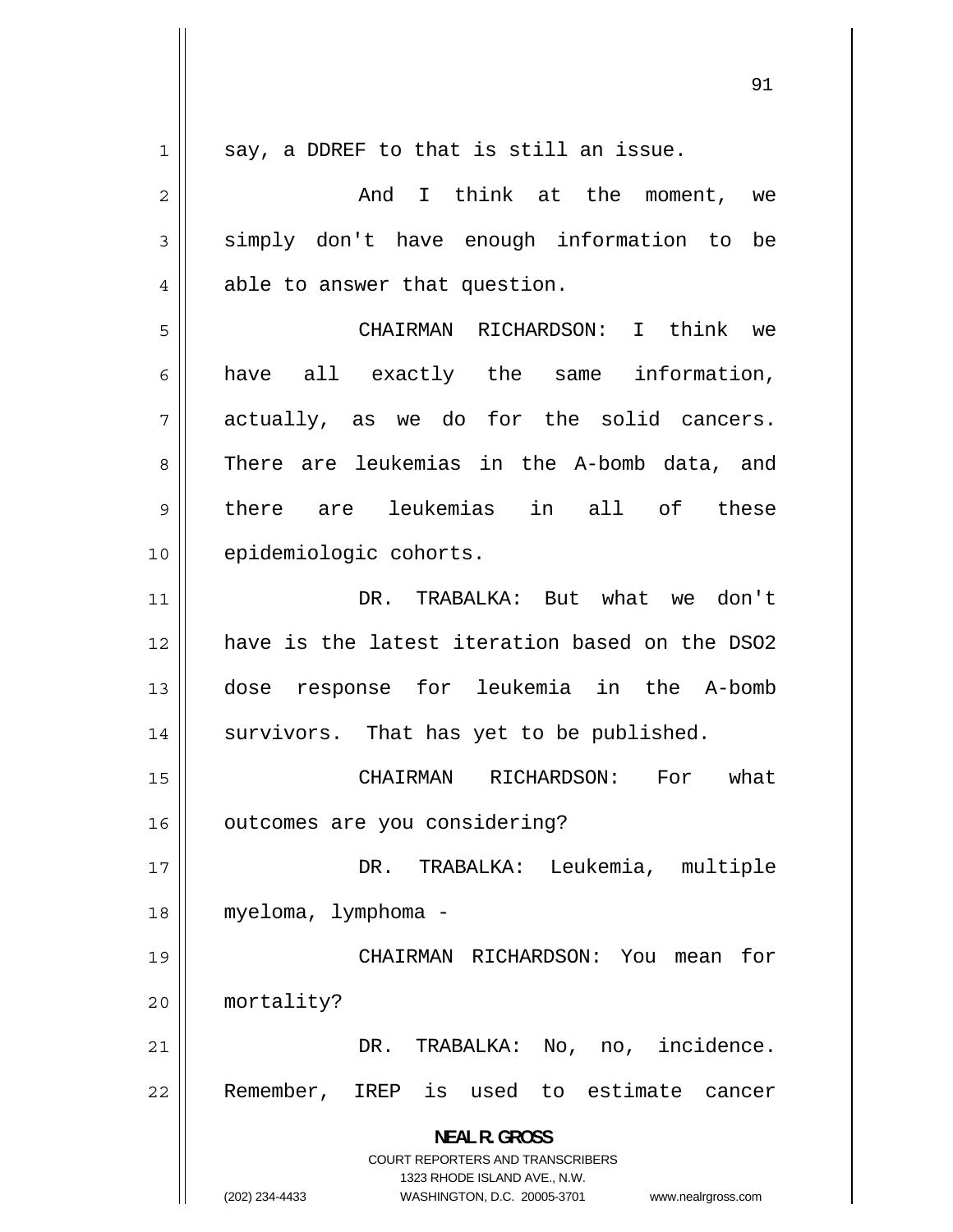say, a DDREF to that is still an issue.

And I think at the moment, we simply don't have enough information to be able to answer that question.

CHAIRMAN RICHARDSON: I think we have all exactly the same information, actually, as we do for the solid cancers. There are leukemias in the A-bomb data, and there are leukemias in all of these epidemiologic cohorts.

DR. TRABALKA: But what we don't have is the latest iteration based on the DSO2 dose response for leukemia in the A-bomb survivors. That has yet to be published.

CHAIRMAN RICHARDSON: For what outcomes are you considering?

DR. TRABALKA: Leukemia, multiple myeloma, lymphoma -

CHAIRMAN RICHARDSON: You mean for mortality?

DR. TRABALKA: No, no, incidence. Remember, IREP is used to estimate cancer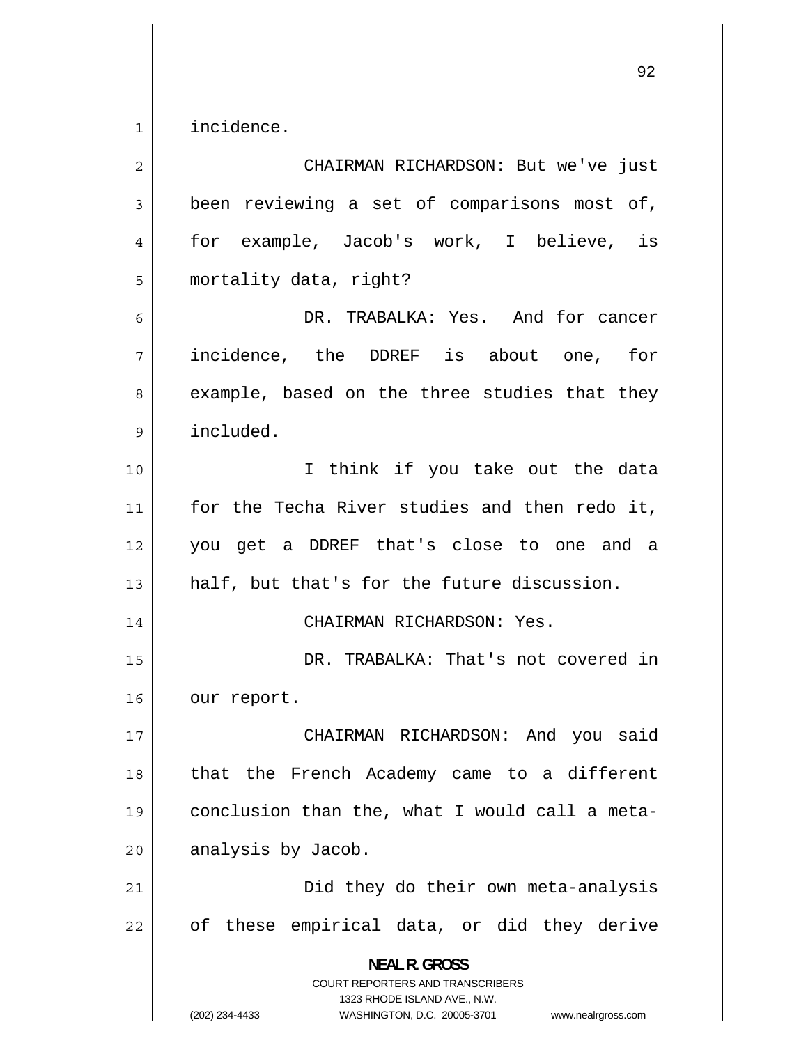incidence.

CHAIRMAN RICHARDSON: But we've just been reviewing a set of comparisons most of, for example, Jacob's work, I believe, is mortality data, right?

DR. TRABALKA: Yes. And for cancer incidence, the DDREF is about one, for example, based on the three studies that they included.

I think if you take out the data for the Techa River studies and then redo it, you get a DDREF that's close to one and a half, but that's for the future discussion.

CHAIRMAN RICHARDSON: Yes.

DR. TRABALKA: That's not covered in our report.

CHAIRMAN RICHARDSON: And you said that the French Academy came to a different conclusion than the, what I would call a meta-analysis by Jacob.

Did they do their own meta-analysis of these empirical data, or did they derive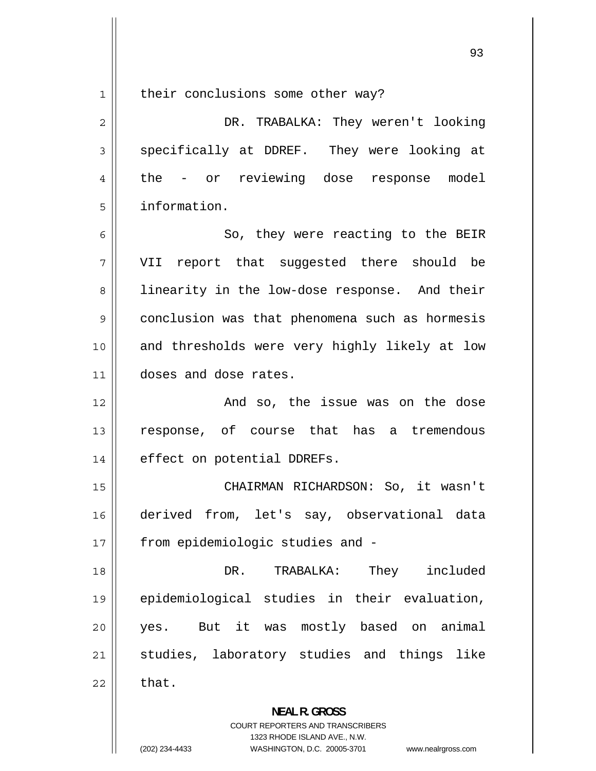their conclusions some other way?

DR. TRABALKA: They weren't looking specifically at DDREF. They were looking at the - or reviewing dose response model information.

So, they were reacting to the BEIR VII report that suggested there should be linearity in the low-dose response. And their conclusion was that phenomena such as hormesis and thresholds were very highly likely at low doses and dose rates.

And so, the issue was on the dose response, of course that has a tremendous effect on potential DDREFs.

CHAIRMAN RICHARDSON: So, it wasn't derived from, let's say, observational data from epidemiologic studies and -

DR. TRABALKA: They included epidemiological studies in their evaluation, yes. But it was mostly based on animal studies, laboratory studies and things like that.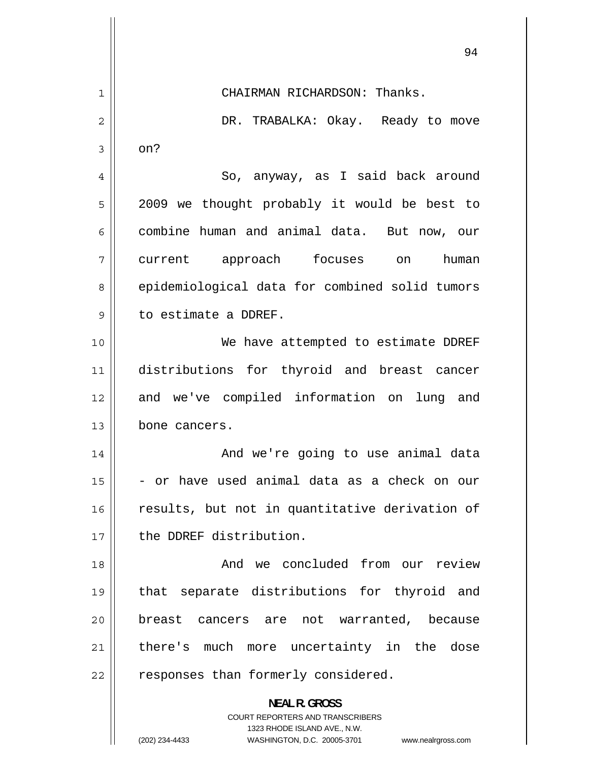CHAIRMAN RICHARDSON: Thanks.

DR. TRABALKA: Okay. Ready to move on?

So, anyway, as I said back around 2009 we thought probably it would be best to combine human and animal data. But now, our current approach focuses on human epidemiological data for combined solid tumors to estimate a DDREF.

We have attempted to estimate DDREF distributions for thyroid and breast cancer and we've compiled information on lung and bone cancers.

And we're going to use animal data - or have used animal data as a check on our results, but not in quantitative derivation of the DDREF distribution.

And we concluded from our review that separate distributions for thyroid and breast cancers are not warranted, because there's much more uncertainty in the dose responses than formerly considered.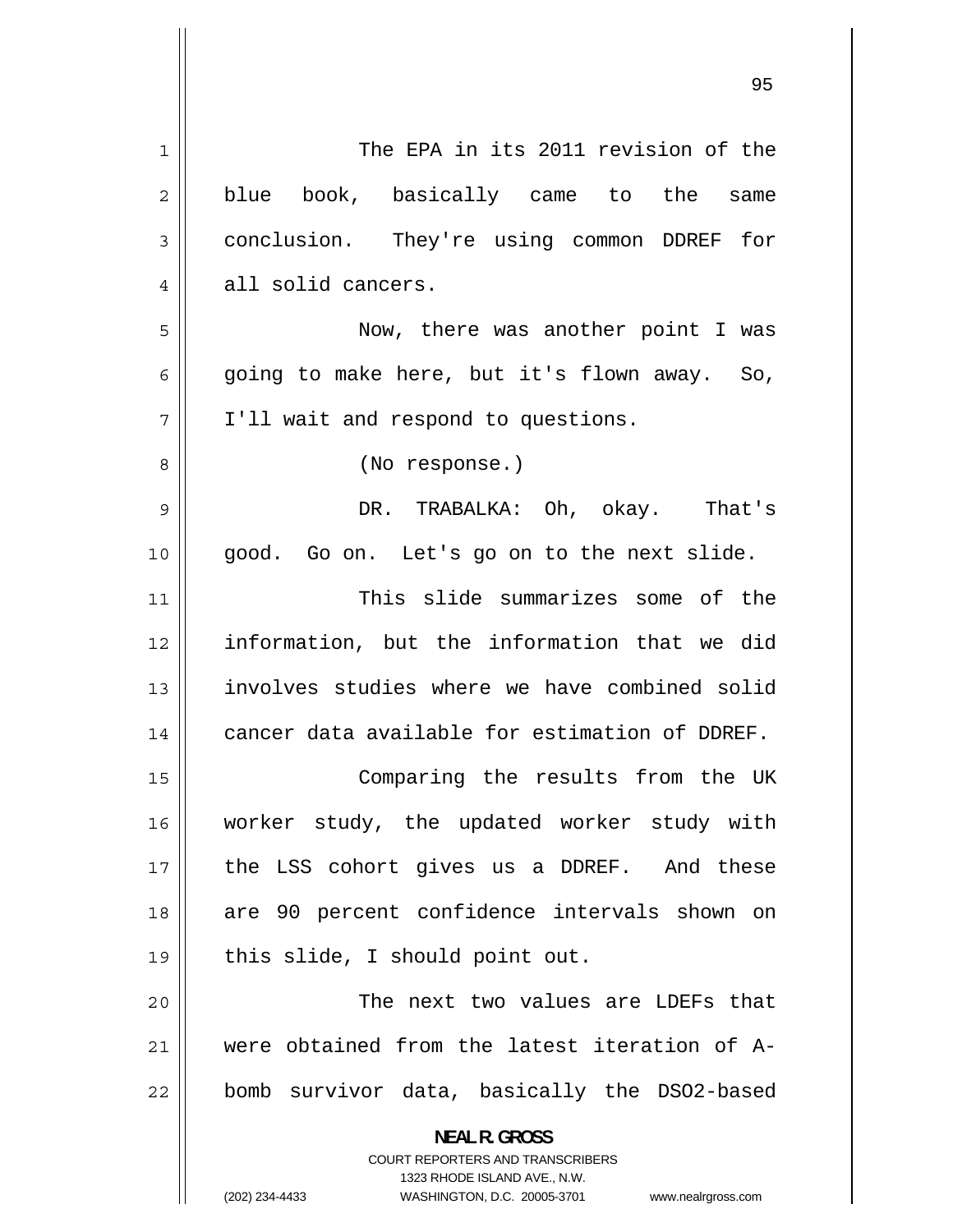The EPA in its 2011 revision of the blue book, basically came to the same conclusion. They're using common DDREF for all solid cancers.

Now, there was another point I was going to make here, but it's flown away. So, I'll wait and respond to questions.

(No response.)

DR. TRABALKA: Oh, okay. That's good. Go on. Let's go on to the next slide.

This slide summarizes some of the information, but the information that we did involves studies where we have combined solid cancer data available for estimation of DDREF.

Comparing the results from the UK worker study, the updated worker study with the LSS cohort gives us a DDREF. And these are 90 percent confidence intervals shown on this slide, I should point out.

The next two values are LDEFs that were obtained from the latest iteration of A-bomb survivor data, basically the DSO2-based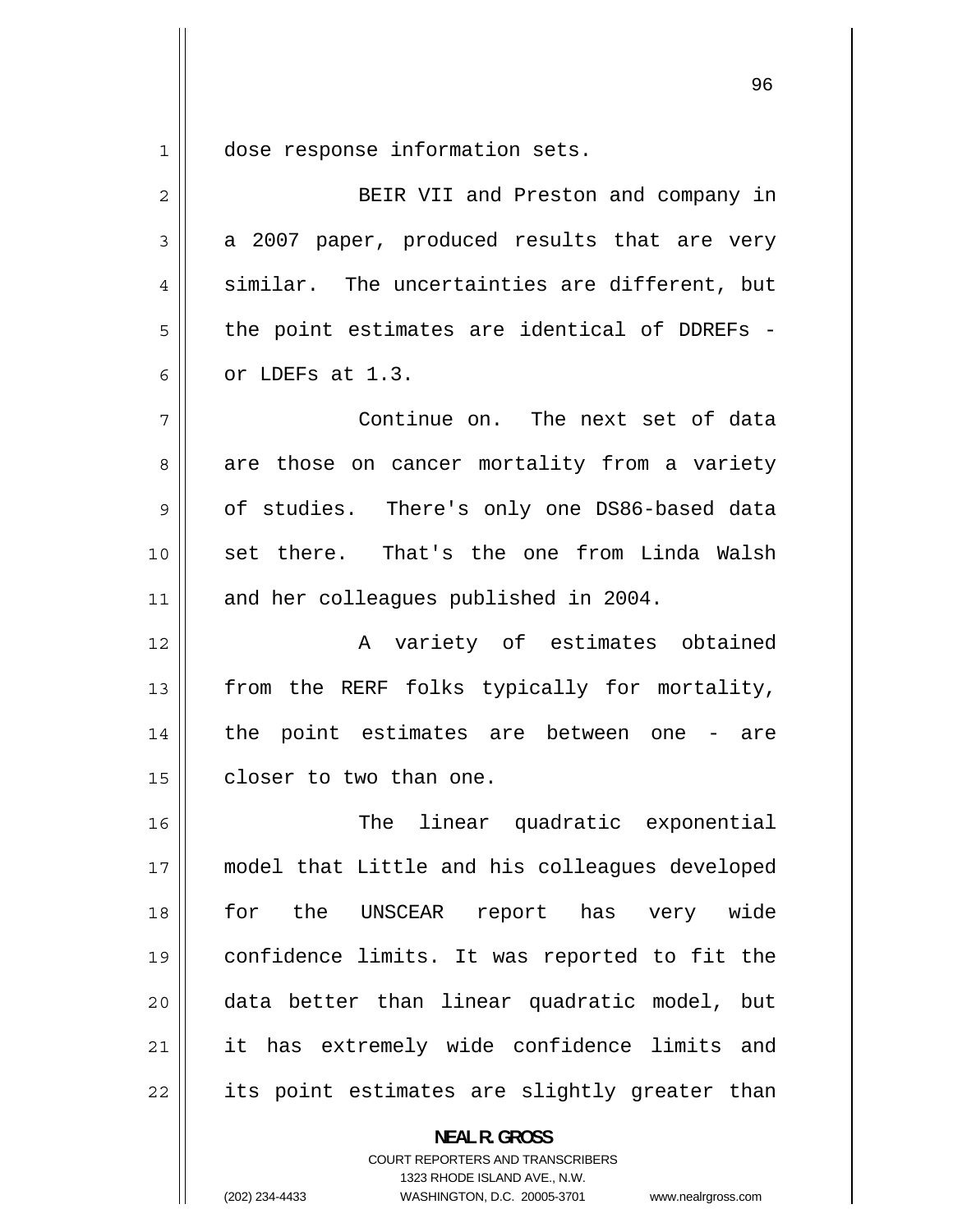dose response information sets.

BEIR VII and Preston and company in a 2007 paper, produced results that are very similar. The uncertainties are different, but the point estimates are identical of DDREFs - or LDEFs at 1.3.

Continue on. The next set of data are those on cancer mortality from a variety of studies. There's only one DS86-based data set there. That's the one from Linda Walsh and her colleagues published in 2004.

A variety of estimates obtained from the RERF folks typically for mortality, the point estimates are between one - are closer to two than one.

The linear quadratic exponential model that Little and his colleagues developed for the UNSCEAR report has very wide confidence limits. It was reported to fit the data better than linear quadratic model, but it has extremely wide confidence limits and its point estimates are slightly greater than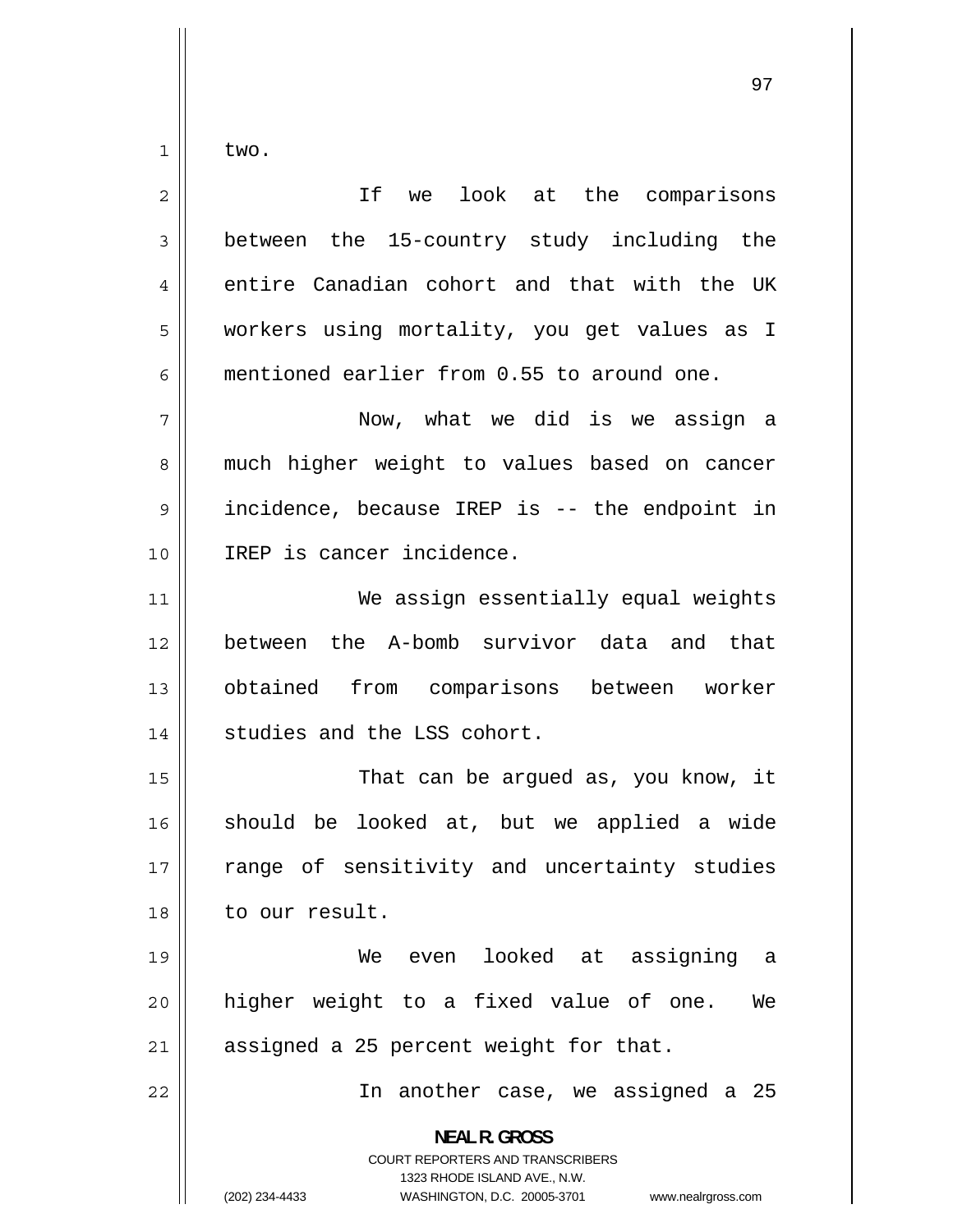two.

If we look at the comparisons between the 15-country study including the entire Canadian cohort and that with the UK workers using mortality, you get values as I mentioned earlier from 0.55 to around one.

Now, what we did is we assign a much higher weight to values based on cancer incidence, because IREP is -- the endpoint in IREP is cancer incidence.

We assign essentially equal weights between the A-bomb survivor data and that obtained from comparisons between worker studies and the LSS cohort.

That can be argued as, you know, it should be looked at, but we applied a wide range of sensitivity and uncertainty studies to our result.

We even looked at assigning a higher weight to a fixed value of one. We assigned a 25 percent weight for that.

In another case, we assigned a 25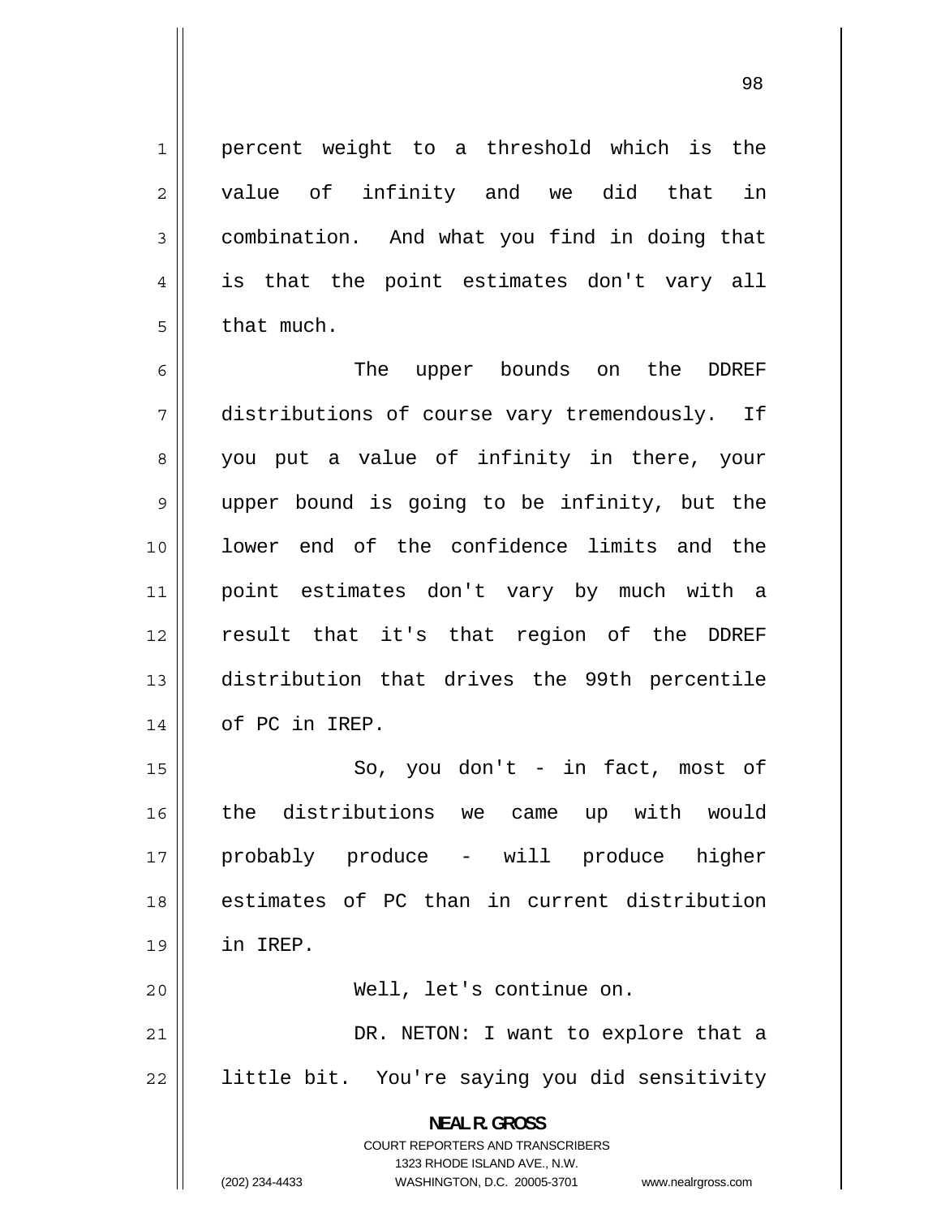percent weight to a threshold which is the value of infinity and we did that in combination. And what you find in doing that is that the point estimates don't vary all that much.

The upper bounds on the DDREF distributions of course vary tremendously. If you put a value of infinity in there, your upper bound is going to be infinity, but the lower end of the confidence limits and the point estimates don't vary by much with a result that it's that region of the DDREF distribution that drives the 99th percentile of PC in IREP.

So, you don't - in fact, most of the distributions we came up with would probably produce - will produce higher estimates of PC than in current distribution in IREP.

Well, let's continue on.

DR. NETON: I want to explore that a little bit. You're saying you did sensitivity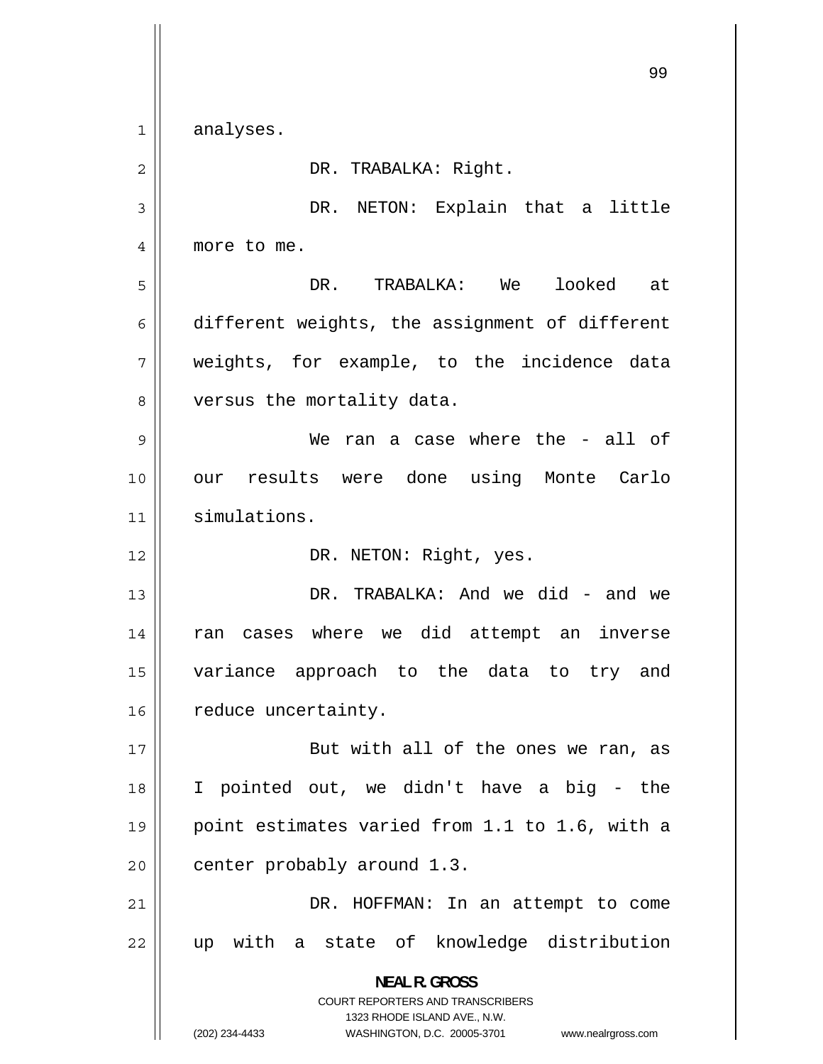analyses.

DR. TRABALKA: Right.

DR. NETON: Explain that a little more to me.

DR. TRABALKA: We looked at different weights, the assignment of different weights, for example, to the incidence data versus the mortality data.

We ran a case where the - all of our results were done using Monte Carlo simulations.

DR. NETON: Right, yes.

DR. TRABALKA: And we did - and we ran cases where we did attempt an inverse variance approach to the data to try and reduce uncertainty.

But with all of the ones we ran, as I pointed out, we didn't have a big - the point estimates varied from 1.1 to 1.6, with a center probably around 1.3.

DR. HOFFMAN: In an attempt to come up with a state of knowledge distribution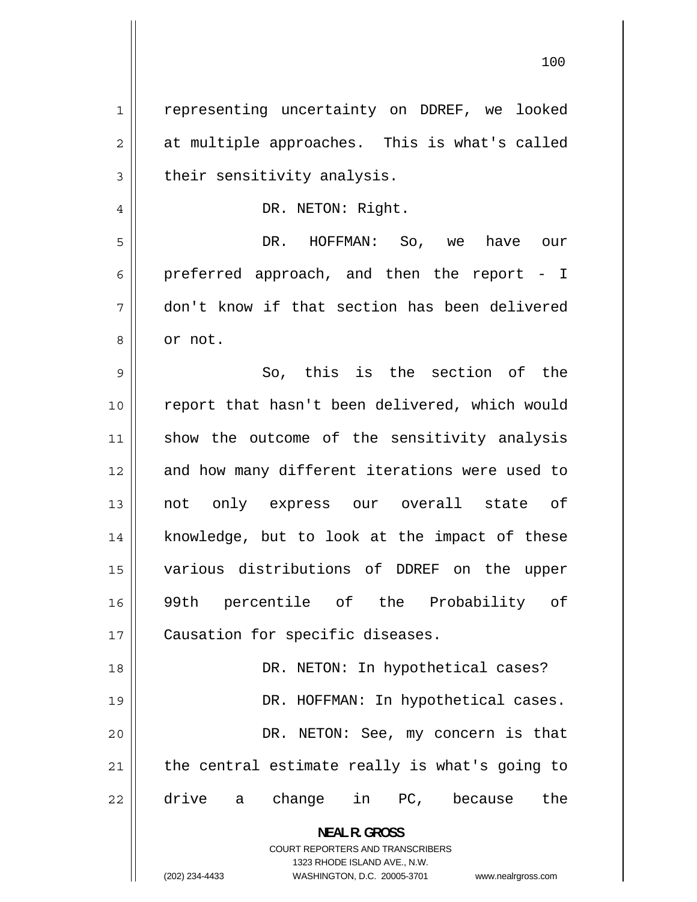representing uncertainty on DDREF, we looked at multiple approaches. This is what's called their sensitivity analysis.

DR. NETON: Right.

DR. HOFFMAN: So, we have our preferred approach, and then the report - I don't know if that section has been delivered or not.

So, this is the section of the report that hasn't been delivered, which would show the outcome of the sensitivity analysis and how many different iterations were used to not only express our overall state of knowledge, but to look at the impact of these various distributions of DDREF on the upper 99th percentile of the Probability of Causation for specific diseases.

DR. NETON: In hypothetical cases?

DR. HOFFMAN: In hypothetical cases.

DR. NETON: See, my concern is that the central estimate really is what's going to drive a change in PC, because the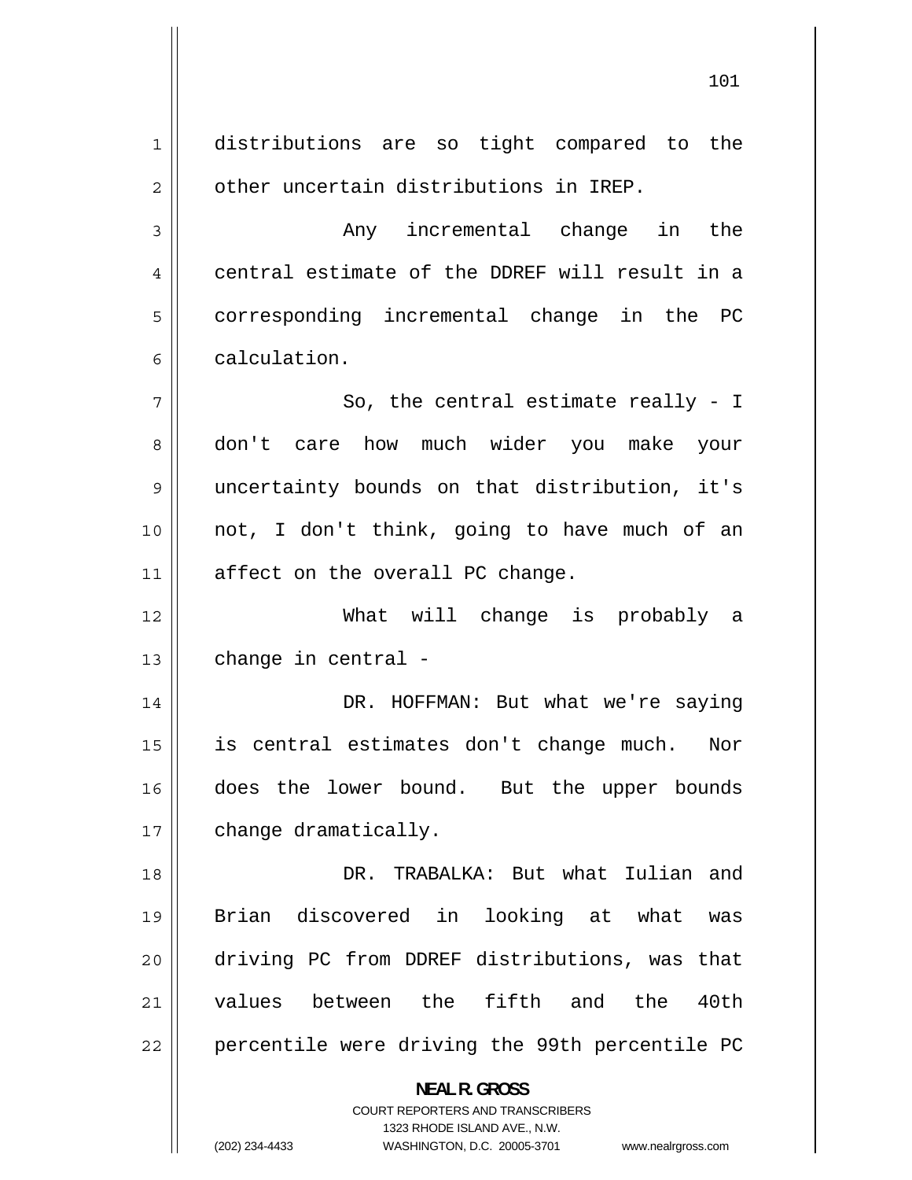distributions are so tight compared to the other uncertain distributions in IREP.

Any incremental change in the central estimate of the DDREF will result in a corresponding incremental change in the PC calculation.

So, the central estimate really - I don't care how much wider you make your uncertainty bounds on that distribution, it's not, I don't think, going to have much of an affect on the overall PC change.

What will change is probably a change in central -

DR. HOFFMAN: But what we're saying is central estimates don't change much. Nor does the lower bound. But the upper bounds change dramatically.

DR. TRABALKA: But what Iulian and Brian discovered in looking at what was driving PC from DDREF distributions, was that values between the fifth and the 40th percentile were driving the 99th percentile PC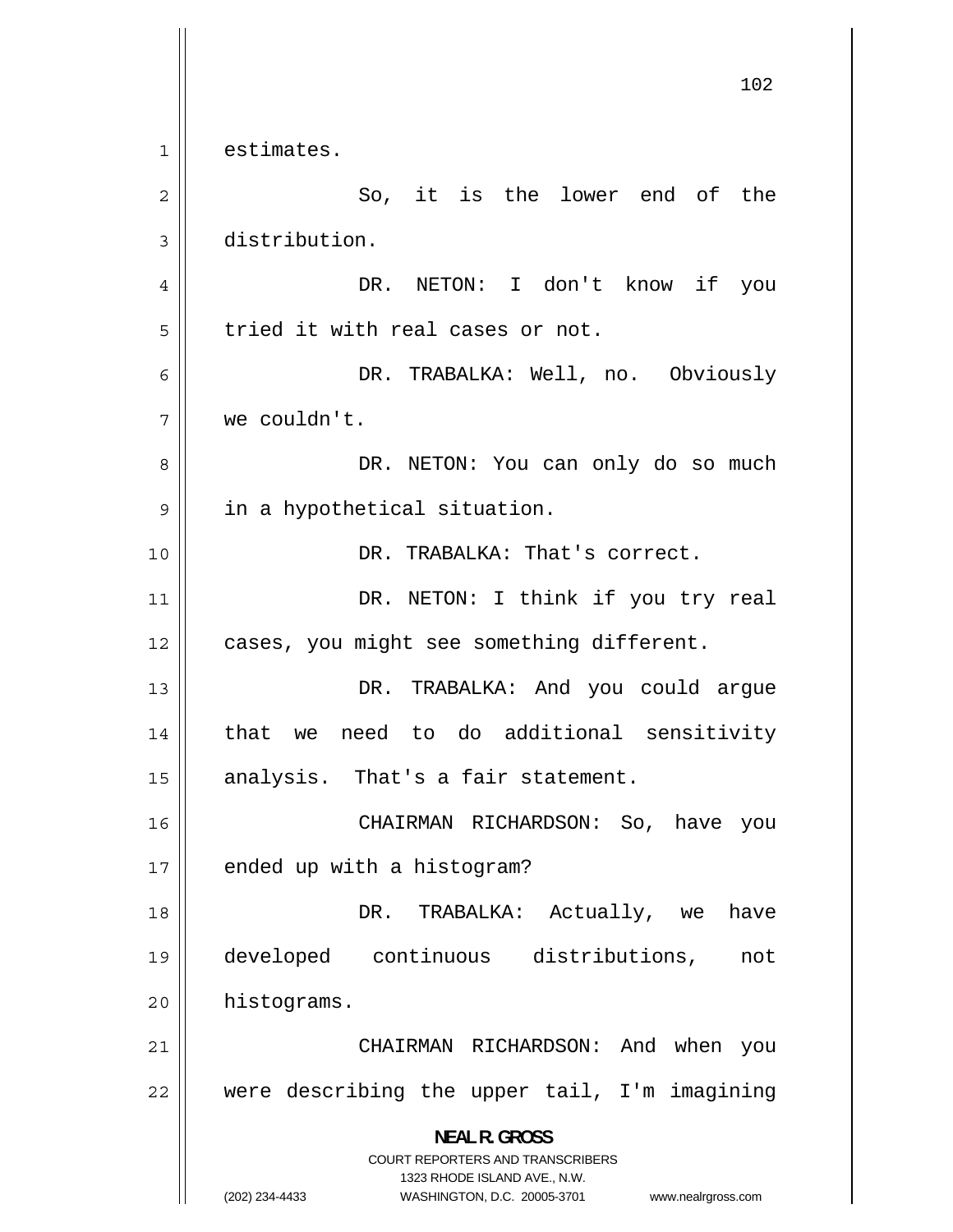estimates.

So, it is the lower end of the distribution.

DR. NETON: I don't know if you tried it with real cases or not.

DR. TRABALKA: Well, no. Obviously we couldn't.

DR. NETON: You can only do so much in a hypothetical situation.

DR. TRABALKA: That's correct.

DR. NETON: I think if you try real cases, you might see something different.

DR. TRABALKA: And you could argue that we need to do additional sensitivity analysis. That's a fair statement.

CHAIRMAN RICHARDSON: So, have you ended up with a histogram?

DR. TRABALKA: Actually, we have developed continuous distributions, not histograms.

CHAIRMAN RICHARDSON: And when you were describing the upper tail, I'm imagining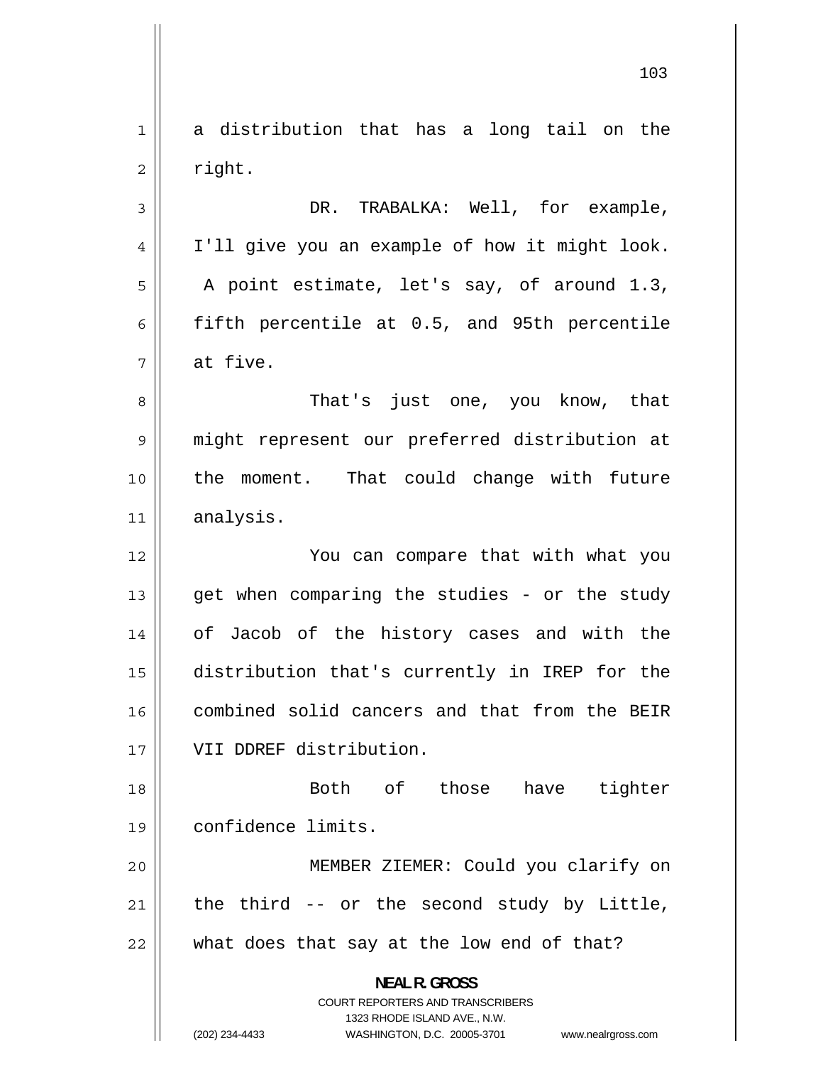a distribution that has a long tail on the right.

DR. TRABALKA: Well, for example, I'll give you an example of how it might look. A point estimate, let's say, of around 1.3, fifth percentile at 0.5, and 95th percentile at five.

That's just one, you know, that might represent our preferred distribution at the moment. That could change with future analysis.

You can compare that with what you get when comparing the studies - or the study of Jacob of the history cases and with the distribution that's currently in IREP for the combined solid cancers and that from the BEIR VII DDREF distribution.

Both of those have tighter confidence limits.

MEMBER ZIEMER: Could you clarify on the third -- or the second study by Little, what does that say at the low end of that?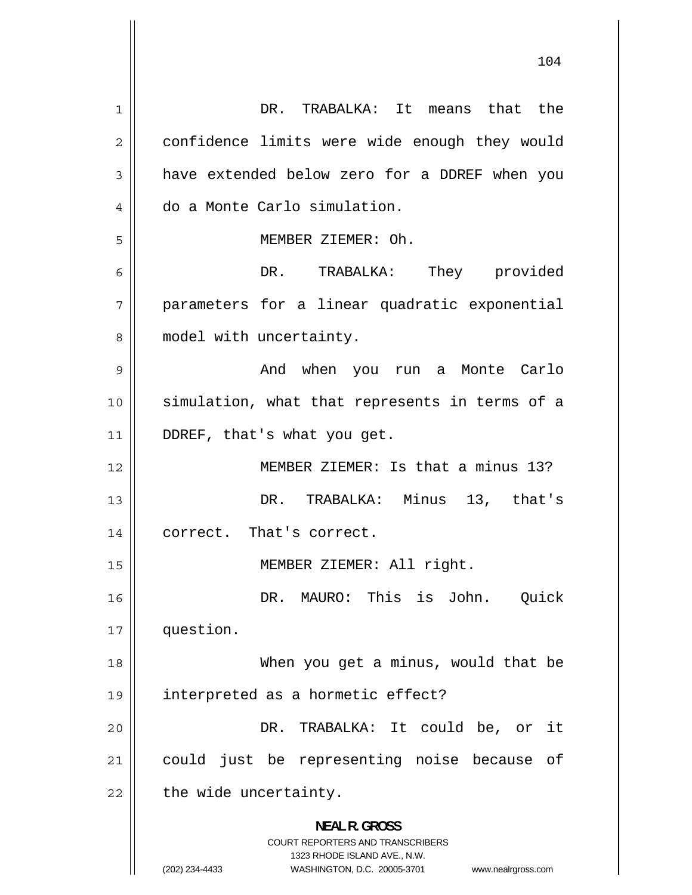DR. TRABALKA: It means that the confidence limits were wide enough they would have extended below zero for a DDREF when you do a Monte Carlo simulation.

MEMBER ZIEMER: Oh.

DR. TRABALKA: They provided parameters for a linear quadratic exponential model with uncertainty.

And when you run a Monte Carlo simulation, what that represents in terms of a DDREF, that's what you get.

MEMBER ZIEMER: Is that a minus 13?

DR. TRABALKA: Minus 13, that's correct. That's correct.

MEMBER ZIEMER: All right.

DR. MAURO: This is John. Quick question.

When you get a minus, would that be interpreted as a hormetic effect?

DR. TRABALKA: It could be, or it could just be representing noise because of the wide uncertainty.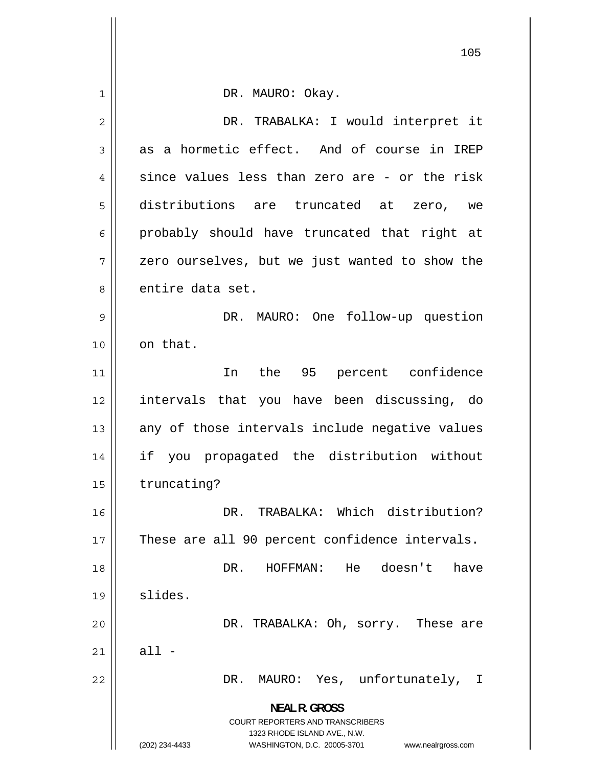DR. MAURO: Okay.

DR. TRABALKA: I would interpret it as a hormetic effect. And of course in IREP since values less than zero are - or the risk distributions are truncated at zero, we probably should have truncated that right at zero ourselves, but we just wanted to show the entire data set.

DR. MAURO: One follow-up question on that.

In the 95 percent confidence intervals that you have been discussing, do any of those intervals include negative values if you propagated the distribution without truncating?

DR. TRABALKA: Which distribution? These are all 90 percent confidence intervals.

DR. HOFFMAN: He doesn't have slides.

DR. TRABALKA: Oh, sorry. These are all -

DR. MAURO: Yes, unfortunately, I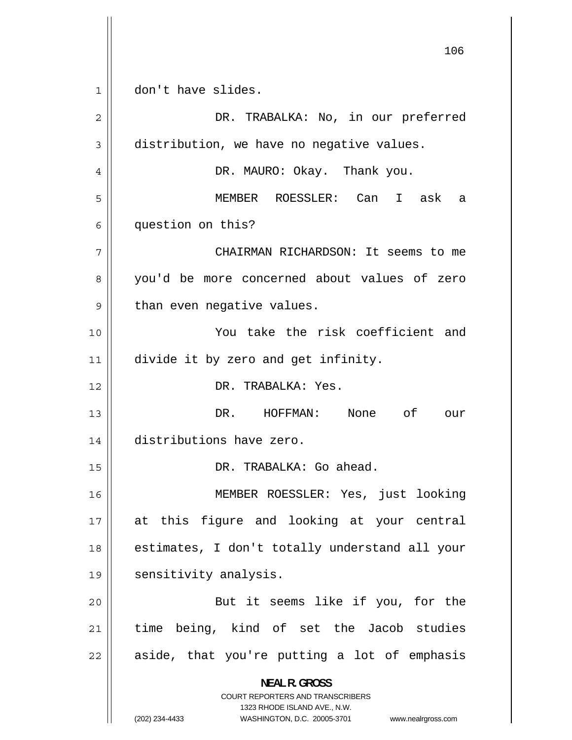don't have slides.

DR. TRABALKA: No, in our preferred distribution, we have no negative values.

DR. MAURO: Okay. Thank you.

MEMBER ROESSLER: Can I ask a question on this?

CHAIRMAN RICHARDSON: It seems to me you'd be more concerned about values of zero than even negative values.

You take the risk coefficient and divide it by zero and get infinity.

DR. TRABALKA: Yes.

DR. HOFFMAN: None of our distributions have zero.

DR. TRABALKA: Go ahead.

MEMBER ROESSLER: Yes, just looking at this figure and looking at your central estimates, I don't totally understand all your sensitivity analysis.

But it seems like if you, for the time being, kind of set the Jacob studies aside, that you're putting a lot of emphasis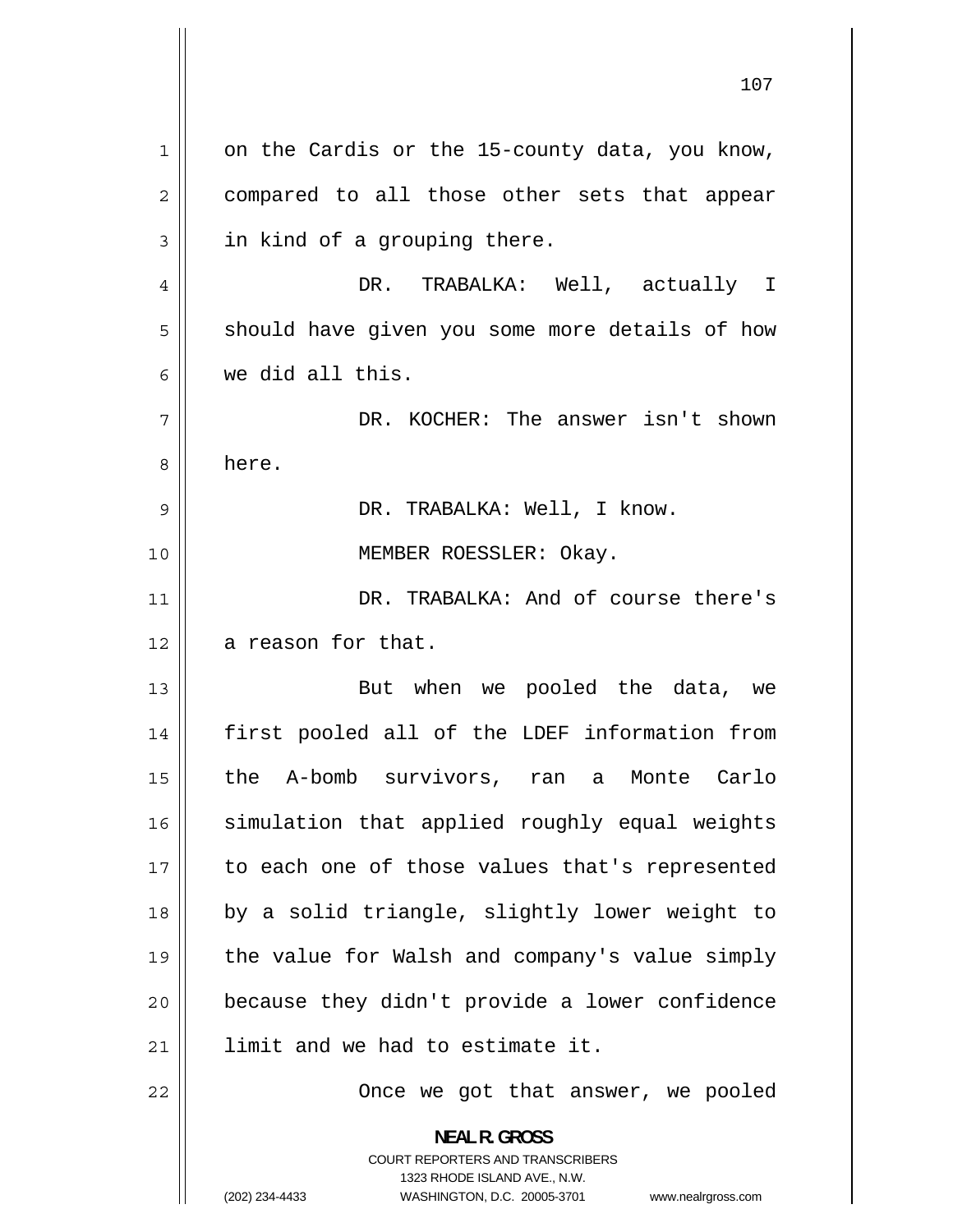on the Cardis or the 15-county data, you know, compared to all those other sets that appear in kind of a grouping there.

DR. TRABALKA: Well, actually I should have given you some more details of how we did all this.

DR. KOCHER: The answer isn't shown here.

DR. TRABALKA: Well, I know.

MEMBER ROESSLER: Okay.

DR. TRABALKA: And of course there's a reason for that.

But when we pooled the data, we first pooled all of the LDEF information from the A-bomb survivors, ran a Monte Carlo simulation that applied roughly equal weights to each one of those values that's represented by a solid triangle, slightly lower weight to the value for Walsh and company's value simply because they didn't provide a lower confidence limit and we had to estimate it.

Once we got that answer, we pooled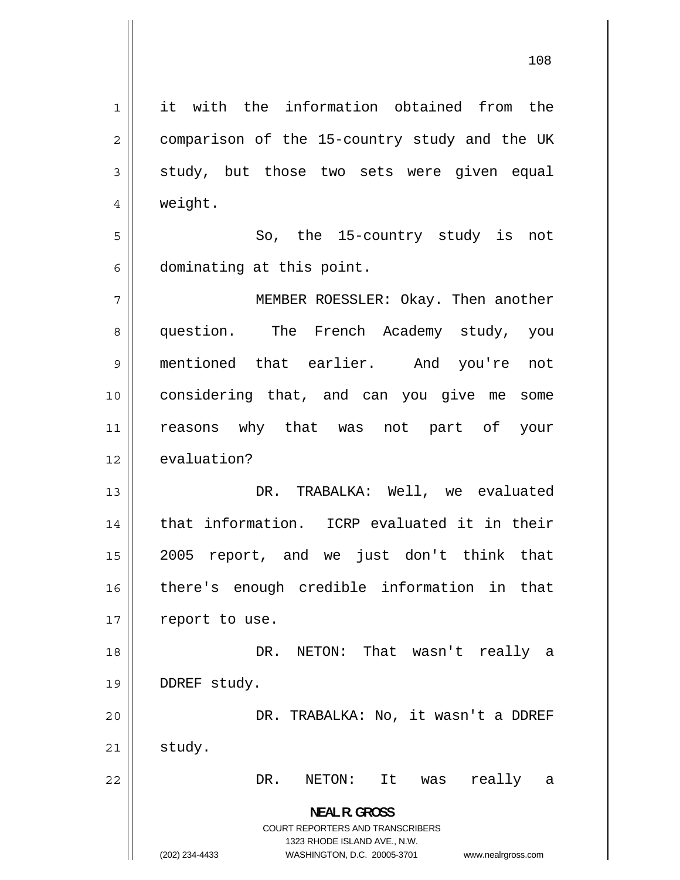it with the information obtained from the comparison of the 15-country study and the UK study, but those two sets were given equal weight.

So, the 15-country study is not dominating at this point.

MEMBER ROESSLER: Okay. Then another question. The French Academy study, you mentioned that earlier. And you're not considering that, and can you give me some reasons why that was not part of your evaluation?

DR. TRABALKA: Well, we evaluated that information. ICRP evaluated it in their 2005 report, and we just don't think that there's enough credible information in that report to use.

DR. NETON: That wasn't really a DDREF study.

DR. TRABALKA: No, it wasn't a DDREF study.

DR. NETON: It was really a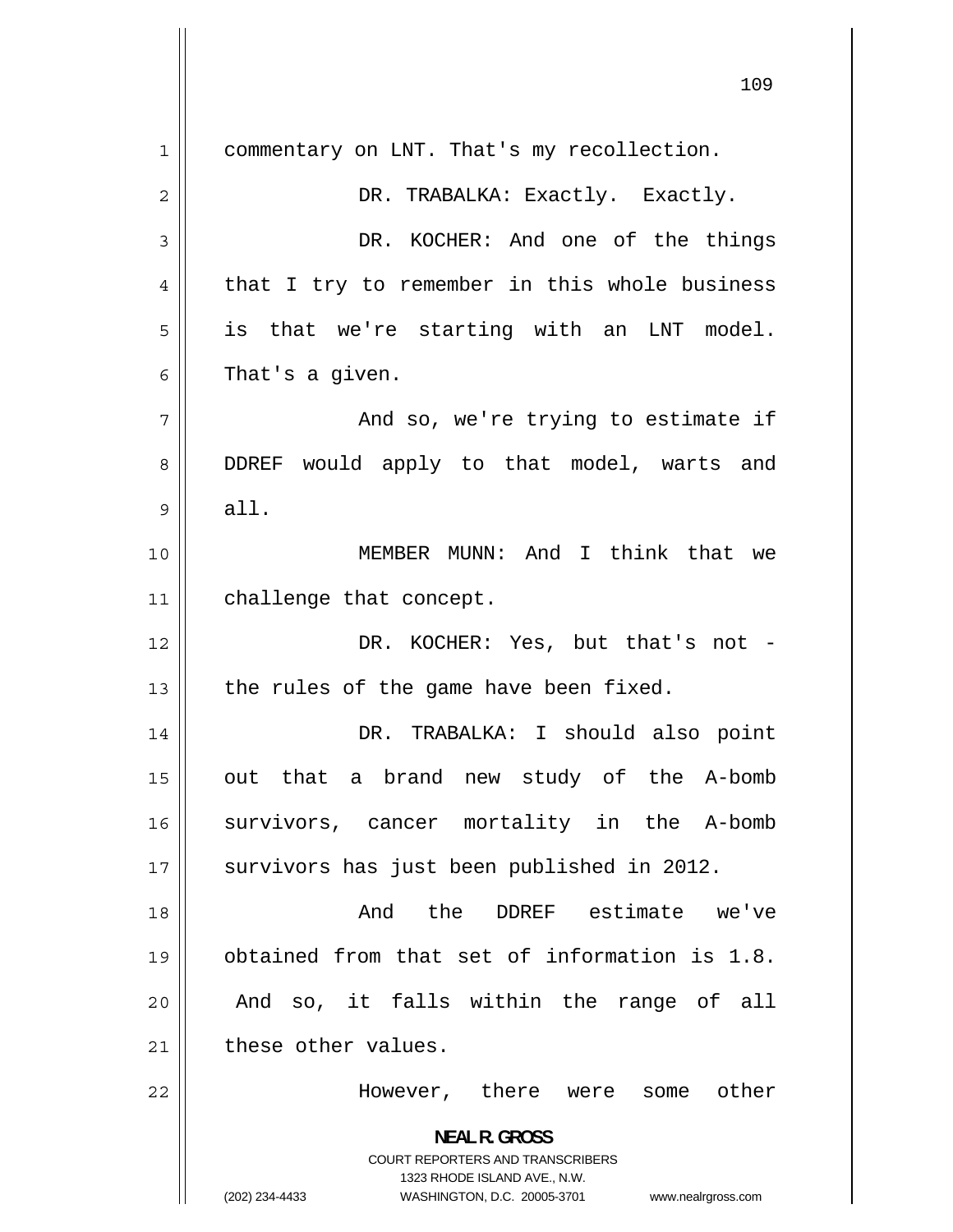commentary on LNT. That's my recollection.

DR. TRABALKA: Exactly. Exactly.

DR. KOCHER: And one of the things that I try to remember in this whole business is that we're starting with an LNT model. That's a given.

And so, we're trying to estimate if DDREF would apply to that model, warts and all.

MEMBER MUNN: And I think that we challenge that concept.

DR. KOCHER: Yes, but that's not - the rules of the game have been fixed.

DR. TRABALKA: I should also point out that a brand new study of the A-bomb survivors, cancer mortality in the A-bomb survivors has just been published in 2012.

And the DDREF estimate we've obtained from that set of information is 1.8. And so, it falls within the range of all these other values.

However, there were some other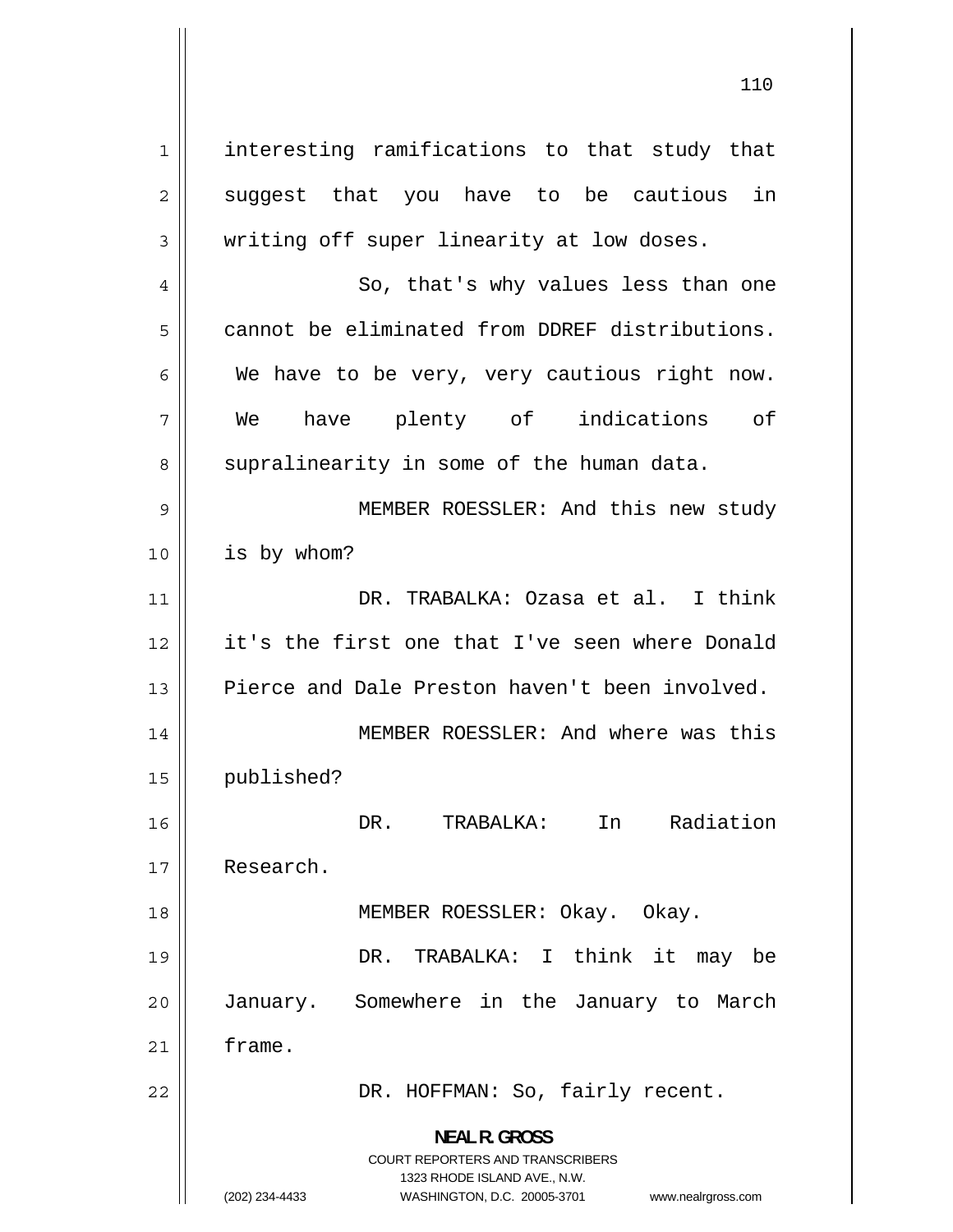interesting ramifications to that study that suggest that you have to be cautious in writing off super linearity at low doses.

So, that's why values less than one cannot be eliminated from DDREF distributions. We have to be very, very cautious right now. We have plenty of indications of supralinearity in some of the human data.

MEMBER ROESSLER: And this new study is by whom?

DR. TRABALKA: Ozasa et al. I think it's the first one that I've seen where Donald Pierce and Dale Preston haven't been involved.

MEMBER ROESSLER: And where was this published?

DR. TRABALKA: In Radiation Research.

MEMBER ROESSLER: Okay. Okay.

DR. TRABALKA: I think it may be January. Somewhere in the January to March frame.

DR. HOFFMAN: So, fairly recent.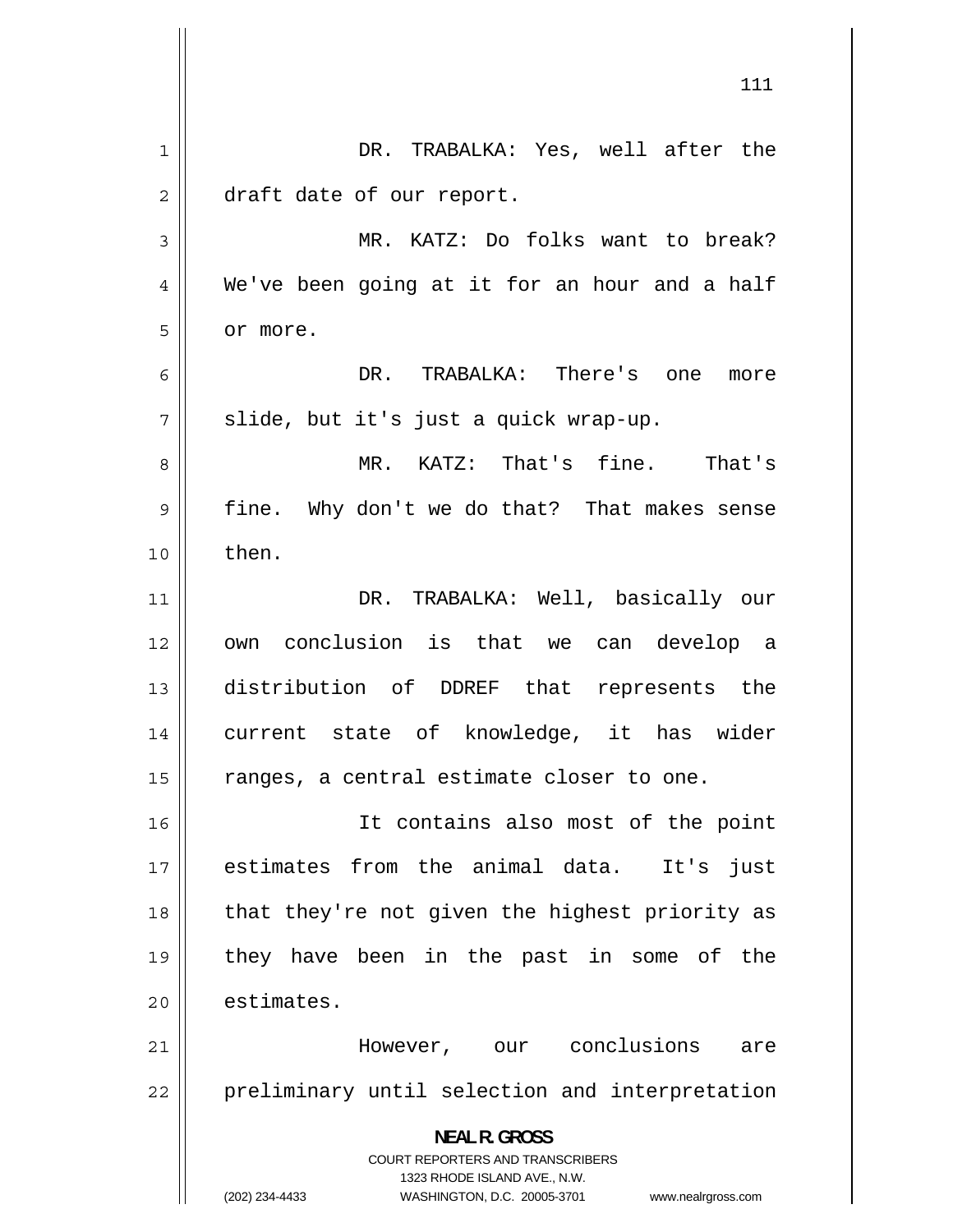DR. TRABALKA: Yes, well after the draft date of our report.

MR. KATZ: Do folks want to break? We've been going at it for an hour and a half or more.

DR. TRABALKA: There's one more slide, but it's just a quick wrap-up.

MR. KATZ: That's fine. That's fine. Why don't we do that? That makes sense then.

DR. TRABALKA: Well, basically our own conclusion is that we can develop a distribution of DDREF that represents the current state of knowledge, it has wider ranges, a central estimate closer to one.

It contains also most of the point estimates from the animal data. It's just that they're not given the highest priority as they have been in the past in some of the estimates.

However, our conclusions are preliminary until selection and interpretation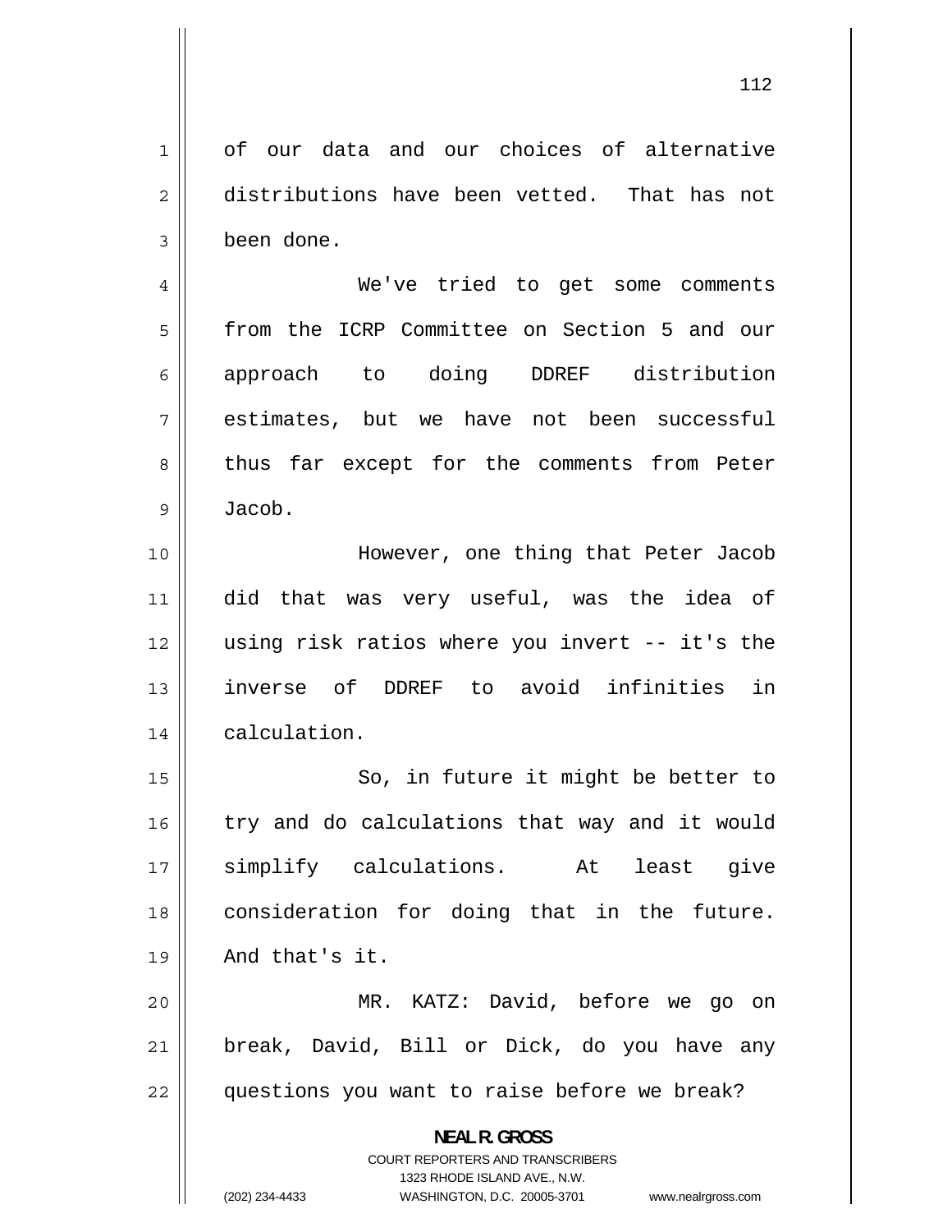of our data and our choices of alternative distributions have been vetted. That has not been done.

We've tried to get some comments from the ICRP Committee on Section 5 and our approach to doing DDREF distribution estimates, but we have not been successful thus far except for the comments from Peter Jacob.

However, one thing that Peter Jacob did that was very useful, was the idea of using risk ratios where you invert -- it's the inverse of DDREF to avoid infinities in calculation.

So, in future it might be better to try and do calculations that way and it would simplify calculations. At least give consideration for doing that in the future. And that's it.

MR. KATZ: David, before we go on break, David, Bill or Dick, do you have any questions you want to raise before we break?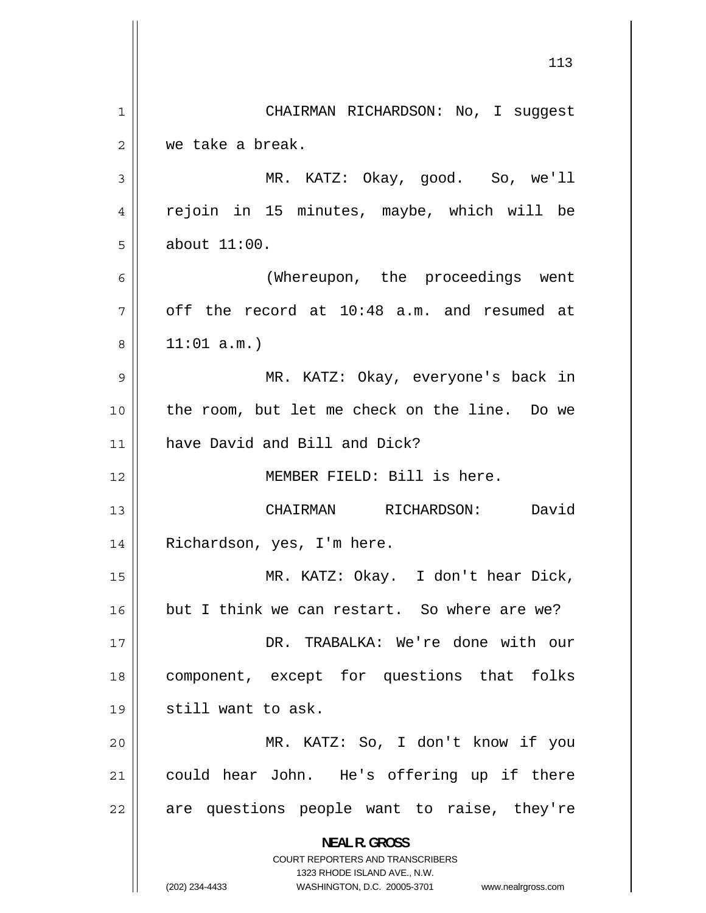CHAIRMAN RICHARDSON: No, I suggest we take a break.

MR. KATZ: Okay, good. So, we'll rejoin in 15 minutes, maybe, which will be about 11:00.

(Whereupon, the proceedings went off the record at 10:48 a.m. and resumed at 11:01 a.m.)

MR. KATZ: Okay, everyone's back in the room, but let me check on the line. Do we have David and Bill and Dick?

MEMBER FIELD: Bill is here.

CHAIRMAN RICHARDSON: David Richardson, yes, I'm here.

MR. KATZ: Okay. I don't hear Dick, but I think we can restart. So where are we?

DR. TRABALKA: We're done with our component, except for questions that folks still want to ask.

MR. KATZ: So, I don't know if you could hear John. He's offering up if there are questions people want to raise, they're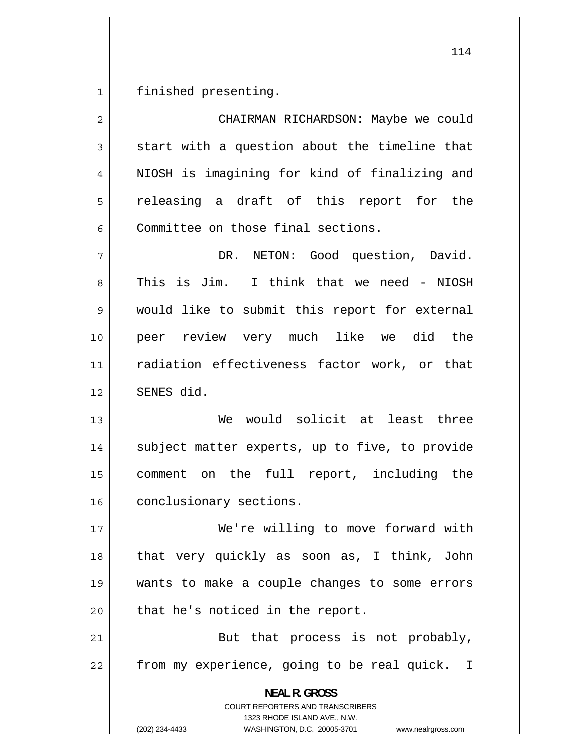finished presenting.

CHAIRMAN RICHARDSON: Maybe we could start with a question about the timeline that NIOSH is imagining for kind of finalizing and releasing a draft of this report for the Committee on those final sections.

DR. NETON: Good question, David. This is Jim. I think that we need - NIOSH would like to submit this report for external peer review very much like we did the radiation effectiveness factor work, or that SENES did.

We would solicit at least three subject matter experts, up to five, to provide comment on the full report, including the conclusionary sections.

We're willing to move forward with that very quickly as soon as, I think, John wants to make a couple changes to some errors that he's noticed in the report.

But that process is not probably, from my experience, going to be real quick. I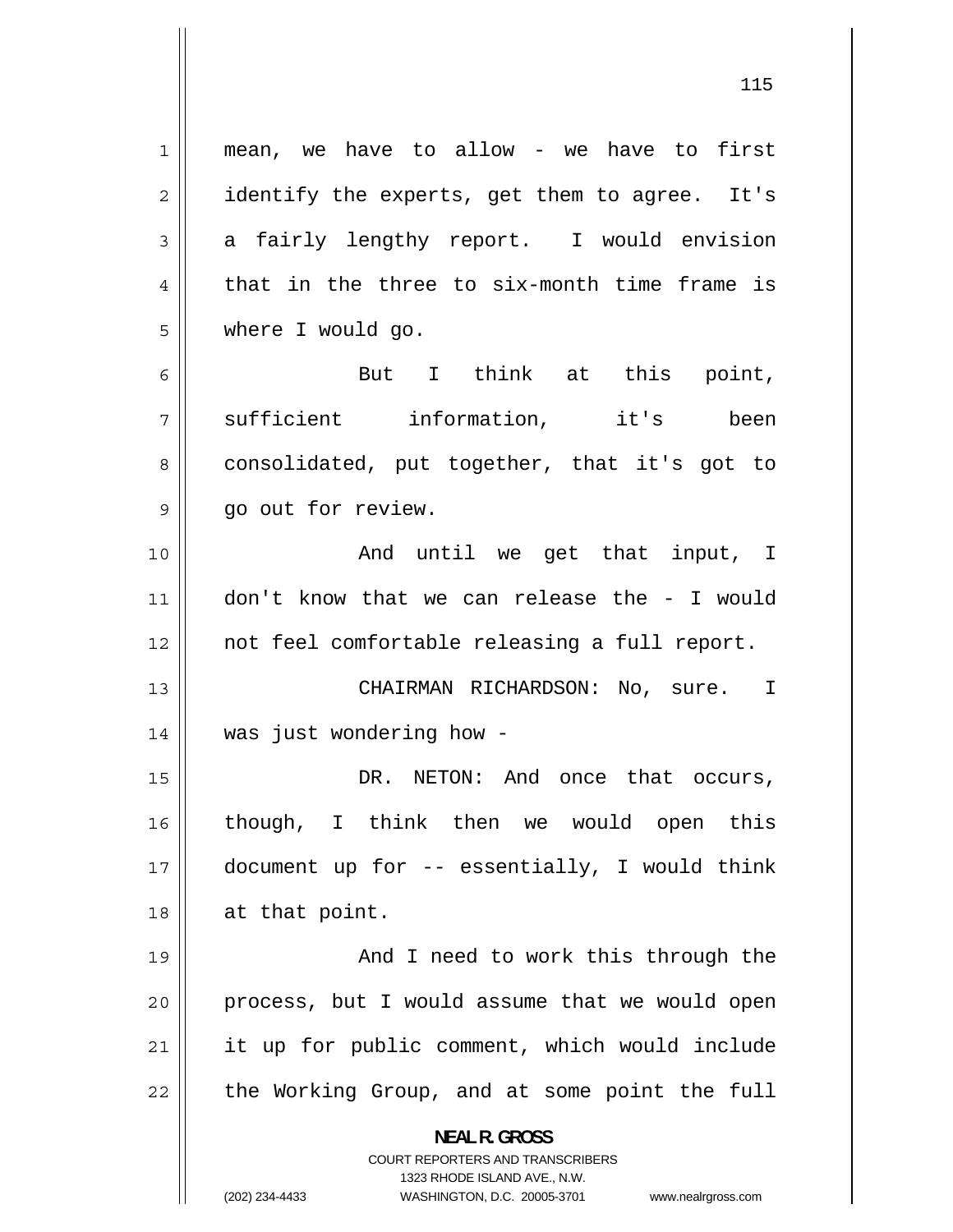mean, we have to allow - we have to first identify the experts, get them to agree. It's a fairly lengthy report. I would envision that in the three to six-month time frame is where I would go.

But I think at this point, sufficient information, it's been consolidated, put together, that it's got to go out for review.

And until we get that input, I don't know that we can release the - I would not feel comfortable releasing a full report.

CHAIRMAN RICHARDSON: No, sure. I was just wondering how -

DR. NETON: And once that occurs, though, I think then we would open this document up for -- essentially, I would think at that point.

And I need to work this through the process, but I would assume that we would open it up for public comment, which would include the Working Group, and at some point the full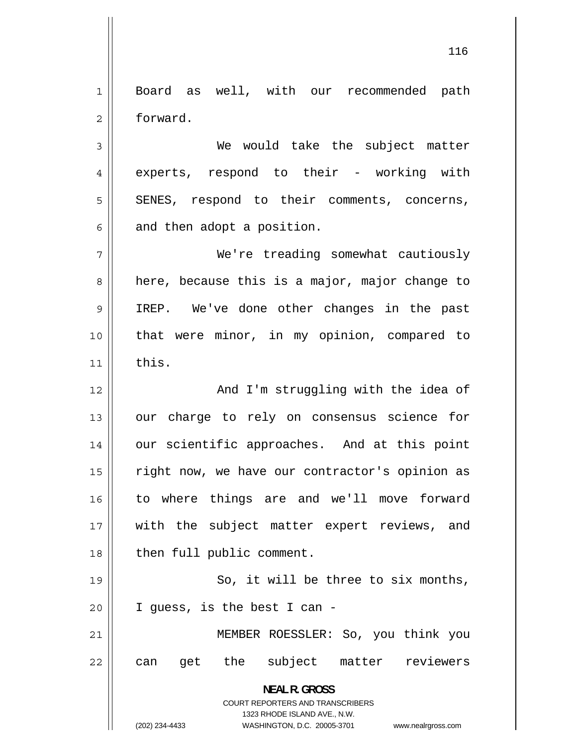Board as well, with our recommended path forward.

We would take the subject matter experts, respond to their - working with SENES, respond to their comments, concerns, and then adopt a position.

We're treading somewhat cautiously here, because this is a major, major change to IREP. We've done other changes in the past that were minor, in my opinion, compared to this.

And I'm struggling with the idea of our charge to rely on consensus science for our scientific approaches. And at this point right now, we have our contractor's opinion as to where things are and we'll move forward with the subject matter expert reviews, and then full public comment.

So, it will be three to six months, I guess, is the best I can -

MEMBER ROESSLER: So, you think you can get the subject matter reviewers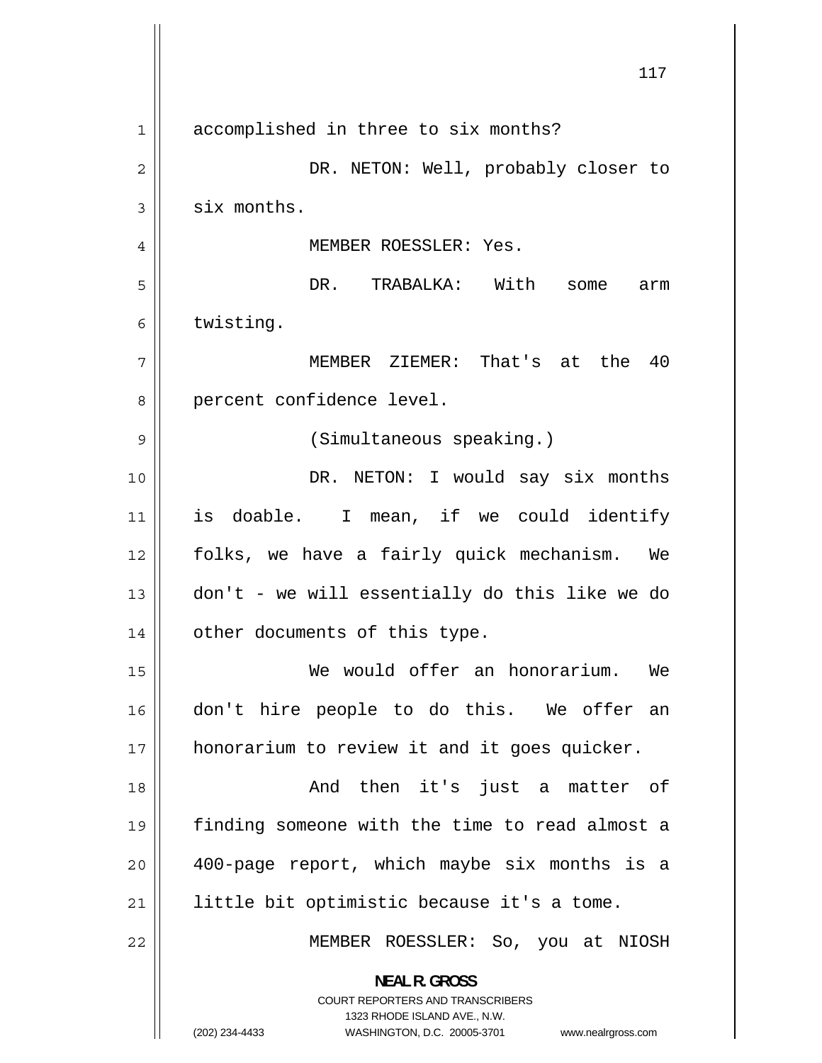accomplished in three to six months?

DR. NETON: Well, probably closer to six months.

MEMBER ROESSLER: Yes.

DR. TRABALKA: With some arm twisting.

MEMBER ZIEMER: That's at the 40 percent confidence level.

(Simultaneous speaking.)

DR. NETON: I would say six months is doable. I mean, if we could identify folks, we have a fairly quick mechanism. We don't - we will essentially do this like we do other documents of this type.

We would offer an honorarium. We don't hire people to do this. We offer an honorarium to review it and it goes quicker.

And then it's just a matter of finding someone with the time to read almost a 400-page report, which maybe six months is a little bit optimistic because it's a tome.

MEMBER ROESSLER: So, you at NIOSH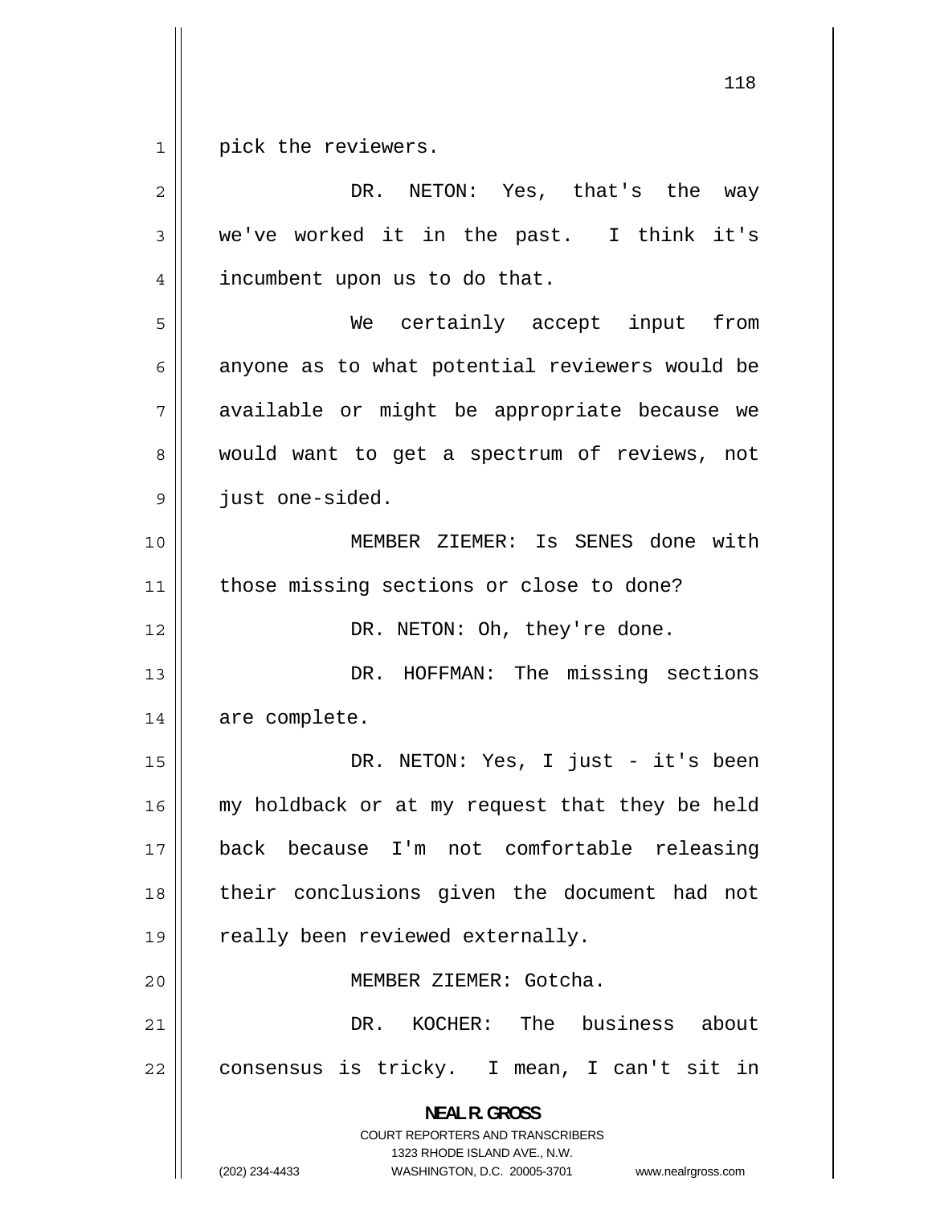pick the reviewers.

DR. NETON: Yes, that's the way we've worked it in the past. I think it's incumbent upon us to do that.

We certainly accept input from anyone as to what potential reviewers would be available or might be appropriate because we would want to get a spectrum of reviews, not just one-sided.

MEMBER ZIEMER: Is SENES done with those missing sections or close to done?

DR. NETON: Oh, they're done.

DR. HOFFMAN: The missing sections are complete.

DR. NETON: Yes, I just - it's been my holdback or at my request that they be held back because I'm not comfortable releasing their conclusions given the document had not really been reviewed externally.

MEMBER ZIEMER: Gotcha.

DR. KOCHER: The business about consensus is tricky. I mean, I can't sit in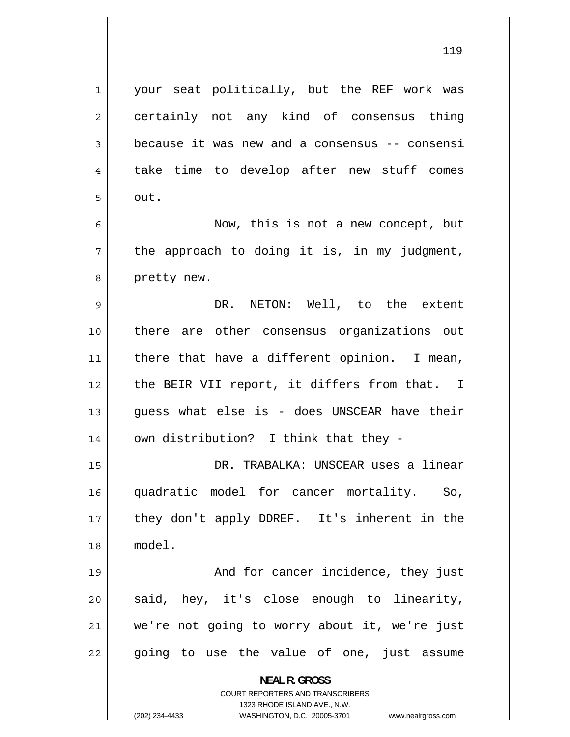your seat politically, but the REF work was certainly not any kind of consensus thing because it was new and a consensus -- consensi take time to develop after new stuff comes out.

Now, this is not a new concept, but the approach to doing it is, in my judgment, pretty new.

DR. NETON: Well, to the extent there are other consensus organizations out there that have a different opinion. I mean, the BEIR VII report, it differs from that. I guess what else is - does UNSCEAR have their own distribution? I think that they -

DR. TRABALKA: UNSCEAR uses a linear quadratic model for cancer mortality. So, they don't apply DDREF. It's inherent in the model.

And for cancer incidence, they just said, hey, it's close enough to linearity, we're not going to worry about it, we're just going to use the value of one, just assume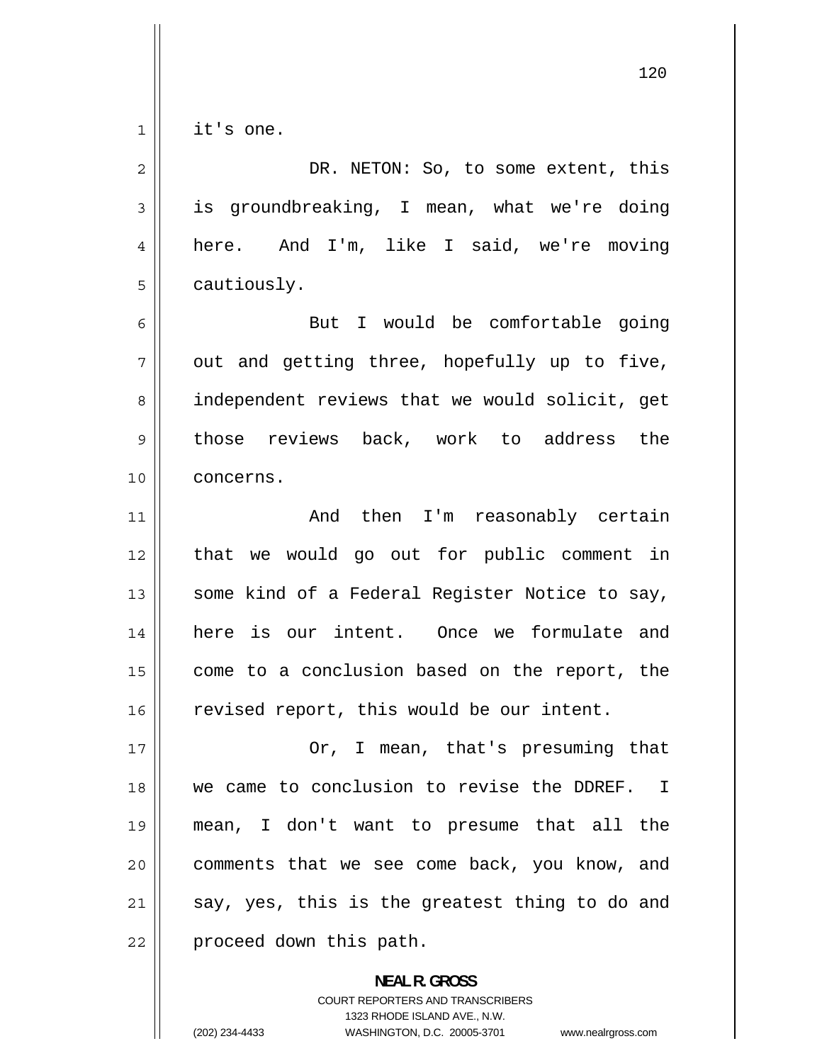it's one.

DR. NETON: So, to some extent, this is groundbreaking, I mean, what we're doing here. And I'm, like I said, we're moving cautiously.

But I would be comfortable going out and getting three, hopefully up to five, independent reviews that we would solicit, get those reviews back, work to address the concerns.

And then I'm reasonably certain that we would go out for public comment in some kind of a Federal Register Notice to say, here is our intent. Once we formulate and come to a conclusion based on the report, the revised report, this would be our intent.

Or, I mean, that's presuming that we came to conclusion to revise the DDREF. I mean, I don't want to presume that all the comments that we see come back, you know, and say, yes, this is the greatest thing to do and proceed down this path.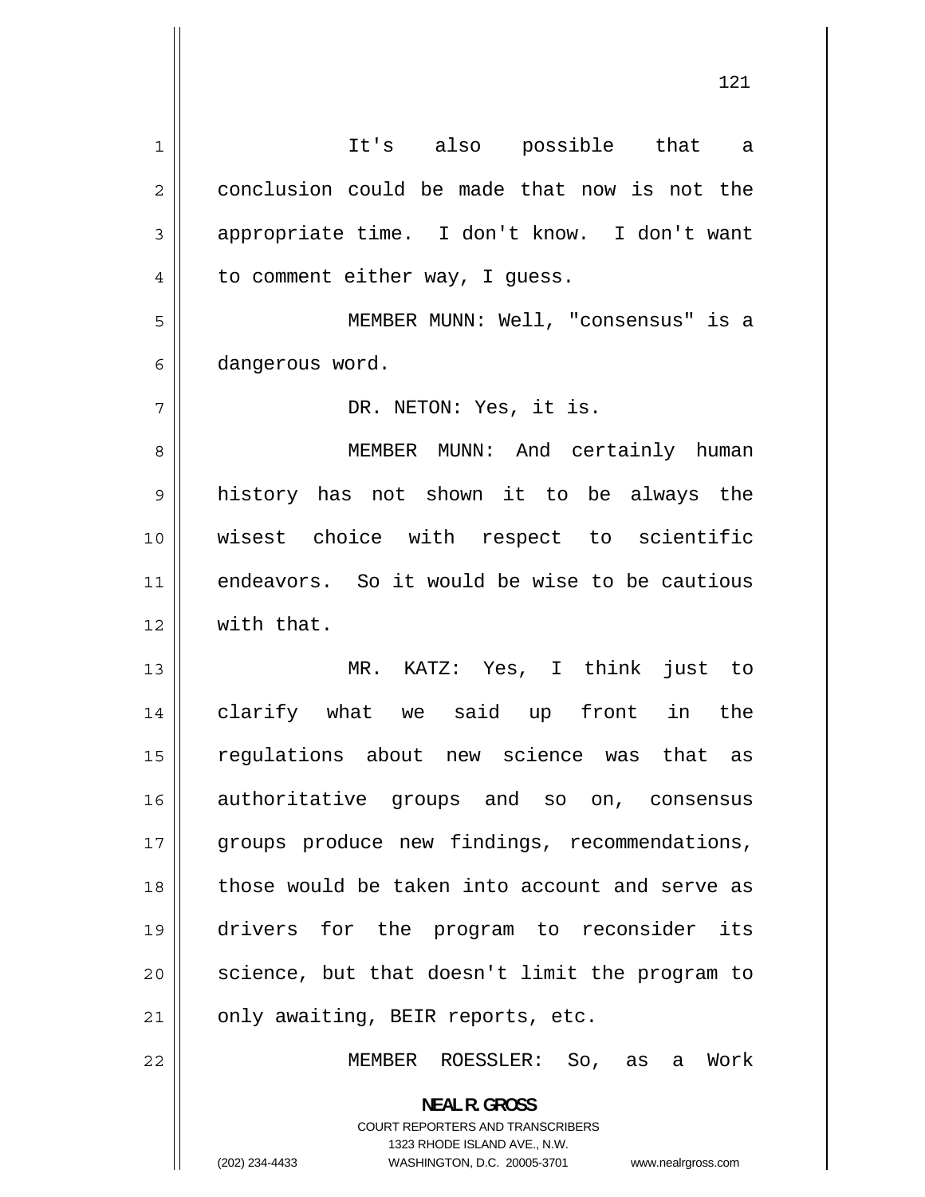It's also possible that a conclusion could be made that now is not the appropriate time. I don't know. I don't want to comment either way, I guess.

MEMBER MUNN: Well, "consensus" is a dangerous word.

DR. NETON: Yes, it is.

MEMBER MUNN: And certainly human history has not shown it to be always the wisest choice with respect to scientific endeavors. So it would be wise to be cautious with that.

MR. KATZ: Yes, I think just to clarify what we said up front in the regulations about new science was that as authoritative groups and so on, consensus groups produce new findings, recommendations, those would be taken into account and serve as drivers for the program to reconsider its science, but that doesn't limit the program to only awaiting, BEIR reports, etc.

MEMBER ROESSLER: So, as a Work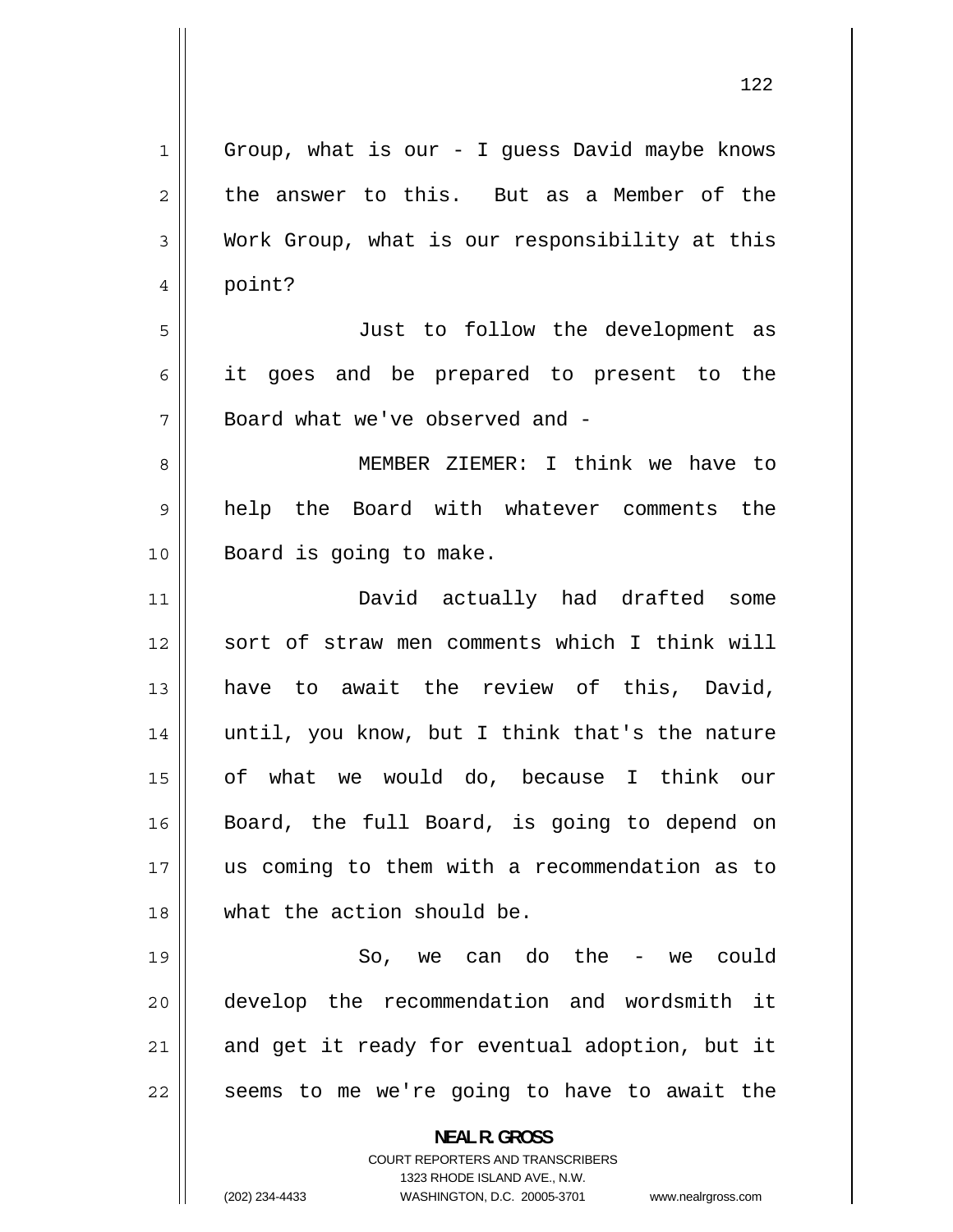Group, what is our - I guess David maybe knows the answer to this. But as a Member of the Work Group, what is our responsibility at this point?

Just to follow the development as it goes and be prepared to present to the Board what we've observed and -

MEMBER ZIEMER: I think we have to help the Board with whatever comments the Board is going to make.

David actually had drafted some sort of straw men comments which I think will have to await the review of this, David, until, you know, but I think that's the nature of what we would do, because I think our Board, the full Board, is going to depend on us coming to them with a recommendation as to what the action should be.

So, we can do the - we could develop the recommendation and wordsmith it and get it ready for eventual adoption, but it seems to me we're going to have to await the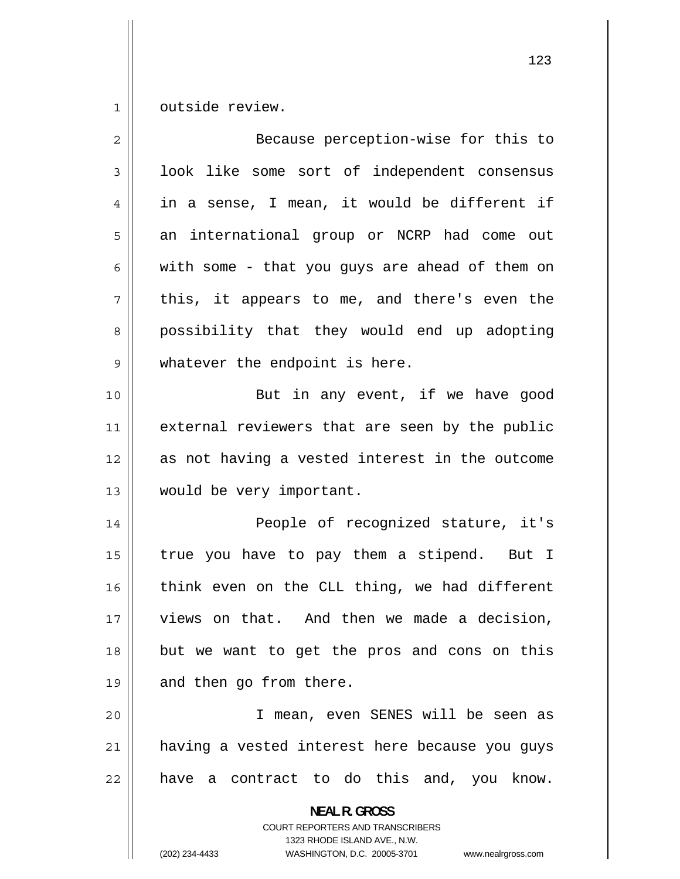outside review.

Because perception-wise for this to look like some sort of independent consensus in a sense, I mean, it would be different if an international group or NCRP had come out with some - that you guys are ahead of them on this, it appears to me, and there's even the possibility that they would end up adopting whatever the endpoint is here.

But in any event, if we have good external reviewers that are seen by the public as not having a vested interest in the outcome would be very important.

People of recognized stature, it's true you have to pay them a stipend. But I think even on the CLL thing, we had different views on that. And then we made a decision, but we want to get the pros and cons on this and then go from there.

I mean, even SENES will be seen as having a vested interest here because you guys have a contract to do this and, you know.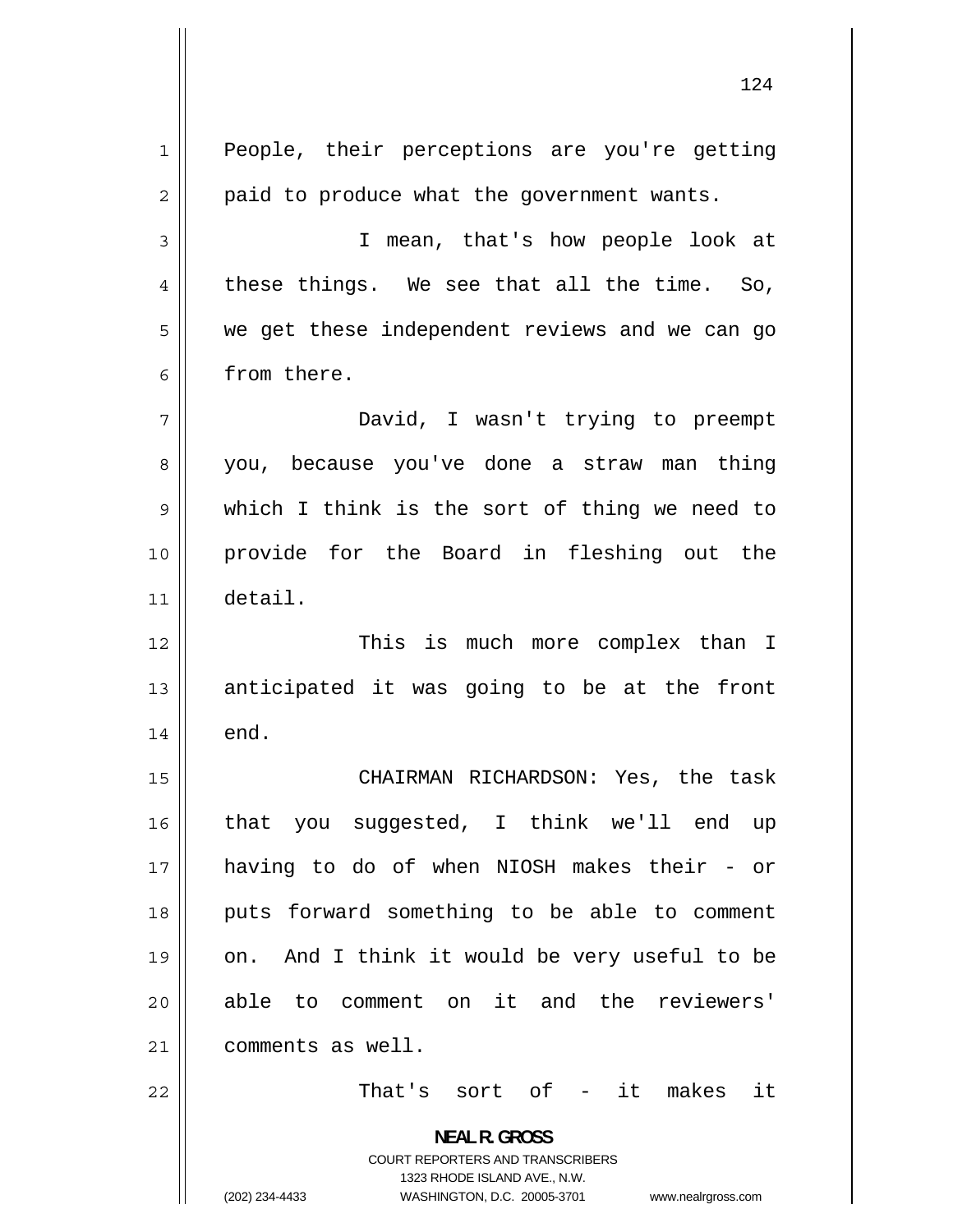People, their perceptions are you're getting paid to produce what the government wants.

I mean, that's how people look at these things. We see that all the time. So, we get these independent reviews and we can go from there.

David, I wasn't trying to preempt you, because you've done a straw man thing which I think is the sort of thing we need to provide for the Board in fleshing out the detail.

This is much more complex than I anticipated it was going to be at the front end.

CHAIRMAN RICHARDSON: Yes, the task that you suggested, I think we'll end up having to do of when NIOSH makes their - or puts forward something to be able to comment on. And I think it would be very useful to be able to comment on it and the reviewers' comments as well.

That's sort of - it makes it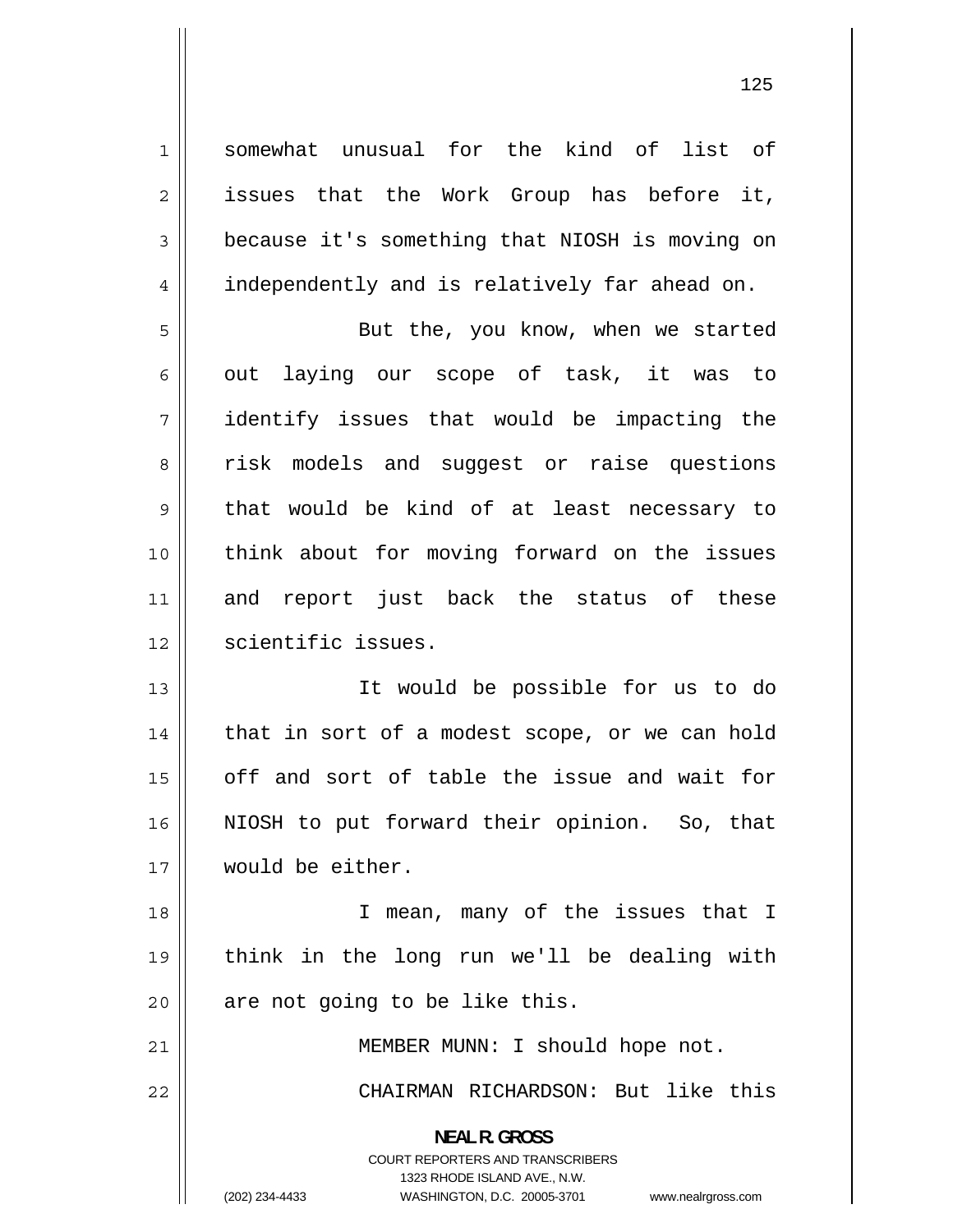somewhat unusual for the kind of list of issues that the Work Group has before it, because it's something that NIOSH is moving on independently and is relatively far ahead on.

But the, you know, when we started out laying our scope of task, it was to identify issues that would be impacting the risk models and suggest or raise questions that would be kind of at least necessary to think about for moving forward on the issues and report just back the status of these scientific issues.

It would be possible for us to do that in sort of a modest scope, or we can hold off and sort of table the issue and wait for NIOSH to put forward their opinion. So, that would be either.

I mean, many of the issues that I think in the long run we'll be dealing with are not going to be like this.

MEMBER MUNN: I should hope not.

CHAIRMAN RICHARDSON: But like this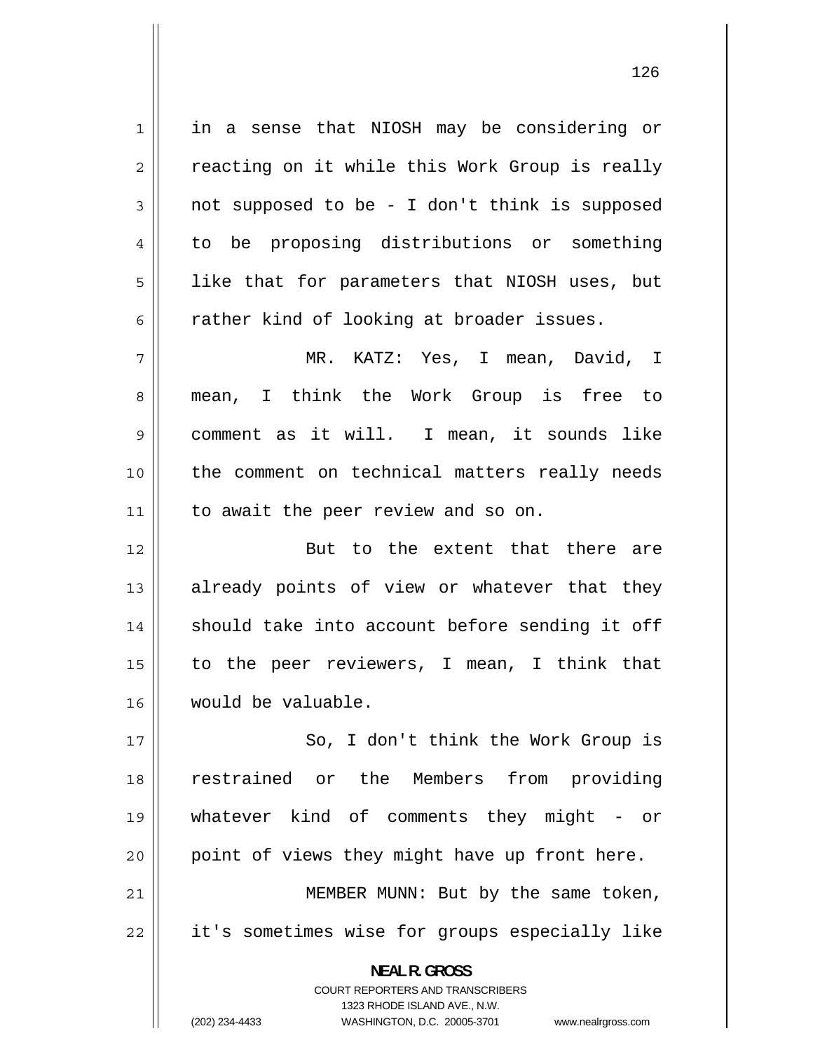in a sense that NIOSH may be considering or reacting on it while this Work Group is really not supposed to be - I don't think is supposed to be proposing distributions or something like that for parameters that NIOSH uses, but rather kind of looking at broader issues.

MR. KATZ: Yes, I mean, David, I mean, I think the Work Group is free to comment as it will. I mean, it sounds like the comment on technical matters really needs to await the peer review and so on.

But to the extent that there are already points of view or whatever that they should take into account before sending it off to the peer reviewers, I mean, I think that would be valuable.

So, I don't think the Work Group is restrained or the Members from providing whatever kind of comments they might - or point of views they might have up front here.

MEMBER MUNN: But by the same token, it's sometimes wise for groups especially like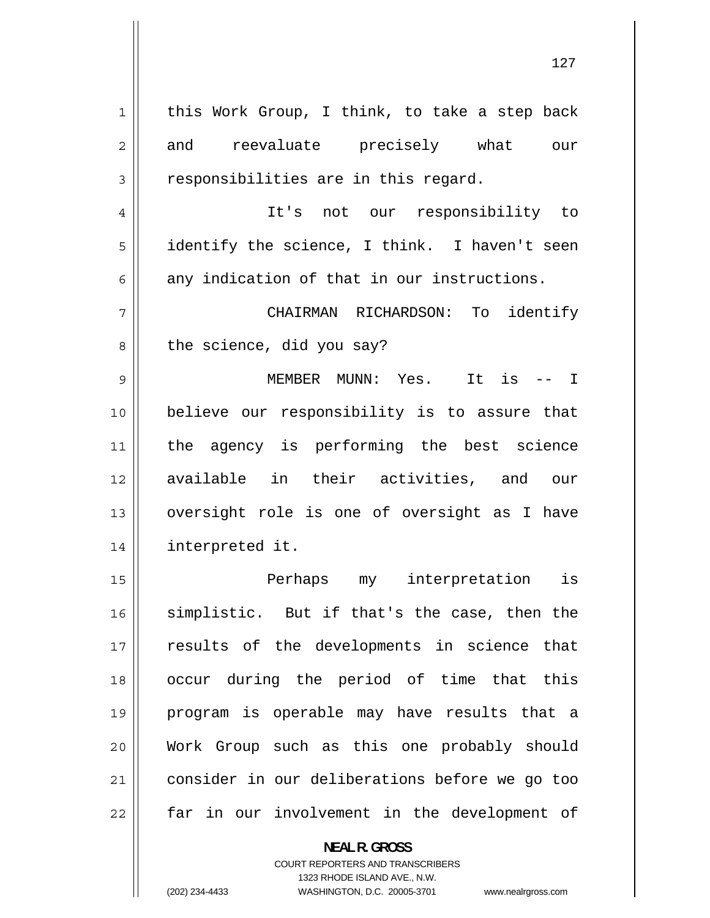this Work Group, I think, to take a step back and reevaluate precisely what our responsibilities are in this regard.

It's not our responsibility to identify the science, I think. I haven't seen any indication of that in our instructions.

CHAIRMAN RICHARDSON: To identify the science, did you say?

MEMBER MUNN: Yes. It is -- I believe our responsibility is to assure that the agency is performing the best science available in their activities, and our oversight role is one of oversight as I have interpreted it.

Perhaps my interpretation is simplistic. But if that's the case, then the results of the developments in science that occur during the period of time that this program is operable may have results that a Work Group such as this one probably should consider in our deliberations before we go too far in our involvement in the development of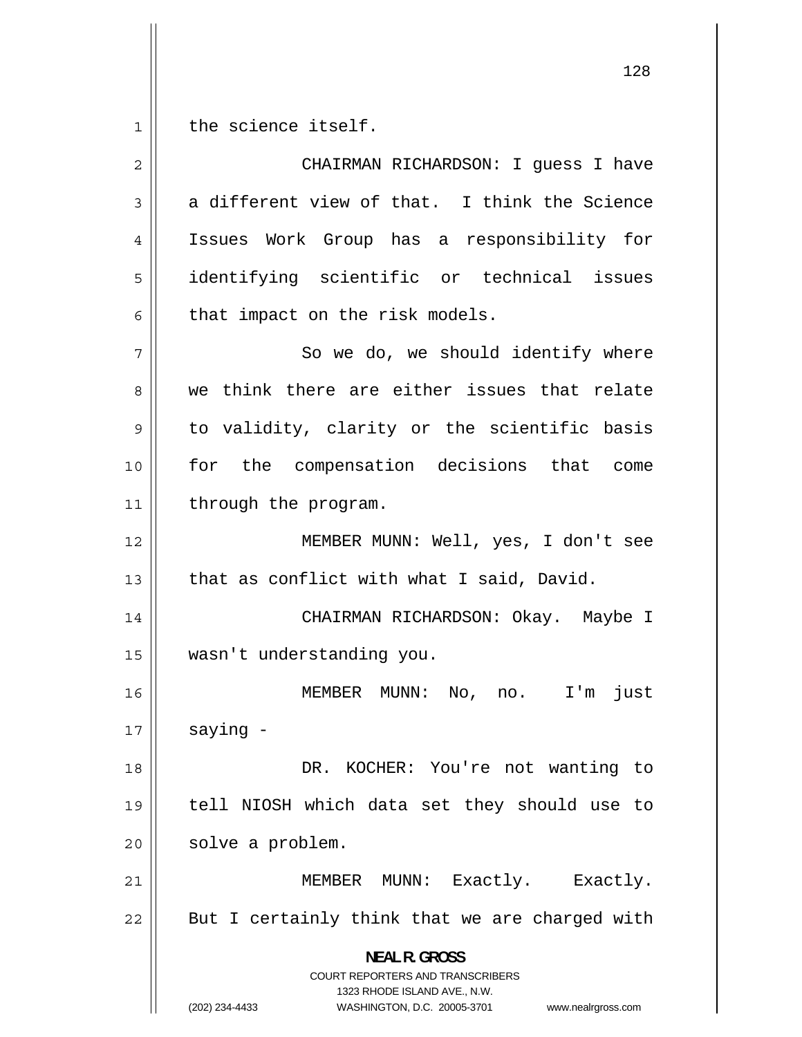the science itself.

CHAIRMAN RICHARDSON: I guess I have a different view of that. I think the Science Issues Work Group has a responsibility for identifying scientific or technical issues that impact on the risk models.

So we do, we should identify where we think there are either issues that relate to validity, clarity or the scientific basis for the compensation decisions that come through the program.

MEMBER MUNN: Well, yes, I don't see that as conflict with what I said, David.

CHAIRMAN RICHARDSON: Okay. Maybe I wasn't understanding you.

MEMBER MUNN: No, no. I'm just saying -

DR. KOCHER: You're not wanting to tell NIOSH which data set they should use to solve a problem.

MEMBER MUNN: Exactly. Exactly. But I certainly think that we are charged with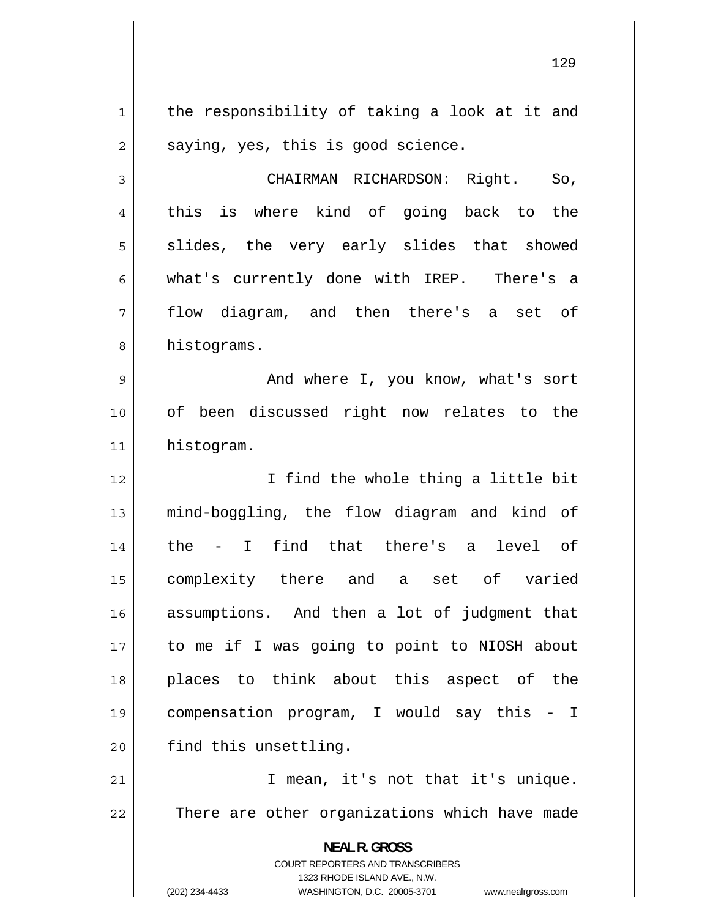the responsibility of taking a look at it and saying, yes, this is good science.

CHAIRMAN RICHARDSON: Right. So, this is where kind of going back to the slides, the very early slides that showed what's currently done with IREP. There's a flow diagram, and then there's a set of histograms.

And where I, you know, what's sort of been discussed right now relates to the histogram.

I find the whole thing a little bit mind-boggling, the flow diagram and kind of the - I find that there's a level of complexity there and a set of varied assumptions. And then a lot of judgment that to me if I was going to point to NIOSH about places to think about this aspect of the compensation program, I would say this - I find this unsettling.

I mean, it's not that it's unique. There are other organizations which have made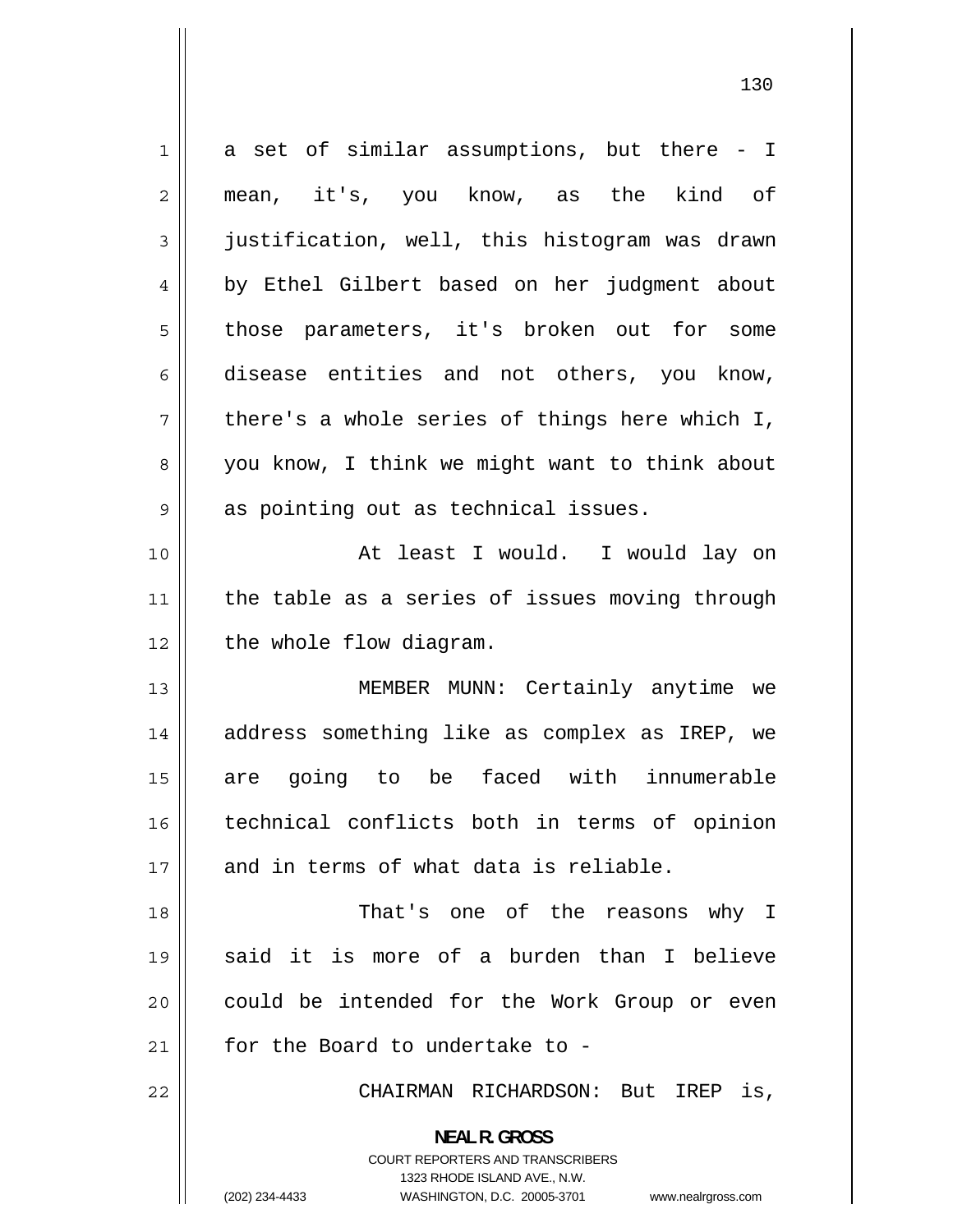a set of similar assumptions, but there - I mean, it's, you know, as the kind of justification, well, this histogram was drawn by Ethel Gilbert based on her judgment about those parameters, it's broken out for some disease entities and not others, you know, there's a whole series of things here which I, you know, I think we might want to think about as pointing out as technical issues.

At least I would. I would lay on the table as a series of issues moving through the whole flow diagram.

MEMBER MUNN: Certainly anytime we address something like as complex as IREP, we are going to be faced with innumerable technical conflicts both in terms of opinion and in terms of what data is reliable.

That's one of the reasons why I said it is more of a burden than I believe could be intended for the Work Group or even for the Board to undertake to -

CHAIRMAN RICHARDSON: But IREP is,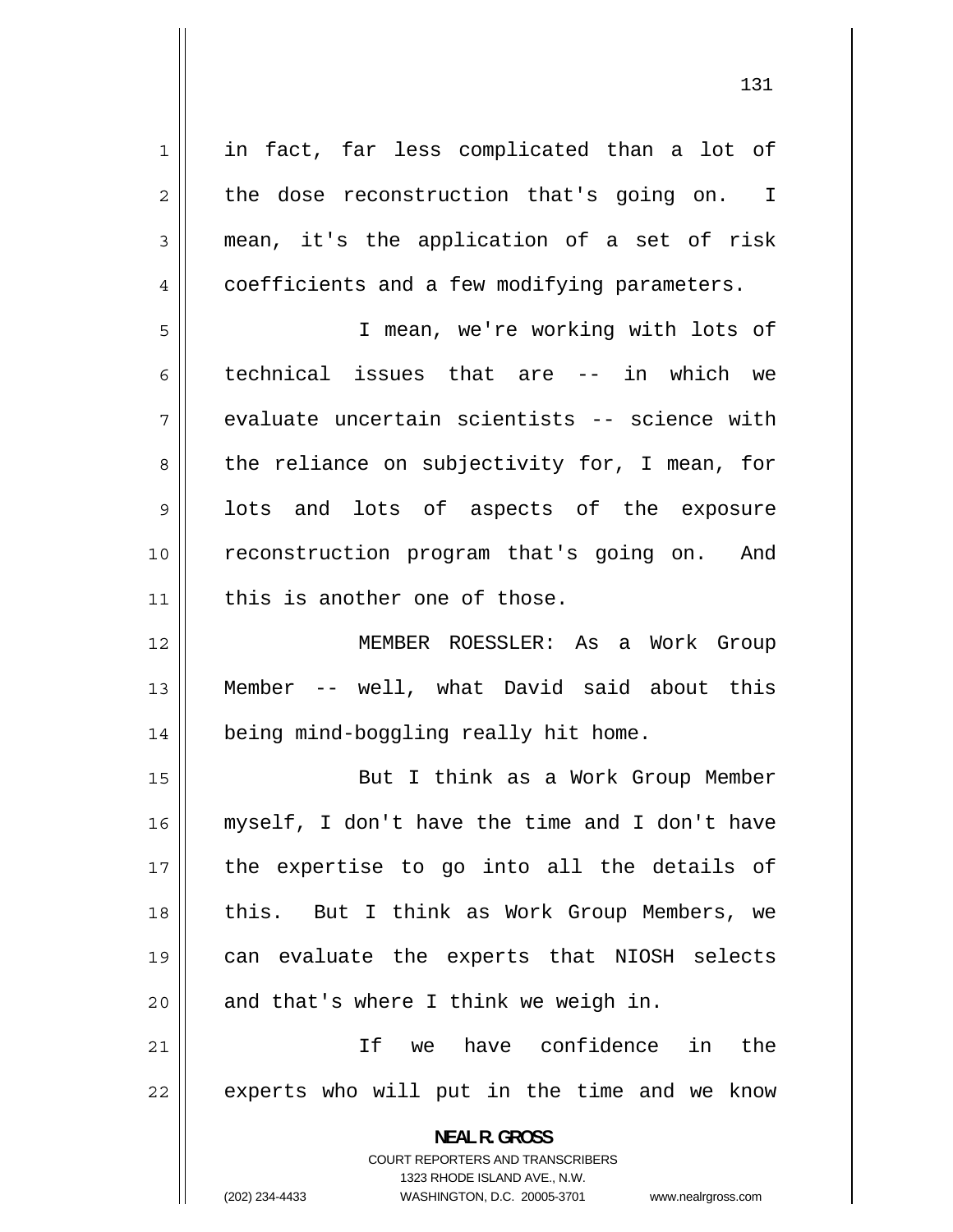in fact, far less complicated than a lot of the dose reconstruction that's going on. I mean, it's the application of a set of risk coefficients and a few modifying parameters.

I mean, we're working with lots of technical issues that are -- in which we evaluate uncertain scientists -- science with the reliance on subjectivity for, I mean, for lots and lots of aspects of the exposure reconstruction program that's going on. And this is another one of those.

MEMBER ROESSLER: As a Work Group Member -- well, what David said about this being mind-boggling really hit home.

But I think as a Work Group Member myself, I don't have the time and I don't have the expertise to go into all the details of this. But I think as Work Group Members, we can evaluate the experts that NIOSH selects and that's where I think we weigh in.

If we have confidence in the experts who will put in the time and we know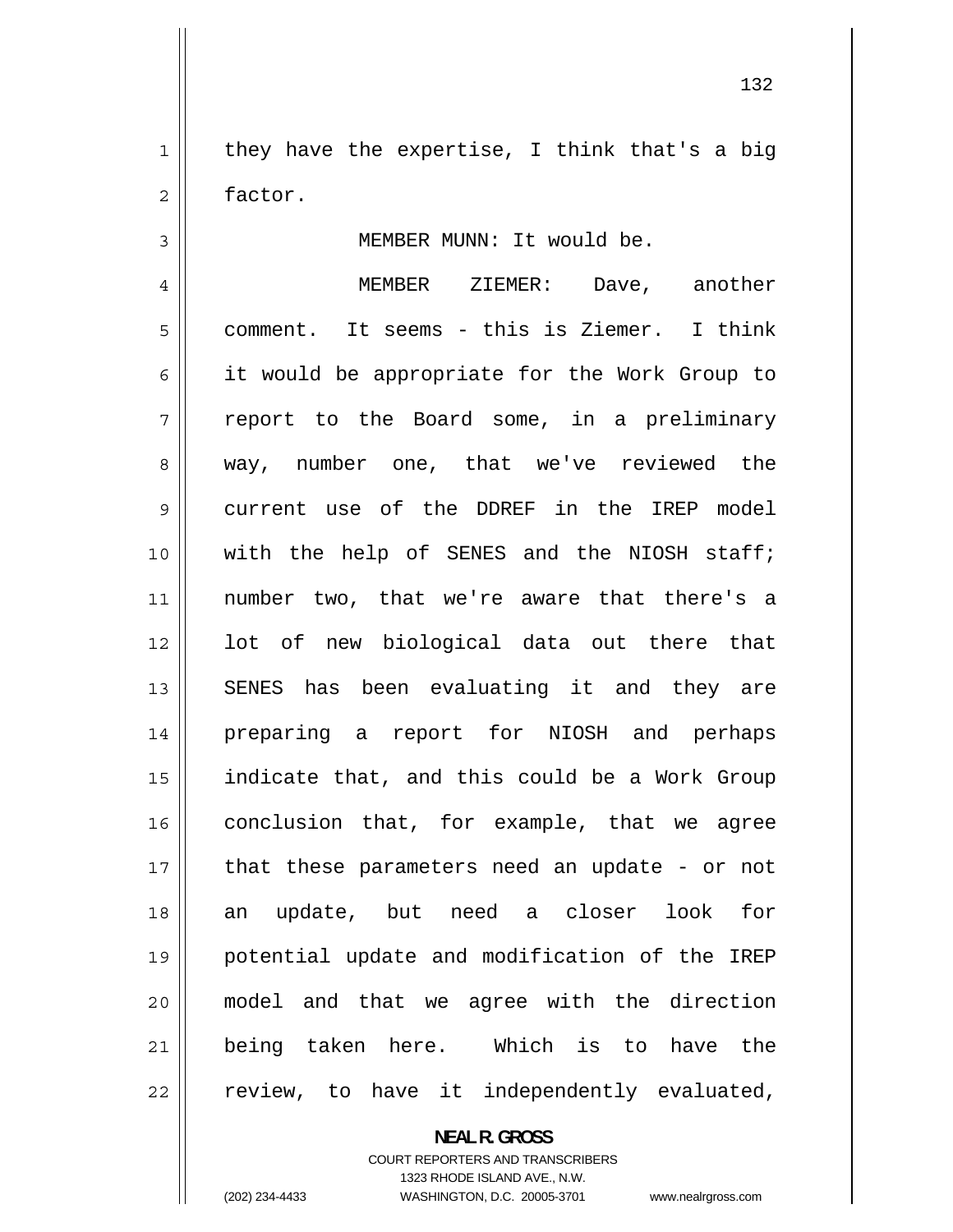they have the expertise, I think that's a big factor.

MEMBER MUNN: It would be.

MEMBER ZIEMER: Dave, another comment. It seems - this is Ziemer. I think it would be appropriate for the Work Group to report to the Board some, in a preliminary way, number one, that we've reviewed the current use of the DDREF in the IREP model with the help of SENES and the NIOSH staff; number two, that we're aware that there's a lot of new biological data out there that SENES has been evaluating it and they are preparing a report for NIOSH and perhaps indicate that, and this could be a Work Group conclusion that, for example, that we agree that these parameters need an update - or not an update, but need a closer look for potential update and modification of the IREP model and that we agree with the direction being taken here. Which is to have the review, to have it independently evaluated,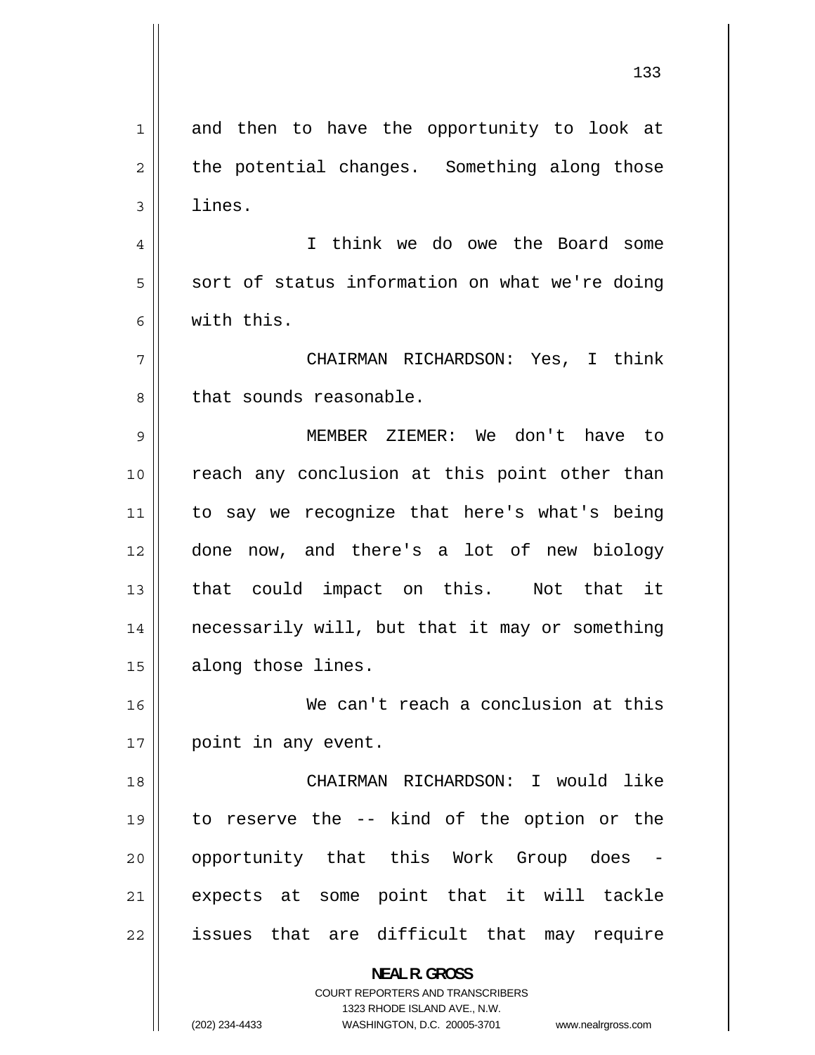and then to have the opportunity to look at the potential changes. Something along those lines.

I think we do owe the Board some sort of status information on what we're doing with this.

CHAIRMAN RICHARDSON: Yes, I think that sounds reasonable.

MEMBER ZIEMER: We don't have to reach any conclusion at this point other than to say we recognize that here's what's being done now, and there's a lot of new biology that could impact on this. Not that it necessarily will, but that it may or something along those lines.

We can't reach a conclusion at this point in any event.

CHAIRMAN RICHARDSON: I would like to reserve the -- kind of the option or the opportunity that this Work Group does - expects at some point that it will tackle issues that are difficult that may require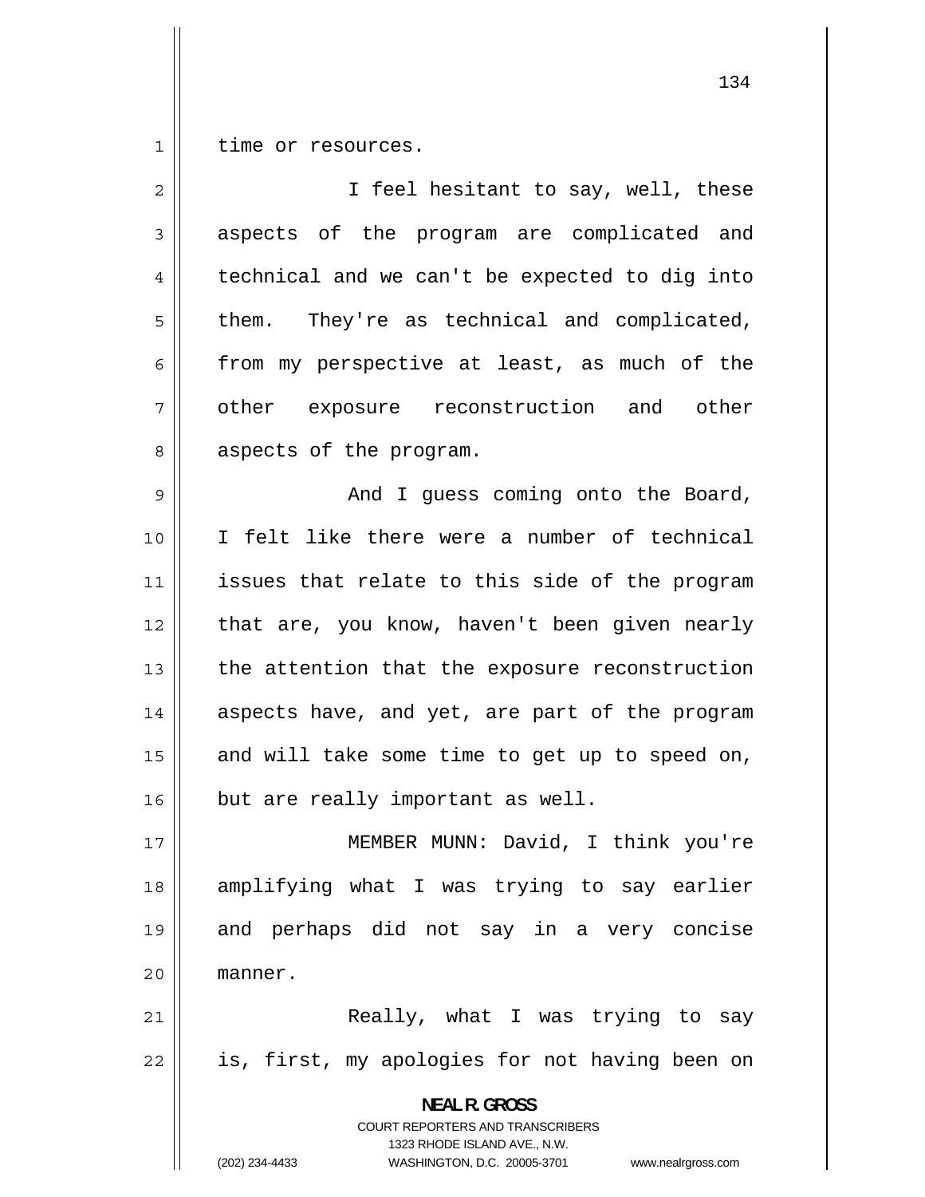time or resources.

I feel hesitant to say, well, these aspects of the program are complicated and technical and we can't be expected to dig into them. They're as technical and complicated, from my perspective at least, as much of the other exposure reconstruction and other aspects of the program.

And I guess coming onto the Board, I felt like there were a number of technical issues that relate to this side of the program that are, you know, haven't been given nearly the attention that the exposure reconstruction aspects have, and yet, are part of the program and will take some time to get up to speed on, but are really important as well.

MEMBER MUNN: David, I think you're amplifying what I was trying to say earlier and perhaps did not say in a very concise manner.

Really, what I was trying to say is, first, my apologies for not having been on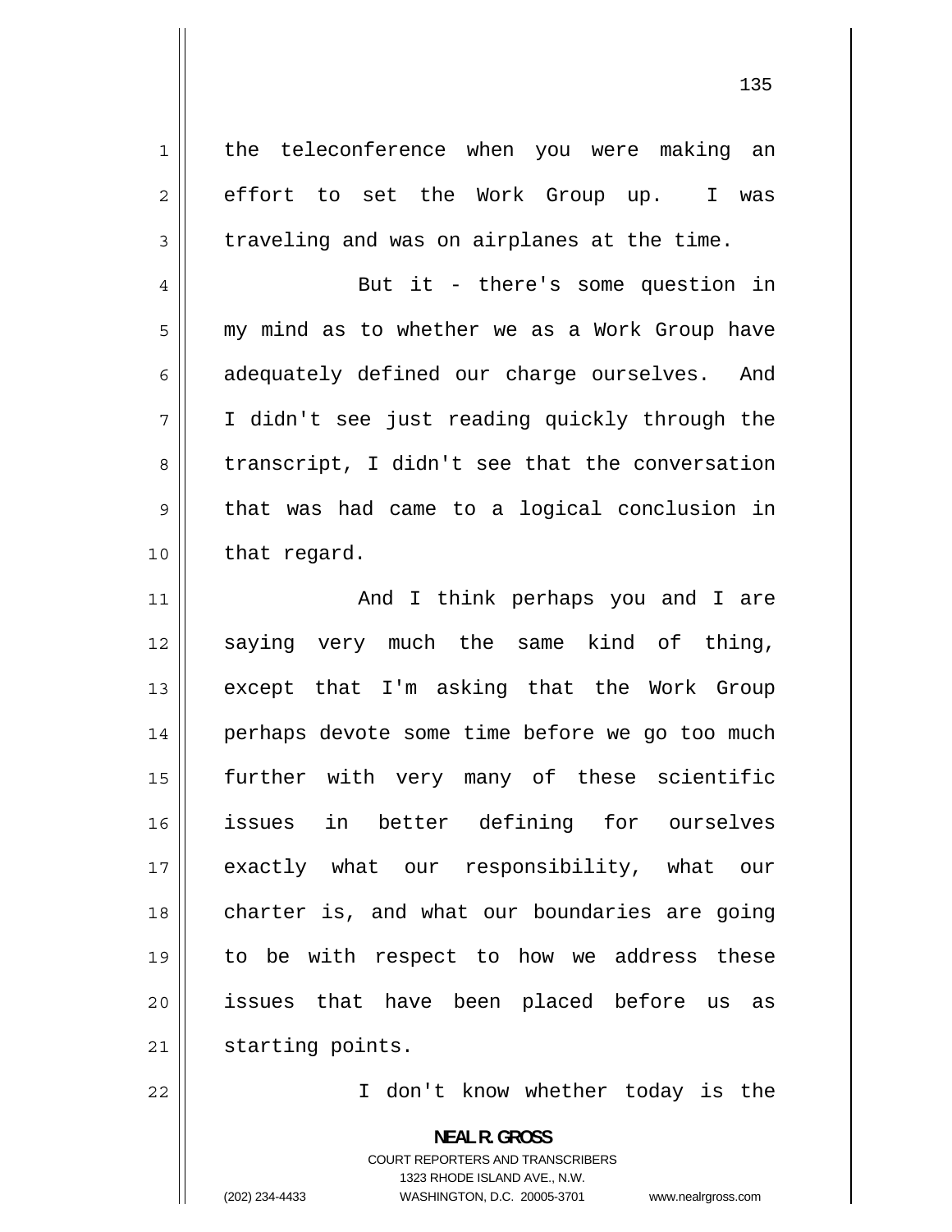the teleconference when you were making an effort to set the Work Group up. I was traveling and was on airplanes at the time.

But it - there's some question in my mind as to whether we as a Work Group have adequately defined our charge ourselves. And I didn't see just reading quickly through the transcript, I didn't see that the conversation that was had came to a logical conclusion in that regard.

And I think perhaps you and I are saying very much the same kind of thing, except that I'm asking that the Work Group perhaps devote some time before we go too much further with very many of these scientific issues in better defining for ourselves exactly what our responsibility, what our charter is, and what our boundaries are going to be with respect to how we address these issues that have been placed before us as starting points.

I don't know whether today is the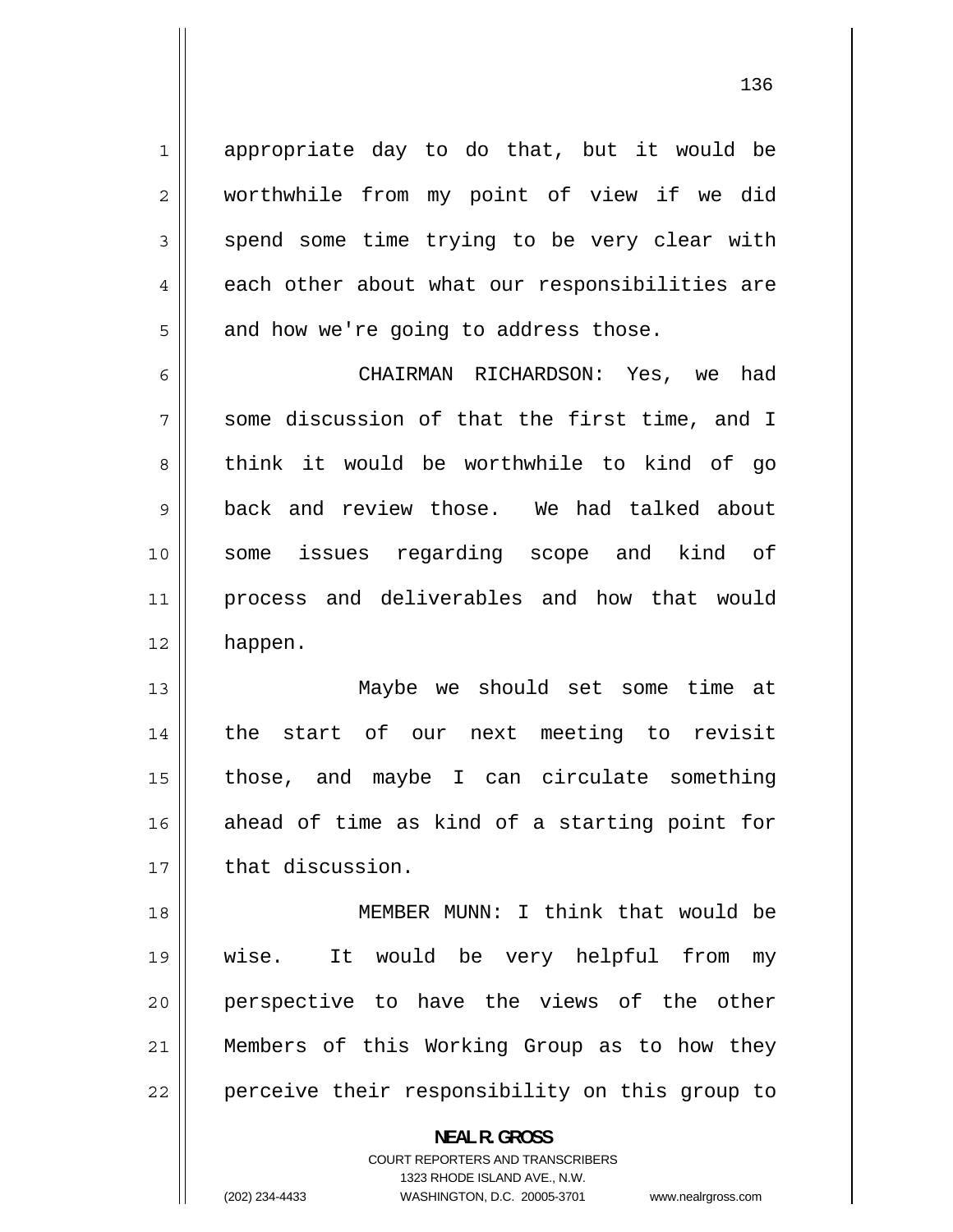appropriate day to do that, but it would be worthwhile from my point of view if we did spend some time trying to be very clear with each other about what our responsibilities are and how we're going to address those.

CHAIRMAN RICHARDSON: Yes, we had some discussion of that the first time, and I think it would be worthwhile to kind of go back and review those. We had talked about some issues regarding scope and kind of process and deliverables and how that would happen.

Maybe we should set some time at the start of our next meeting to revisit those, and maybe I can circulate something ahead of time as kind of a starting point for that discussion.

MEMBER MUNN: I think that would be wise. It would be very helpful from my perspective to have the views of the other Members of this Working Group as to how they perceive their responsibility on this group to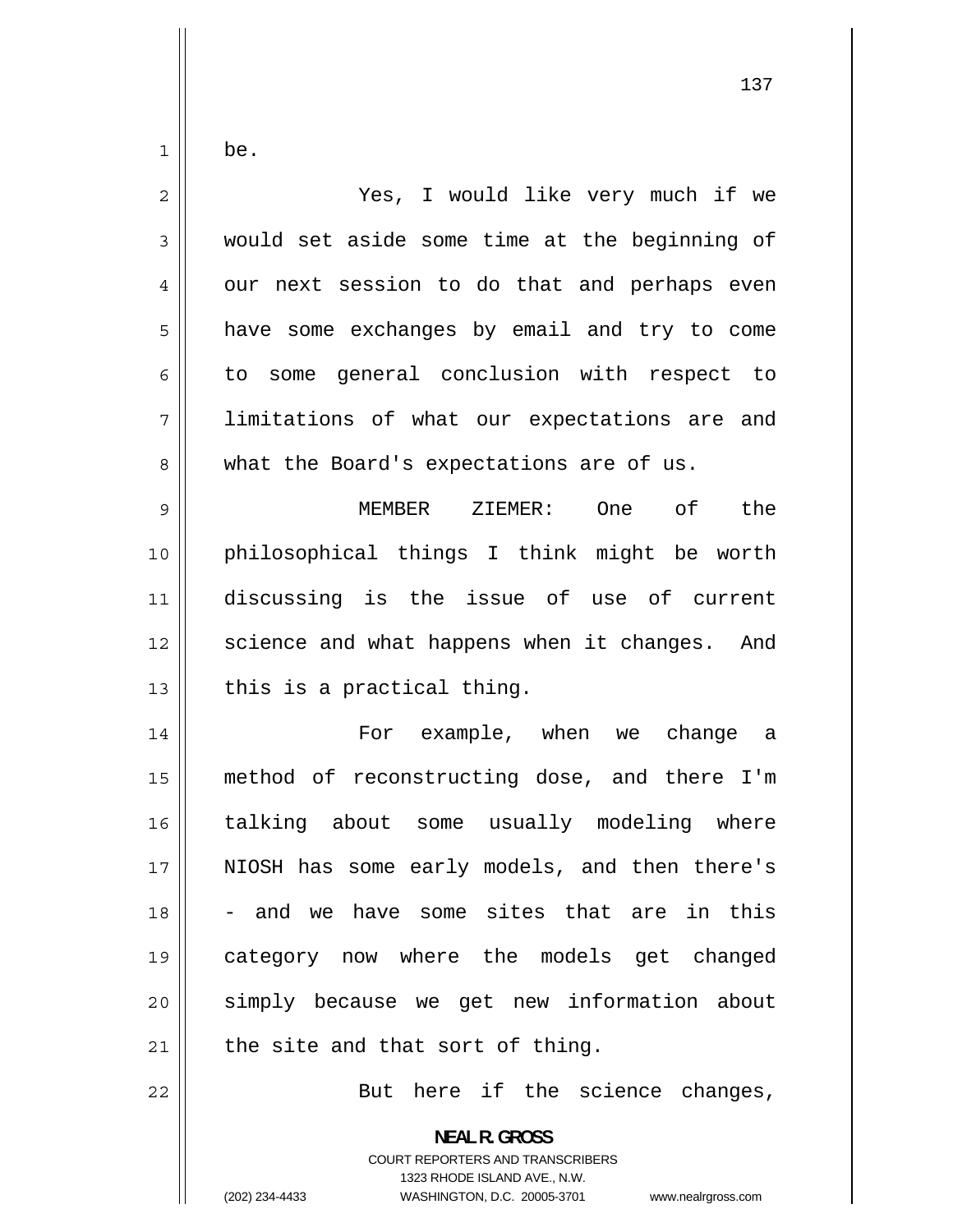be.

Yes, I would like very much if we would set aside some time at the beginning of our next session to do that and perhaps even have some exchanges by email and try to come to some general conclusion with respect to limitations of what our expectations are and what the Board's expectations are of us.

MEMBER ZIEMER: One of the philosophical things I think might be worth discussing is the issue of use of current science and what happens when it changes. And this is a practical thing.

For example, when we change a method of reconstructing dose, and there I'm talking about some usually modeling where NIOSH has some early models, and then there's - and we have some sites that are in this category now where the models get changed simply because we get new information about the site and that sort of thing.

But here if the science changes,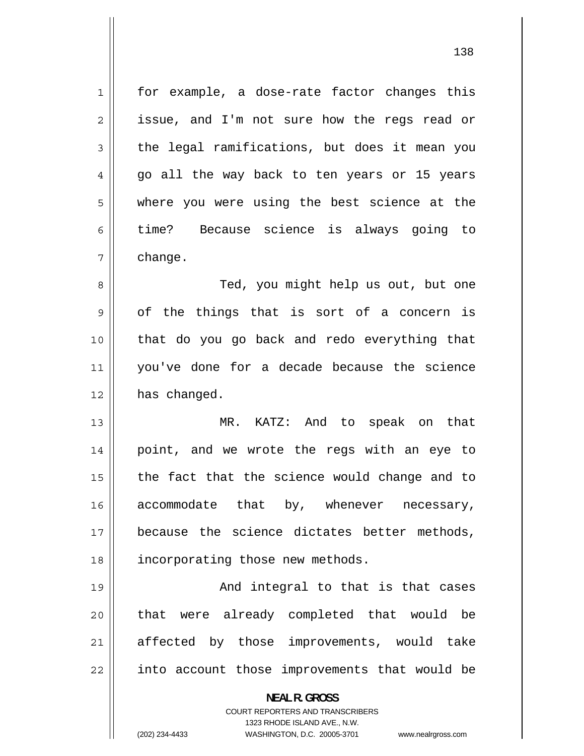for example, a dose-rate factor changes this issue, and I'm not sure how the regs read or the legal ramifications, but does it mean you go all the way back to ten years or 15 years where you were using the best science at the time? Because science is always going to change.

Ted, you might help us out, but one of the things that is sort of a concern is that do you go back and redo everything that you've done for a decade because the science has changed.

MR. KATZ: And to speak on that point, and we wrote the regs with an eye to the fact that the science would change and to accommodate that by, whenever necessary, because the science dictates better methods, incorporating those new methods.

And integral to that is that cases that were already completed that would be affected by those improvements, would take into account those improvements that would be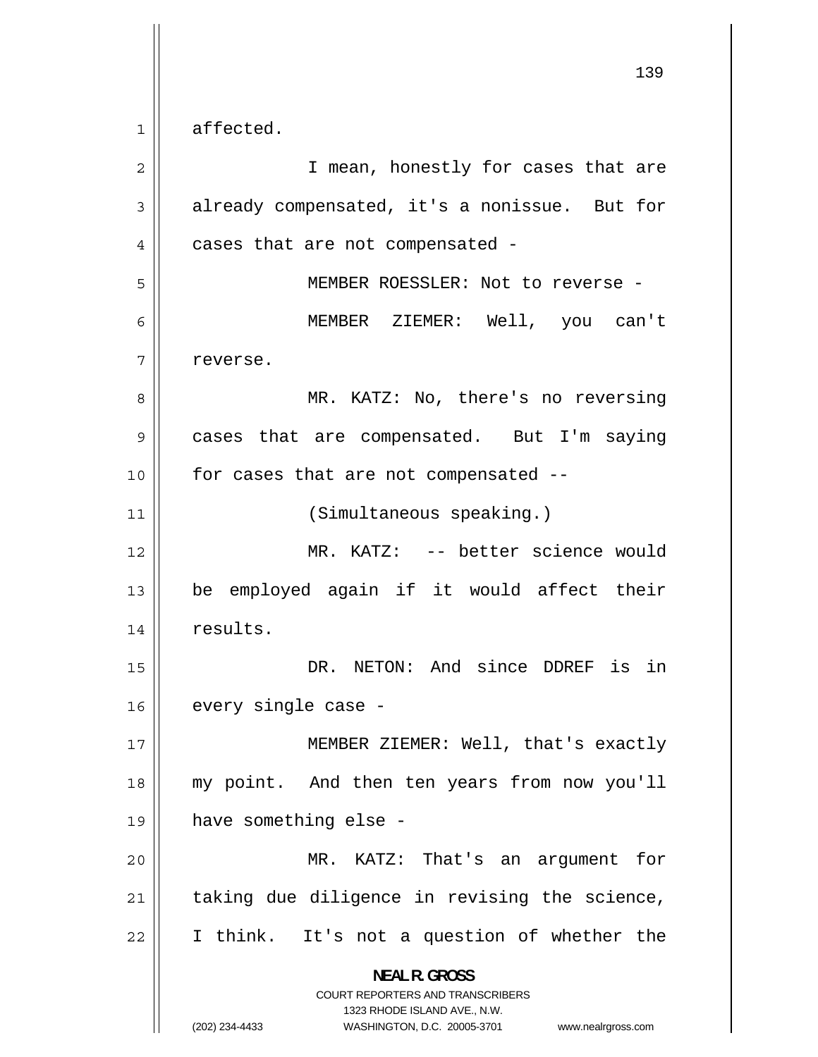affected.

I mean, honestly for cases that are already compensated, it's a nonissue. But for cases that are not compensated -

MEMBER ROESSLER: Not to reverse -

MEMBER ZIEMER: Well, you can't reverse.

MR. KATZ: No, there's no reversing cases that are compensated. But I'm saying for cases that are not compensated --

(Simultaneous speaking.)

MR. KATZ: -- better science would be employed again if it would affect their results.

DR. NETON: And since DDREF is in every single case -

MEMBER ZIEMER: Well, that's exactly my point. And then ten years from now you'll have something else -

MR. KATZ: That's an argument for taking due diligence in revising the science, I think. It's not a question of whether the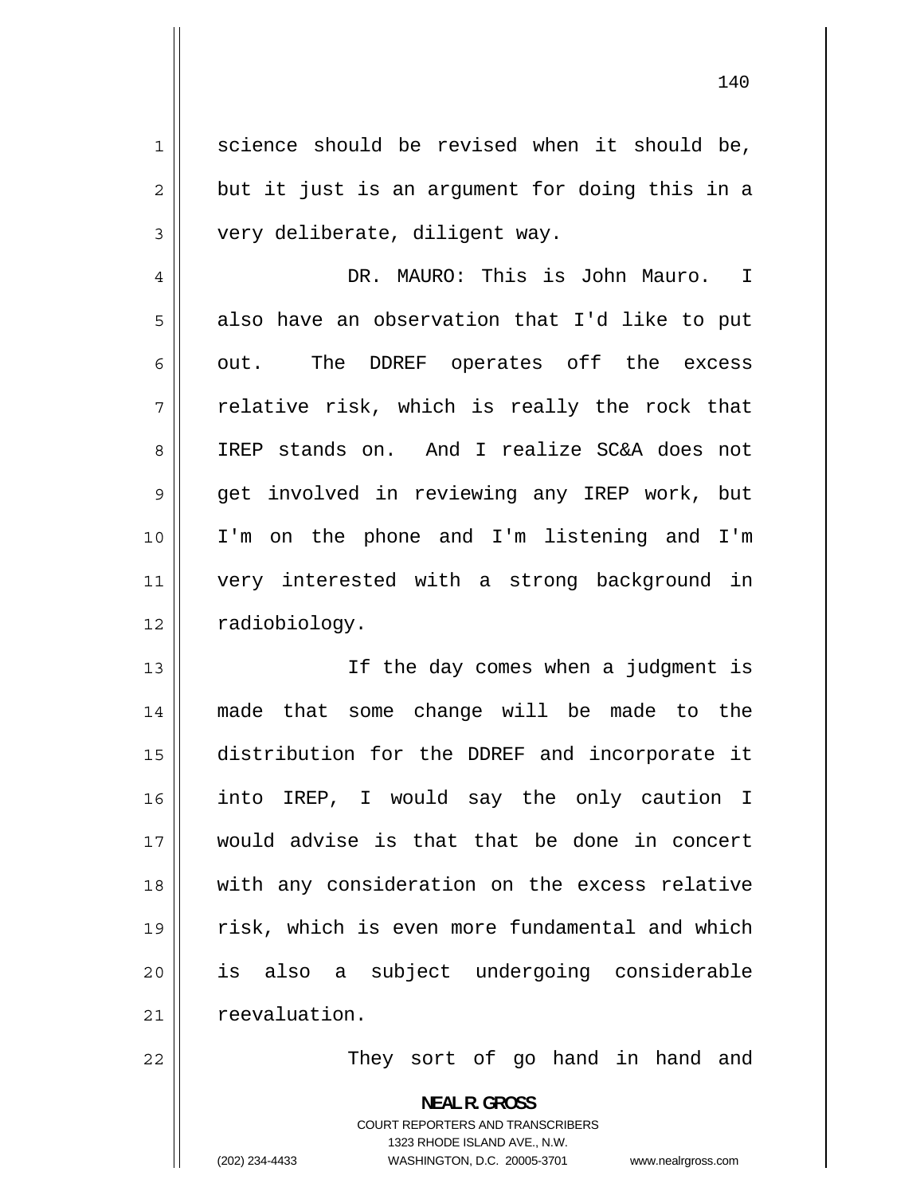science should be revised when it should be, but it just is an argument for doing this in a very deliberate, diligent way.

DR. MAURO: This is John Mauro. I also have an observation that I'd like to put out. The DDREF operates off the excess relative risk, which is really the rock that IREP stands on. And I realize SC&A does not get involved in reviewing any IREP work, but I'm on the phone and I'm listening and I'm very interested with a strong background in radiobiology.

If the day comes when a judgment is made that some change will be made to the distribution for the DDREF and incorporate it into IREP, I would say the only caution I would advise is that that be done in concert with any consideration on the excess relative risk, which is even more fundamental and which is also a subject undergoing considerable reevaluation.

They sort of go hand in hand and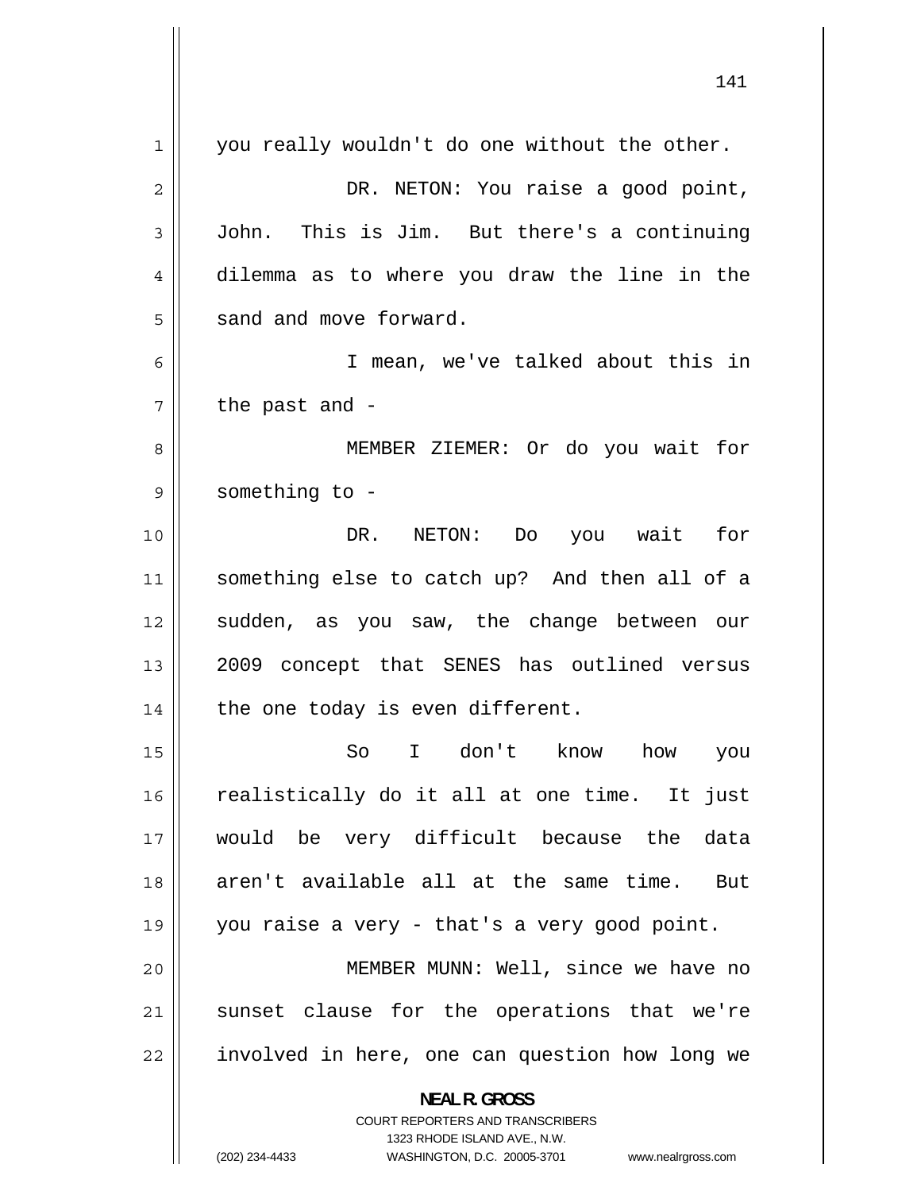you really wouldn't do one without the other.

DR. NETON: You raise a good point, John. This is Jim. But there's a continuing dilemma as to where you draw the line in the sand and move forward.

I mean, we've talked about this in the past and -

MEMBER ZIEMER: Or do you wait for something to -

DR. NETON: Do you wait for something else to catch up? And then all of a sudden, as you saw, the change between our 2009 concept that SENES has outlined versus the one today is even different.

So I don't know how you realistically do it all at one time. It just would be very difficult because the data aren't available all at the same time. But you raise a very - that's a very good point.

MEMBER MUNN: Well, since we have no sunset clause for the operations that we're involved in here, one can question how long we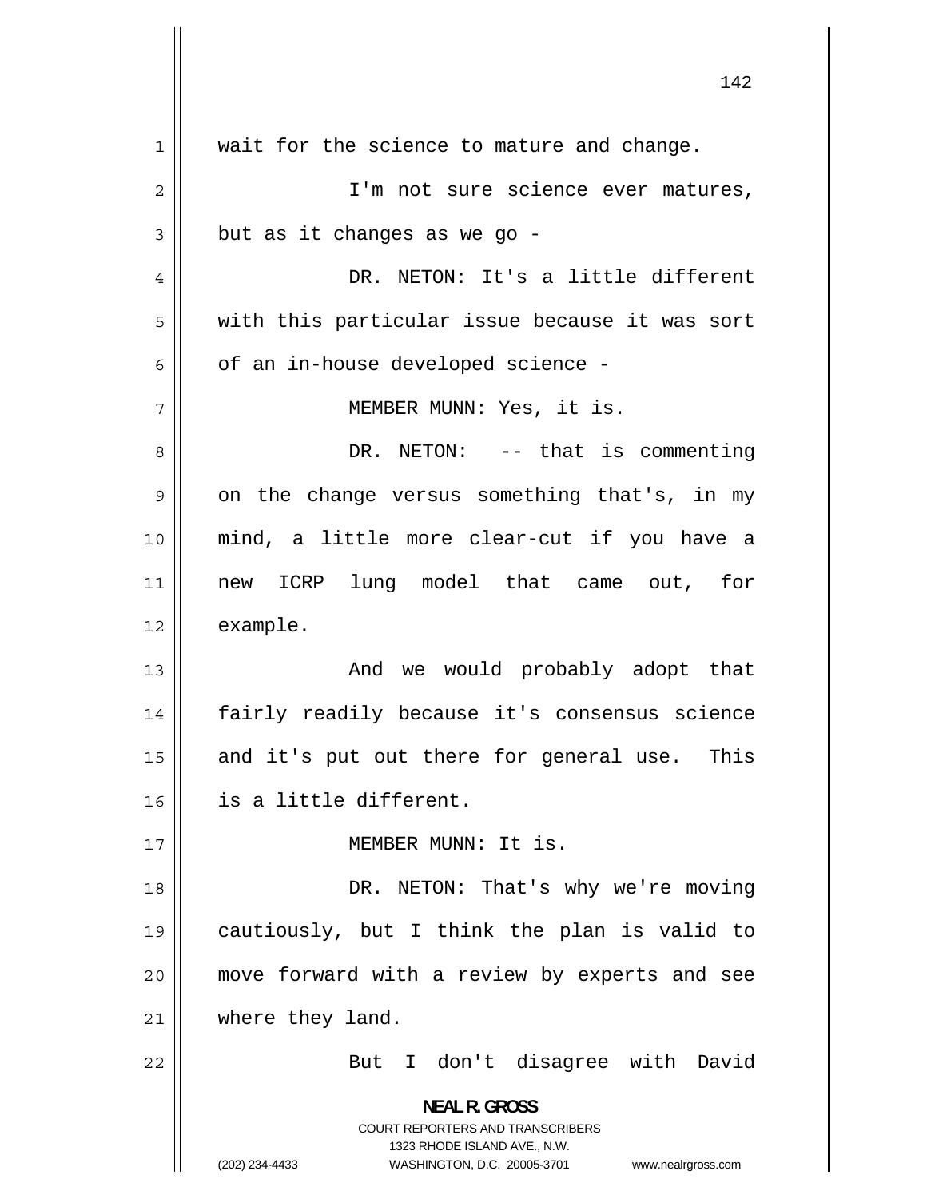wait for the science to mature and change.

I'm not sure science ever matures, but as it changes as we go -

DR. NETON: It's a little different with this particular issue because it was sort of an in-house developed science -

MEMBER MUNN: Yes, it is.

DR. NETON: -- that is commenting on the change versus something that's, in my mind, a little more clear-cut if you have a new ICRP lung model that came out, for example.

And we would probably adopt that fairly readily because it's consensus science and it's put out there for general use. This is a little different.

MEMBER MUNN: It is.

DR. NETON: That's why we're moving cautiously, but I think the plan is valid to move forward with a review by experts and see where they land.

But I don't disagree with David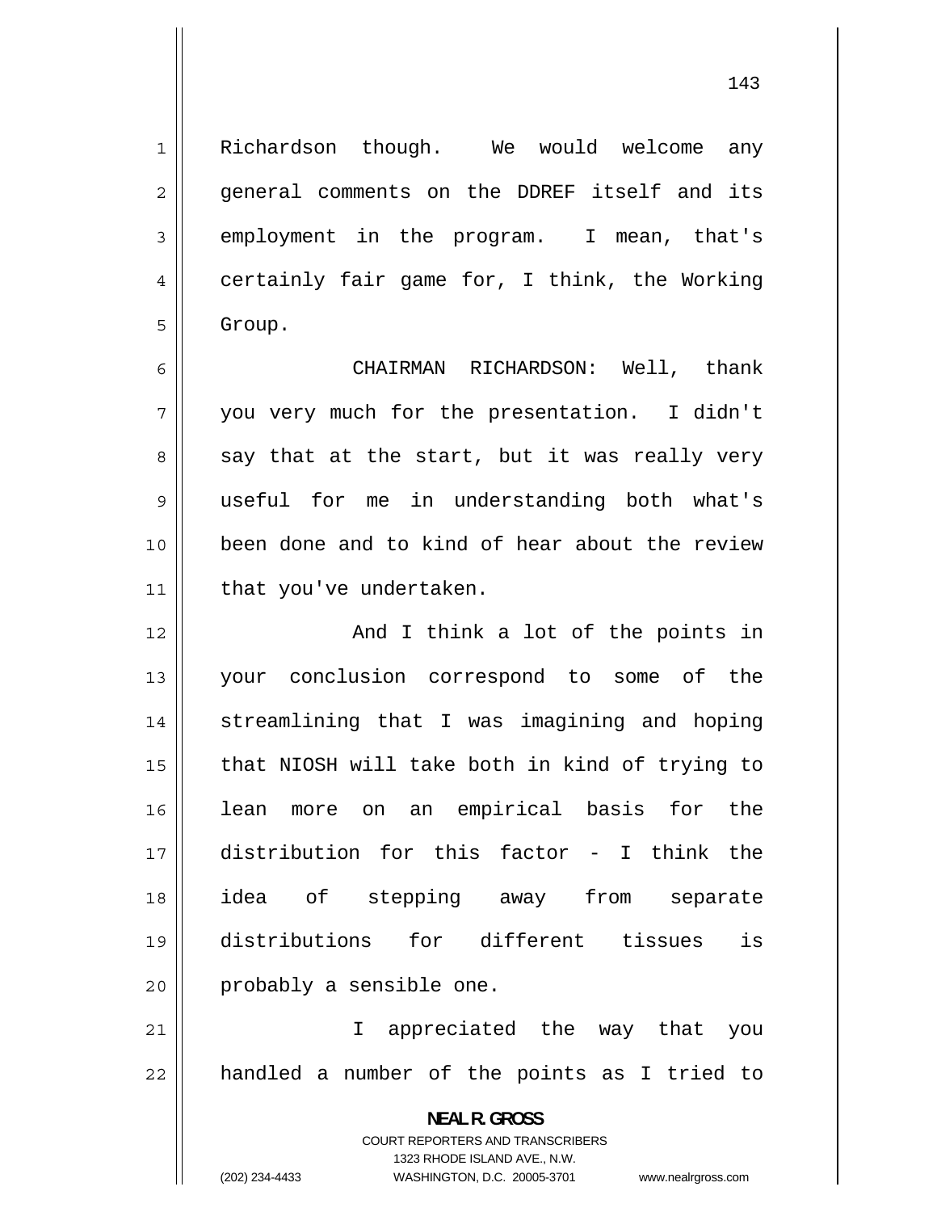Richardson though. We would welcome any general comments on the DDREF itself and its employment in the program. I mean, that's certainly fair game for, I think, the Working Group.

CHAIRMAN RICHARDSON: Well, thank you very much for the presentation. I didn't say that at the start, but it was really very useful for me in understanding both what's been done and to kind of hear about the review that you've undertaken.

And I think a lot of the points in your conclusion correspond to some of the streamlining that I was imagining and hoping that NIOSH will take both in kind of trying to lean more on an empirical basis for the distribution for this factor - I think the idea of stepping away from separate distributions for different tissues is probably a sensible one.

I appreciated the way that you handled a number of the points as I tried to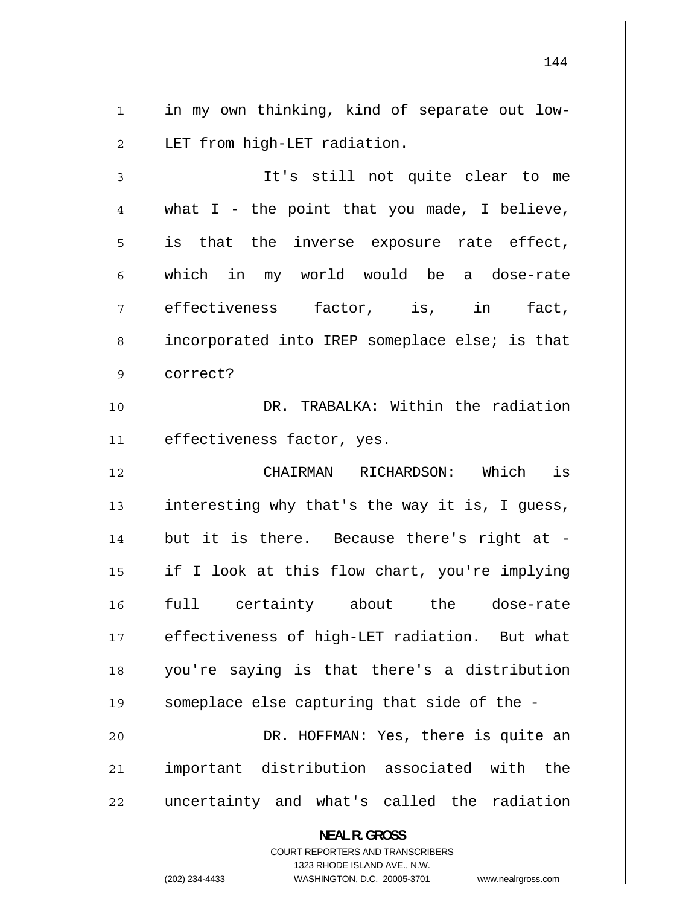in my own thinking, kind of separate out low-LET from high-LET radiation.

It's still not quite clear to me what I - the point that you made, I believe, is that the inverse exposure rate effect, which in my world would be a dose-rate effectiveness factor, is, in fact, incorporated into IREP someplace else; is that correct?

DR. TRABALKA: Within the radiation effectiveness factor, yes.

CHAIRMAN RICHARDSON: Which is interesting why that's the way it is, I guess, but it is there. Because there's right at - if I look at this flow chart, you're implying full certainty about the dose-rate effectiveness of high-LET radiation. But what you're saying is that there's a distribution someplace else capturing that side of the -

DR. HOFFMAN: Yes, there is quite an important distribution associated with the uncertainty and what's called the radiation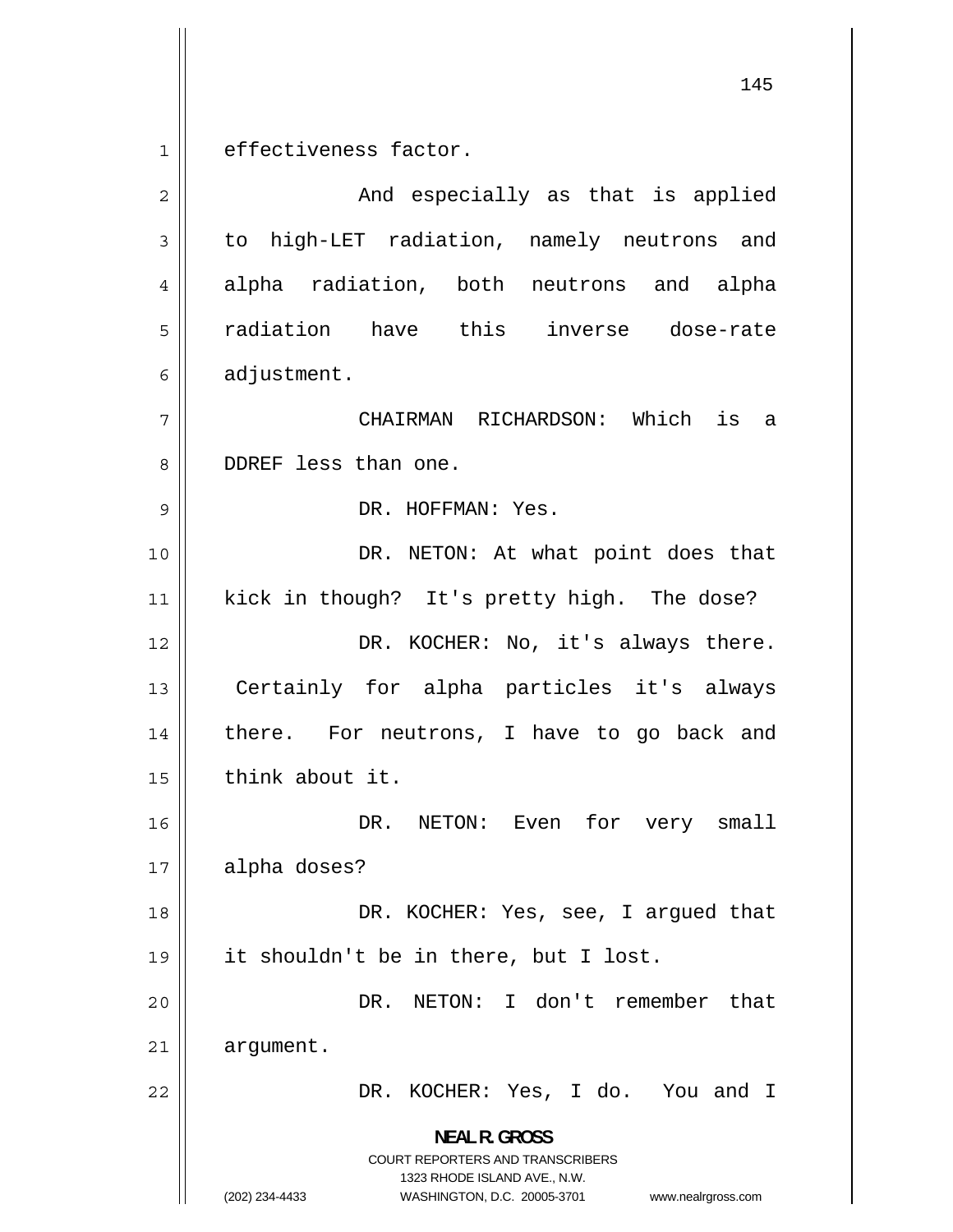effectiveness factor.

And especially as that is applied to high-LET radiation, namely neutrons and alpha radiation, both neutrons and alpha radiation have this inverse dose-rate adjustment.

CHAIRMAN RICHARDSON: Which is a DDREF less than one.

DR. HOFFMAN: Yes.

DR. NETON: At what point does that kick in though? It's pretty high. The dose?

DR. KOCHER: No, it's always there. Certainly for alpha particles it's always there. For neutrons, I have to go back and think about it.

DR. NETON: Even for very small alpha doses?

DR. KOCHER: Yes, see, I argued that it shouldn't be in there, but I lost.

DR. NETON: I don't remember that argument.

DR. KOCHER: Yes, I do. You and I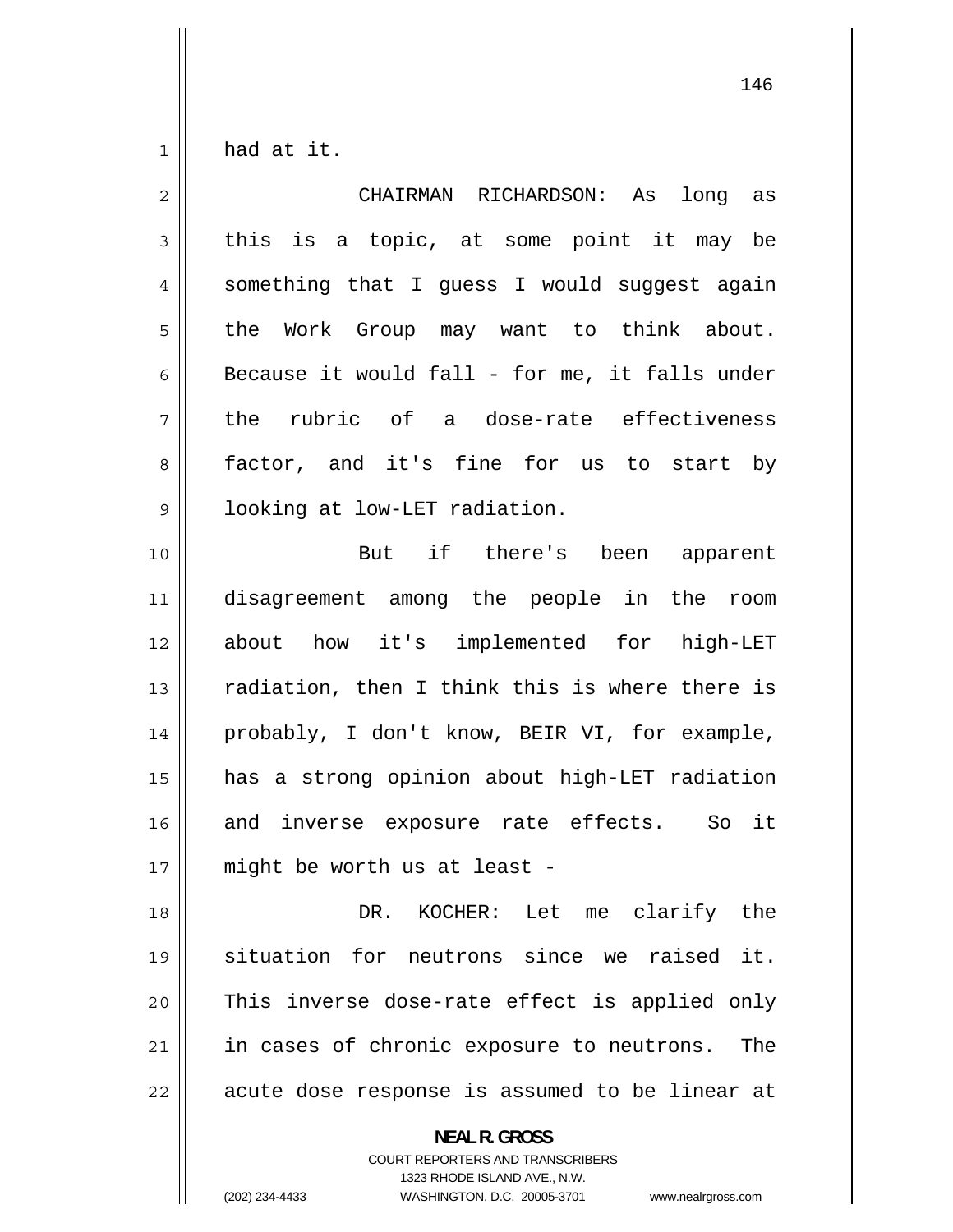had at it.

CHAIRMAN RICHARDSON: As long as this is a topic, at some point it may be something that I guess I would suggest again the Work Group may want to think about. Because it would fall - for me, it falls under the rubric of a dose-rate effectiveness factor, and it's fine for us to start by looking at low-LET radiation.

But if there's been apparent disagreement among the people in the room about how it's implemented for high-LET radiation, then I think this is where there is probably, I don't know, BEIR VI, for example, has a strong opinion about high-LET radiation and inverse exposure rate effects. So it might be worth us at least -

DR. KOCHER: Let me clarify the situation for neutrons since we raised it. This inverse dose-rate effect is applied only in cases of chronic exposure to neutrons. The acute dose response is assumed to be linear at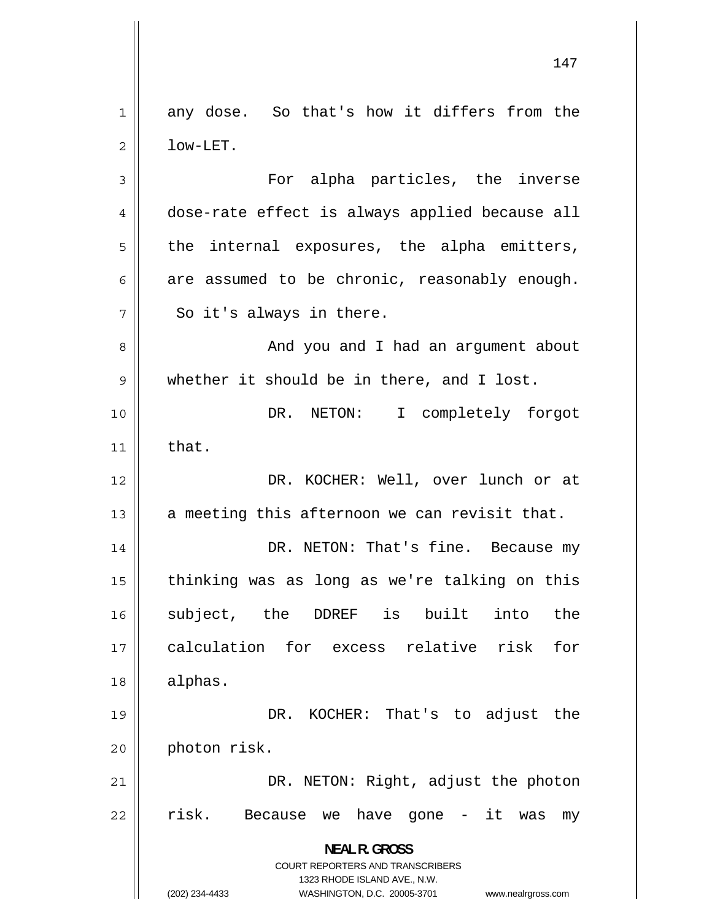any dose. So that's how it differs from the low-LET.

For alpha particles, the inverse dose-rate effect is always applied because all the internal exposures, the alpha emitters, are assumed to be chronic, reasonably enough. So it's always in there.

And you and I had an argument about whether it should be in there, and I lost.

DR. NETON: I completely forgot that.

DR. KOCHER: Well, over lunch or at a meeting this afternoon we can revisit that.

DR. NETON: That's fine. Because my thinking was as long as we're talking on this subject, the DDREF is built into the calculation for excess relative risk for alphas.

DR. KOCHER: That's to adjust the photon risk.

DR. NETON: Right, adjust the photon risk. Because we have gone - it was my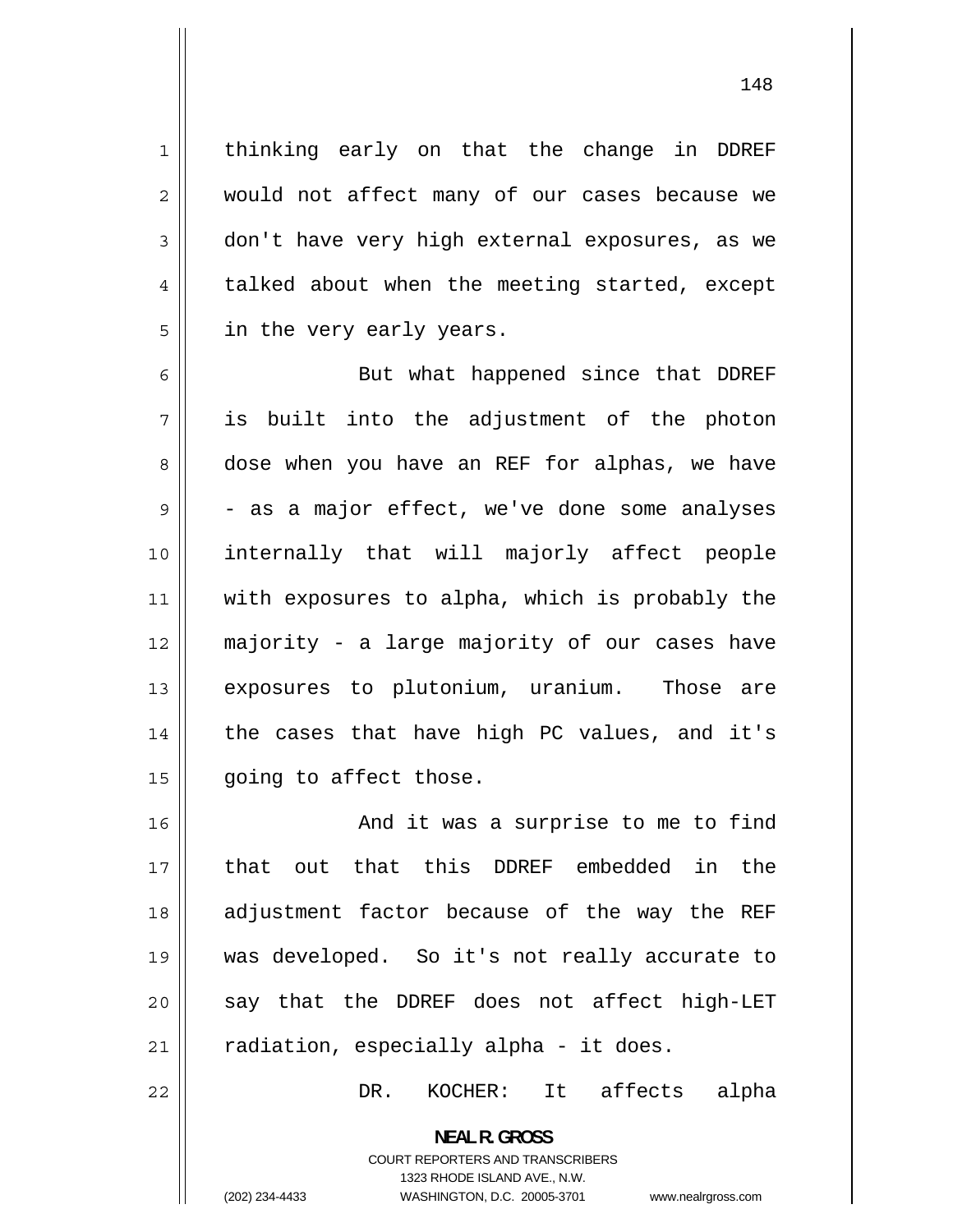thinking early on that the change in DDREF would not affect many of our cases because we don't have very high external exposures, as we talked about when the meeting started, except in the very early years.

But what happened since that DDREF is built into the adjustment of the photon dose when you have an REF for alphas, we have - as a major effect, we've done some analyses internally that will majorly affect people with exposures to alpha, which is probably the majority - a large majority of our cases have exposures to plutonium, uranium. Those are the cases that have high PC values, and it's going to affect those.

And it was a surprise to me to find that out that this DDREF embedded in the adjustment factor because of the way the REF was developed. So it's not really accurate to say that the DDREF does not affect high-LET radiation, especially alpha - it does.

DR. KOCHER: It affects alpha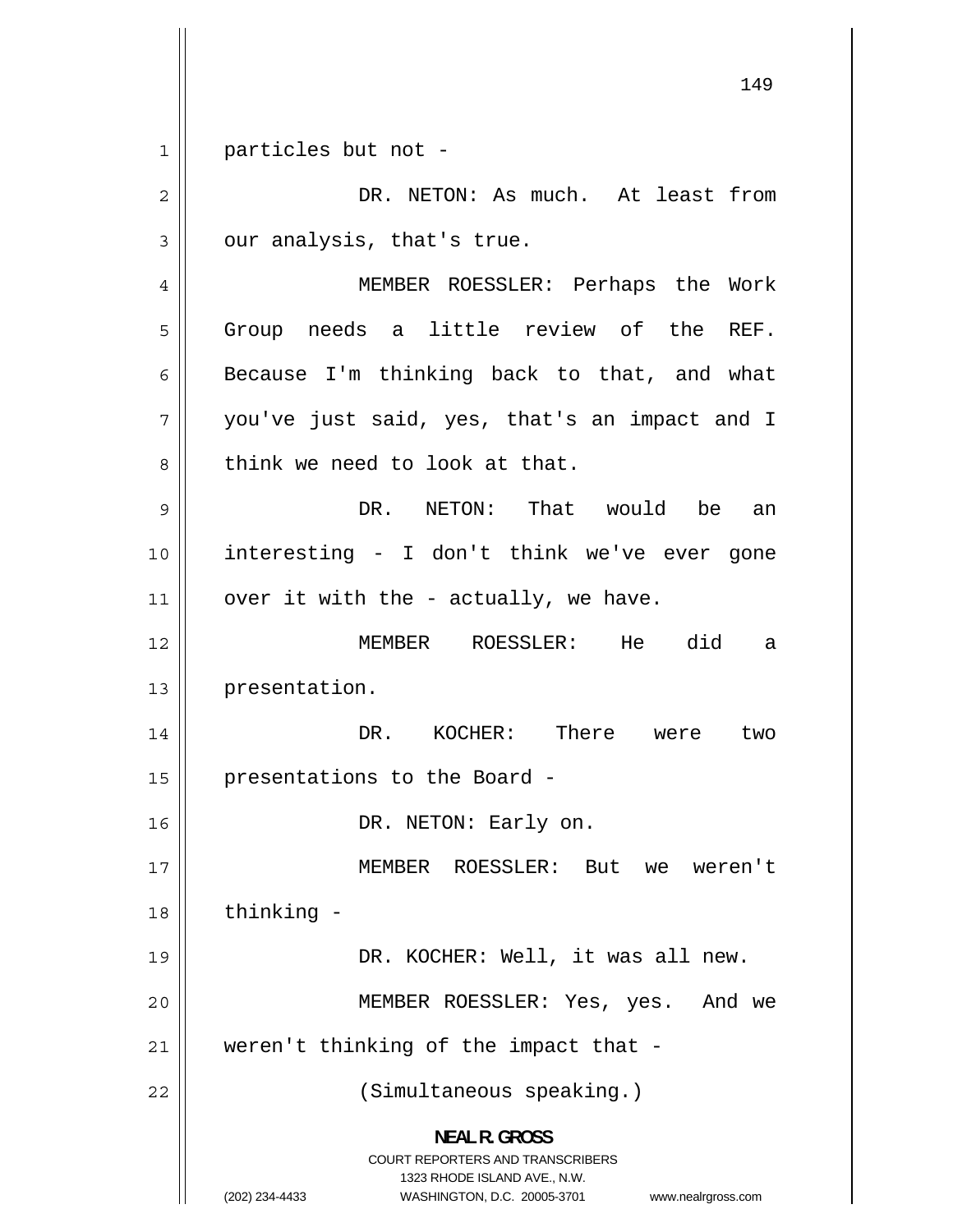particles but not -

DR. NETON: As much. At least from our analysis, that's true.

MEMBER ROESSLER: Perhaps the Work Group needs a little review of the REF. Because I'm thinking back to that, and what you've just said, yes, that's an impact and I think we need to look at that.

DR. NETON: That would be an interesting - I don't think we've ever gone over it with the - actually, we have.

MEMBER ROESSLER: He did a presentation.

DR. KOCHER: There were two presentations to the Board -

DR. NETON: Early on.

MEMBER ROESSLER: But we weren't thinking -

DR. KOCHER: Well, it was all new.

MEMBER ROESSLER: Yes, yes. And we weren't thinking of the impact that -

(Simultaneous speaking.)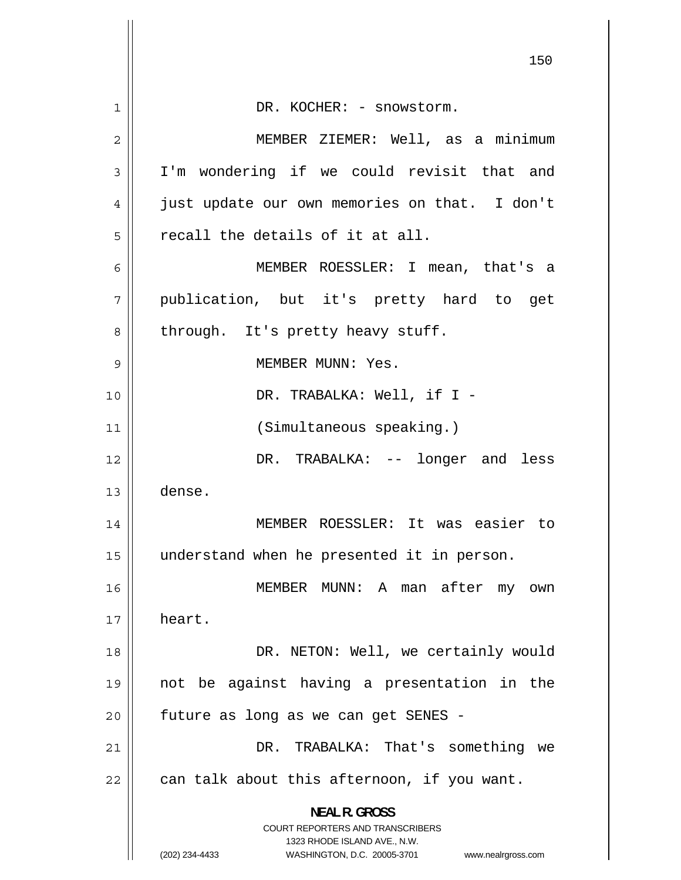DR. KOCHER: - snowstorm.

MEMBER ZIEMER: Well, as a minimum I'm wondering if we could revisit that and just update our own memories on that. I don't recall the details of it at all.

MEMBER ROESSLER: I mean, that's a publication, but it's pretty hard to get through. It's pretty heavy stuff.

MEMBER MUNN: Yes.

DR. TRABALKA: Well, if I -

(Simultaneous speaking.)

DR. TRABALKA: -- longer and less dense.

MEMBER ROESSLER: It was easier to understand when he presented it in person.

MEMBER MUNN: A man after my own heart.

DR. NETON: Well, we certainly would not be against having a presentation in the future as long as we can get SENES -

DR. TRABALKA: That's something we can talk about this afternoon, if you want.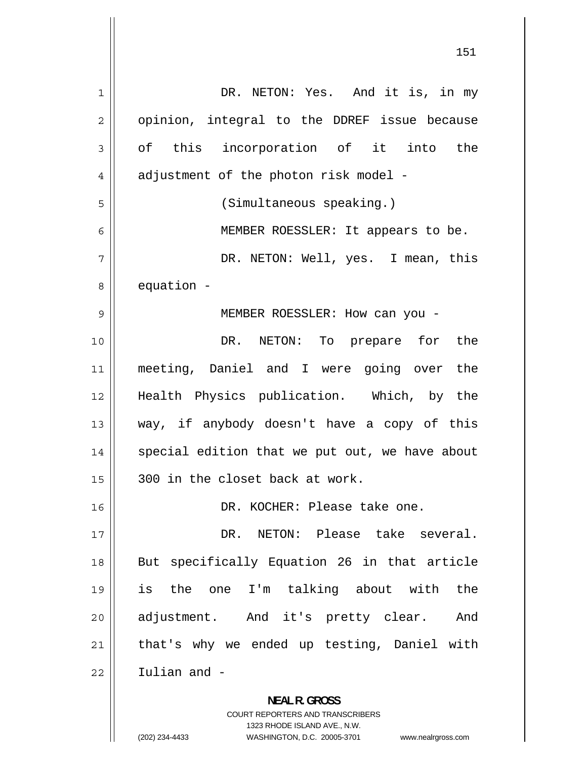DR. NETON: Yes. And it is, in my opinion, integral to the DDREF issue because of this incorporation of it into the adjustment of the photon risk model -

(Simultaneous speaking.)

MEMBER ROESSLER: It appears to be.

DR. NETON: Well, yes. I mean, this equation -

MEMBER ROESSLER: How can you -

DR. NETON: To prepare for the meeting, Daniel and I were going over the Health Physics publication. Which, by the way, if anybody doesn't have a copy of this special edition that we put out, we have about 300 in the closet back at work.

DR. KOCHER: Please take one.

DR. NETON: Please take several. But specifically Equation 26 in that article is the one I'm talking about with the adjustment. And it's pretty clear. And that's why we ended up testing, Daniel with Iulian and -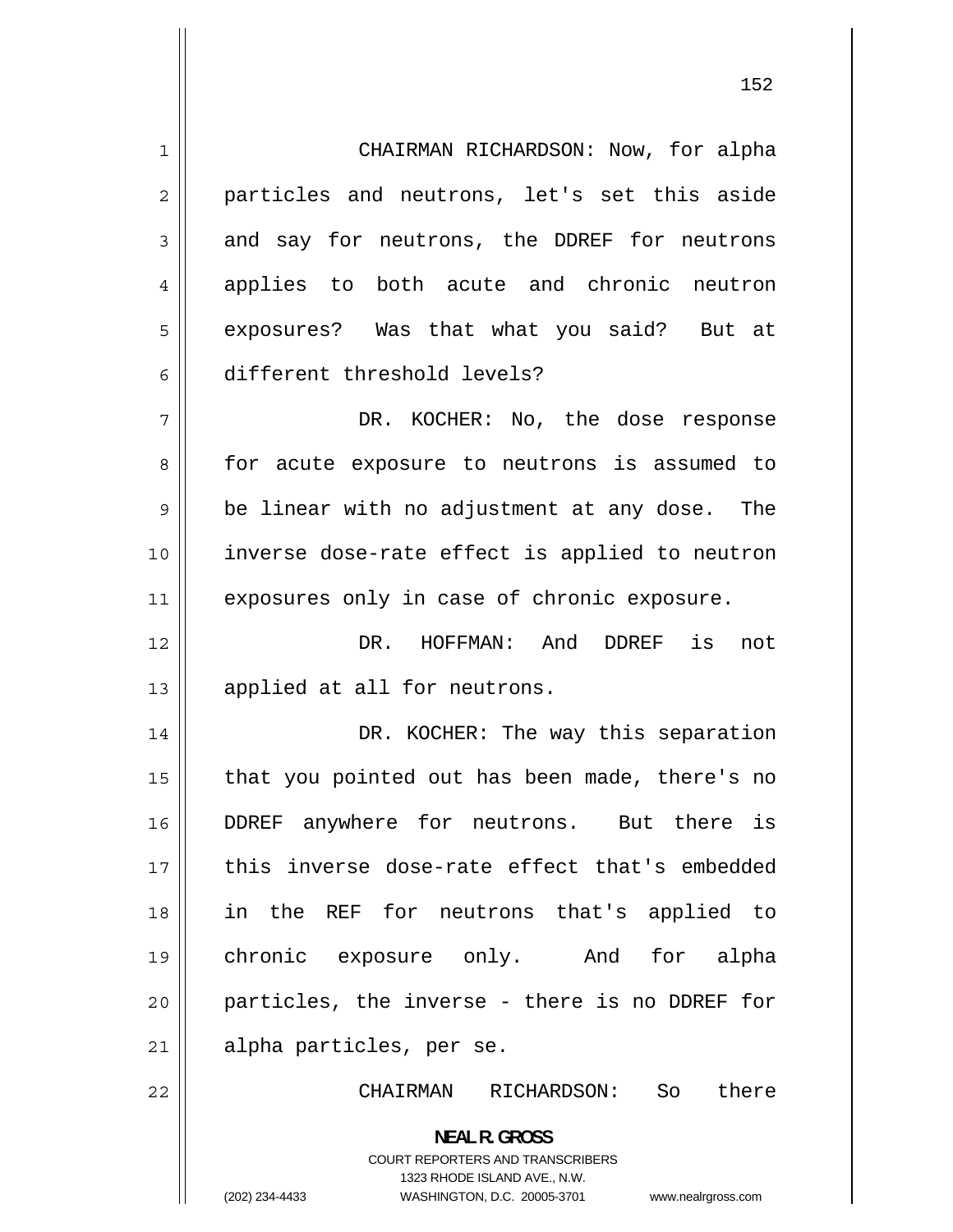CHAIRMAN RICHARDSON: Now, for alpha particles and neutrons, let's set this aside and say for neutrons, the DDREF for neutrons applies to both acute and chronic neutron exposures? Was that what you said? But at different threshold levels?

DR. KOCHER: No, the dose response for acute exposure to neutrons is assumed to be linear with no adjustment at any dose. The inverse dose-rate effect is applied to neutron exposures only in case of chronic exposure.

DR. HOFFMAN: And DDREF is not applied at all for neutrons.

DR. KOCHER: The way this separation that you pointed out has been made, there's no DDREF anywhere for neutrons. But there is this inverse dose-rate effect that's embedded in the REF for neutrons that's applied to chronic exposure only. And for alpha particles, the inverse - there is no DDREF for alpha particles, per se.

CHAIRMAN RICHARDSON: So there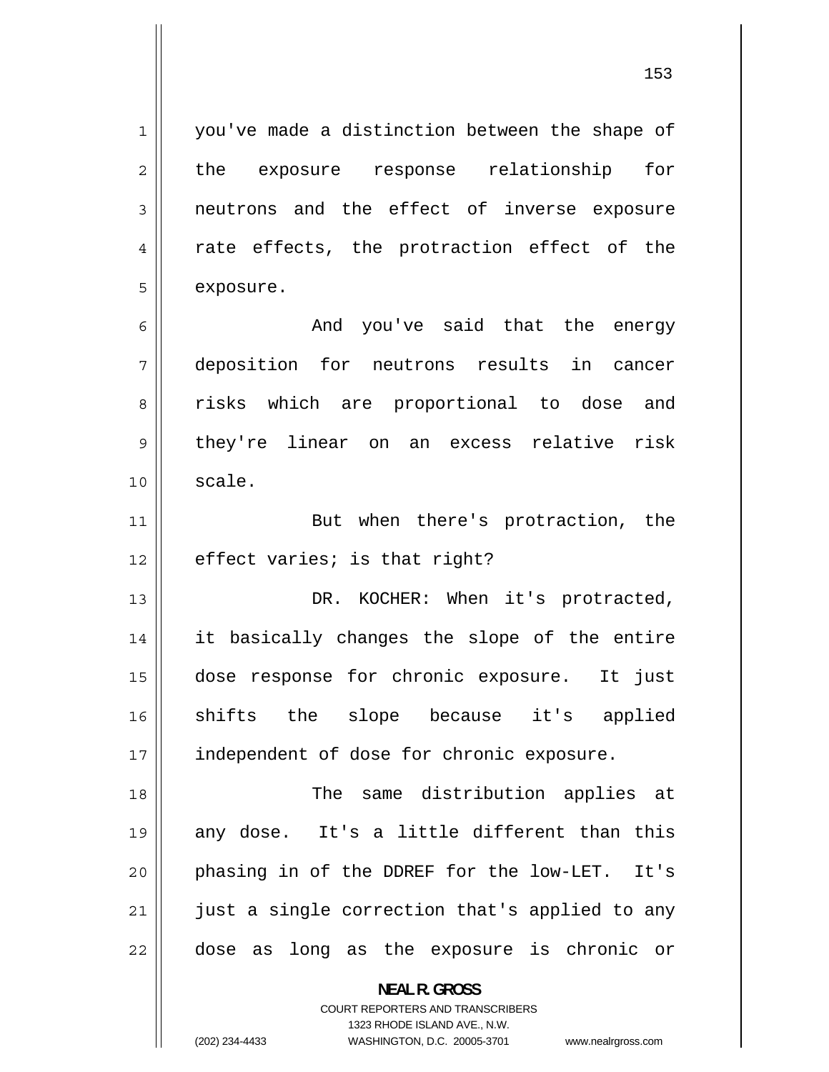you've made a distinction between the shape of the exposure response relationship for neutrons and the effect of inverse exposure rate effects, the protraction effect of the exposure.

And you've said that the energy deposition for neutrons results in cancer risks which are proportional to dose and they're linear on an excess relative risk scale.

But when there's protraction, the effect varies; is that right?

DR. KOCHER: When it's protracted, it basically changes the slope of the entire dose response for chronic exposure. It just shifts the slope because it's applied independent of dose for chronic exposure.

The same distribution applies at any dose. It's a little different than this phasing in of the DDREF for the low-LET. It's just a single correction that's applied to any dose as long as the exposure is chronic or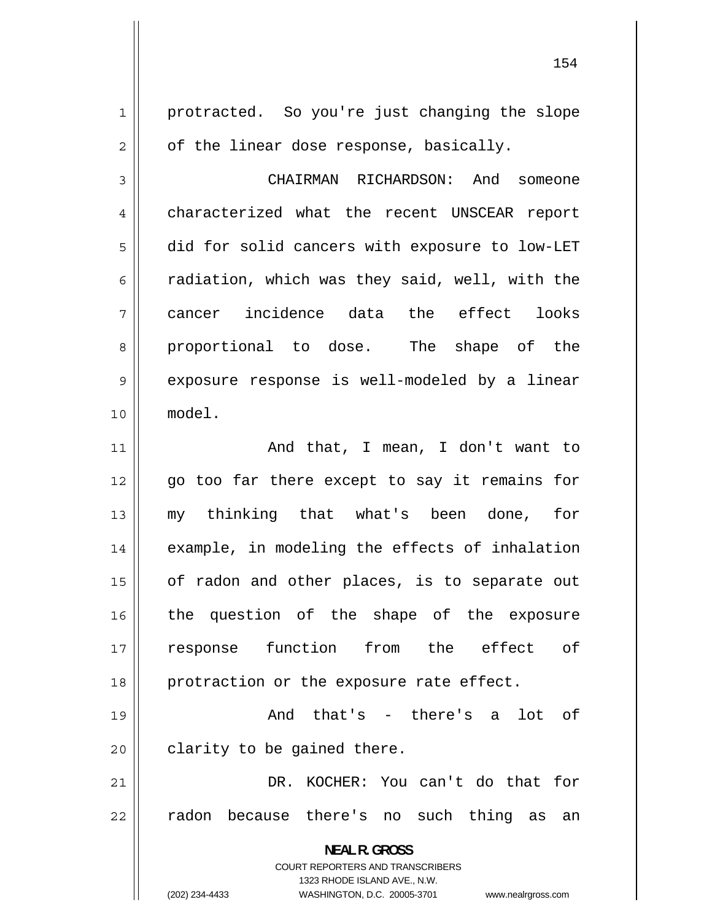protracted. So you're just changing the slope of the linear dose response, basically.

CHAIRMAN RICHARDSON: And someone characterized what the recent UNSCEAR report did for solid cancers with exposure to low-LET radiation, which was they said, well, with the cancer incidence data the effect looks proportional to dose. The shape of the exposure response is well-modeled by a linear model.

And that, I mean, I don't want to go too far there except to say it remains for my thinking that what's been done, for example, in modeling the effects of inhalation of radon and other places, is to separate out the question of the shape of the exposure response function from the effect of protraction or the exposure rate effect.

And that's - there's a lot of clarity to be gained there.

DR. KOCHER: You can't do that for radon because there's no such thing as an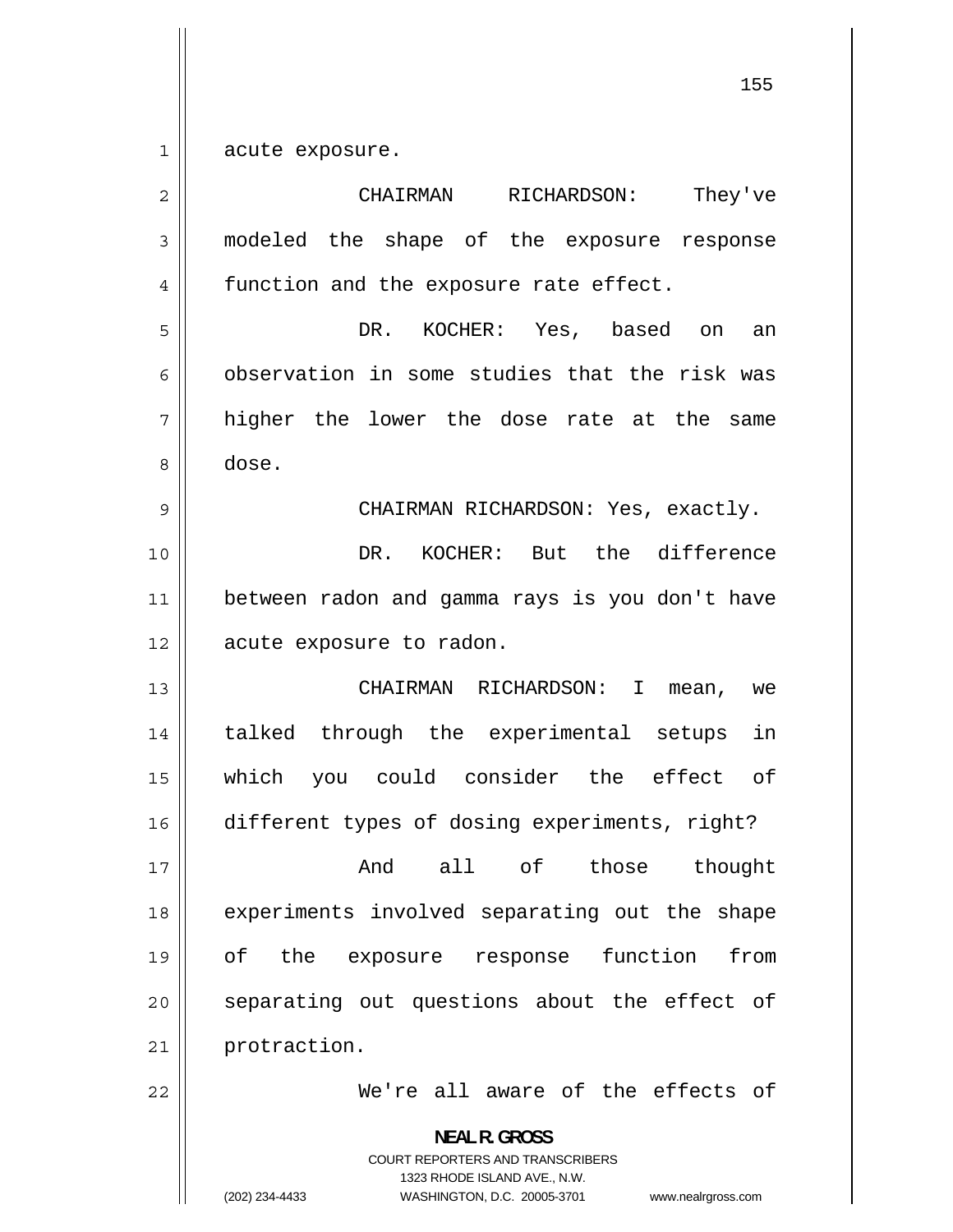acute exposure.

CHAIRMAN RICHARDSON: They've modeled the shape of the exposure response function and the exposure rate effect.

DR. KOCHER: Yes, based on an observation in some studies that the risk was higher the lower the dose rate at the same dose.

CHAIRMAN RICHARDSON: Yes, exactly.

DR. KOCHER: But the difference between radon and gamma rays is you don't have acute exposure to radon.

CHAIRMAN RICHARDSON: I mean, we talked through the experimental setups in which you could consider the effect of different types of dosing experiments, right?

And all of those thought experiments involved separating out the shape of the exposure response function from separating out questions about the effect of protraction.

We're all aware of the effects of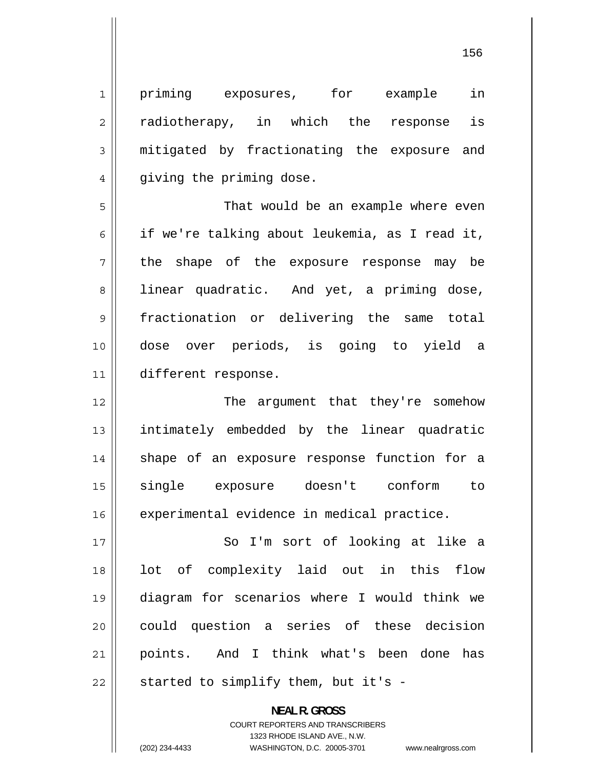priming exposures, for example in radiotherapy, in which the response is mitigated by fractionating the exposure and giving the priming dose.

That would be an example where even if we're talking about leukemia, as I read it, the shape of the exposure response may be linear quadratic. And yet, a priming dose, fractionation or delivering the same total dose over periods, is going to yield a different response.

The argument that they're somehow intimately embedded by the linear quadratic shape of an exposure response function for a single exposure doesn't conform to experimental evidence in medical practice.

So I'm sort of looking at like a lot of complexity laid out in this flow diagram for scenarios where I would think we could question a series of these decision points. And I think what's been done has started to simplify them, but it's -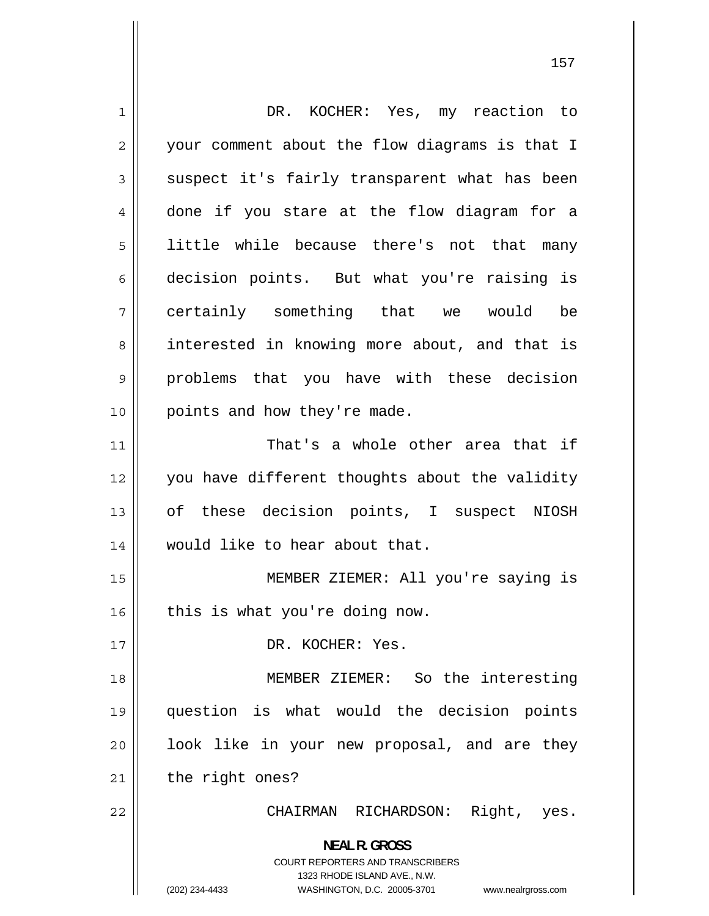DR. KOCHER: Yes, my reaction to your comment about the flow diagrams is that I suspect it's fairly transparent what has been done if you stare at the flow diagram for a little while because there's not that many decision points. But what you're raising is certainly something that we would be interested in knowing more about, and that is problems that you have with these decision points and how they're made.

That's a whole other area that if you have different thoughts about the validity of these decision points, I suspect NIOSH would like to hear about that.

MEMBER ZIEMER: All you're saying is this is what you're doing now.

DR. KOCHER: Yes.

MEMBER ZIEMER: So the interesting question is what would the decision points look like in your new proposal, and are they the right ones?

CHAIRMAN RICHARDSON: Right, yes.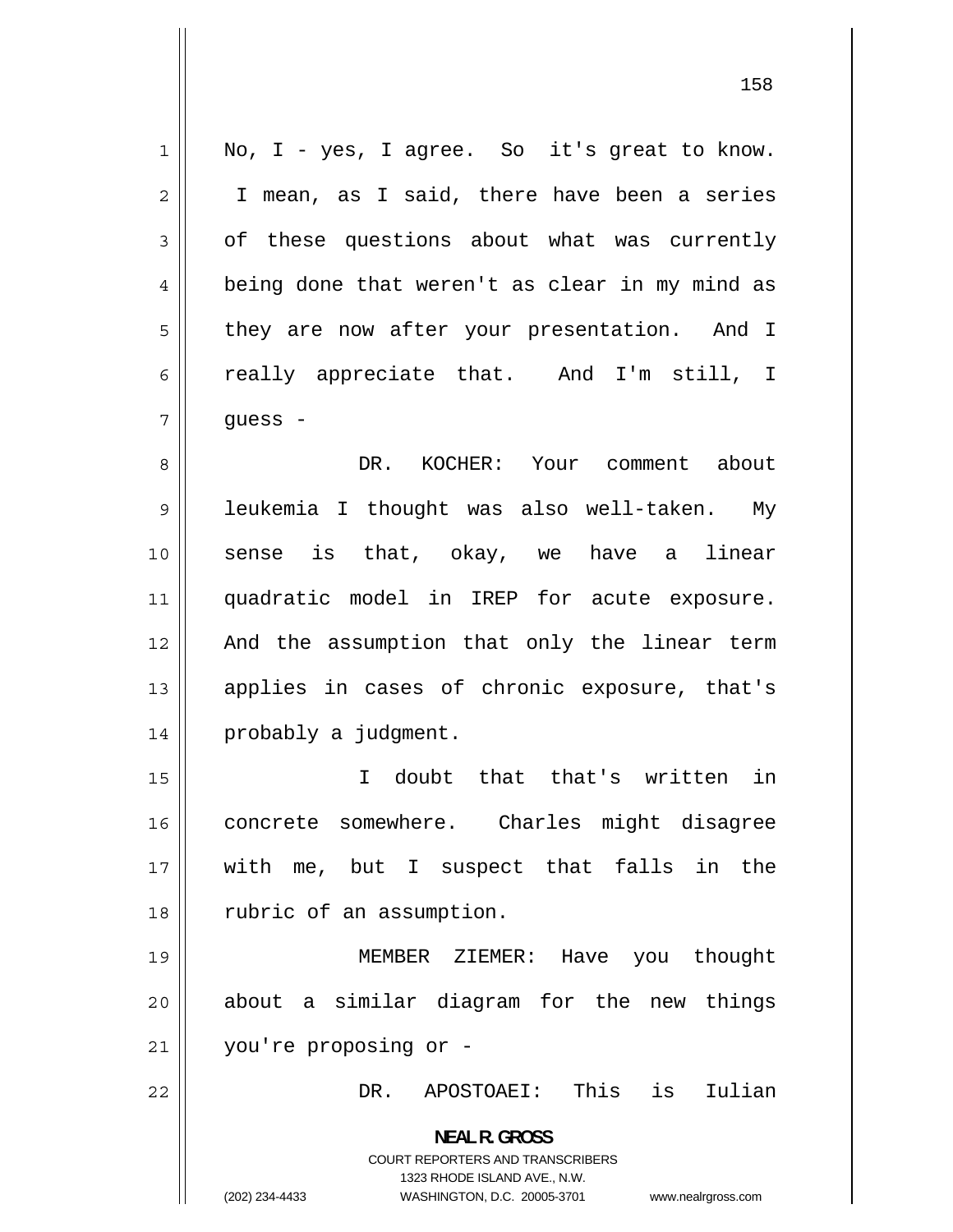No, I - yes, I agree. So it's great to know. I mean, as I said, there have been a series of these questions about what was currently being done that weren't as clear in my mind as they are now after your presentation. And I really appreciate that. And I'm still, I guess -

DR. KOCHER: Your comment about leukemia I thought was also well-taken. My sense is that, okay, we have a linear quadratic model in IREP for acute exposure. And the assumption that only the linear term applies in cases of chronic exposure, that's probably a judgment.

I doubt that that's written in concrete somewhere. Charles might disagree with me, but I suspect that falls in the rubric of an assumption.

MEMBER ZIEMER: Have you thought about a similar diagram for the new things you're proposing or -

DR. APOSTOAEI: This is Iulian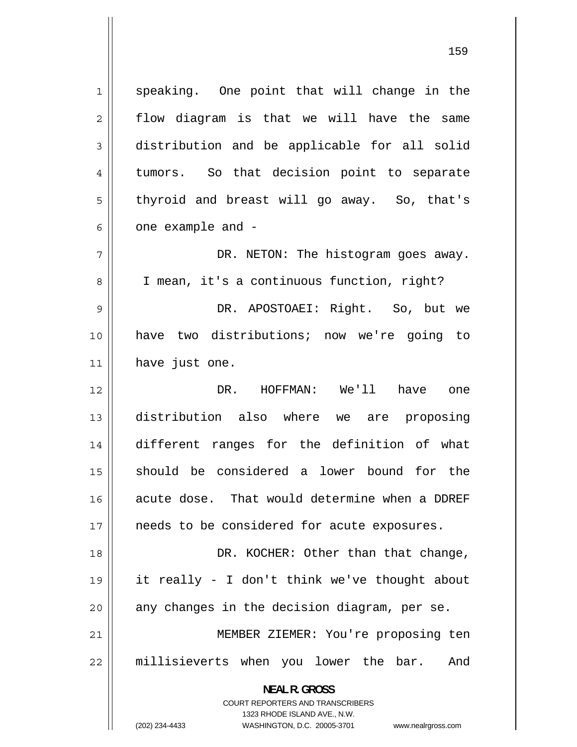speaking. One point that will change in the flow diagram is that we will have the same distribution and be applicable for all solid tumors. So that decision point to separate thyroid and breast will go away. So, that's one example and -

DR. NETON: The histogram goes away. I mean, it's a continuous function, right?

DR. APOSTOAEI: Right. So, but we have two distributions; now we're going to have just one.

DR. HOFFMAN: We'll have one distribution also where we are proposing different ranges for the definition of what should be considered a lower bound for the acute dose. That would determine when a DDREF needs to be considered for acute exposures.

DR. KOCHER: Other than that change, it really - I don't think we've thought about any changes in the decision diagram, per se.

MEMBER ZIEMER: You're proposing ten millisieverts when you lower the bar. And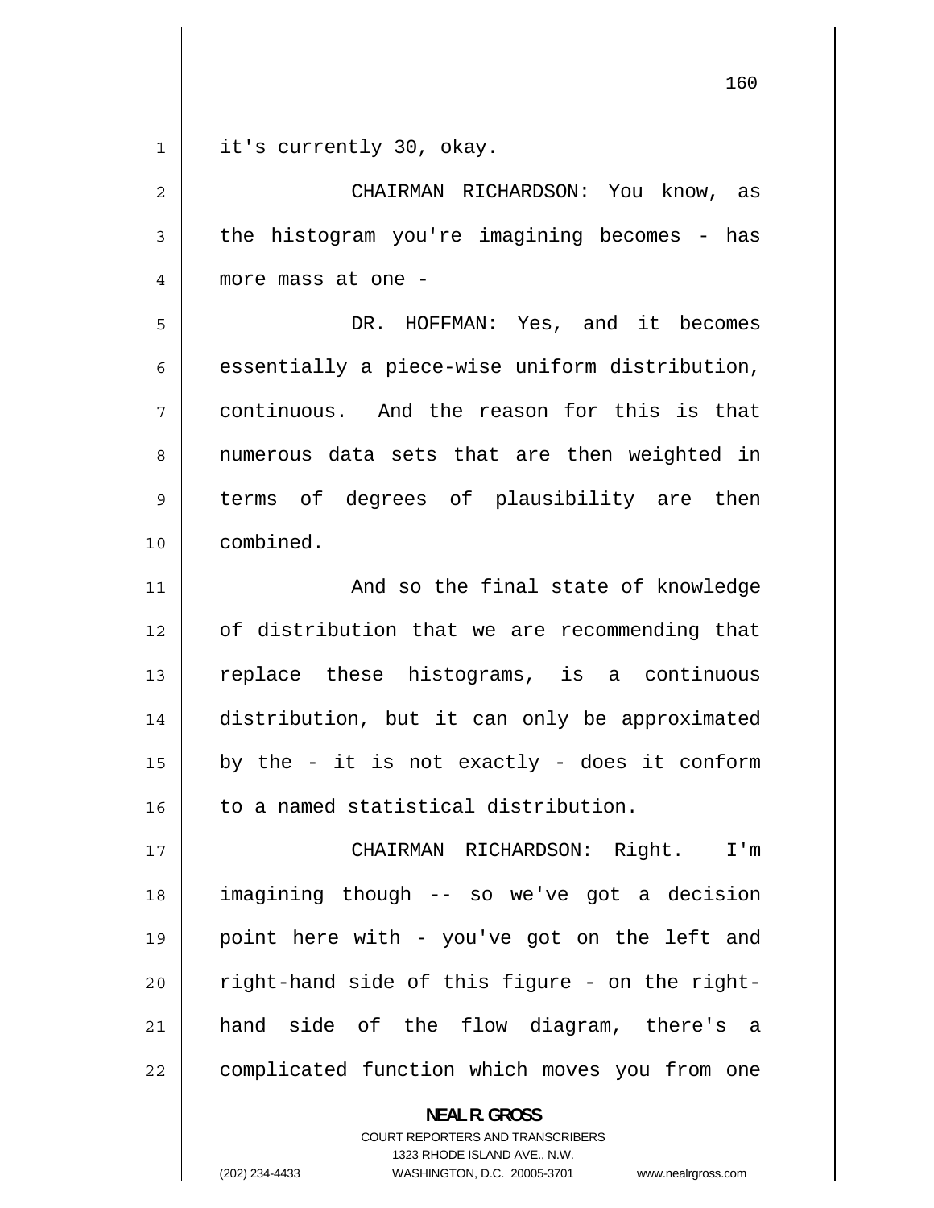it's currently 30, okay.

CHAIRMAN RICHARDSON: You know, as the histogram you're imagining becomes - has more mass at one -

DR. HOFFMAN: Yes, and it becomes essentially a piece-wise uniform distribution, continuous. And the reason for this is that numerous data sets that are then weighted in terms of degrees of plausibility are then combined.

And so the final state of knowledge of distribution that we are recommending that replace these histograms, is a continuous distribution, but it can only be approximated by the - it is not exactly - does it conform to a named statistical distribution.

CHAIRMAN RICHARDSON: Right. I'm imagining though -- so we've got a decision point here with - you've got on the left and right-hand side of this figure - on the right-hand side of the flow diagram, there's a complicated function which moves you from one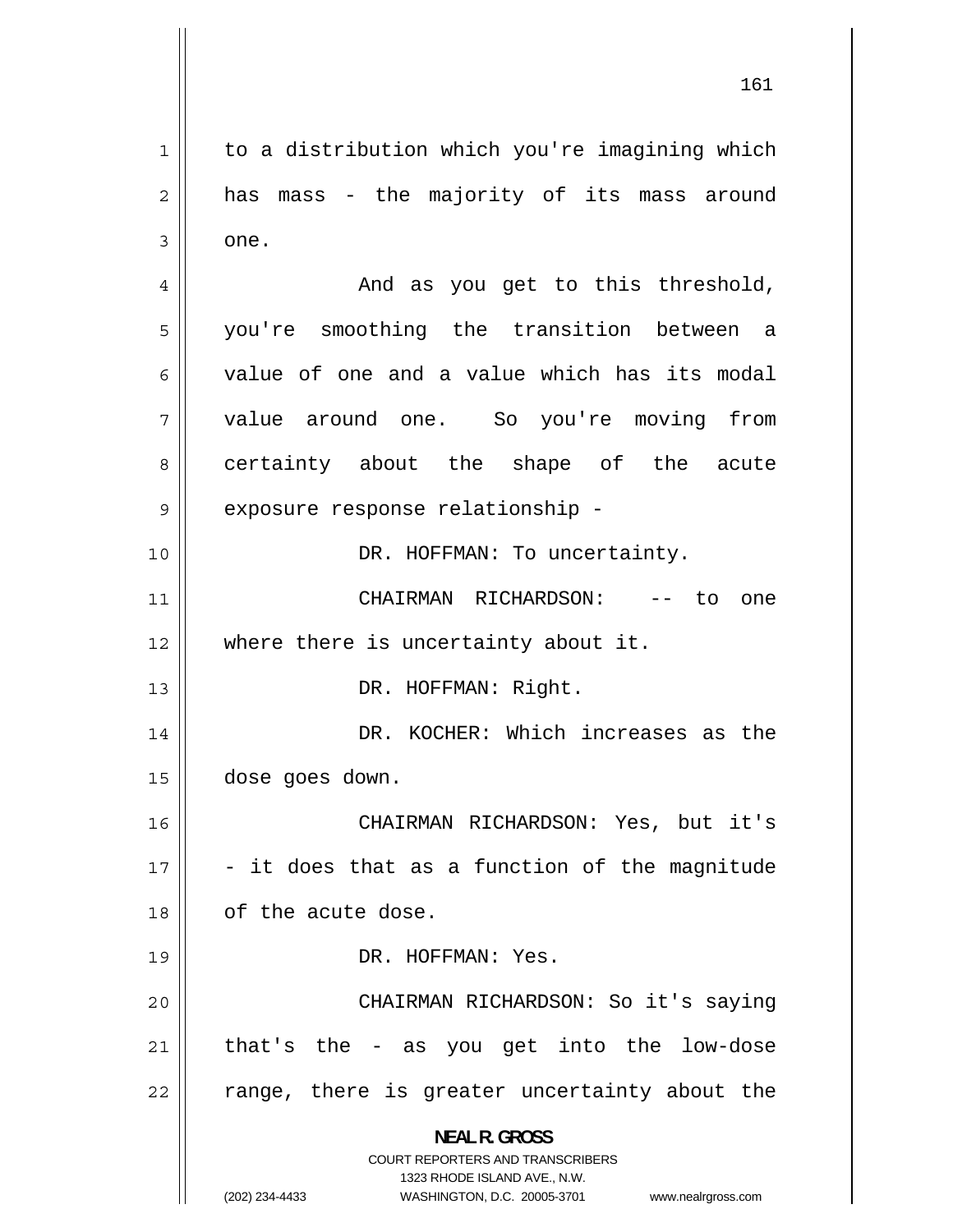to a distribution which you're imagining which has mass - the majority of its mass around one.

And as you get to this threshold, you're smoothing the transition between a value of one and a value which has its modal value around one. So you're moving from certainty about the shape of the acute exposure response relationship -

DR. HOFFMAN: To uncertainty.

CHAIRMAN RICHARDSON: -- to one where there is uncertainty about it.

DR. HOFFMAN: Right.

DR. KOCHER: Which increases as the dose goes down.

CHAIRMAN RICHARDSON: Yes, but it's - it does that as a function of the magnitude of the acute dose.

DR. HOFFMAN: Yes.

CHAIRMAN RICHARDSON: So it's saying that's the - as you get into the low-dose range, there is greater uncertainty about the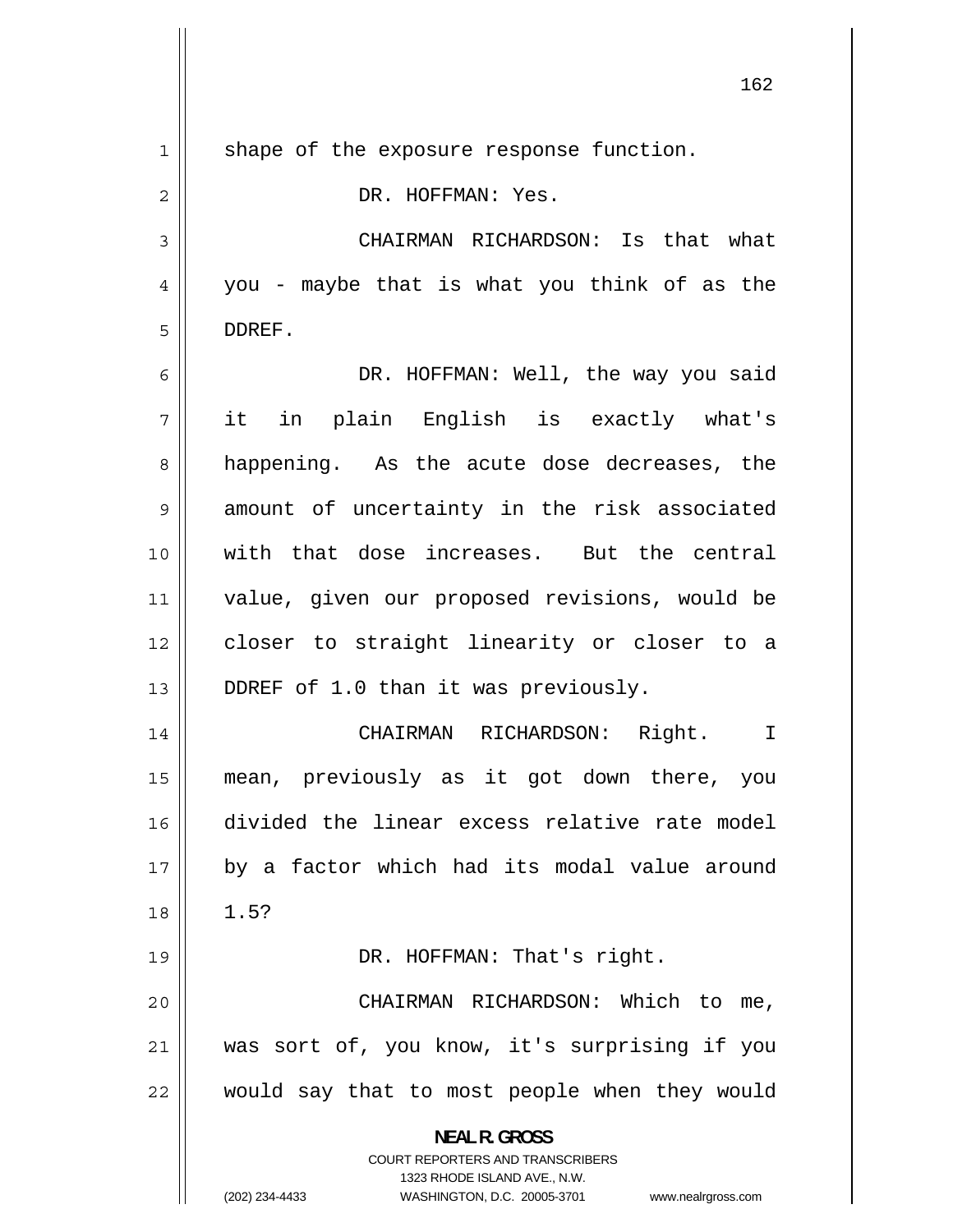shape of the exposure response function.

DR. HOFFMAN: Yes.

CHAIRMAN RICHARDSON: Is that what you - maybe that is what you think of as the DDREF.

DR. HOFFMAN: Well, the way you said it in plain English is exactly what's happening. As the acute dose decreases, the amount of uncertainty in the risk associated with that dose increases. But the central value, given our proposed revisions, would be closer to straight linearity or closer to a DDREF of 1.0 than it was previously.

CHAIRMAN RICHARDSON: Right. I mean, previously as it got down there, you divided the linear excess relative rate model by a factor which had its modal value around 1.5?

DR. HOFFMAN: That's right.

CHAIRMAN RICHARDSON: Which to me, was sort of, you know, it's surprising if you would say that to most people when they would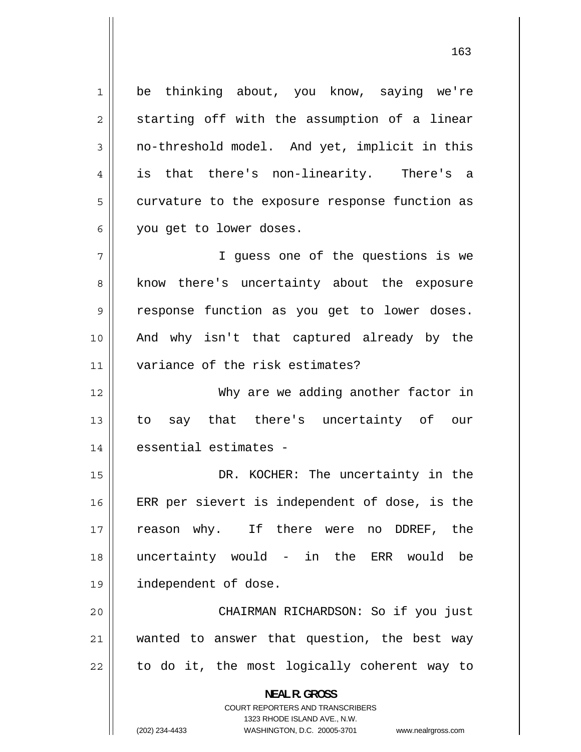be thinking about, you know, saying we're starting off with the assumption of a linear no-threshold model. And yet, implicit in this is that there's non-linearity. There's a curvature to the exposure response function as you get to lower doses.

I guess one of the questions is we know there's uncertainty about the exposure response function as you get to lower doses. And why isn't that captured already by the variance of the risk estimates?

Why are we adding another factor in to say that there's uncertainty of our essential estimates -

DR. KOCHER: The uncertainty in the ERR per sievert is independent of dose, is the reason why. If there were no DDREF, the uncertainty would - in the ERR would be independent of dose.

CHAIRMAN RICHARDSON: So if you just wanted to answer that question, the best way to do it, the most logically coherent way to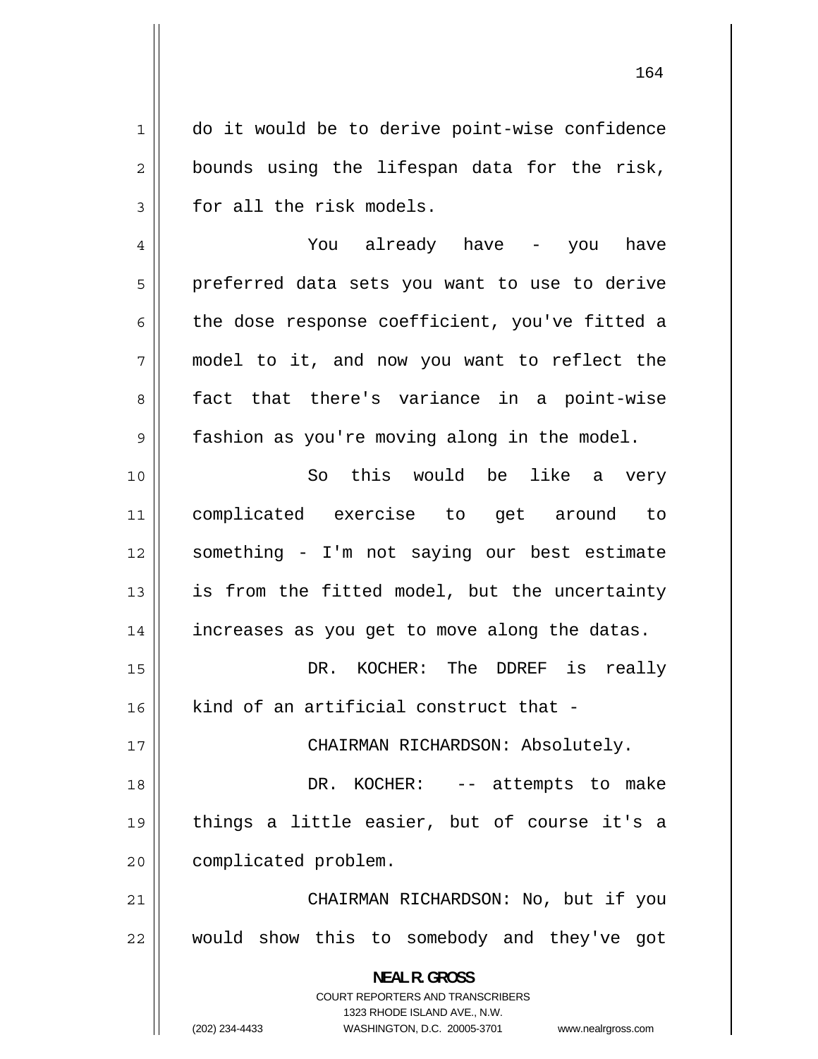do it would be to derive point-wise confidence bounds using the lifespan data for the risk, for all the risk models.

You already have - you have preferred data sets you want to use to derive the dose response coefficient, you've fitted a model to it, and now you want to reflect the fact that there's variance in a point-wise fashion as you're moving along in the model.

So this would be like a very complicated exercise to get around to something - I'm not saying our best estimate is from the fitted model, but the uncertainty increases as you get to move along the datas.

DR. KOCHER: The DDREF is really kind of an artificial construct that -

CHAIRMAN RICHARDSON: Absolutely.

DR. KOCHER: -- attempts to make things a little easier, but of course it's a complicated problem.

CHAIRMAN RICHARDSON: No, but if you would show this to somebody and they've got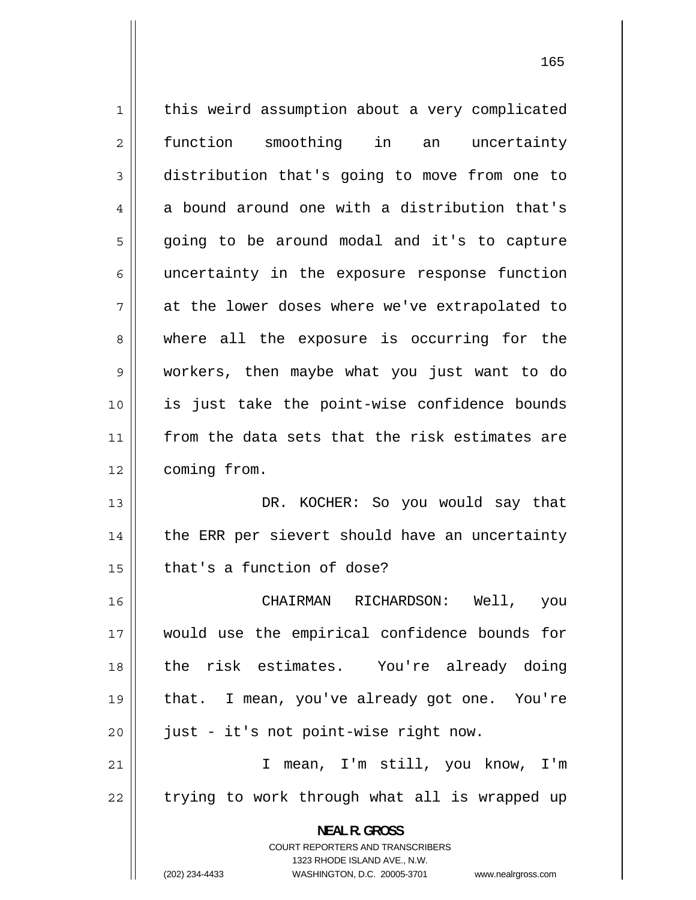this weird assumption about a very complicated function smoothing in an uncertainty distribution that's going to move from one to a bound around one with a distribution that's going to be around modal and it's to capture uncertainty in the exposure response function at the lower doses where we've extrapolated to where all the exposure is occurring for the workers, then maybe what you just want to do is just take the point-wise confidence bounds from the data sets that the risk estimates are coming from.

DR. KOCHER: So you would say that the ERR per sievert should have an uncertainty that's a function of dose?

CHAIRMAN RICHARDSON: Well, you would use the empirical confidence bounds for the risk estimates. You're already doing that. I mean, you've already got one. You're just - it's not point-wise right now.

I mean, I'm still, you know, I'm trying to work through what all is wrapped up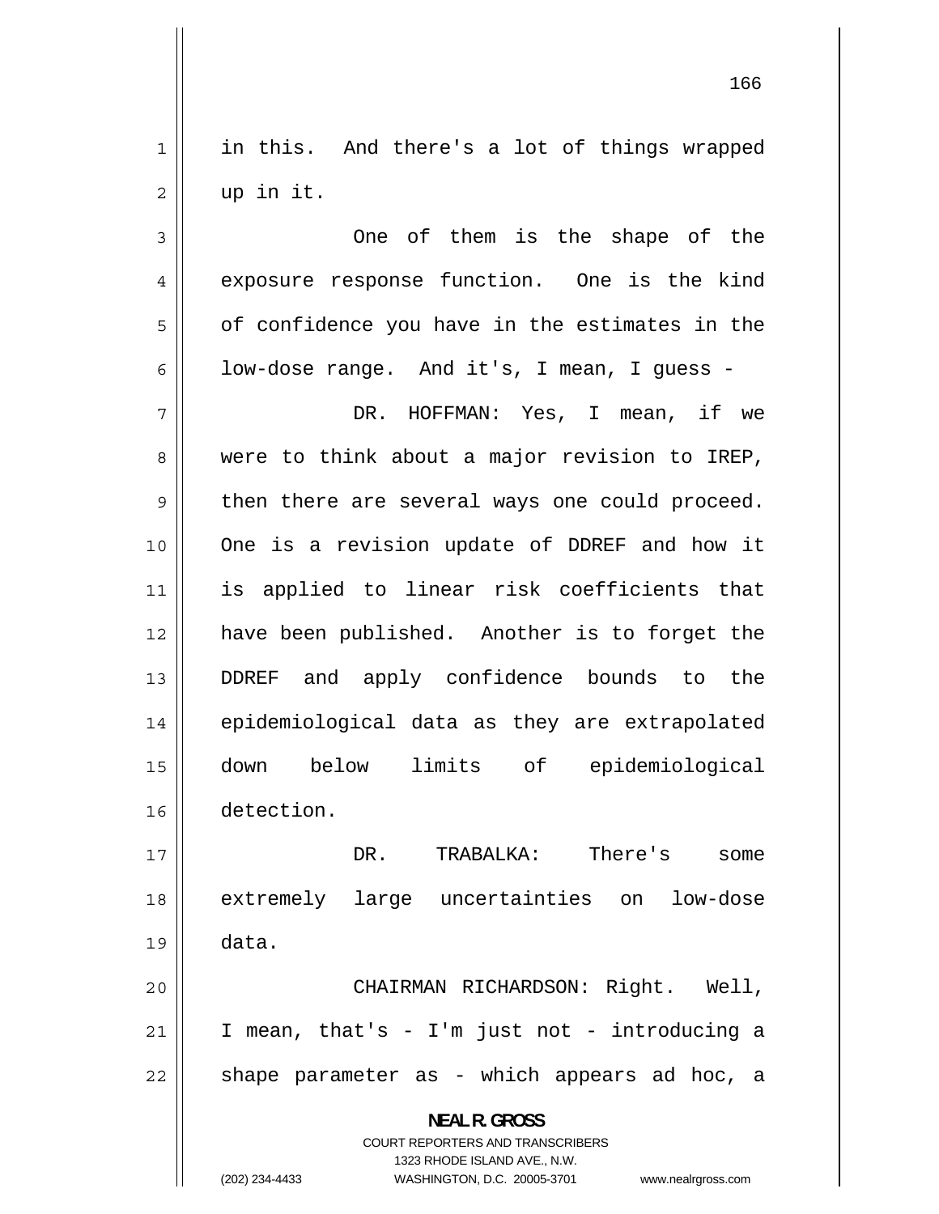in this. And there's a lot of things wrapped up in it.

One of them is the shape of the exposure response function. One is the kind of confidence you have in the estimates in the low-dose range. And it's, I mean, I guess -

DR. HOFFMAN: Yes, I mean, if we were to think about a major revision to IREP, then there are several ways one could proceed. One is a revision update of DDREF and how it is applied to linear risk coefficients that have been published. Another is to forget the DDREF and apply confidence bounds to the epidemiological data as they are extrapolated down below limits of epidemiological detection.

DR. TRABALKA: There's some extremely large uncertainties on low-dose data.

CHAIRMAN RICHARDSON: Right. Well, I mean, that's - I'm just not - introducing a shape parameter as - which appears ad hoc, a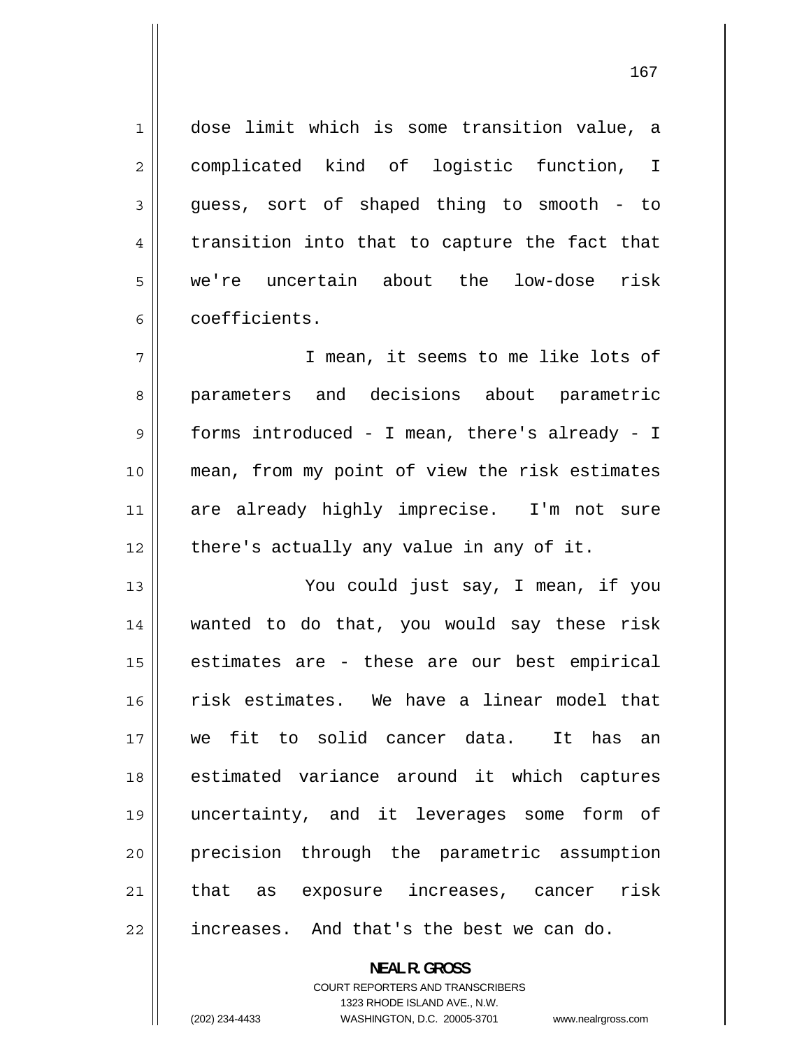dose limit which is some transition value, a complicated kind of logistic function, I guess, sort of shaped thing to smooth - to transition into that to capture the fact that we're uncertain about the low-dose risk coefficients.

I mean, it seems to me like lots of parameters and decisions about parametric forms introduced - I mean, there's already - I mean, from my point of view the risk estimates are already highly imprecise. I'm not sure there's actually any value in any of it.

You could just say, I mean, if you wanted to do that, you would say these risk estimates are - these are our best empirical risk estimates. We have a linear model that we fit to solid cancer data. It has an estimated variance around it which captures uncertainty, and it leverages some form of precision through the parametric assumption that as exposure increases, cancer risk increases. And that's the best we can do.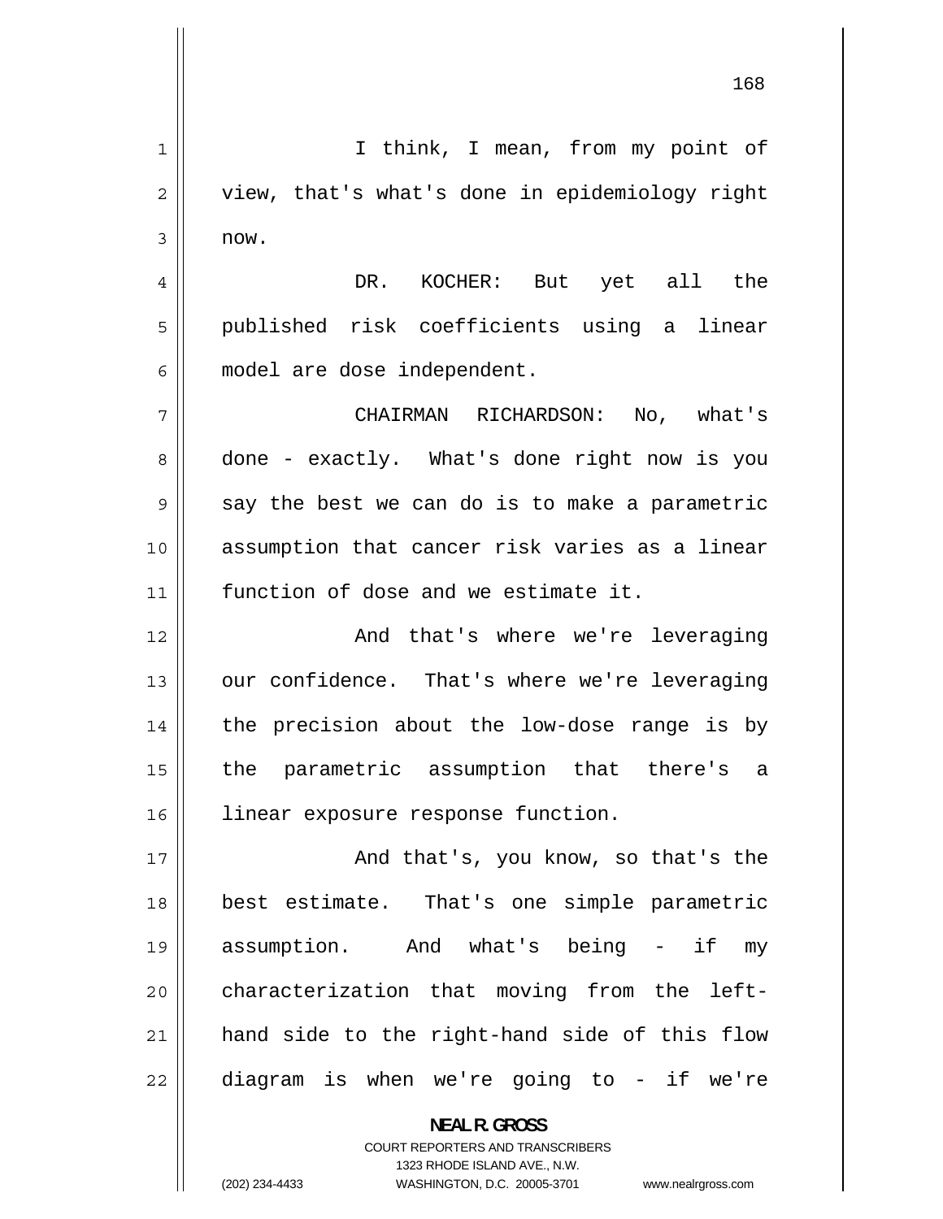I think, I mean, from my point of view, that's what's done in epidemiology right now.

DR. KOCHER: But yet all the published risk coefficients using a linear model are dose independent.

CHAIRMAN RICHARDSON: No, what's done - exactly. What's done right now is you say the best we can do is to make a parametric assumption that cancer risk varies as a linear function of dose and we estimate it.

And that's where we're leveraging our confidence. That's where we're leveraging the precision about the low-dose range is by the parametric assumption that there's a linear exposure response function.

And that's, you know, so that's the best estimate. That's one simple parametric assumption. And what's being - if my characterization that moving from the left-hand side to the right-hand side of this flow diagram is when we're going to - if we're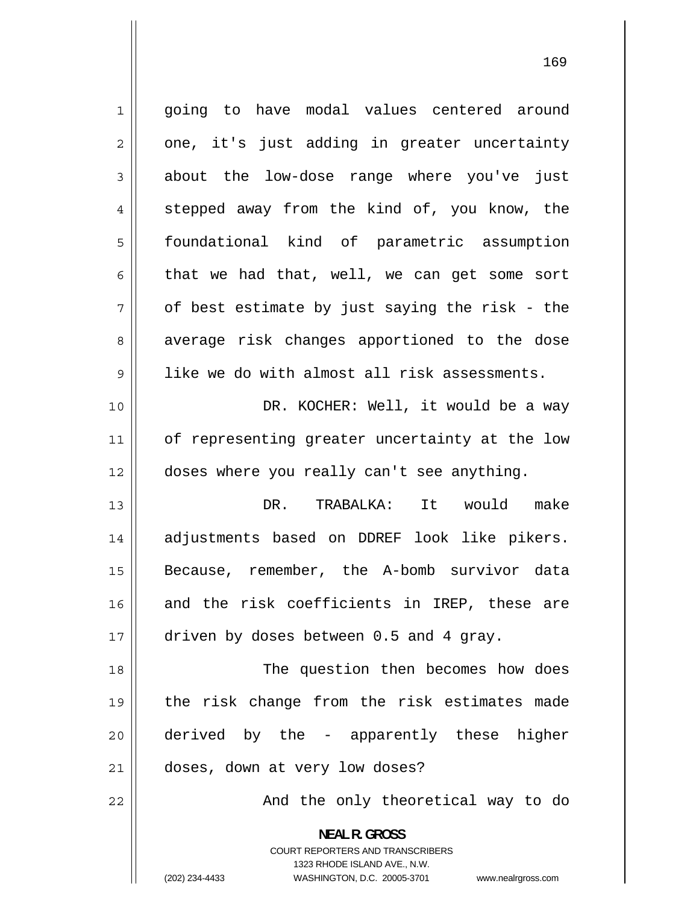going to have modal values centered around one, it's just adding in greater uncertainty about the low-dose range where you've just stepped away from the kind of, you know, the foundational kind of parametric assumption that we had that, well, we can get some sort of best estimate by just saying the risk - the average risk changes apportioned to the dose like we do with almost all risk assessments.

DR. KOCHER: Well, it would be a way of representing greater uncertainty at the low doses where you really can't see anything.

DR. TRABALKA: It would make adjustments based on DDREF look like pikers. Because, remember, the A-bomb survivor data and the risk coefficients in IREP, these are driven by doses between 0.5 and 4 gray.

The question then becomes how does the risk change from the risk estimates made derived by the - apparently these higher doses, down at very low doses?

And the only theoretical way to do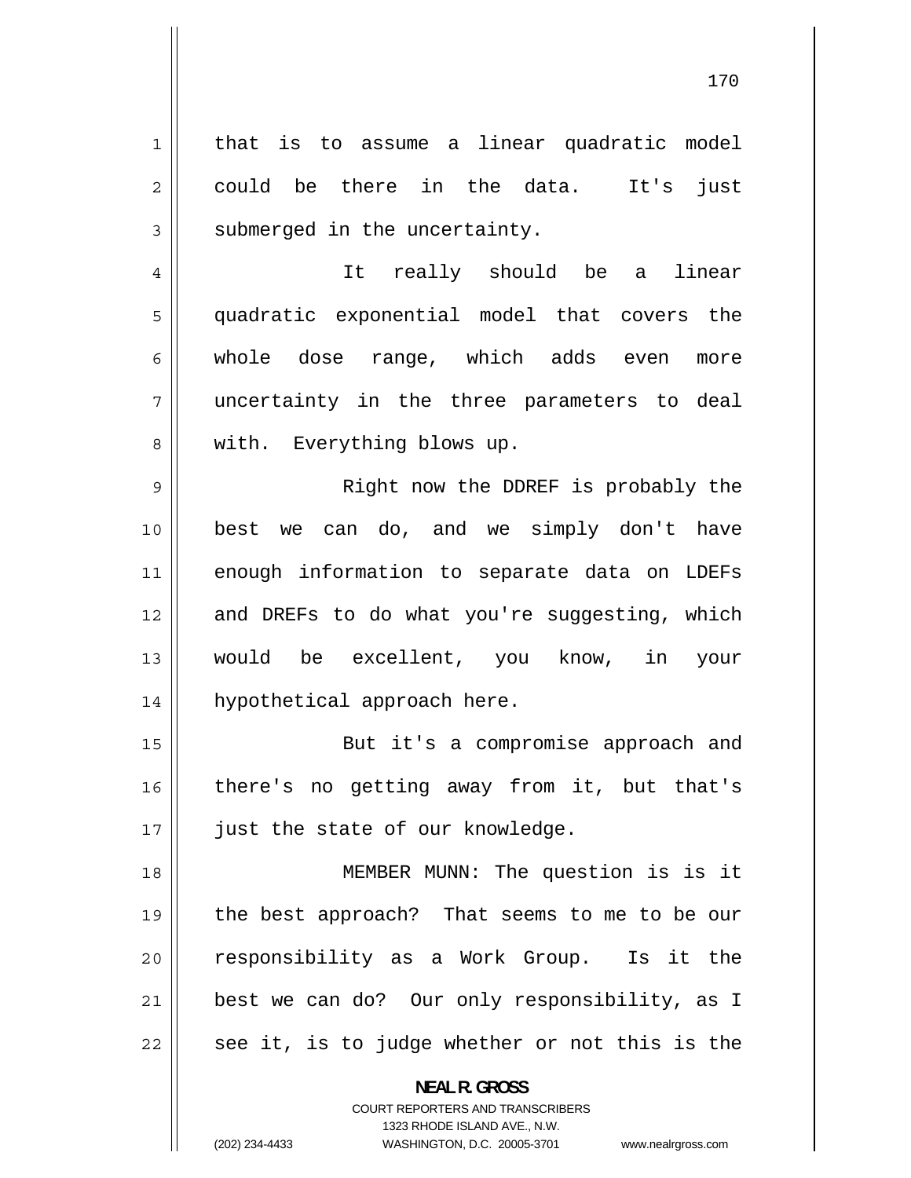that is to assume a linear quadratic model could be there in the data. It's just submerged in the uncertainty.

It really should be a linear quadratic exponential model that covers the whole dose range, which adds even more uncertainty in the three parameters to deal with. Everything blows up.

Right now the DDREF is probably the best we can do, and we simply don't have enough information to separate data on LDEFs and DREFs to do what you're suggesting, which would be excellent, you know, in your hypothetical approach here.

But it's a compromise approach and there's no getting away from it, but that's just the state of our knowledge.

MEMBER MUNN: The question is is it the best approach? That seems to me to be our responsibility as a Work Group. Is it the best we can do? Our only responsibility, as I see it, is to judge whether or not this is the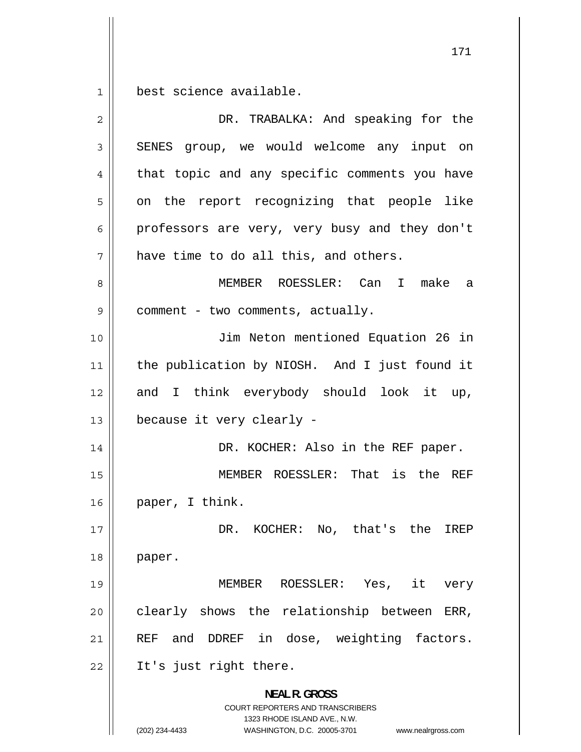best science available.

DR. TRABALKA: And speaking for the SENES group, we would welcome any input on that topic and any specific comments you have on the report recognizing that people like professors are very, very busy and they don't have time to do all this, and others.

MEMBER ROESSLER: Can I make a comment - two comments, actually.

Jim Neton mentioned Equation 26 in the publication by NIOSH. And I just found it and I think everybody should look it up, because it very clearly -

DR. KOCHER: Also in the REF paper.

MEMBER ROESSLER: That is the REF paper, I think.

DR. KOCHER: No, that's the IREP paper.

MEMBER ROESSLER: Yes, it very clearly shows the relationship between ERR, REF and DDREF in dose, weighting factors. It's just right there.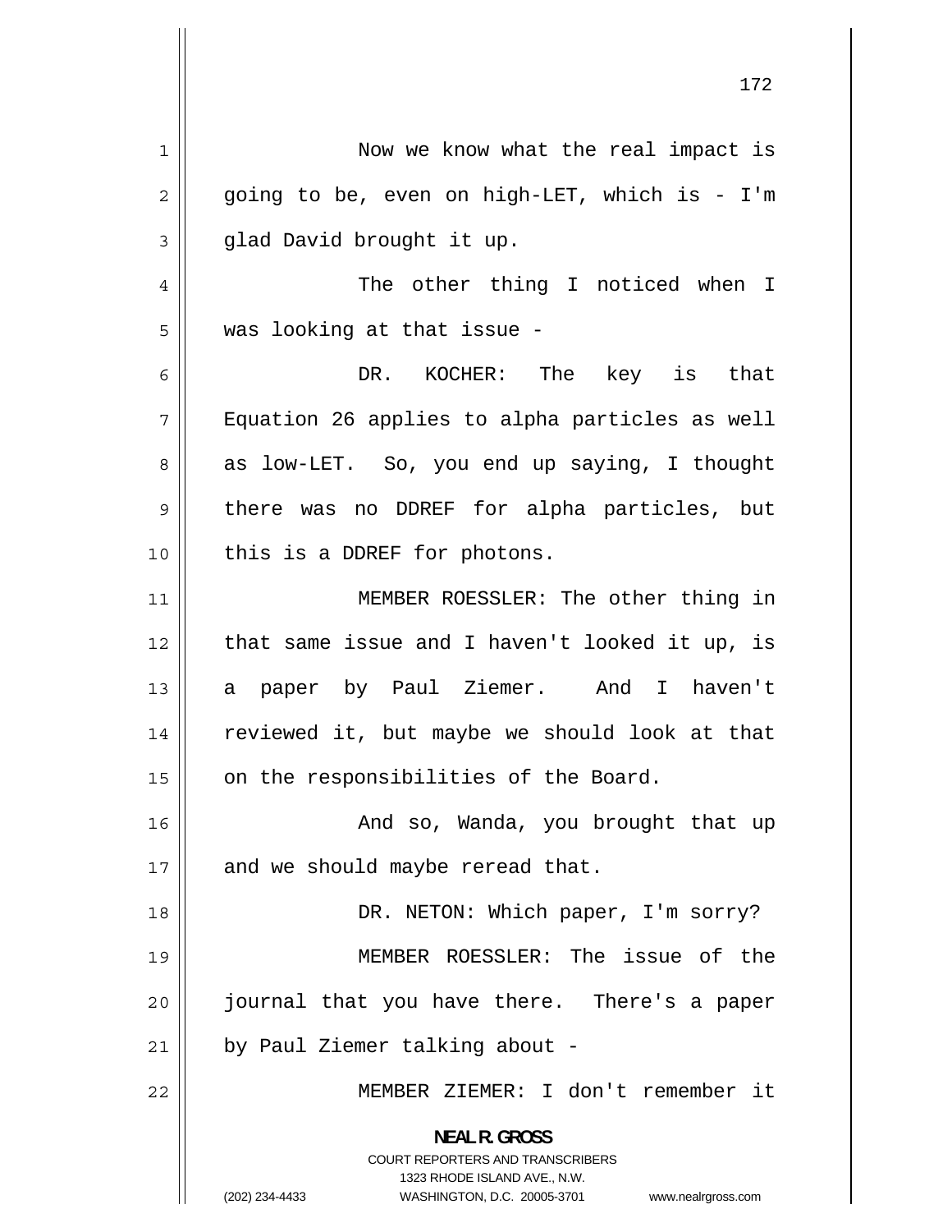Now we know what the real impact is going to be, even on high-LET, which is - I'm glad David brought it up.

The other thing I noticed when I was looking at that issue -

DR. KOCHER: The key is that Equation 26 applies to alpha particles as well as low-LET. So, you end up saying, I thought there was no DDREF for alpha particles, but this is a DDREF for photons.

MEMBER ROESSLER: The other thing in that same issue and I haven't looked it up, is a paper by Paul Ziemer. And I haven't reviewed it, but maybe we should look at that on the responsibilities of the Board.

And so, Wanda, you brought that up and we should maybe reread that.

DR. NETON: Which paper, I'm sorry?

MEMBER ROESSLER: The issue of the journal that you have there. There's a paper by Paul Ziemer talking about -

MEMBER ZIEMER: I don't remember it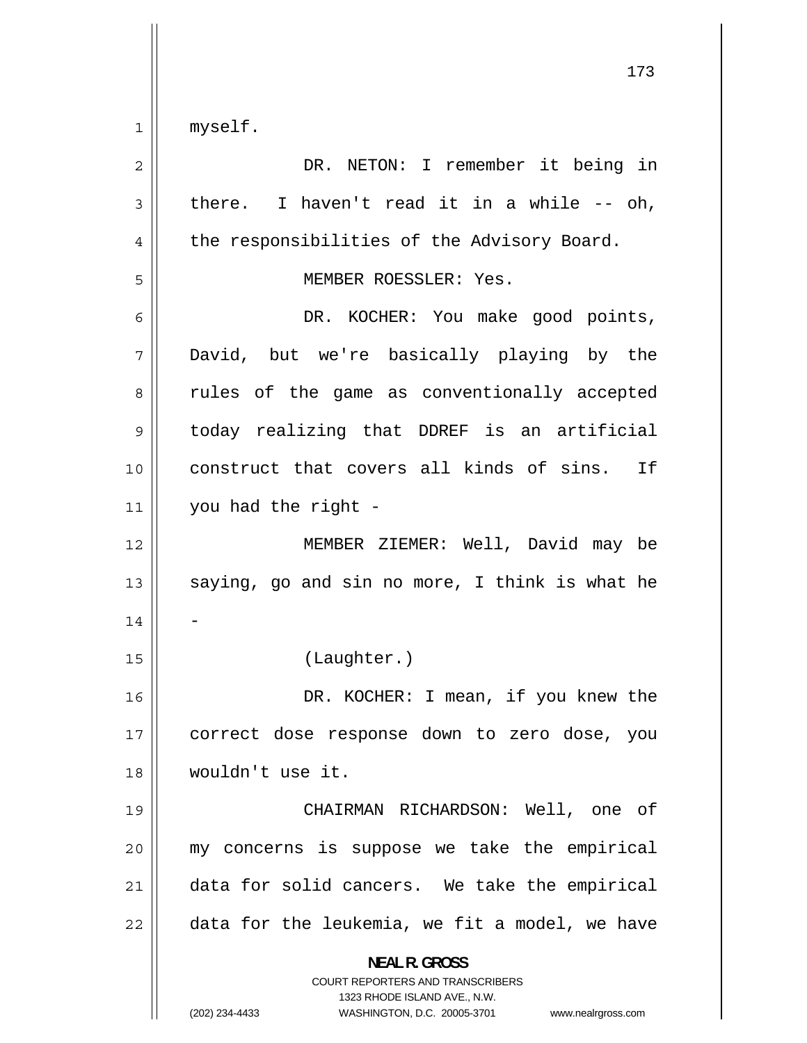myself.

DR. NETON: I remember it being in there. I haven't read it in a while -- oh, the responsibilities of the Advisory Board.

MEMBER ROESSLER: Yes.

DR. KOCHER: You make good points, David, but we're basically playing by the rules of the game as conventionally accepted today realizing that DDREF is an artificial construct that covers all kinds of sins. If you had the right -

MEMBER ZIEMER: Well, David may be saying, go and sin no more, I think is what he -

(Laughter.)

DR. KOCHER: I mean, if you knew the correct dose response down to zero dose, you wouldn't use it.

CHAIRMAN RICHARDSON: Well, one of my concerns is suppose we take the empirical data for solid cancers. We take the empirical data for the leukemia, we fit a model, we have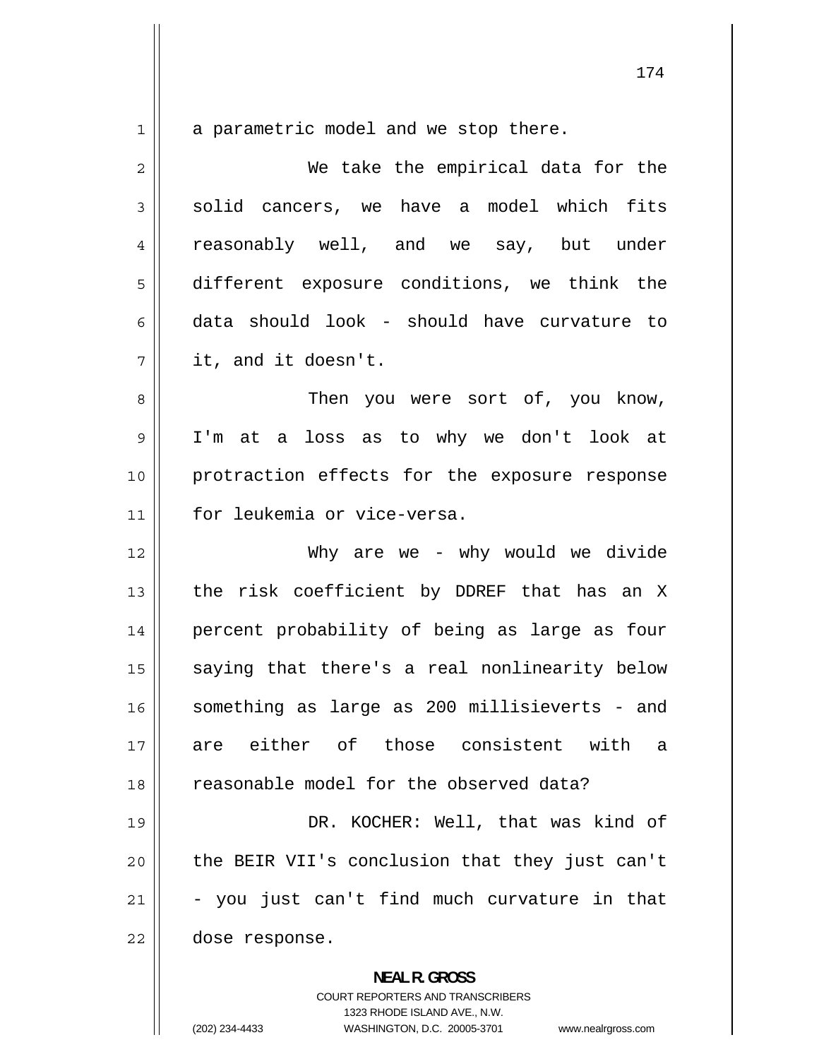a parametric model and we stop there.

We take the empirical data for the solid cancers, we have a model which fits reasonably well, and we say, but under different exposure conditions, we think the data should look - should have curvature to it, and it doesn't.

Then you were sort of, you know, I'm at a loss as to why we don't look at protraction effects for the exposure response for leukemia or vice-versa.

Why are we - why would we divide the risk coefficient by DDREF that has an X percent probability of being as large as four saying that there's a real nonlinearity below something as large as 200 millisieverts - and are either of those consistent with a reasonable model for the observed data?

DR. KOCHER: Well, that was kind of the BEIR VII's conclusion that they just can't - you just can't find much curvature in that dose response.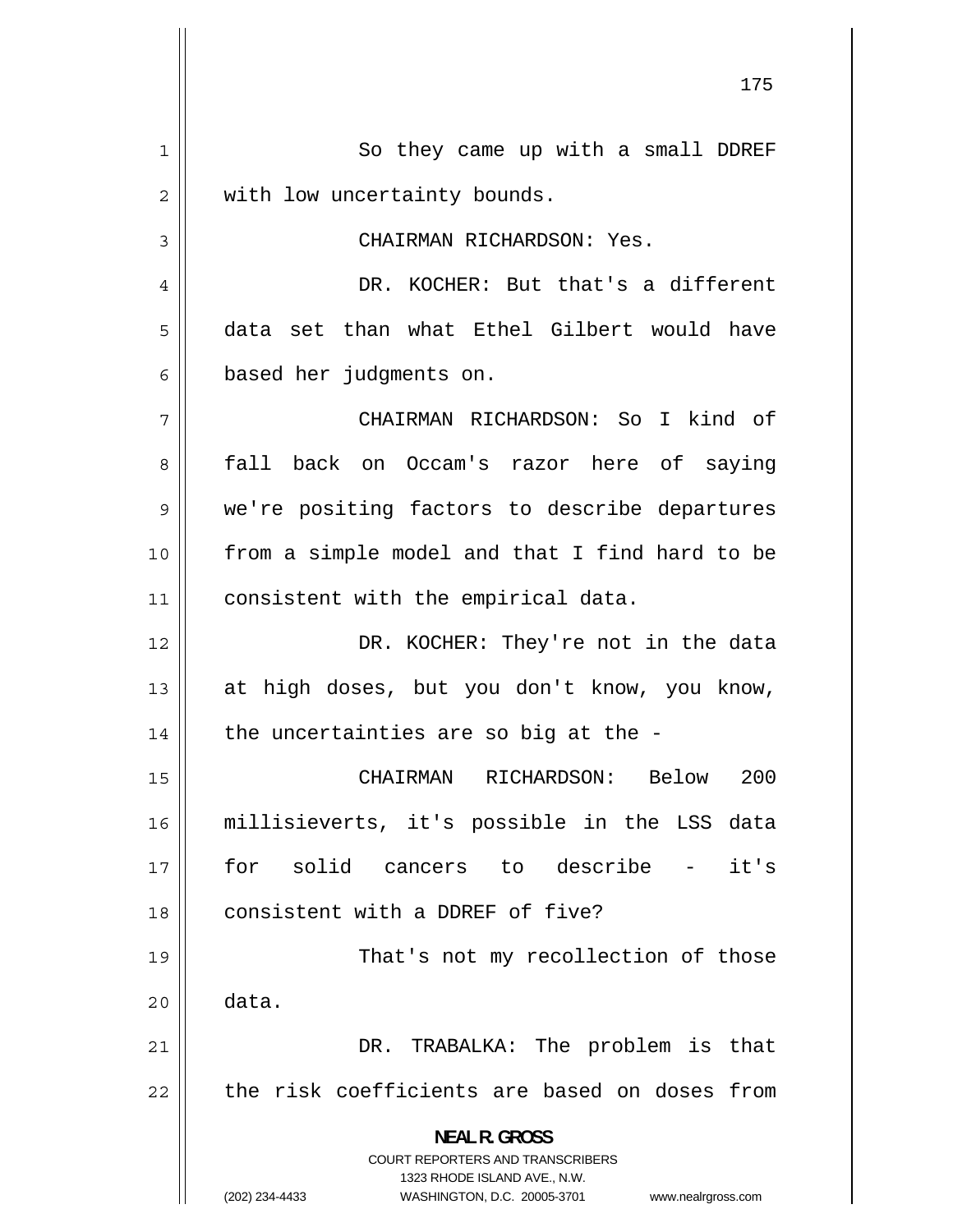So they came up with a small DDREF with low uncertainty bounds.

CHAIRMAN RICHARDSON: Yes.

DR. KOCHER: But that's a different data set than what Ethel Gilbert would have based her judgments on.

CHAIRMAN RICHARDSON: So I kind of fall back on Occam's razor here of saying we're positing factors to describe departures from a simple model and that I find hard to be consistent with the empirical data.

DR. KOCHER: They're not in the data at high doses, but you don't know, you know, the uncertainties are so big at the -

CHAIRMAN RICHARDSON: Below 200 millisieverts, it's possible in the LSS data for solid cancers to describe - it's consistent with a DDREF of five?

That's not my recollection of those data.

DR. TRABALKA: The problem is that the risk coefficients are based on doses from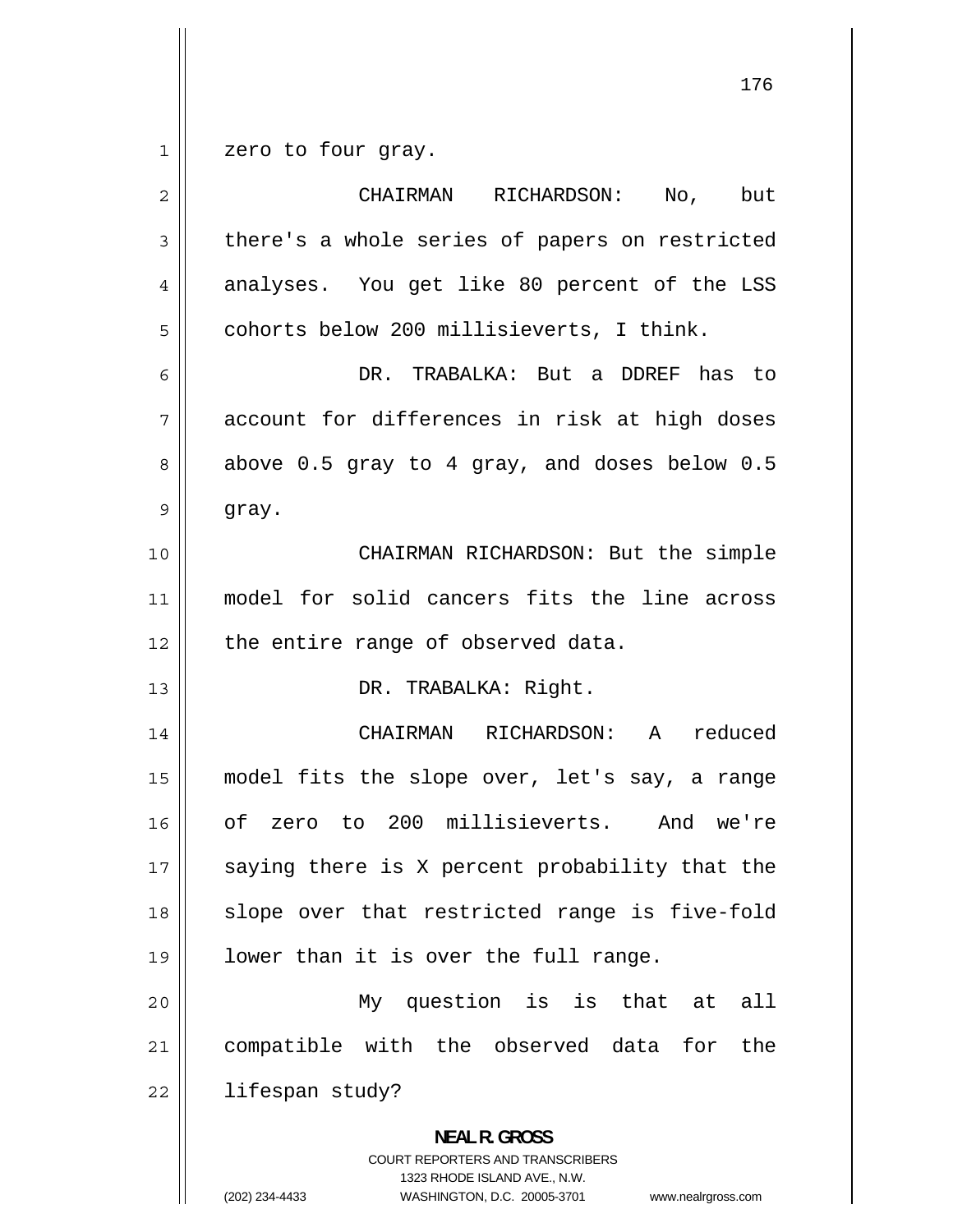zero to four gray.

CHAIRMAN RICHARDSON: No, but there's a whole series of papers on restricted analyses. You get like 80 percent of the LSS cohorts below 200 millisieverts, I think.

DR. TRABALKA: But a DDREF has to account for differences in risk at high doses above 0.5 gray to 4 gray, and doses below 0.5 gray.

CHAIRMAN RICHARDSON: But the simple model for solid cancers fits the line across the entire range of observed data.

DR. TRABALKA: Right.

CHAIRMAN RICHARDSON: A reduced model fits the slope over, let's say, a range of zero to 200 millisieverts. And we're saying there is X percent probability that the slope over that restricted range is five-fold lower than it is over the full range.

My question is is that at all compatible with the observed data for the lifespan study?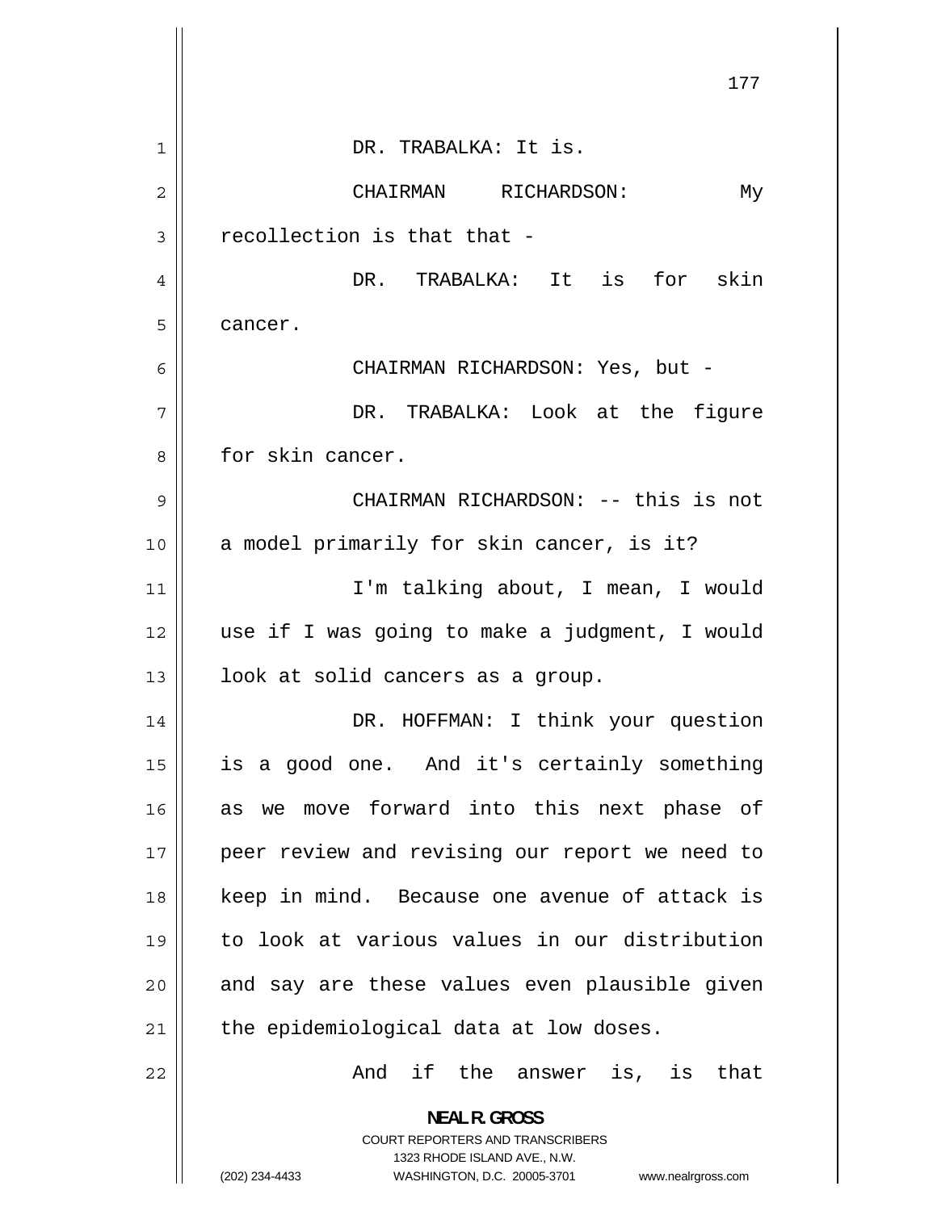DR. TRABALKA: It is.

CHAIRMAN RICHARDSON: My recollection is that that -

DR. TRABALKA: It is for skin cancer.

CHAIRMAN RICHARDSON: Yes, but -

DR. TRABALKA: Look at the figure for skin cancer.

CHAIRMAN RICHARDSON: -- this is not a model primarily for skin cancer, is it?

I'm talking about, I mean, I would use if I was going to make a judgment, I would look at solid cancers as a group.

DR. HOFFMAN: I think your question is a good one. And it's certainly something as we move forward into this next phase of peer review and revising our report we need to keep in mind. Because one avenue of attack is to look at various values in our distribution and say are these values even plausible given the epidemiological data at low doses.

And if the answer is, is that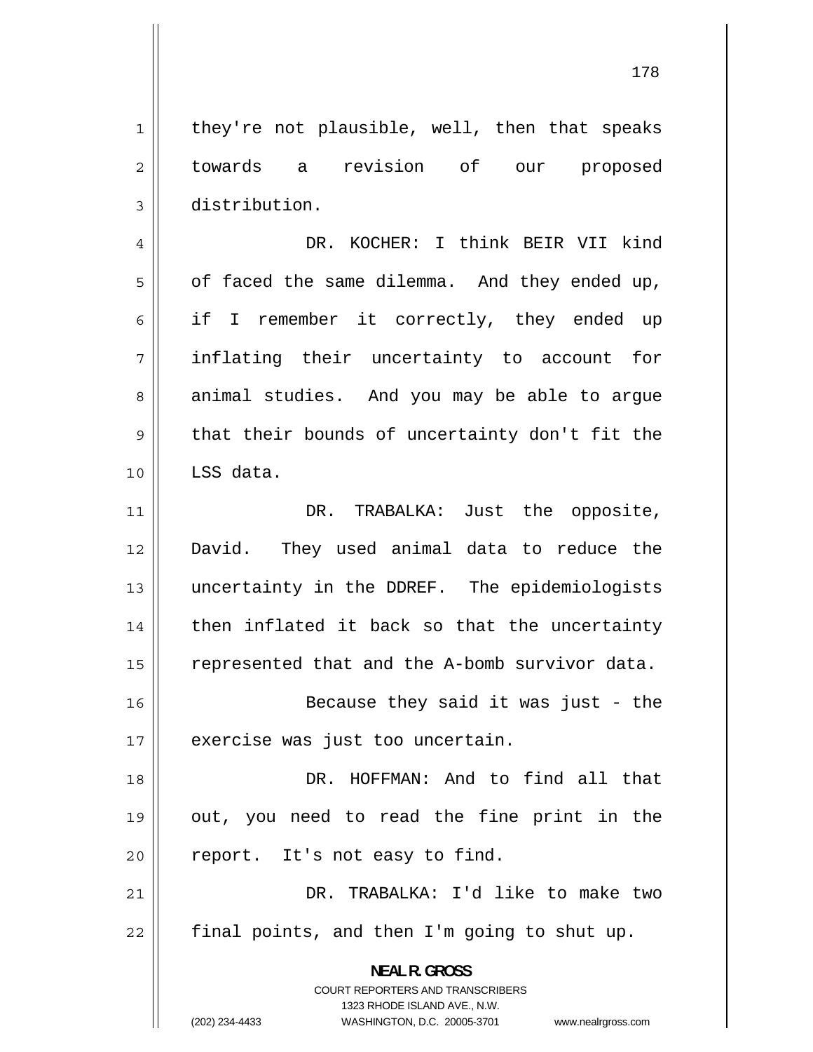they're not plausible, well, then that speaks towards a revision of our proposed distribution.

DR. KOCHER: I think BEIR VII kind of faced the same dilemma. And they ended up, if I remember it correctly, they ended up inflating their uncertainty to account for animal studies. And you may be able to argue that their bounds of uncertainty don't fit the LSS data.

DR. TRABALKA: Just the opposite, David. They used animal data to reduce the uncertainty in the DDREF. The epidemiologists then inflated it back so that the uncertainty represented that and the A-bomb survivor data.

Because they said it was just - the exercise was just too uncertain.

DR. HOFFMAN: And to find all that out, you need to read the fine print in the report. It's not easy to find.

DR. TRABALKA: I'd like to make two final points, and then I'm going to shut up.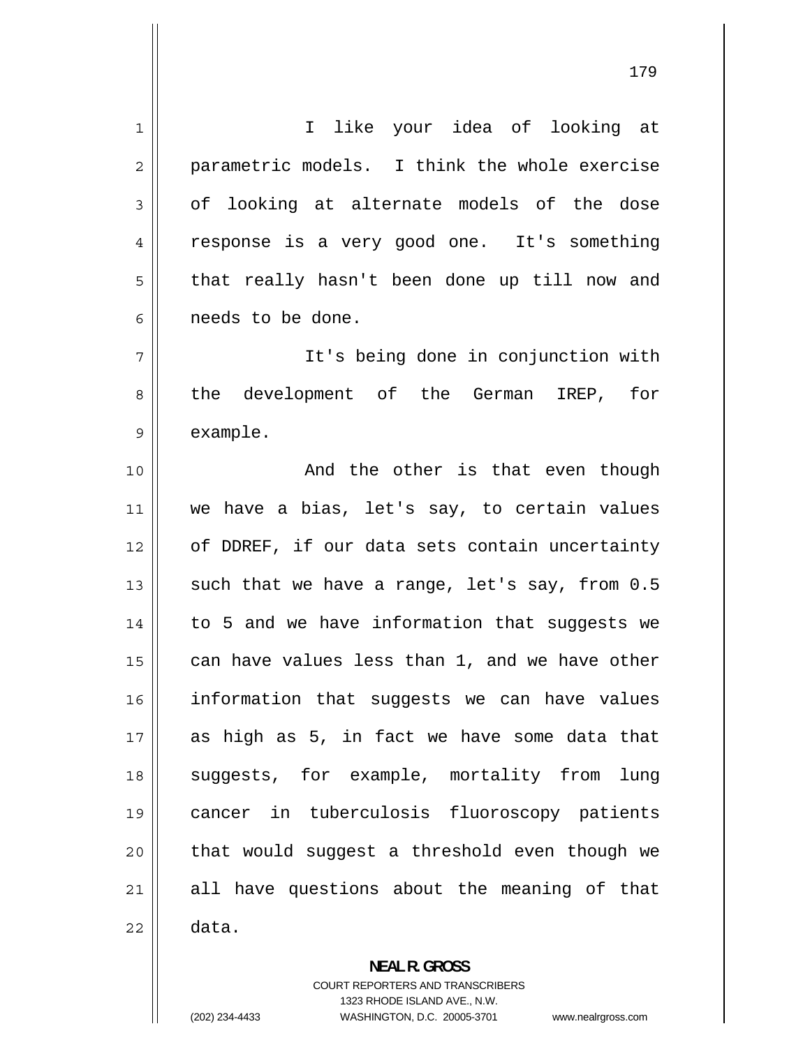I like your idea of looking at parametric models. I think the whole exercise of looking at alternate models of the dose response is a very good one. It's something that really hasn't been done up till now and needs to be done.

It's being done in conjunction with the development of the German IREP, for example.

And the other is that even though we have a bias, let's say, to certain values of DDREF, if our data sets contain uncertainty such that we have a range, let's say, from 0.5 to 5 and we have information that suggests we can have values less than 1, and we have other information that suggests we can have values as high as 5, in fact we have some data that suggests, for example, mortality from lung cancer in tuberculosis fluoroscopy patients that would suggest a threshold even though we all have questions about the meaning of that data.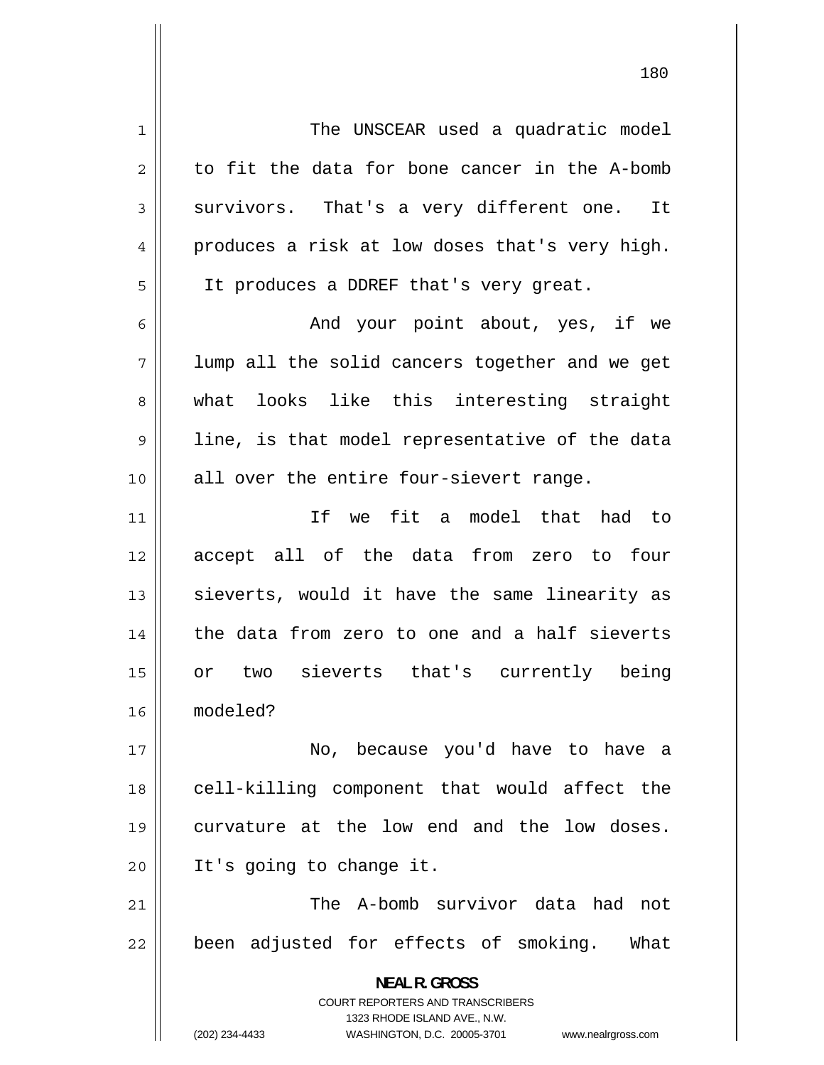The UNSCEAR used a quadratic model to fit the data for bone cancer in the A-bomb survivors. That's a very different one. It produces a risk at low doses that's very high. It produces a DDREF that's very great.

And your point about, yes, if we lump all the solid cancers together and we get what looks like this interesting straight line, is that model representative of the data all over the entire four-sievert range.

If we fit a model that had to accept all of the data from zero to four sieverts, would it have the same linearity as the data from zero to one and a half sieverts or two sieverts that's currently being modeled?

No, because you'd have to have a cell-killing component that would affect the curvature at the low end and the low doses. It's going to change it.

The A-bomb survivor data had not been adjusted for effects of smoking. What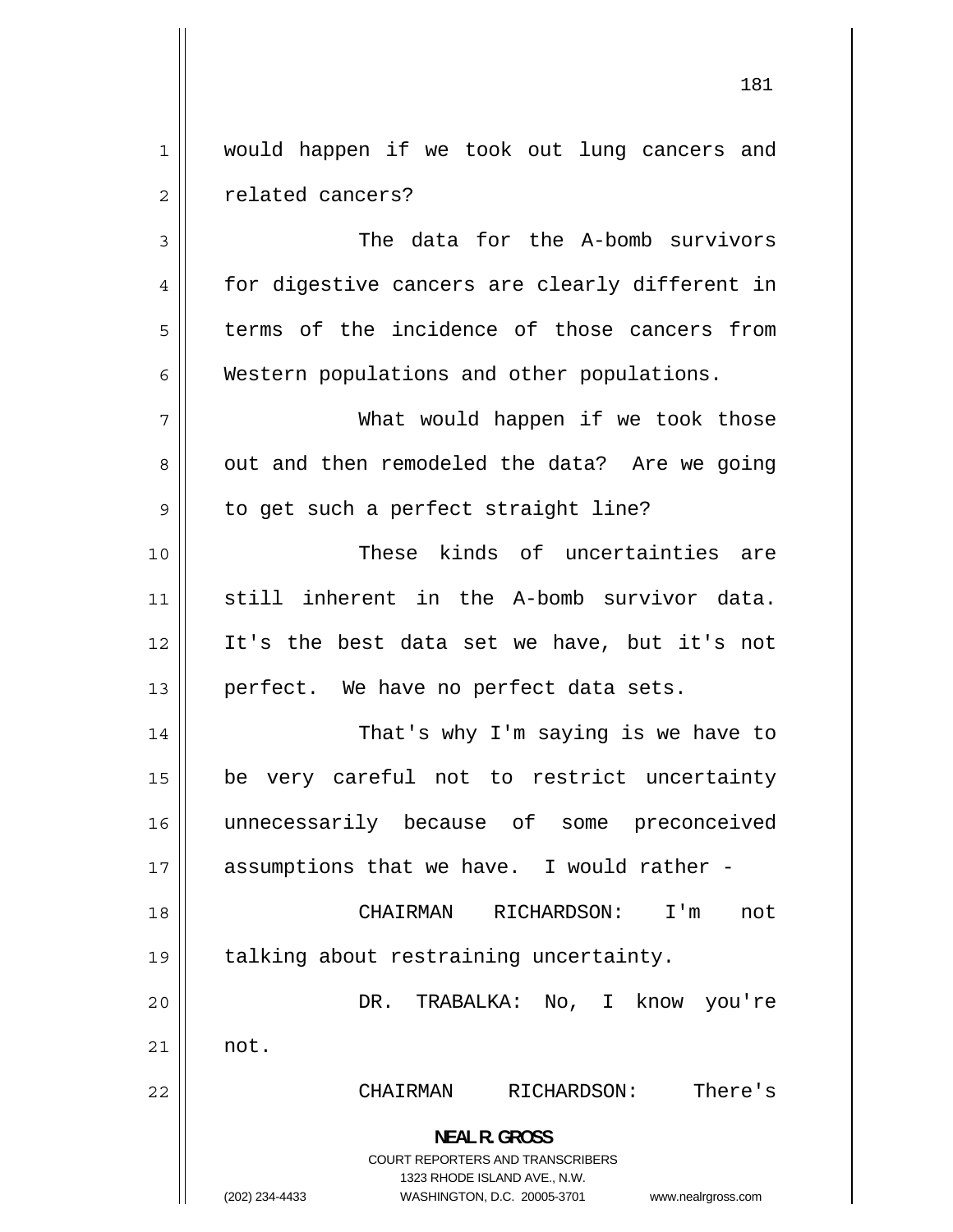would happen if we took out lung cancers and related cancers?

The data for the A-bomb survivors for digestive cancers are clearly different in terms of the incidence of those cancers from Western populations and other populations.

What would happen if we took those out and then remodeled the data? Are we going to get such a perfect straight line?

These kinds of uncertainties are still inherent in the A-bomb survivor data. It's the best data set we have, but it's not perfect. We have no perfect data sets.

That's why I'm saying is we have to be very careful not to restrict uncertainty unnecessarily because of some preconceived assumptions that we have. I would rather -

CHAIRMAN RICHARDSON: I'm not talking about restraining uncertainty.

DR. TRABALKA: No, I know you're not.

CHAIRMAN RICHARDSON: There's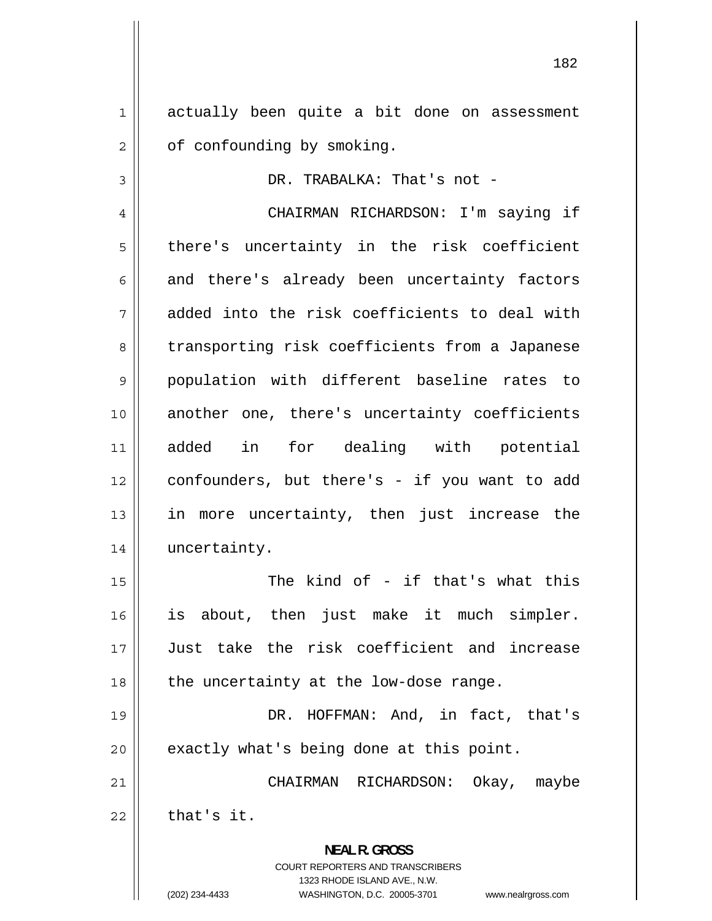actually been quite a bit done on assessment of confounding by smoking.

DR. TRABALKA: That's not -

CHAIRMAN RICHARDSON: I'm saying if there's uncertainty in the risk coefficient and there's already been uncertainty factors added into the risk coefficients to deal with transporting risk coefficients from a Japanese population with different baseline rates to another one, there's uncertainty coefficients added in for dealing with potential confounders, but there's - if you want to add in more uncertainty, then just increase the uncertainty.

The kind of - if that's what this is about, then just make it much simpler. Just take the risk coefficient and increase the uncertainty at the low-dose range.

DR. HOFFMAN: And, in fact, that's exactly what's being done at this point.

CHAIRMAN RICHARDSON: Okay, maybe that's it.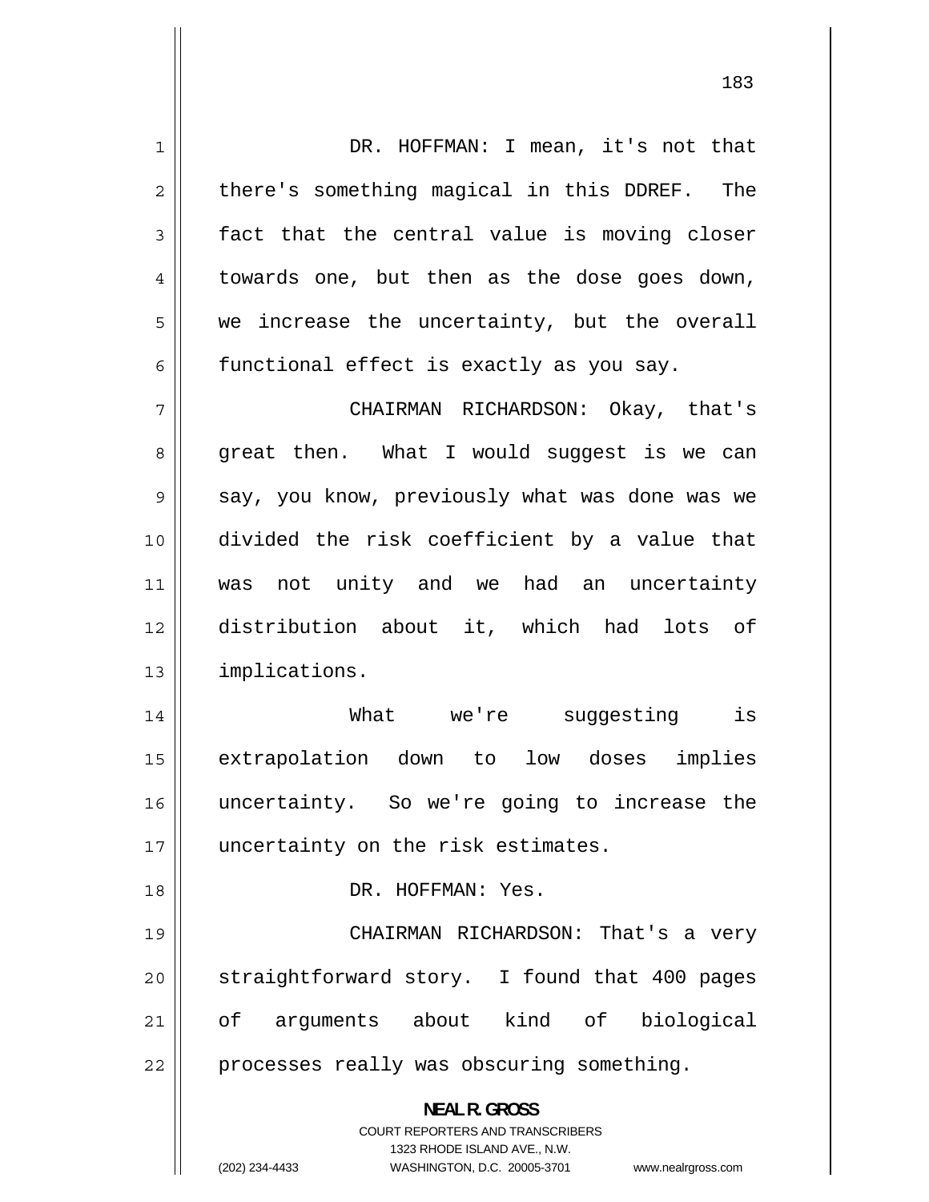DR. HOFFMAN: I mean, it's not that there's something magical in this DDREF. The fact that the central value is moving closer towards one, but then as the dose goes down, we increase the uncertainty, but the overall functional effect is exactly as you say.

CHAIRMAN RICHARDSON: Okay, that's great then. What I would suggest is we can say, you know, previously what was done was we divided the risk coefficient by a value that was not unity and we had an uncertainty distribution about it, which had lots of implications.

What we're suggesting is extrapolation down to low doses implies uncertainty. So we're going to increase the uncertainty on the risk estimates.

DR. HOFFMAN: Yes.

CHAIRMAN RICHARDSON: That's a very straightforward story. I found that 400 pages of arguments about kind of biological processes really was obscuring something.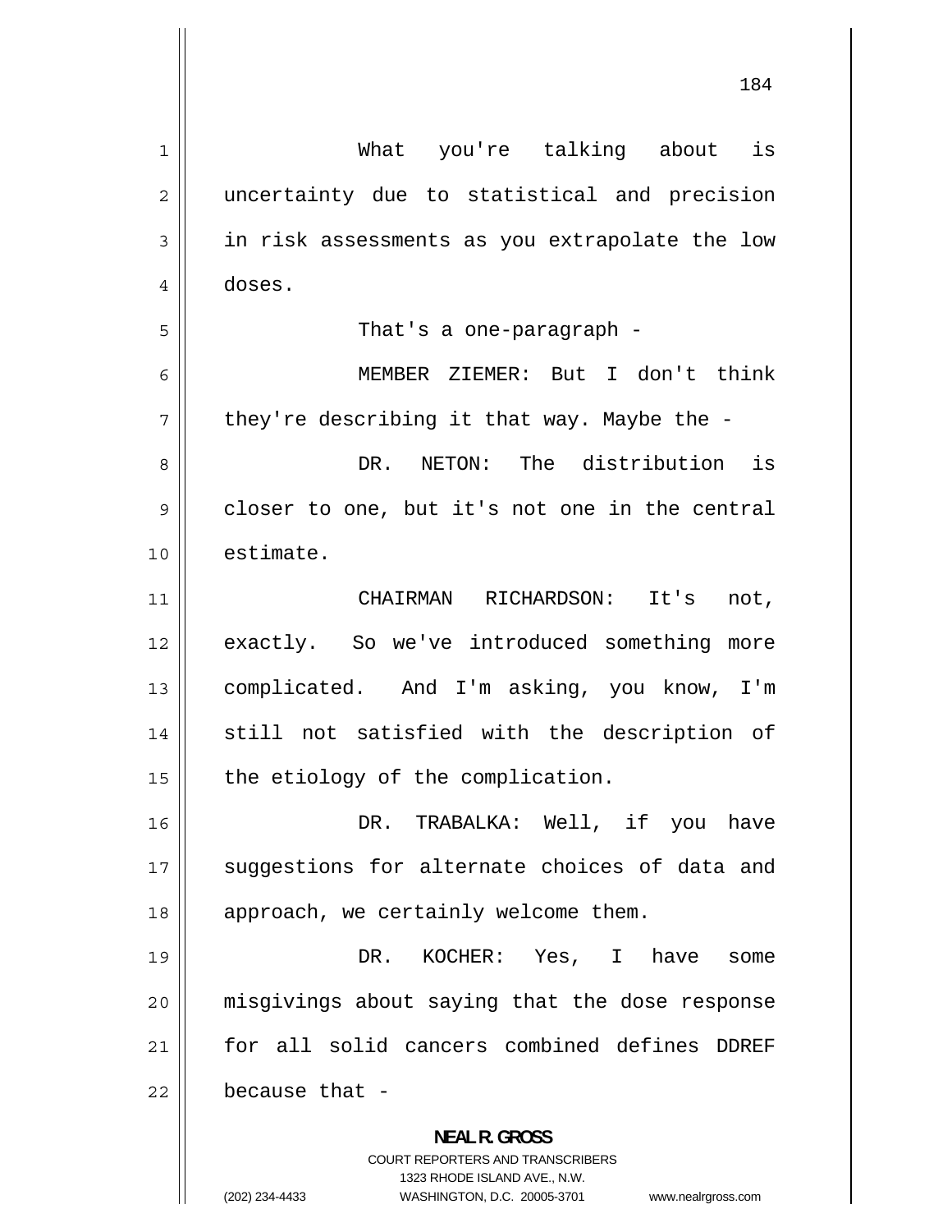What you're talking about is uncertainty due to statistical and precision in risk assessments as you extrapolate the low doses.

That's a one-paragraph -

MEMBER ZIEMER: But I don't think they're describing it that way. Maybe the -

DR. NETON: The distribution is closer to one, but it's not one in the central estimate.

CHAIRMAN RICHARDSON: It's not, exactly. So we've introduced something more complicated. And I'm asking, you know, I'm still not satisfied with the description of the etiology of the complication.

DR. TRABALKA: Well, if you have suggestions for alternate choices of data and approach, we certainly welcome them.

DR. KOCHER: Yes, I have some misgivings about saying that the dose response for all solid cancers combined defines DDREF because that -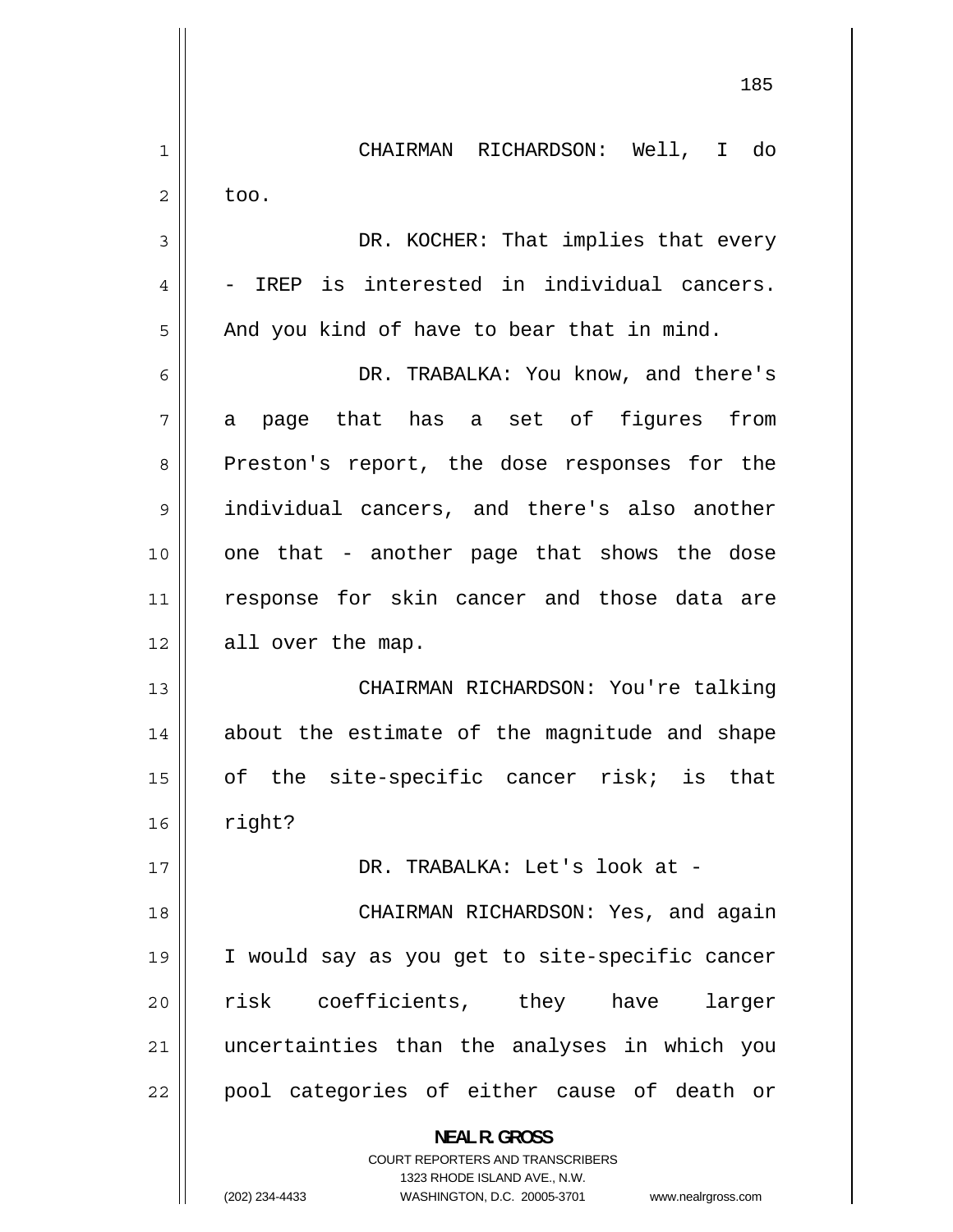CHAIRMAN RICHARDSON: Well, I do too.

DR. KOCHER: That implies that every - IREP is interested in individual cancers. And you kind of have to bear that in mind.

DR. TRABALKA: You know, and there's a page that has a set of figures from Preston's report, the dose responses for the individual cancers, and there's also another one that - another page that shows the dose response for skin cancer and those data are all over the map.

CHAIRMAN RICHARDSON: You're talking about the estimate of the magnitude and shape of the site-specific cancer risk; is that right?

DR. TRABALKA: Let's look at -

CHAIRMAN RICHARDSON: Yes, and again I would say as you get to site-specific cancer risk coefficients, they have larger uncertainties than the analyses in which you pool categories of either cause of death or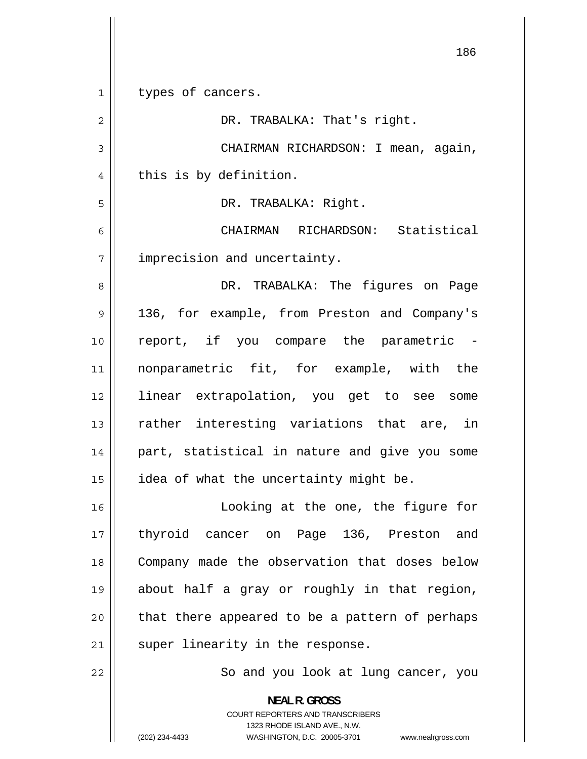types of cancers.

DR. TRABALKA: That's right.

CHAIRMAN RICHARDSON: I mean, again, this is by definition.

DR. TRABALKA: Right.

CHAIRMAN RICHARDSON: Statistical imprecision and uncertainty.

DR. TRABALKA: The figures on Page 136, for example, from Preston and Company's report, if you compare the parametric - nonparametric fit, for example, with the linear extrapolation, you get to see some rather interesting variations that are, in part, statistical in nature and give you some idea of what the uncertainty might be.

Looking at the one, the figure for thyroid cancer on Page 136, Preston and Company made the observation that doses below about half a gray or roughly in that region, that there appeared to be a pattern of perhaps super linearity in the response.

So and you look at lung cancer, you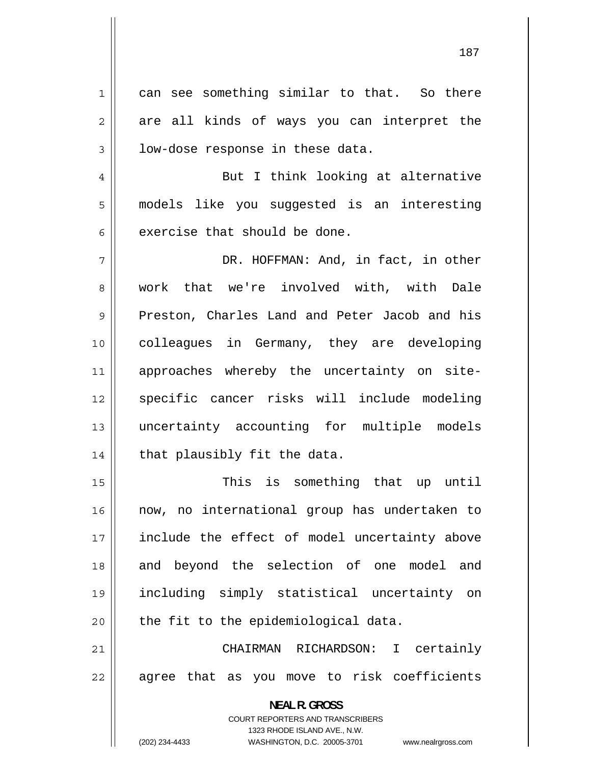can see something similar to that. So there are all kinds of ways you can interpret the low-dose response in these data.

But I think looking at alternative models like you suggested is an interesting exercise that should be done.

DR. HOFFMAN: And, in fact, in other work that we're involved with, with Dale Preston, Charles Land and Peter Jacob and his colleagues in Germany, they are developing approaches whereby the uncertainty on site-specific cancer risks will include modeling uncertainty accounting for multiple models that plausibly fit the data.

This is something that up until now, no international group has undertaken to include the effect of model uncertainty above and beyond the selection of one model and including simply statistical uncertainty on the fit to the epidemiological data.

CHAIRMAN RICHARDSON: I certainly agree that as you move to risk coefficients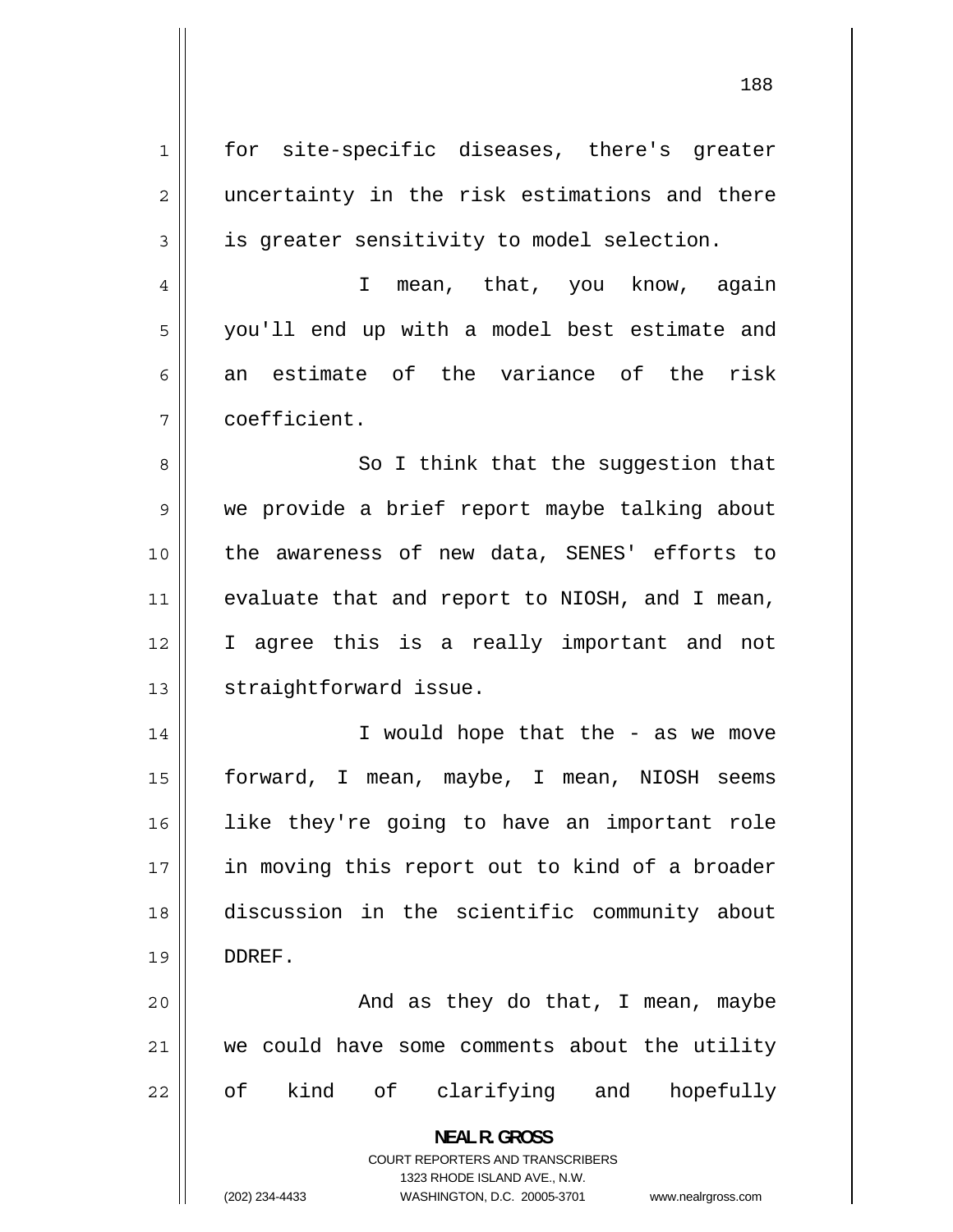for site-specific diseases, there's greater uncertainty in the risk estimations and there is greater sensitivity to model selection.

I mean, that, you know, again you'll end up with a model best estimate and an estimate of the variance of the risk coefficient.

So I think that the suggestion that we provide a brief report maybe talking about the awareness of new data, SENES' efforts to evaluate that and report to NIOSH, and I mean, I agree this is a really important and not straightforward issue.

I would hope that the - as we move forward, I mean, maybe, I mean, NIOSH seems like they're going to have an important role in moving this report out to kind of a broader discussion in the scientific community about DDREF.

And as they do that, I mean, maybe we could have some comments about the utility of kind of clarifying and hopefully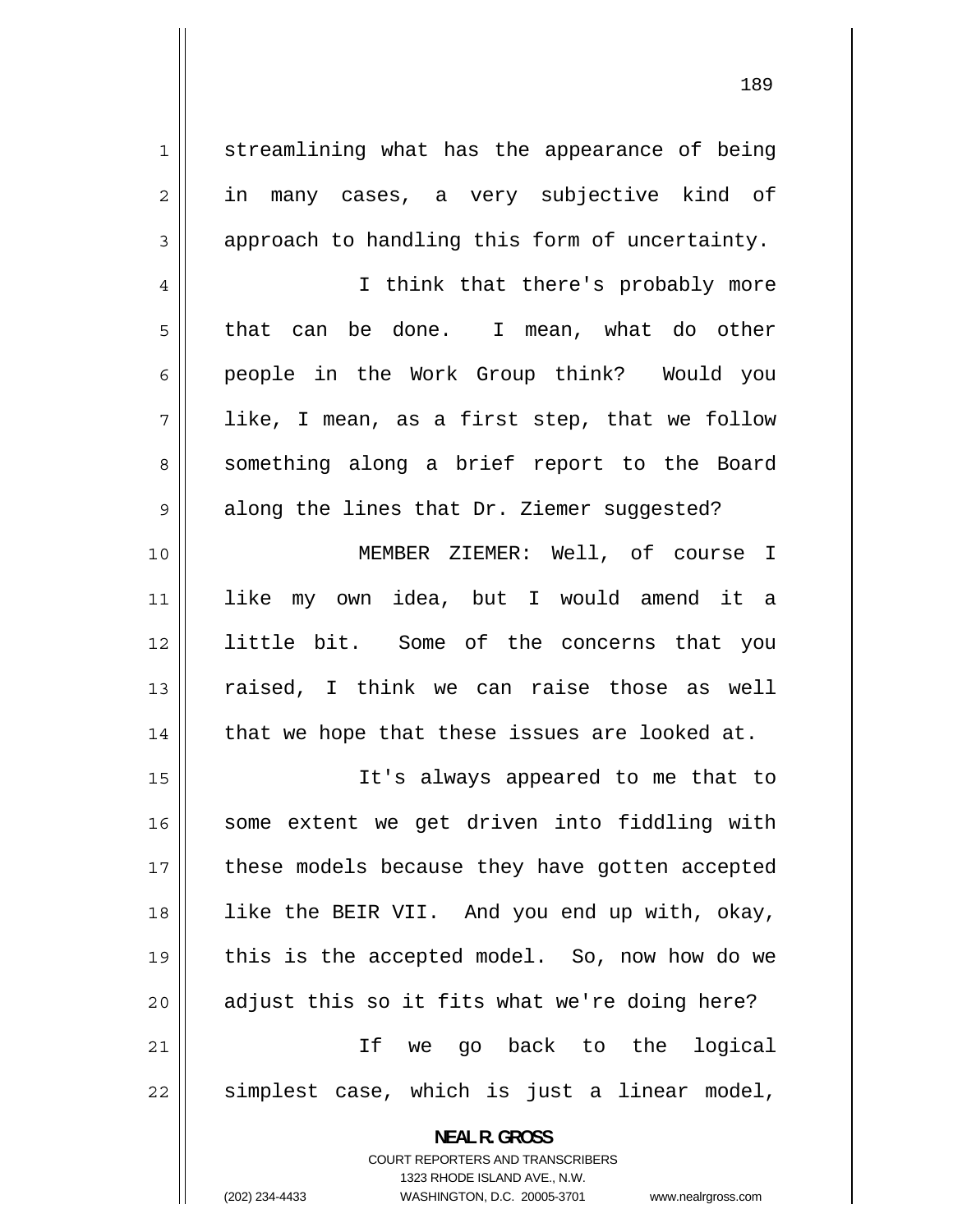streamlining what has the appearance of being in many cases, a very subjective kind of approach to handling this form of uncertainty.

I think that there's probably more that can be done. I mean, what do other people in the Work Group think? Would you like, I mean, as a first step, that we follow something along a brief report to the Board along the lines that Dr. Ziemer suggested?

MEMBER ZIEMER: Well, of course I like my own idea, but I would amend it a little bit. Some of the concerns that you raised, I think we can raise those as well that we hope that these issues are looked at.

It's always appeared to me that to some extent we get driven into fiddling with these models because they have gotten accepted like the BEIR VII. And you end up with, okay, this is the accepted model. So, now how do we adjust this so it fits what we're doing here?

If we go back to the logical simplest case, which is just a linear model,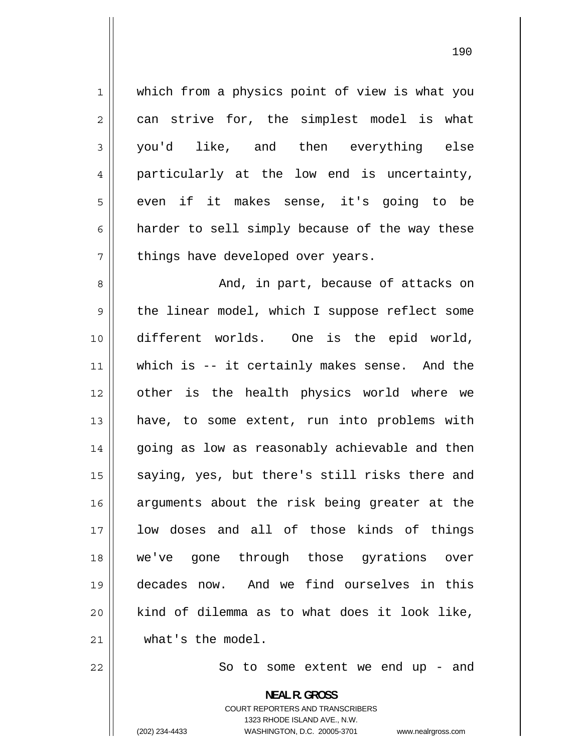which from a physics point of view is what you can strive for, the simplest model is what you'd like, and then everything else particularly at the low end is uncertainty, even if it makes sense, it's going to be harder to sell simply because of the way these things have developed over years.

And, in part, because of attacks on the linear model, which I suppose reflect some different worlds. One is the epid world, which is -- it certainly makes sense. And the other is the health physics world where we have, to some extent, run into problems with going as low as reasonably achievable and then saying, yes, but there's still risks there and arguments about the risk being greater at the low doses and all of those kinds of things we've gone through those gyrations over decades now. And we find ourselves in this kind of dilemma as to what does it look like, what's the model.

So to some extent we end up - and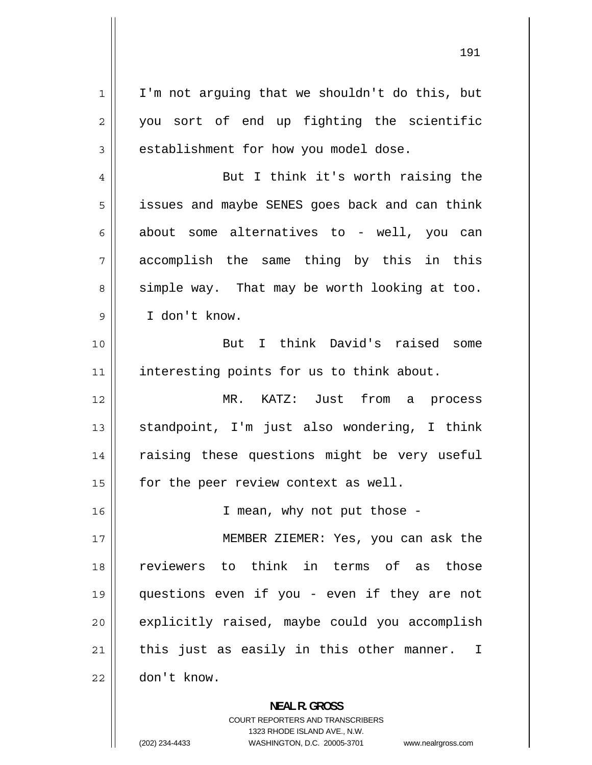I'm not arguing that we shouldn't do this, but you sort of end up fighting the scientific establishment for how you model dose.

But I think it's worth raising the issues and maybe SENES goes back and can think about some alternatives to - well, you can accomplish the same thing by this in this simple way. That may be worth looking at too. I don't know.

But I think David's raised some interesting points for us to think about.

MR. KATZ: Just from a process standpoint, I'm just also wondering, I think raising these questions might be very useful for the peer review context as well.

I mean, why not put those -

MEMBER ZIEMER: Yes, you can ask the reviewers to think in terms of as those questions even if you - even if they are not explicitly raised, maybe could you accomplish this just as easily in this other manner. I don't know.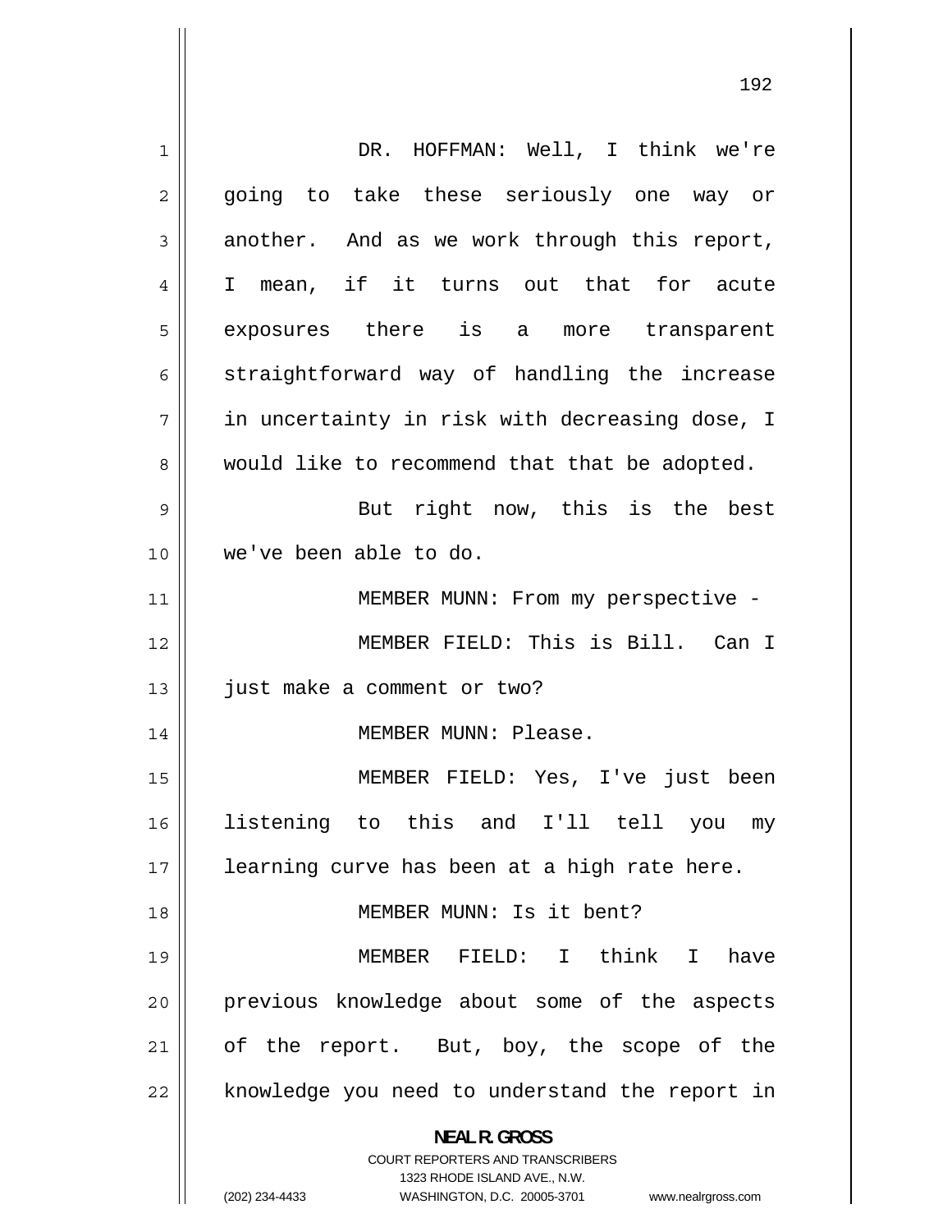DR. HOFFMAN: Well, I think we're going to take these seriously one way or another. And as we work through this report, I mean, if it turns out that for acute exposures there is a more transparent straightforward way of handling the increase in uncertainty in risk with decreasing dose, I would like to recommend that that be adopted.

But right now, this is the best we've been able to do.

MEMBER MUNN: From my perspective -

MEMBER FIELD: This is Bill. Can I just make a comment or two?

MEMBER MUNN: Please.

MEMBER FIELD: Yes, I've just been listening to this and I'll tell you my learning curve has been at a high rate here.

MEMBER MUNN: Is it bent?

MEMBER FIELD: I think I have previous knowledge about some of the aspects of the report. But, boy, the scope of the knowledge you need to understand the report in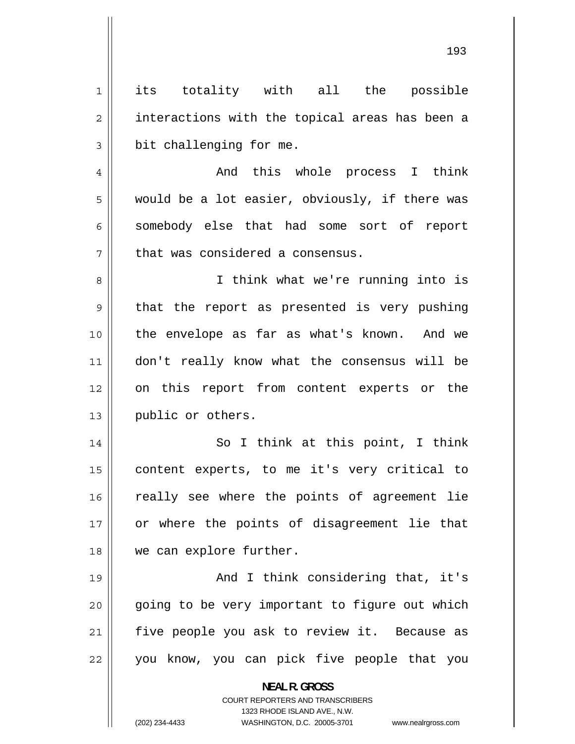its totality with all the possible interactions with the topical areas has been a bit challenging for me.

And this whole process I think would be a lot easier, obviously, if there was somebody else that had some sort of report that was considered a consensus.

I think what we're running into is that the report as presented is very pushing the envelope as far as what's known. And we don't really know what the consensus will be on this report from content experts or the public or others.

So I think at this point, I think content experts, to me it's very critical to really see where the points of agreement lie or where the points of disagreement lie that we can explore further.

And I think considering that, it's going to be very important to figure out which five people you ask to review it. Because as you know, you can pick five people that you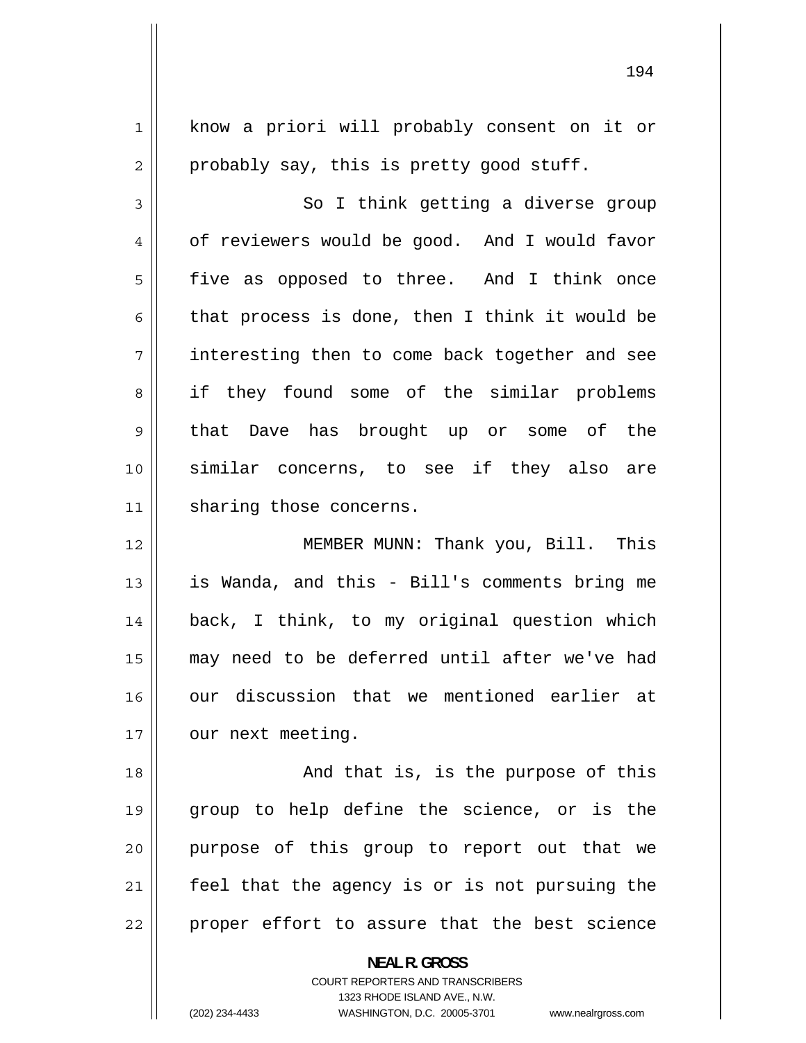know a priori will probably consent on it or probably say, this is pretty good stuff.

So I think getting a diverse group of reviewers would be good. And I would favor five as opposed to three. And I think once that process is done, then I think it would be interesting then to come back together and see if they found some of the similar problems that Dave has brought up or some of the similar concerns, to see if they also are sharing those concerns.

MEMBER MUNN: Thank you, Bill. This is Wanda, and this - Bill's comments bring me back, I think, to my original question which may need to be deferred until after we've had our discussion that we mentioned earlier at our next meeting.

And that is, is the purpose of this group to help define the science, or is the purpose of this group to report out that we feel that the agency is or is not pursuing the proper effort to assure that the best science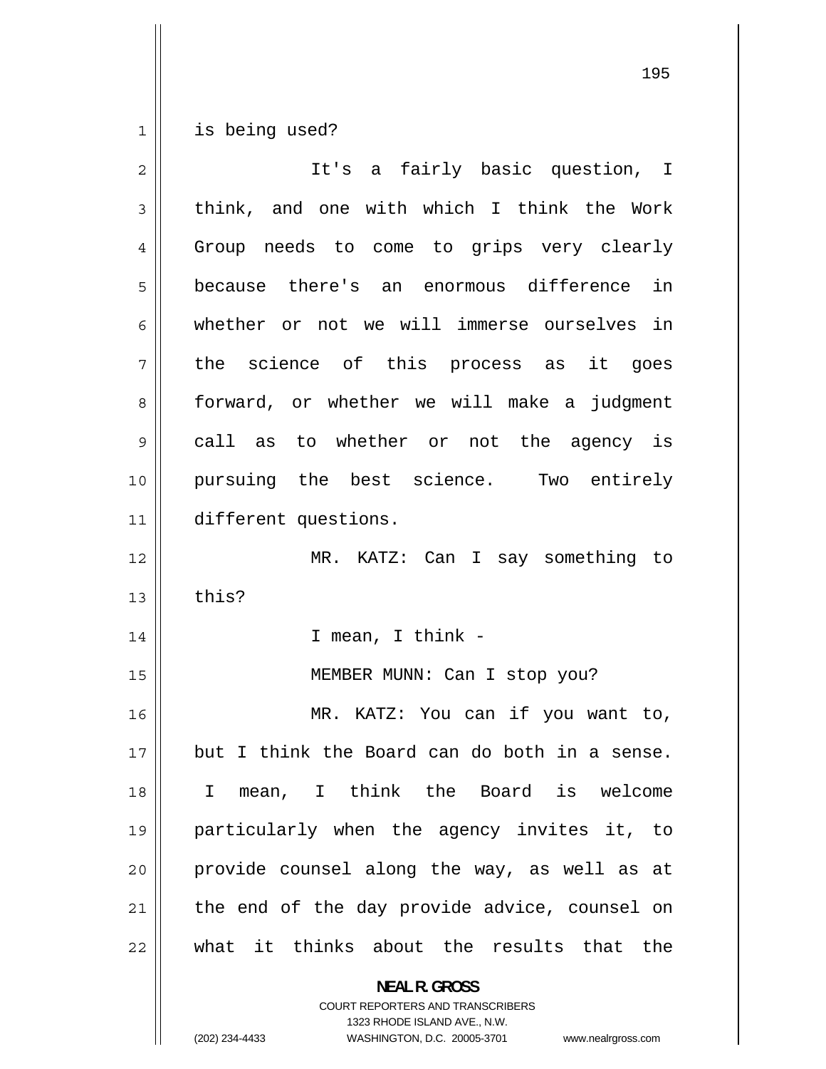is being used?

It's a fairly basic question, I think, and one with which I think the Work Group needs to come to grips very clearly because there's an enormous difference in whether or not we will immerse ourselves in the science of this process as it goes forward, or whether we will make a judgment call as to whether or not the agency is pursuing the best science. Two entirely different questions.

MR. KATZ: Can I say something to this?

I mean, I think -

MEMBER MUNN: Can I stop you?

MR. KATZ: You can if you want to, but I think the Board can do both in a sense. I mean, I think the Board is welcome particularly when the agency invites it, to provide counsel along the way, as well as at the end of the day provide advice, counsel on what it thinks about the results that the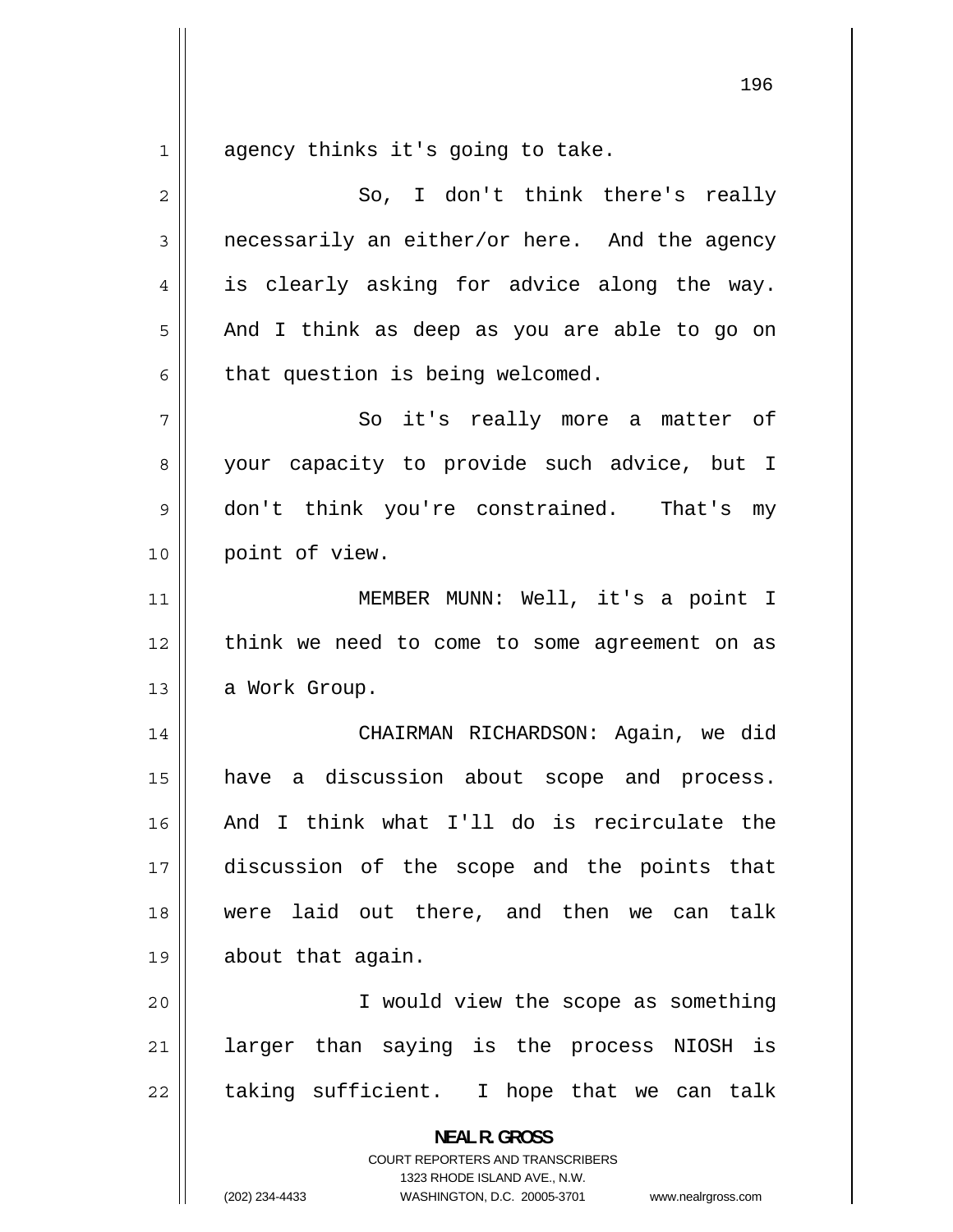agency thinks it's going to take.

So, I don't think there's really necessarily an either/or here. And the agency is clearly asking for advice along the way. And I think as deep as you are able to go on that question is being welcomed.

So it's really more a matter of your capacity to provide such advice, but I don't think you're constrained. That's my point of view.

MEMBER MUNN: Well, it's a point I think we need to come to some agreement on as a Work Group.

CHAIRMAN RICHARDSON: Again, we did have a discussion about scope and process. And I think what I'll do is recirculate the discussion of the scope and the points that were laid out there, and then we can talk about that again.

I would view the scope as something larger than saying is the process NIOSH is taking sufficient. I hope that we can talk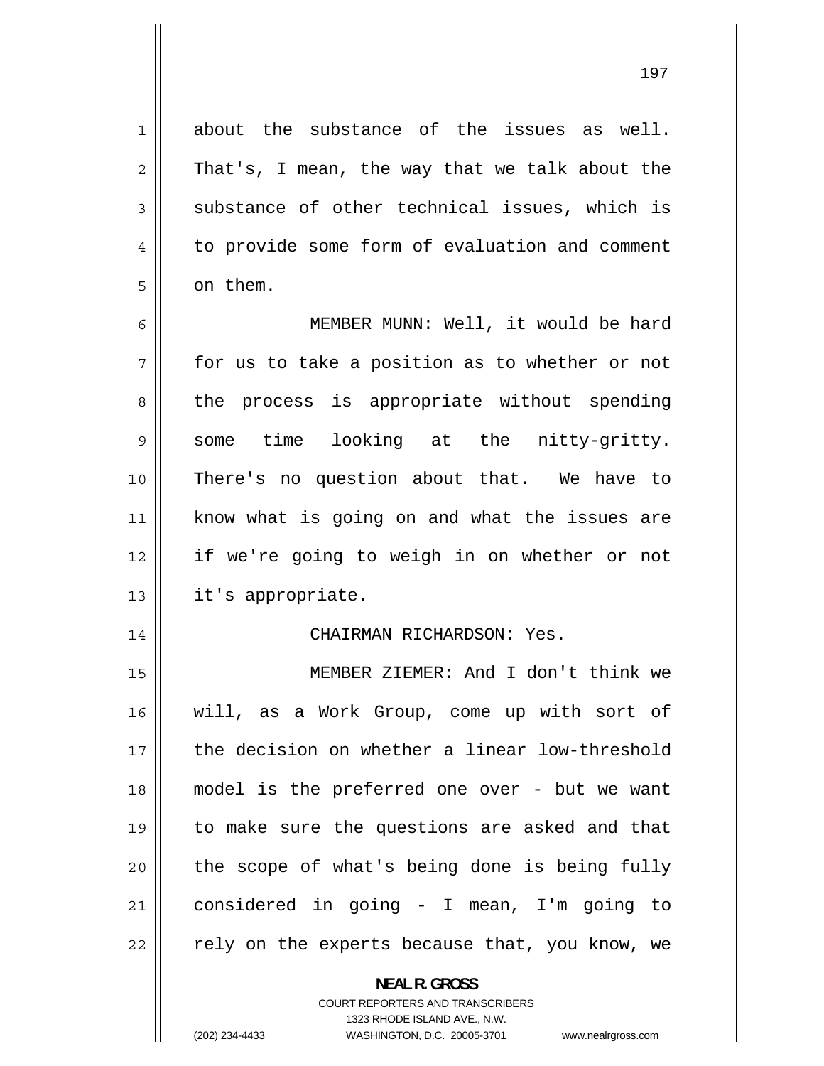about the substance of the issues as well. That's, I mean, the way that we talk about the substance of other technical issues, which is to provide some form of evaluation and comment on them.

MEMBER MUNN: Well, it would be hard for us to take a position as to whether or not the process is appropriate without spending some time looking at the nitty-gritty. There's no question about that. We have to know what is going on and what the issues are if we're going to weigh in on whether or not it's appropriate.

CHAIRMAN RICHARDSON: Yes.

MEMBER ZIEMER: And I don't think we will, as a Work Group, come up with sort of the decision on whether a linear low-threshold model is the preferred one over - but we want to make sure the questions are asked and that the scope of what's being done is being fully considered in going - I mean, I'm going to rely on the experts because that, you know, we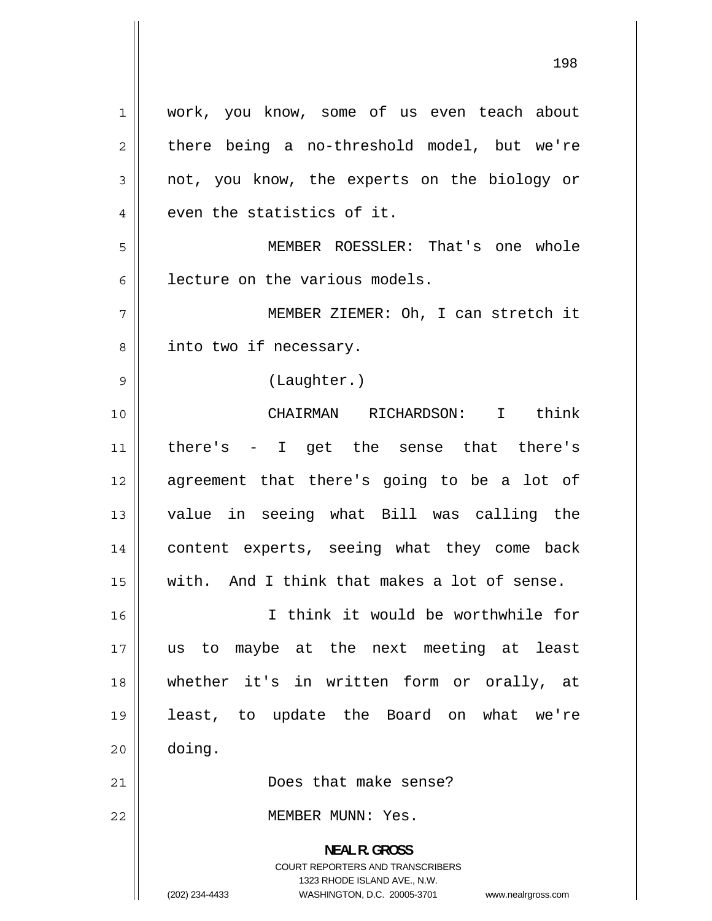work, you know, some of us even teach about there being a no-threshold model, but we're not, you know, the experts on the biology or even the statistics of it.

MEMBER ROESSLER: That's one whole lecture on the various models.

MEMBER ZIEMER: Oh, I can stretch it into two if necessary.

(Laughter.)

CHAIRMAN RICHARDSON: I think there's - I get the sense that there's agreement that there's going to be a lot of value in seeing what Bill was calling the content experts, seeing what they come back with. And I think that makes a lot of sense.

I think it would be worthwhile for us to maybe at the next meeting at least whether it's in written form or orally, at least, to update the Board on what we're doing.

Does that make sense?

MEMBER MUNN: Yes.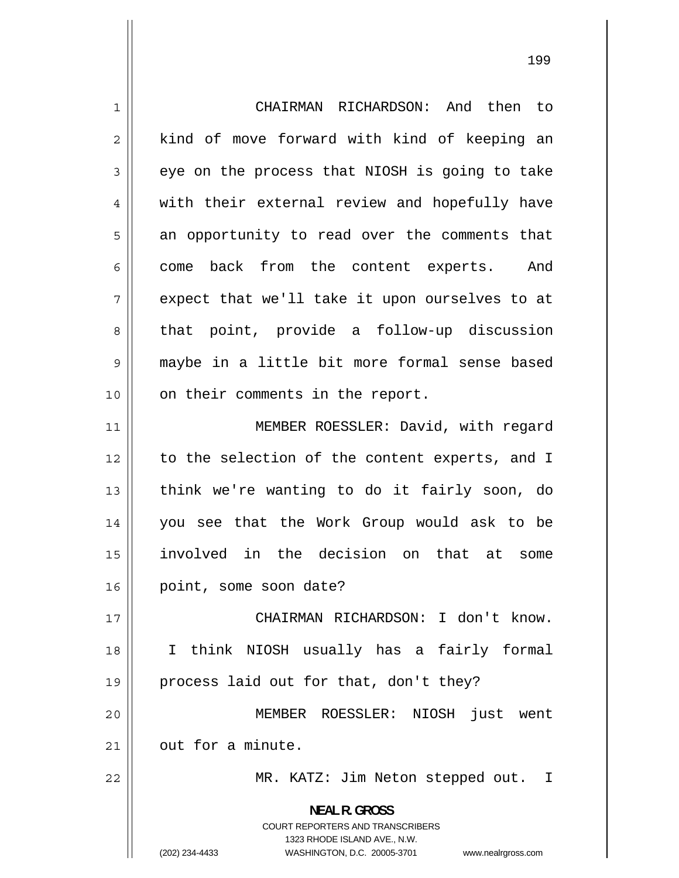CHAIRMAN RICHARDSON: And then to kind of move forward with kind of keeping an eye on the process that NIOSH is going to take with their external review and hopefully have an opportunity to read over the comments that come back from the content experts. And expect that we'll take it upon ourselves to at that point, provide a follow-up discussion maybe in a little bit more formal sense based on their comments in the report.

MEMBER ROESSLER: David, with regard to the selection of the content experts, and I think we're wanting to do it fairly soon, do you see that the Work Group would ask to be involved in the decision on that at some point, some soon date?

CHAIRMAN RICHARDSON: I don't know. I think NIOSH usually has a fairly formal process laid out for that, don't they?

MEMBER ROESSLER: NIOSH just went out for a minute.

MR. KATZ: Jim Neton stepped out. I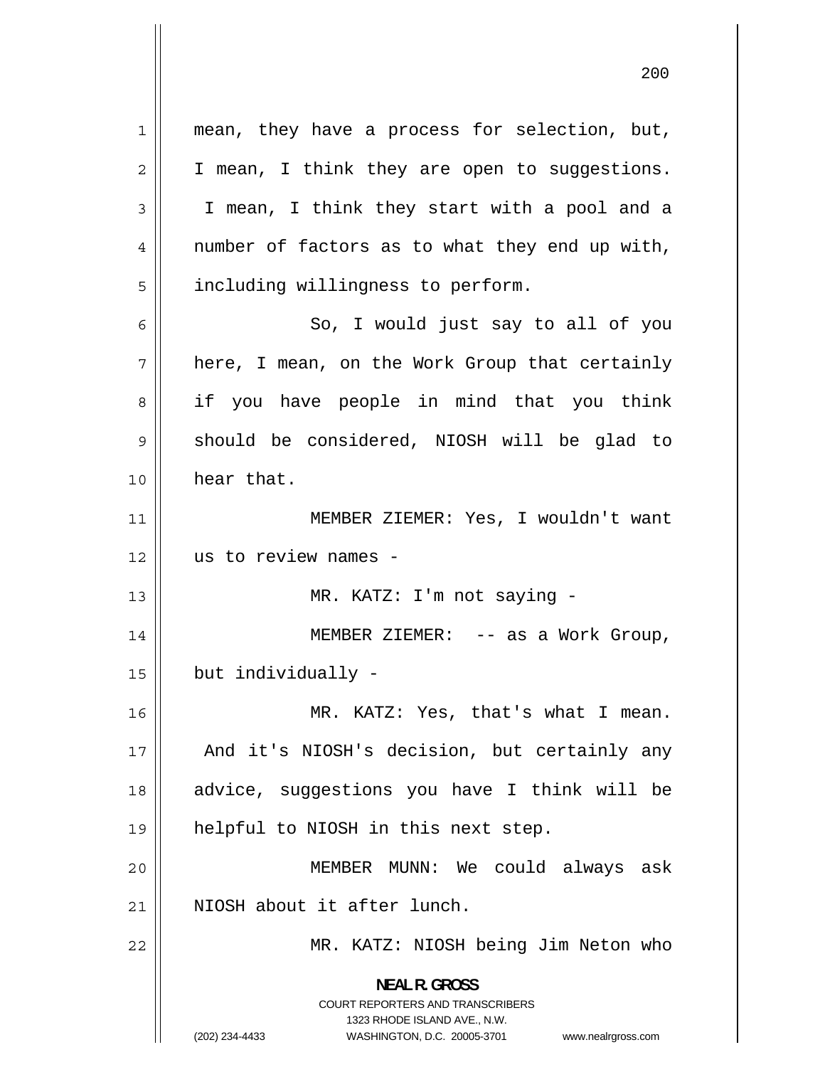mean, they have a process for selection, but, I mean, I think they are open to suggestions. I mean, I think they start with a pool and a number of factors as to what they end up with, including willingness to perform.

So, I would just say to all of you here, I mean, on the Work Group that certainly if you have people in mind that you think should be considered, NIOSH will be glad to hear that.

MEMBER ZIEMER: Yes, I wouldn't want us to review names -

MR. KATZ: I'm not saying -

MEMBER ZIEMER: -- as a Work Group, but individually -

MR. KATZ: Yes, that's what I mean. And it's NIOSH's decision, but certainly any advice, suggestions you have I think will be helpful to NIOSH in this next step.

MEMBER MUNN: We could always ask NIOSH about it after lunch.

MR. KATZ: NIOSH being Jim Neton who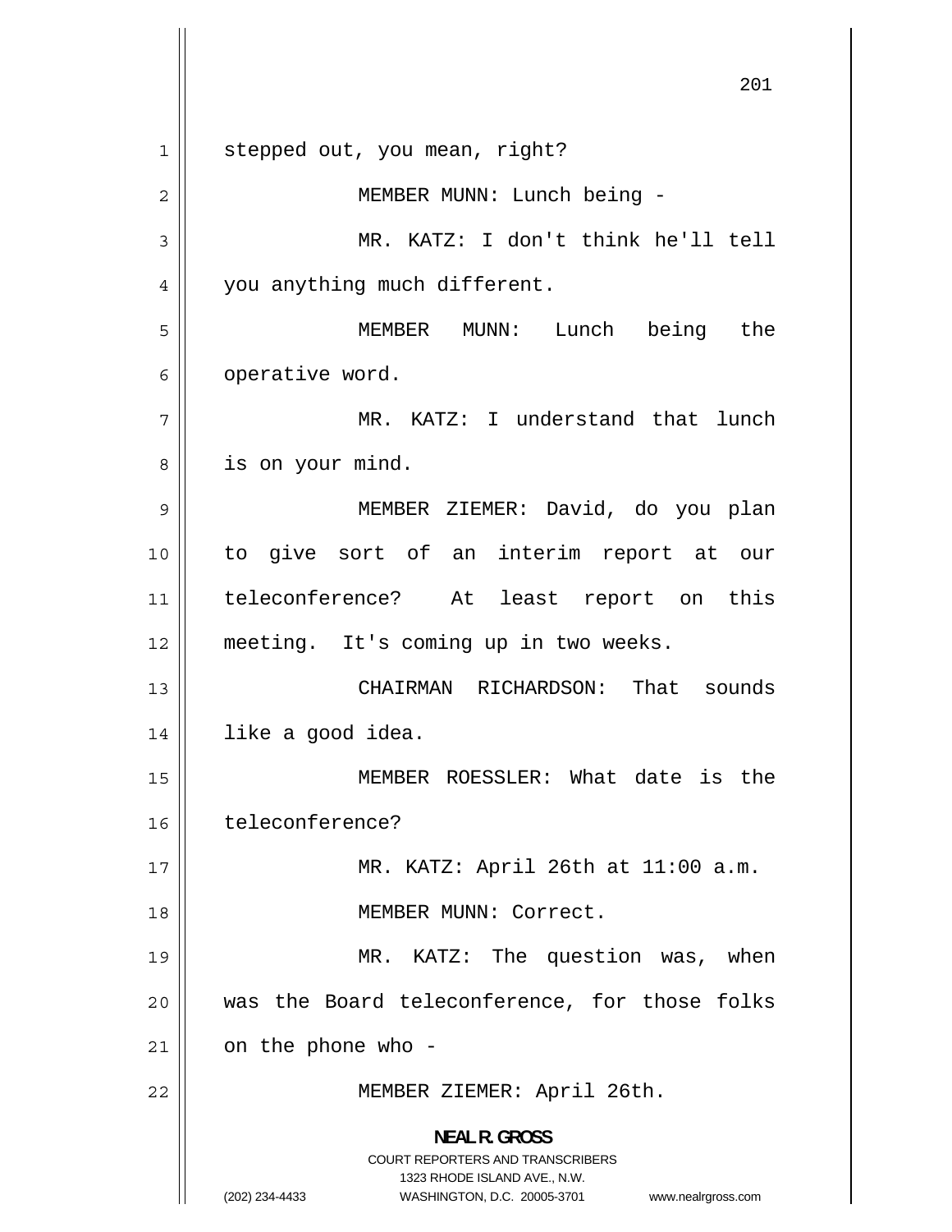stepped out, you mean, right?

MEMBER MUNN: Lunch being -

MR. KATZ: I don't think he'll tell you anything much different.

MEMBER MUNN: Lunch being the operative word.

MR. KATZ: I understand that lunch is on your mind.

MEMBER ZIEMER: David, do you plan to give sort of an interim report at our teleconference? At least report on this meeting. It's coming up in two weeks.

CHAIRMAN RICHARDSON: That sounds like a good idea.

MEMBER ROESSLER: What date is the teleconference?

MR. KATZ: April 26th at 11:00 a.m.

MEMBER MUNN: Correct.

MR. KATZ: The question was, when was the Board teleconference, for those folks on the phone who -

MEMBER ZIEMER: April 26th.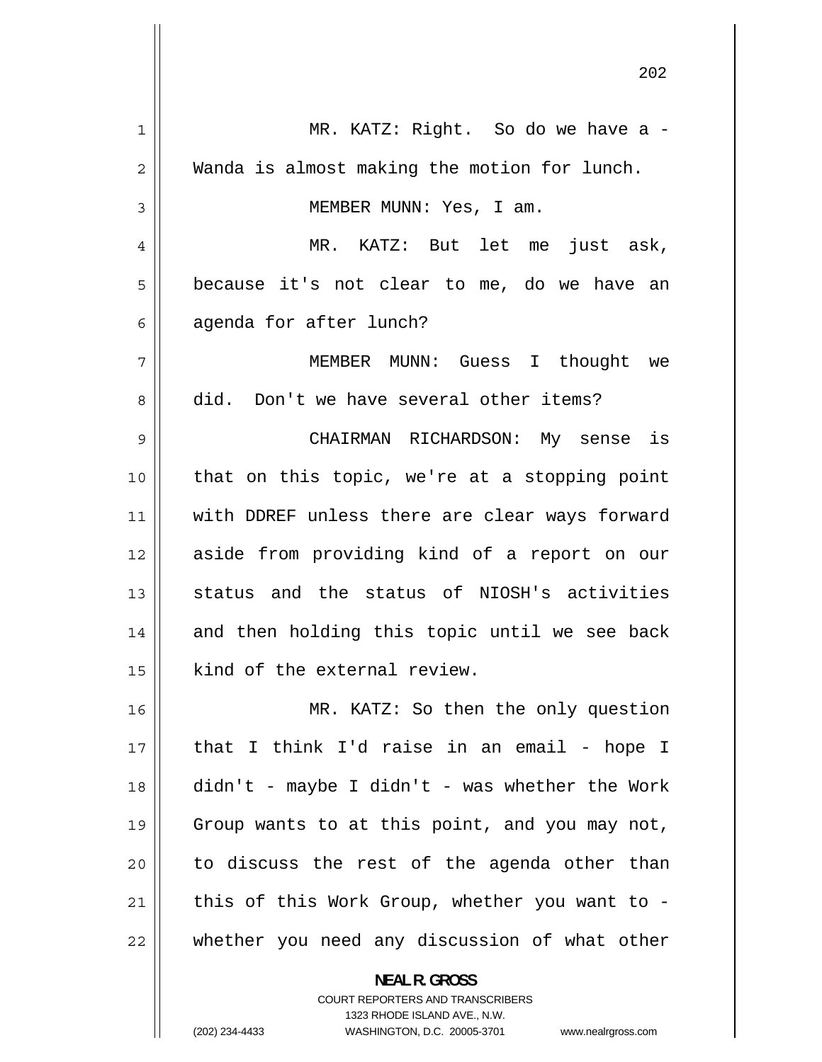MR. KATZ: Right. So do we have a - Wanda is almost making the motion for lunch.

MEMBER MUNN: Yes, I am.

MR. KATZ: But let me just ask, because it's not clear to me, do we have an agenda for after lunch?

MEMBER MUNN: Guess I thought we did. Don't we have several other items?

CHAIRMAN RICHARDSON: My sense is that on this topic, we're at a stopping point with DDREF unless there are clear ways forward aside from providing kind of a report on our status and the status of NIOSH's activities and then holding this topic until we see back kind of the external review.

MR. KATZ: So then the only question that I think I'd raise in an email - hope I didn't - maybe I didn't - was whether the Work Group wants to at this point, and you may not, to discuss the rest of the agenda other than this of this Work Group, whether you want to - whether you need any discussion of what other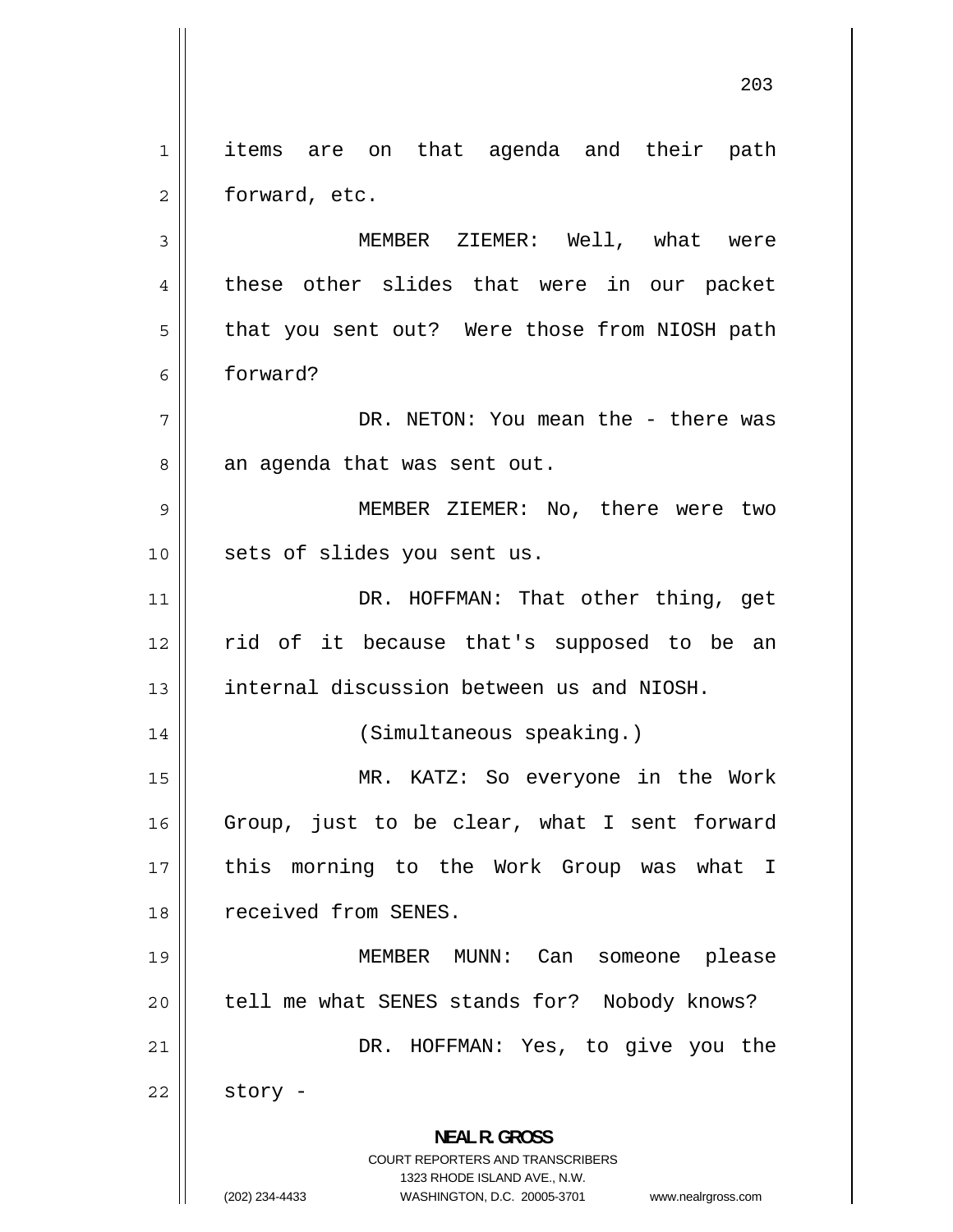items are on that agenda and their path forward, etc.

MEMBER ZIEMER: Well, what were these other slides that were in our packet that you sent out? Were those from NIOSH path forward?

DR. NETON: You mean the - there was an agenda that was sent out.

MEMBER ZIEMER: No, there were two sets of slides you sent us.

DR. HOFFMAN: That other thing, get rid of it because that's supposed to be an internal discussion between us and NIOSH.

(Simultaneous speaking.)

MR. KATZ: So everyone in the Work Group, just to be clear, what I sent forward this morning to the Work Group was what I received from SENES.

MEMBER MUNN: Can someone please tell me what SENES stands for? Nobody knows?

DR. HOFFMAN: Yes, to give you the story -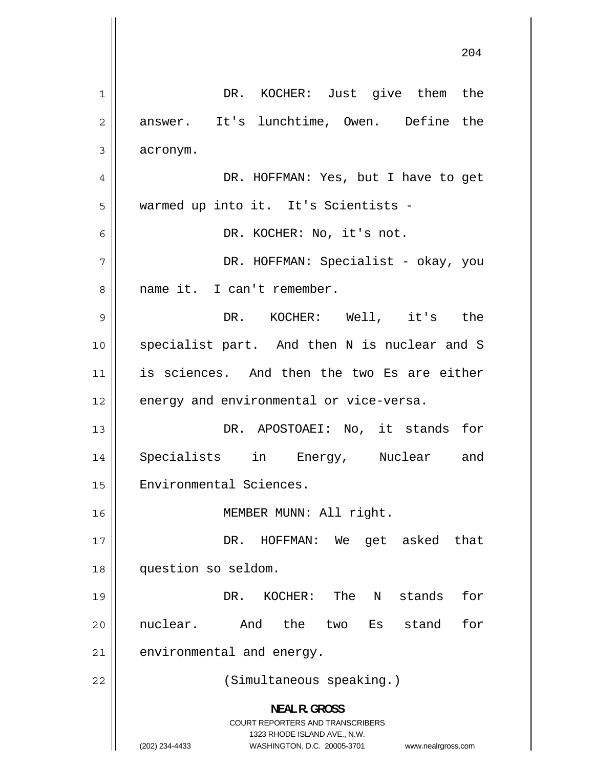DR. KOCHER: Just give them the answer. It's lunchtime, Owen. Define the acronym.

DR. HOFFMAN: Yes, but I have to get warmed up into it. It's Scientists -

DR. KOCHER: No, it's not.

DR. HOFFMAN: Specialist - okay, you name it. I can't remember.

DR. KOCHER: Well, it's the specialist part. And then N is nuclear and S is sciences. And then the two Es are either energy and environmental or vice-versa.

DR. APOSTOAEI: No, it stands for Specialists in Energy, Nuclear and Environmental Sciences.

MEMBER MUNN: All right.

DR. HOFFMAN: We get asked that question so seldom.

DR. KOCHER: The N stands for nuclear. And the two Es stand for environmental and energy.

(Simultaneous speaking.)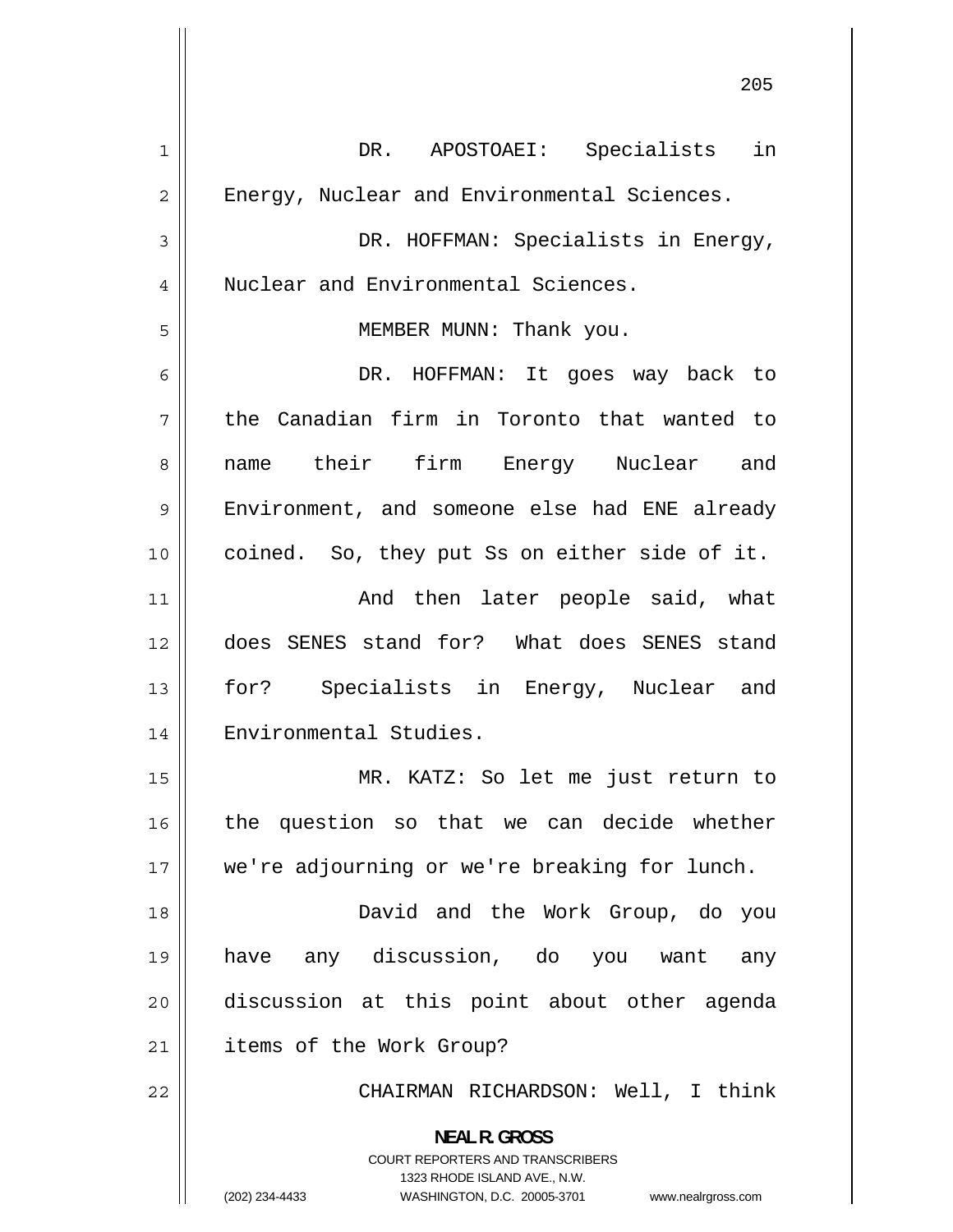DR. APOSTOAEI: Specialists in Energy, Nuclear and Environmental Sciences.

DR. HOFFMAN: Specialists in Energy, Nuclear and Environmental Sciences.

MEMBER MUNN: Thank you.

DR. HOFFMAN: It goes way back to the Canadian firm in Toronto that wanted to name their firm Energy Nuclear and Environment, and someone else had ENE already coined. So, they put Ss on either side of it.

And then later people said, what does SENES stand for? What does SENES stand for? Specialists in Energy, Nuclear and Environmental Studies.

MR. KATZ: So let me just return to the question so that we can decide whether we're adjourning or we're breaking for lunch.

David and the Work Group, do you have any discussion, do you want any discussion at this point about other agenda items of the Work Group?

CHAIRMAN RICHARDSON: Well, I think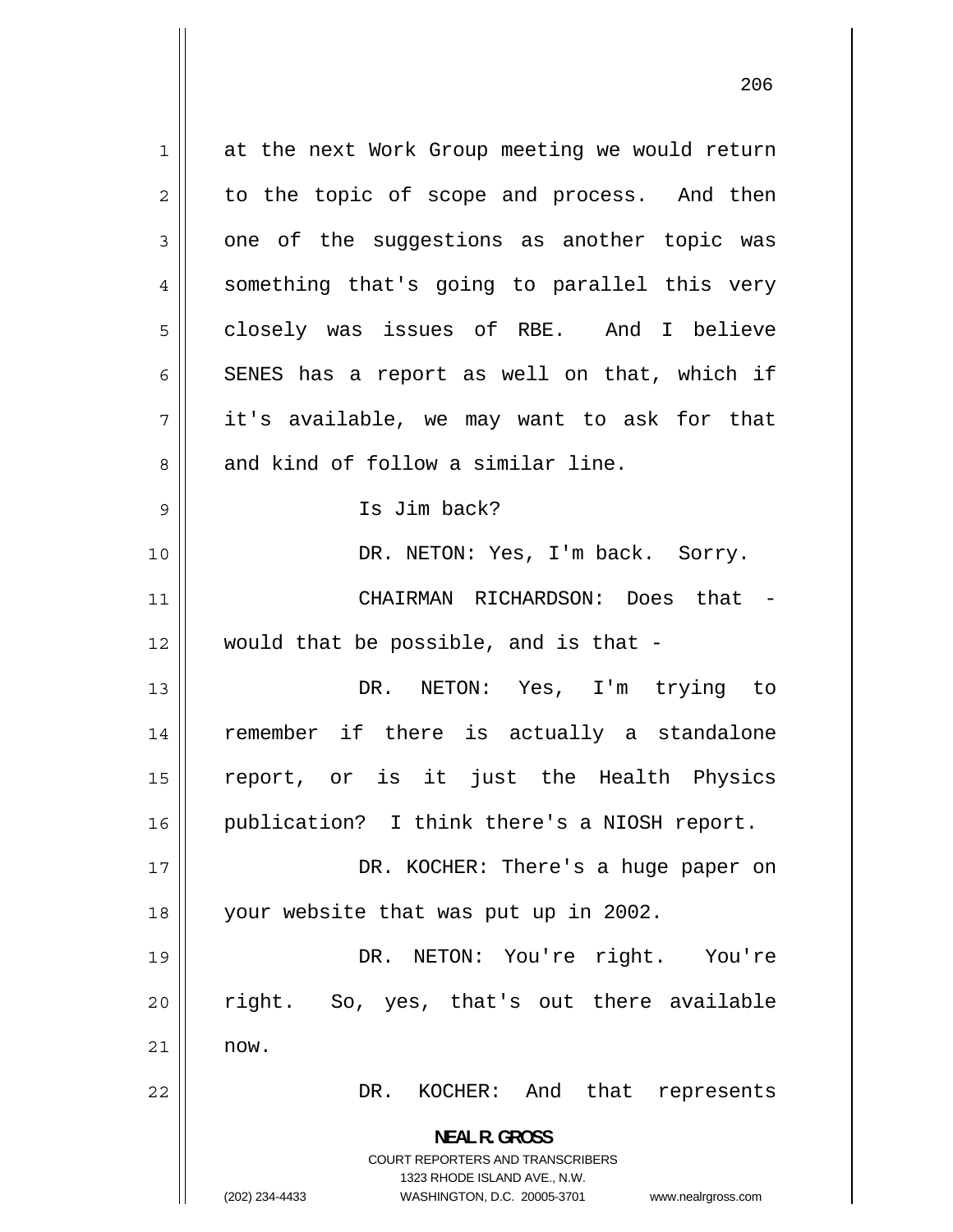at the next Work Group meeting we would return to the topic of scope and process. And then one of the suggestions as another topic was something that's going to parallel this very closely was issues of RBE. And I believe SENES has a report as well on that, which if it's available, we may want to ask for that and kind of follow a similar line.

Is Jim back?

DR. NETON: Yes, I'm back. Sorry.

CHAIRMAN RICHARDSON: Does that - would that be possible, and is that -

DR. NETON: Yes, I'm trying to remember if there is actually a standalone report, or is it just the Health Physics publication? I think there's a NIOSH report.

DR. KOCHER: There's a huge paper on your website that was put up in 2002.

DR. NETON: You're right. You're right. So, yes, that's out there available now.

DR. KOCHER: And that represents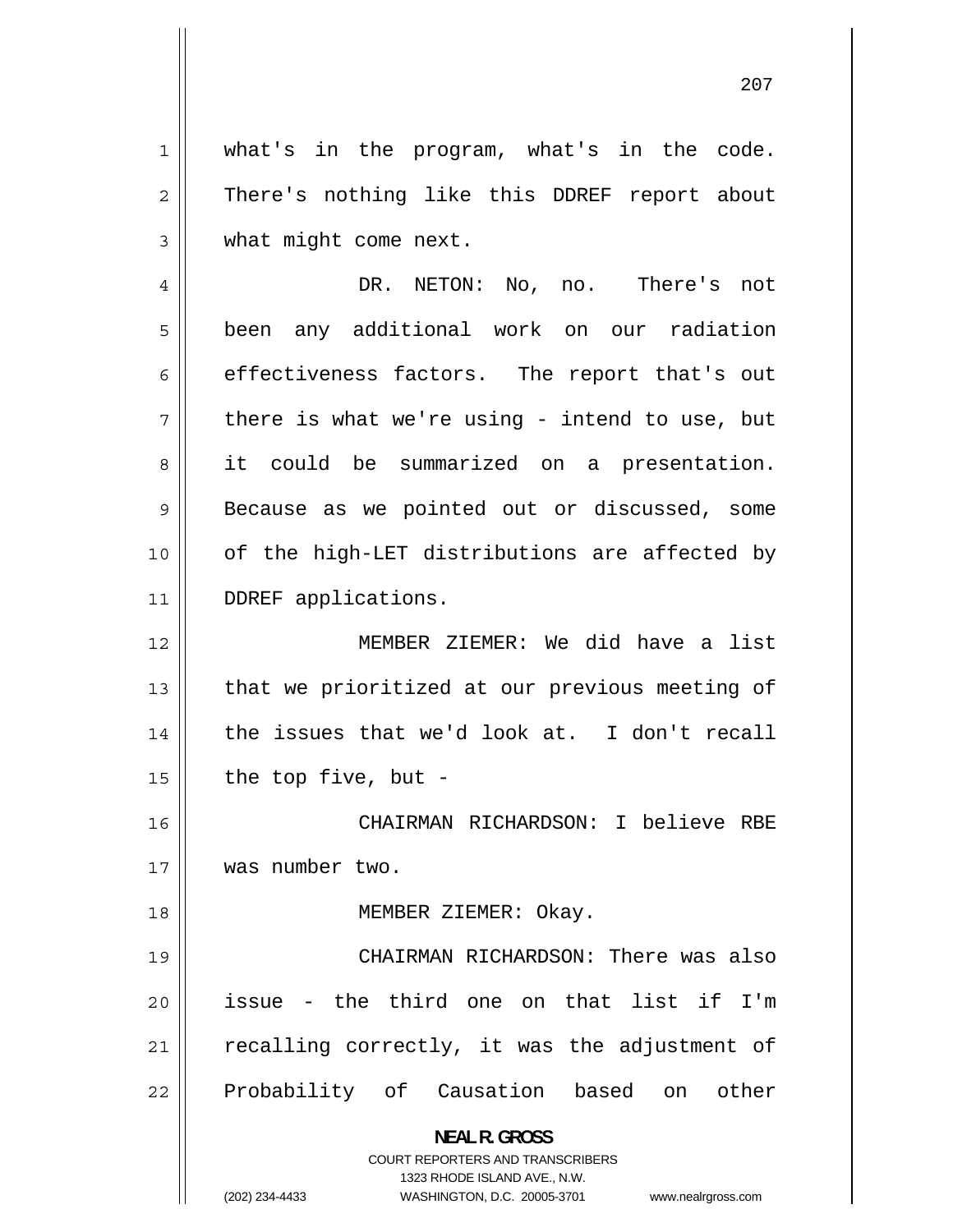what's in the program, what's in the code. There's nothing like this DDREF report about what might come next.

DR. NETON: No, no. There's not been any additional work on our radiation effectiveness factors. The report that's out there is what we're using - intend to use, but it could be summarized on a presentation. Because as we pointed out or discussed, some of the high-LET distributions are affected by DDREF applications.

MEMBER ZIEMER: We did have a list that we prioritized at our previous meeting of the issues that we'd look at. I don't recall the top five, but -

CHAIRMAN RICHARDSON: I believe RBE was number two.

MEMBER ZIEMER: Okay.

CHAIRMAN RICHARDSON: There was also issue - the third one on that list if I'm recalling correctly, it was the adjustment of Probability of Causation based on other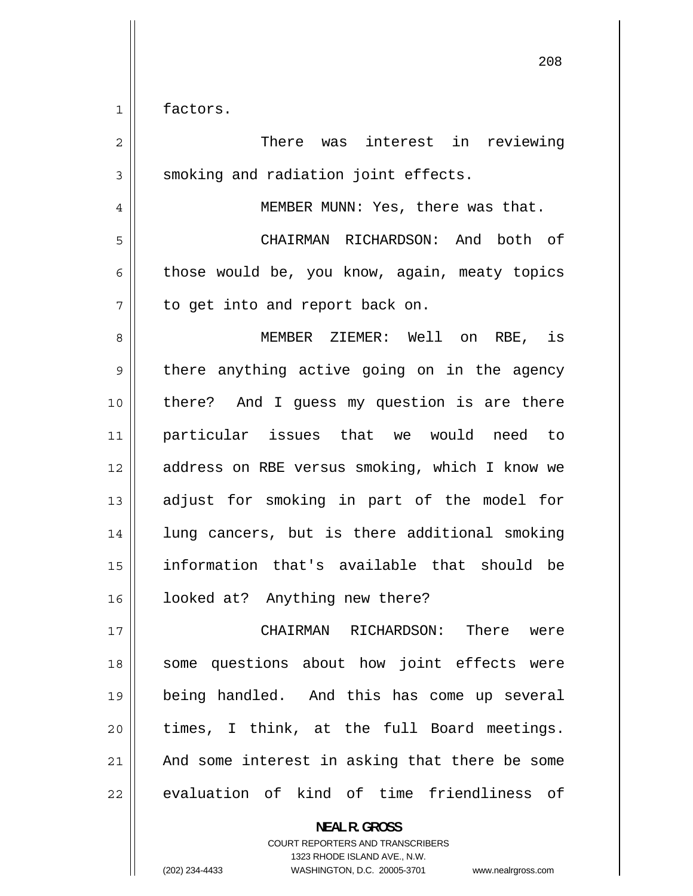factors.

There was interest in reviewing smoking and radiation joint effects.

MEMBER MUNN: Yes, there was that.

CHAIRMAN RICHARDSON: And both of those would be, you know, again, meaty topics to get into and report back on.

MEMBER ZIEMER: Well on RBE, is there anything active going on in the agency there? And I guess my question is are there particular issues that we would need to address on RBE versus smoking, which I know we adjust for smoking in part of the model for lung cancers, but is there additional smoking information that's available that should be looked at? Anything new there?

CHAIRMAN RICHARDSON: There were some questions about how joint effects were being handled. And this has come up several times, I think, at the full Board meetings. And some interest in asking that there be some evaluation of kind of time friendliness of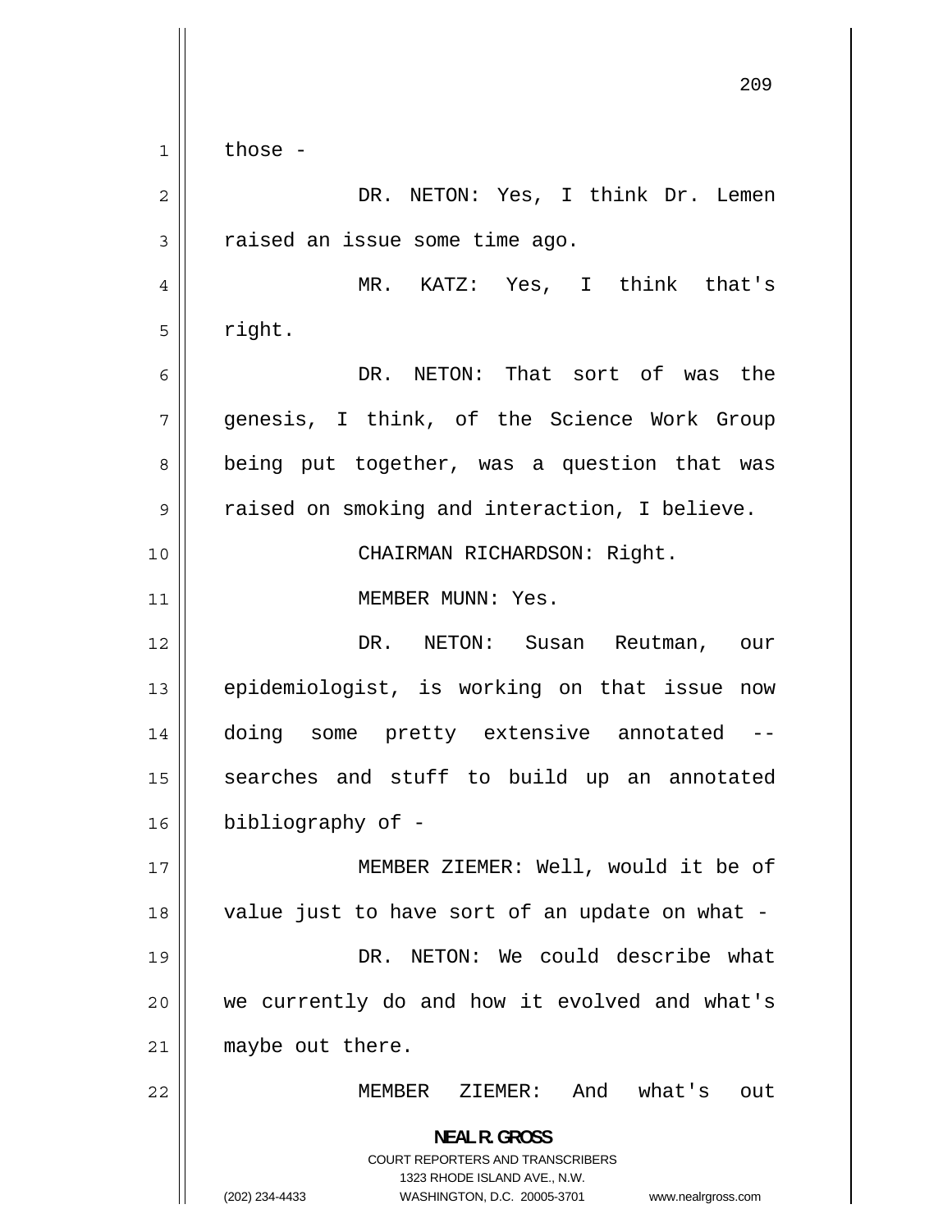those -

DR. NETON: Yes, I think Dr. Lemen raised an issue some time ago.

MR. KATZ: Yes, I think that's right.

DR. NETON: That sort of was the genesis, I think, of the Science Work Group being put together, was a question that was raised on smoking and interaction, I believe.

CHAIRMAN RICHARDSON: Right.

MEMBER MUNN: Yes.

DR. NETON: Susan Reutman, our epidemiologist, is working on that issue now doing some pretty extensive annotated -- searches and stuff to build up an annotated bibliography of -

MEMBER ZIEMER: Well, would it be of value just to have sort of an update on what -

DR. NETON: We could describe what we currently do and how it evolved and what's maybe out there.

MEMBER ZIEMER: And what's out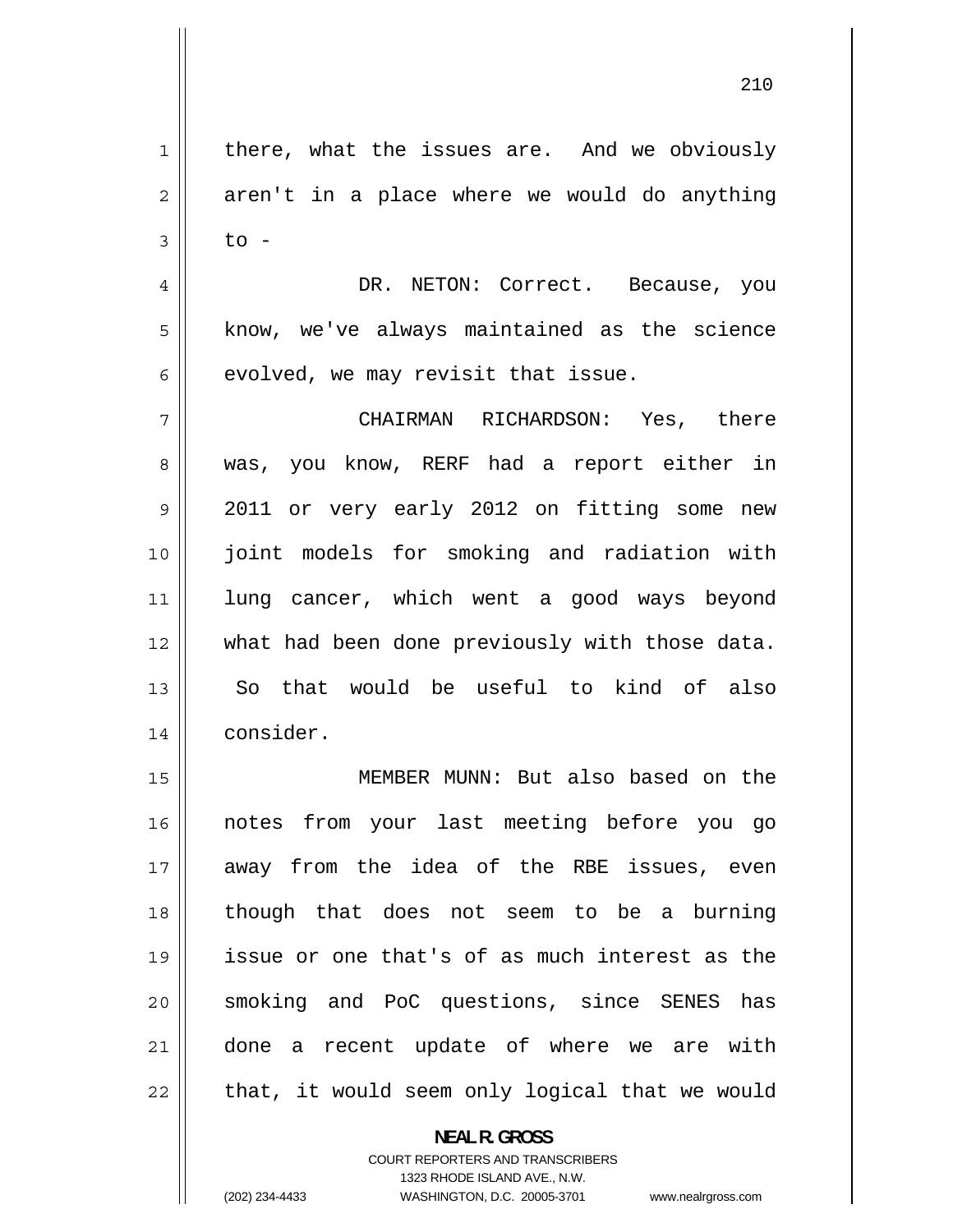there, what the issues are. And we obviously aren't in a place where we would do anything to -

DR. NETON: Correct. Because, you know, we've always maintained as the science evolved, we may revisit that issue.

CHAIRMAN RICHARDSON: Yes, there was, you know, RERF had a report either in 2011 or very early 2012 on fitting some new joint models for smoking and radiation with lung cancer, which went a good ways beyond what had been done previously with those data. So that would be useful to kind of also consider.

MEMBER MUNN: But also based on the notes from your last meeting before you go away from the idea of the RBE issues, even though that does not seem to be a burning issue or one that's of as much interest as the smoking and PoC questions, since SENES has done a recent update of where we are with that, it would seem only logical that we would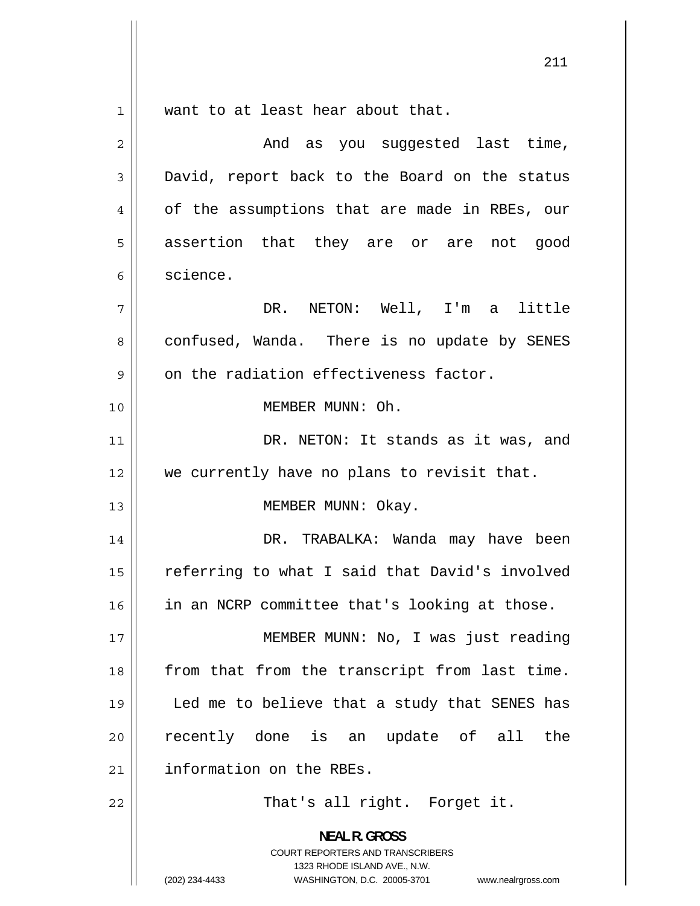want to at least hear about that.

And as you suggested last time, David, report back to the Board on the status of the assumptions that are made in RBEs, our assertion that they are or are not good science.

DR. NETON: Well, I'm a little confused, Wanda. There is no update by SENES on the radiation effectiveness factor.

MEMBER MUNN: Oh.

DR. NETON: It stands as it was, and we currently have no plans to revisit that.

MEMBER MUNN: Okay.

DR. TRABALKA: Wanda may have been referring to what I said that David's involved in an NCRP committee that's looking at those.

MEMBER MUNN: No, I was just reading from that from the transcript from last time. Led me to believe that a study that SENES has recently done is an update of all the information on the RBEs.

That's all right. Forget it.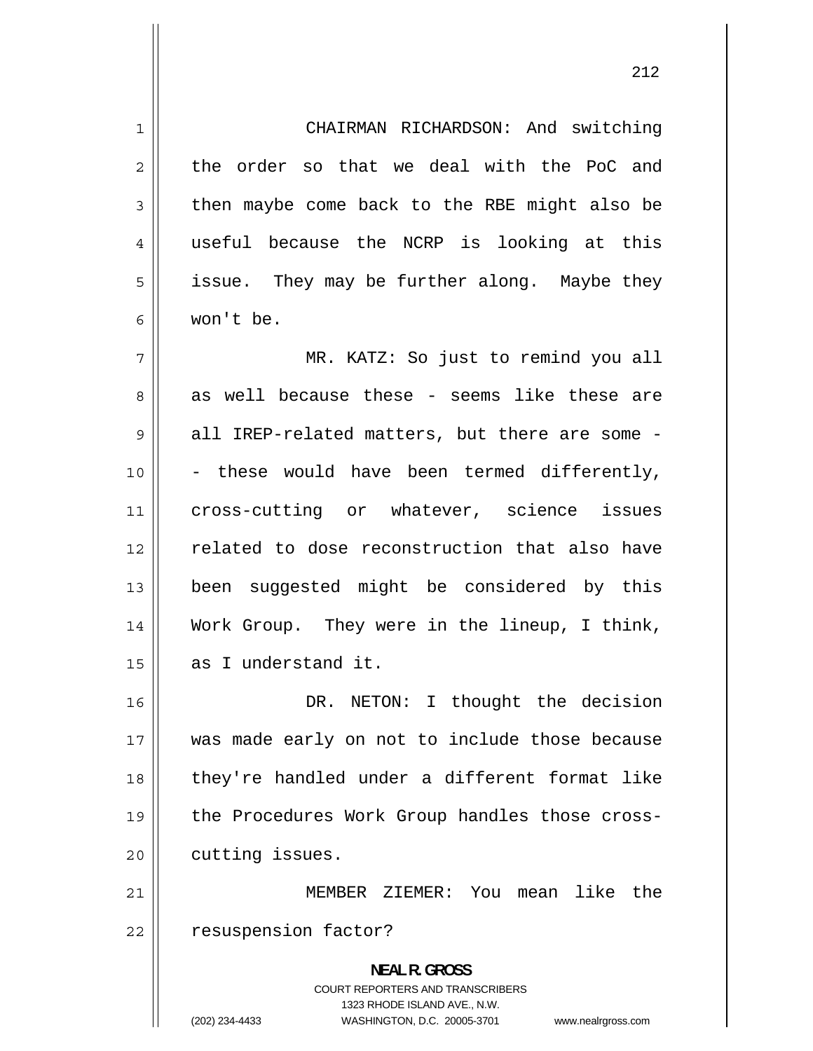CHAIRMAN RICHARDSON: And switching the order so that we deal with the PoC and then maybe come back to the RBE might also be useful because the NCRP is looking at this issue. They may be further along. Maybe they won't be.

MR. KATZ: So just to remind you all as well because these - seems like these are all IREP-related matters, but there are some -- these would have been termed differently, cross-cutting or whatever, science issues related to dose reconstruction that also have been suggested might be considered by this Work Group. They were in the lineup, I think, as I understand it.

DR. NETON: I thought the decision was made early on not to include those because they're handled under a different format like the Procedures Work Group handles those cross-cutting issues.

MEMBER ZIEMER: You mean like the resuspension factor?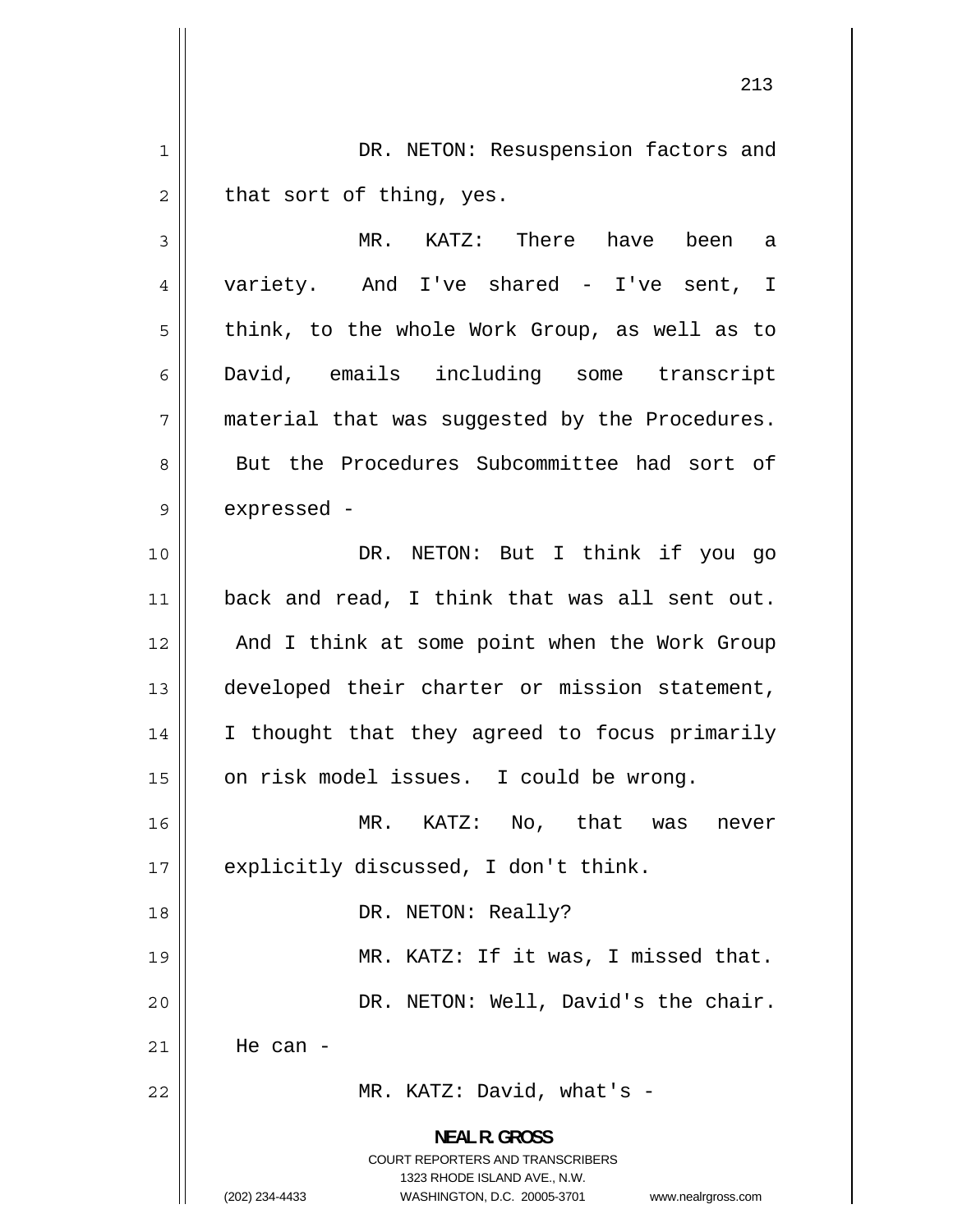DR. NETON: Resuspension factors and that sort of thing, yes.

MR. KATZ: There have been a variety. And I've shared - I've sent, I think, to the whole Work Group, as well as to David, emails including some transcript material that was suggested by the Procedures. But the Procedures Subcommittee had sort of expressed -

DR. NETON: But I think if you go back and read, I think that was all sent out. And I think at some point when the Work Group developed their charter or mission statement, I thought that they agreed to focus primarily on risk model issues. I could be wrong.

MR. KATZ: No, that was never explicitly discussed, I don't think.

DR. NETON: Really?

MR. KATZ: If it was, I missed that.

DR. NETON: Well, David's the chair. He can -

MR. KATZ: David, what's -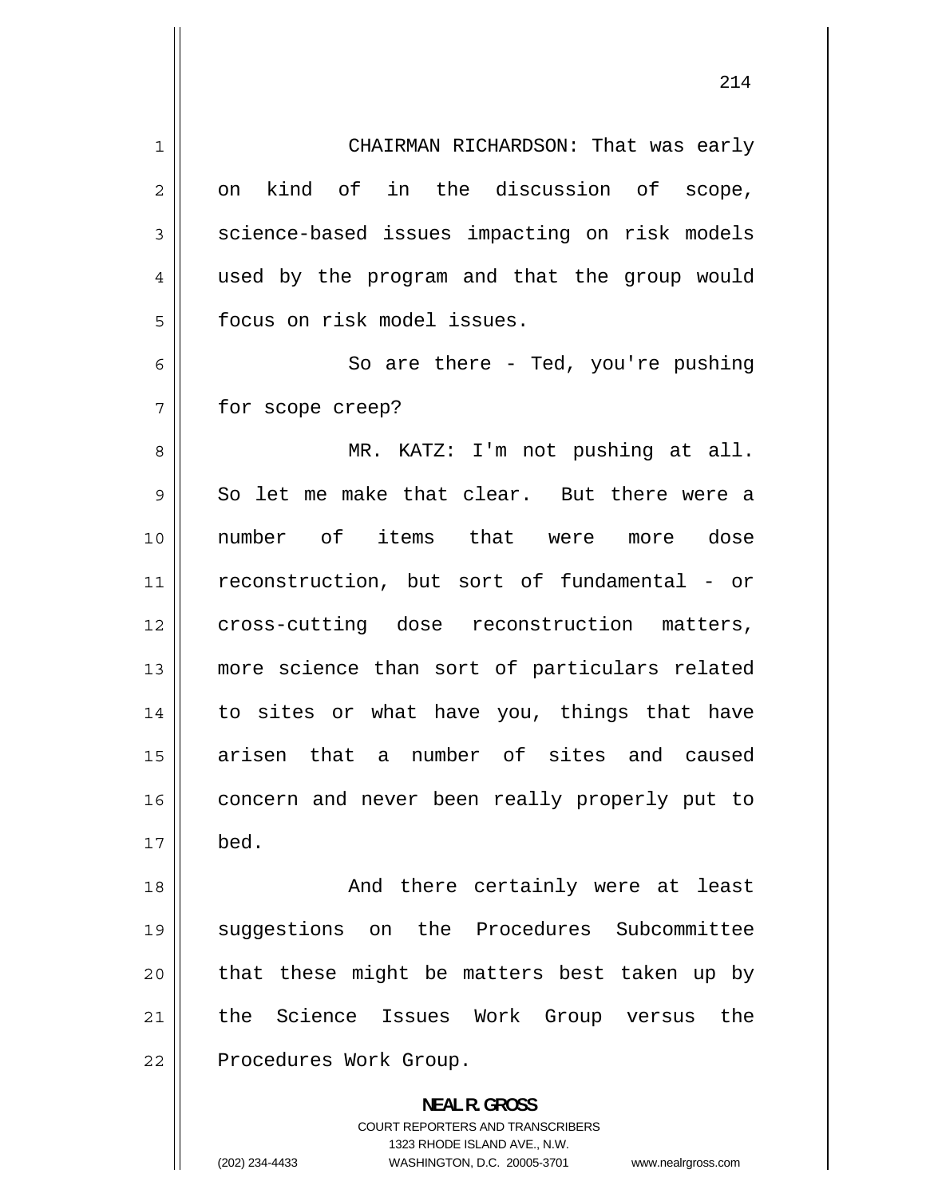CHAIRMAN RICHARDSON: That was early on kind of in the discussion of scope, science-based issues impacting on risk models used by the program and that the group would focus on risk model issues.

So are there - Ted, you're pushing for scope creep?

MR. KATZ: I'm not pushing at all. So let me make that clear. But there were a number of items that were more dose reconstruction, but sort of fundamental - or cross-cutting dose reconstruction matters, more science than sort of particulars related to sites or what have you, things that have arisen that a number of sites and caused concern and never been really properly put to bed.

And there certainly were at least suggestions on the Procedures Subcommittee that these might be matters best taken up by the Science Issues Work Group versus the Procedures Work Group.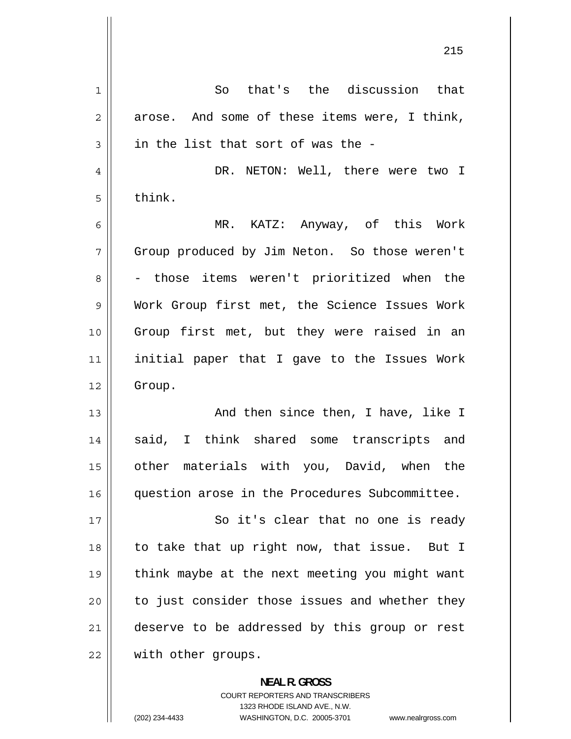So that's the discussion that arose. And some of these items were, I think, in the list that sort of was the -

DR. NETON: Well, there were two I think.

MR. KATZ: Anyway, of this Work Group produced by Jim Neton. So those weren't - those items weren't prioritized when the Work Group first met, the Science Issues Work Group first met, but they were raised in an initial paper that I gave to the Issues Work Group.

And then since then, I have, like I said, I think shared some transcripts and other materials with you, David, when the question arose in the Procedures Subcommittee.

So it's clear that no one is ready to take that up right now, that issue. But I think maybe at the next meeting you might want to just consider those issues and whether they deserve to be addressed by this group or rest with other groups.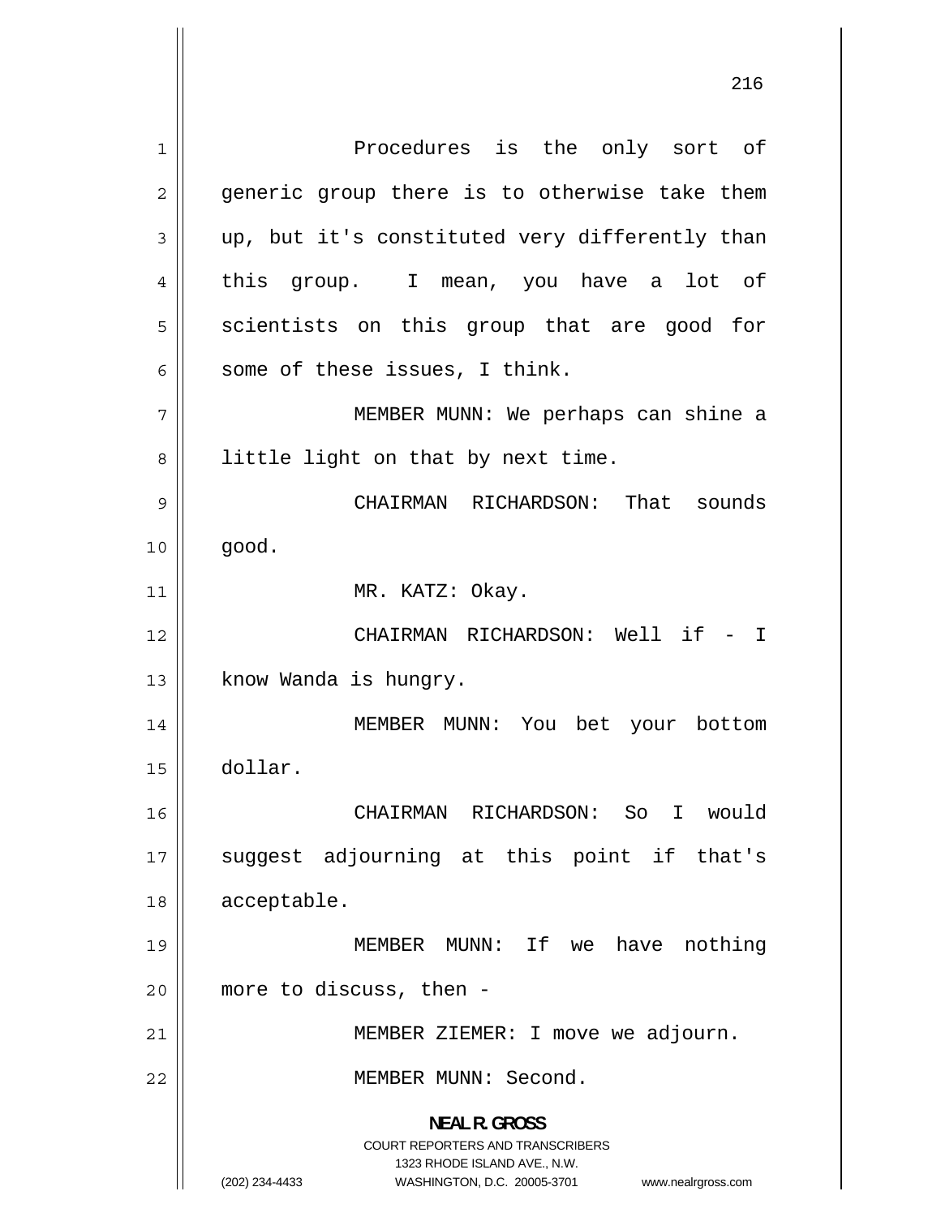Procedures is the only sort of generic group there is to otherwise take them up, but it's constituted very differently than this group. I mean, you have a lot of scientists on this group that are good for some of these issues, I think.

MEMBER MUNN: We perhaps can shine a little light on that by next time.

CHAIRMAN RICHARDSON: That sounds good.

MR. KATZ: Okay.

CHAIRMAN RICHARDSON: Well if - I know Wanda is hungry.

MEMBER MUNN: You bet your bottom dollar.

CHAIRMAN RICHARDSON: So I would suggest adjourning at this point if that's acceptable.

MEMBER MUNN: If we have nothing more to discuss, then -

MEMBER ZIEMER: I move we adjourn.

MEMBER MUNN: Second.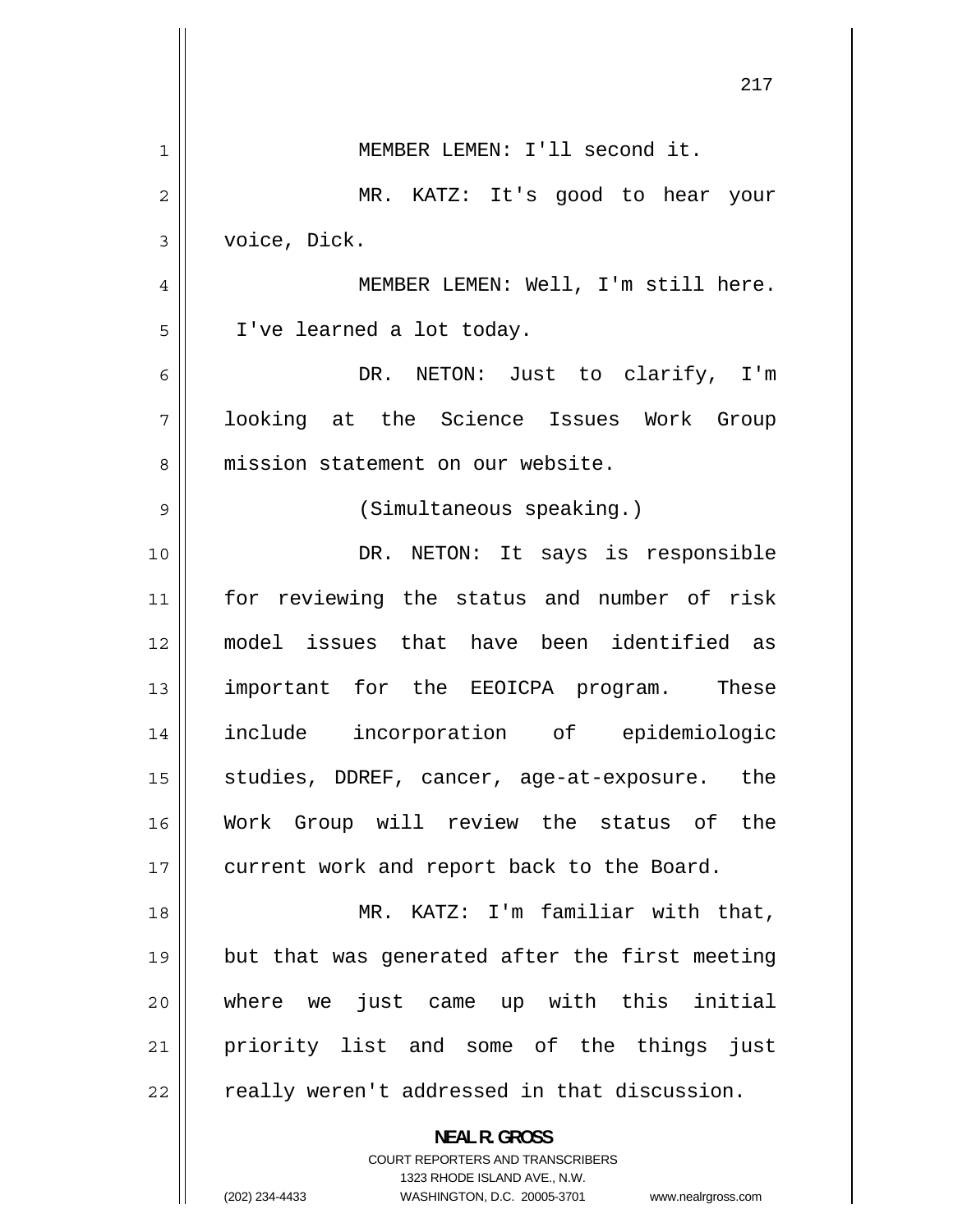MEMBER LEMEN: I'll second it.

MR. KATZ: It's good to hear your voice, Dick.

MEMBER LEMEN: Well, I'm still here. I've learned a lot today.

DR. NETON: Just to clarify, I'm looking at the Science Issues Work Group mission statement on our website.

(Simultaneous speaking.)

DR. NETON: It says is responsible for reviewing the status and number of risk model issues that have been identified as important for the EEOICPA program. These include incorporation of epidemiologic studies, DDREF, cancer, age-at-exposure. the Work Group will review the status of the current work and report back to the Board.

MR. KATZ: I'm familiar with that, but that was generated after the first meeting where we just came up with this initial priority list and some of the things just really weren't addressed in that discussion.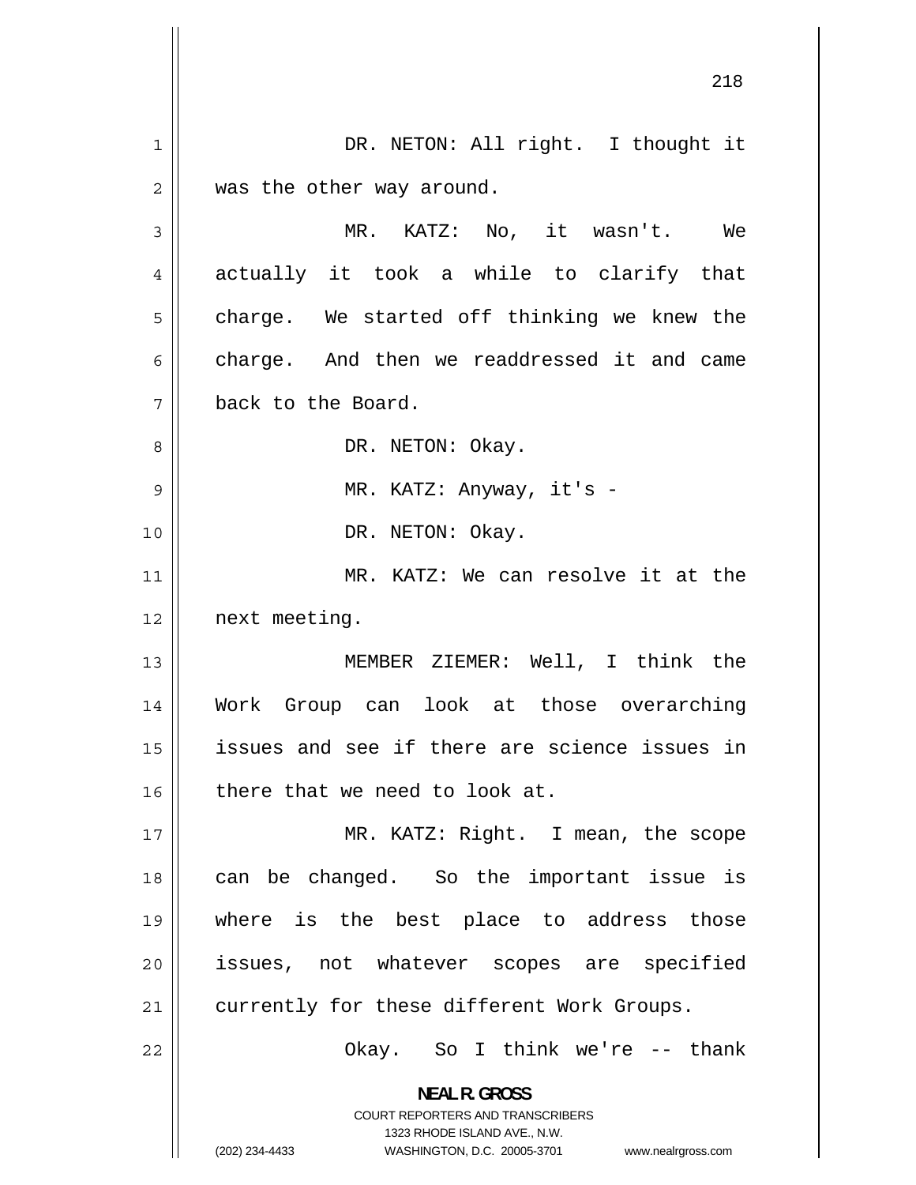DR. NETON: All right. I thought it was the other way around.

MR. KATZ: No, it wasn't. We actually it took a while to clarify that charge. We started off thinking we knew the charge. And then we readdressed it and came back to the Board.

DR. NETON: Okay.

MR. KATZ: Anyway, it's -

DR. NETON: Okay.

MR. KATZ: We can resolve it at the next meeting.

MEMBER ZIEMER: Well, I think the Work Group can look at those overarching issues and see if there are science issues in there that we need to look at.

MR. KATZ: Right. I mean, the scope can be changed. So the important issue is where is the best place to address those issues, not whatever scopes are specified currently for these different Work Groups.

Okay. So I think we're -- thank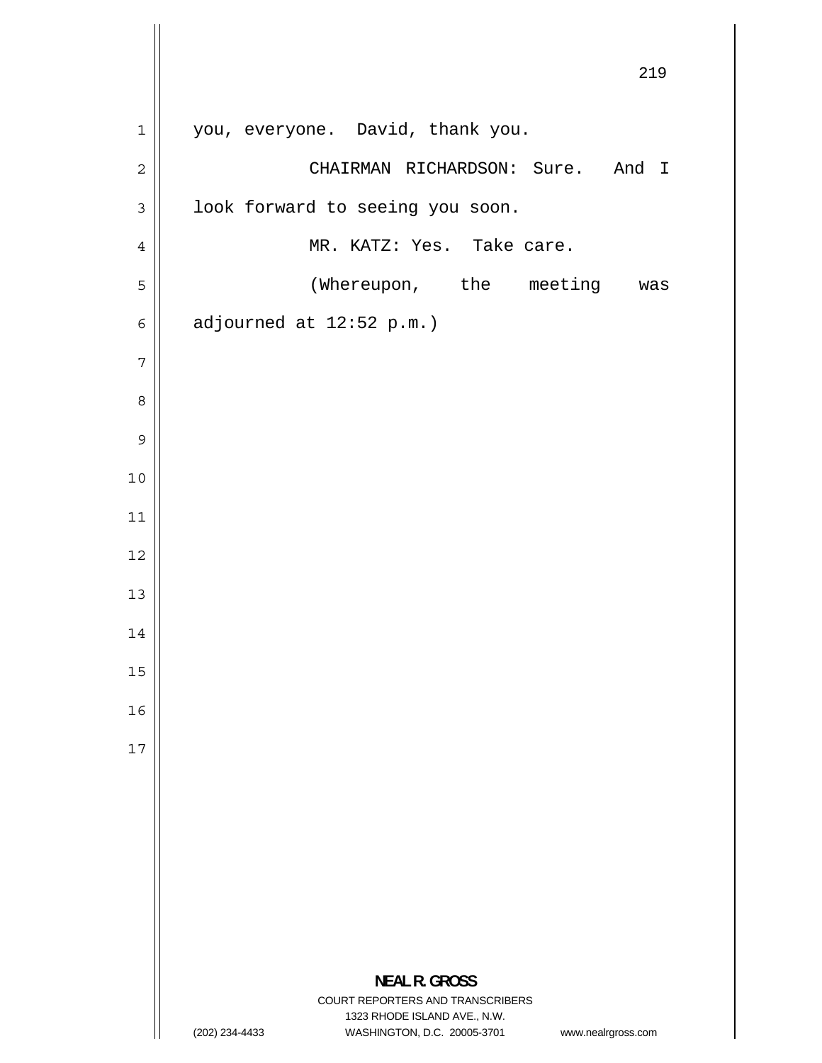you, everyone. David, thank you.

CHAIRMAN RICHARDSON: Sure. And I look forward to seeing you soon.

MR. KATZ: Yes. Take care.

(Whereupon, the meeting was adjourned at 12:52 p.m.)